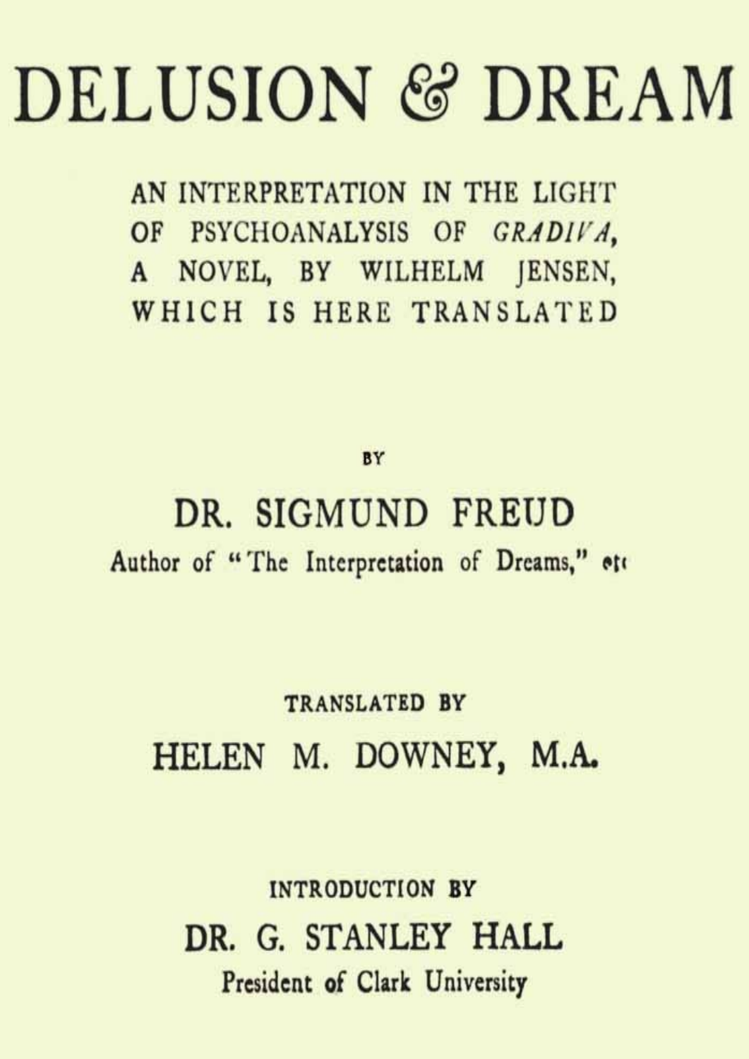# DELUSION & DREAM

AN INTERPRETATION IN THE LIGHT OF PSYCHOANALYSIS OF *GRADIVA*, A NOVEL, BY WILHELM JENSEN, WHICH IS HERE TRANSLATED

BY

## DR. SIGMUND FREUD

Author of "The Interpretation of Dreams," etc

TRANSLATED BY

## HELEN M. DOWNEY, M.A.

INTRODUCTION BY

## DR. G. STANLEY HALL

President of Clark University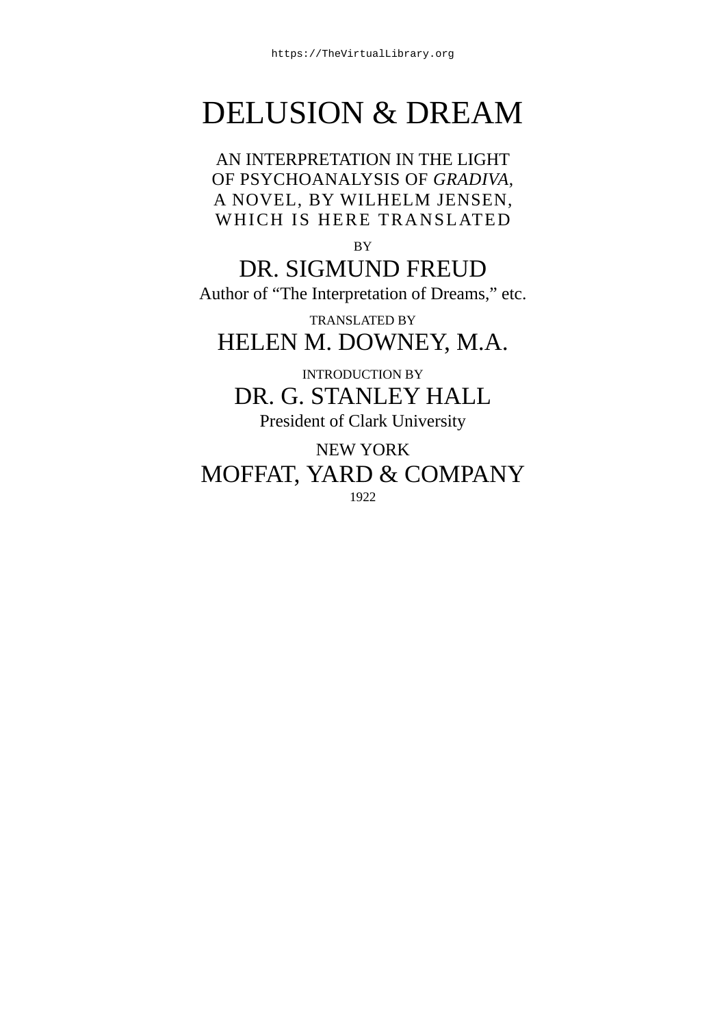# DELUSION & DREAM

AN INTERPRETATION IN THE LIGHT
OF PSYCHOANALYSIS OF *GRADIVA*,
A NOVEL, BY WILHELM JENSEN,
WHICH IS HERE TRANSLATED

BY

## DR. SIGMUND FREUD

Author of "The Interpretation of Dreams," etc.

TRANSLATED BY

## HELEN M. DOWNEY, M.A.

INTRODUCTION BY

## DR. G. STANLEY HALL

President of Clark University

NEW YORK

MOFFAT, YARD & COMPANY

1922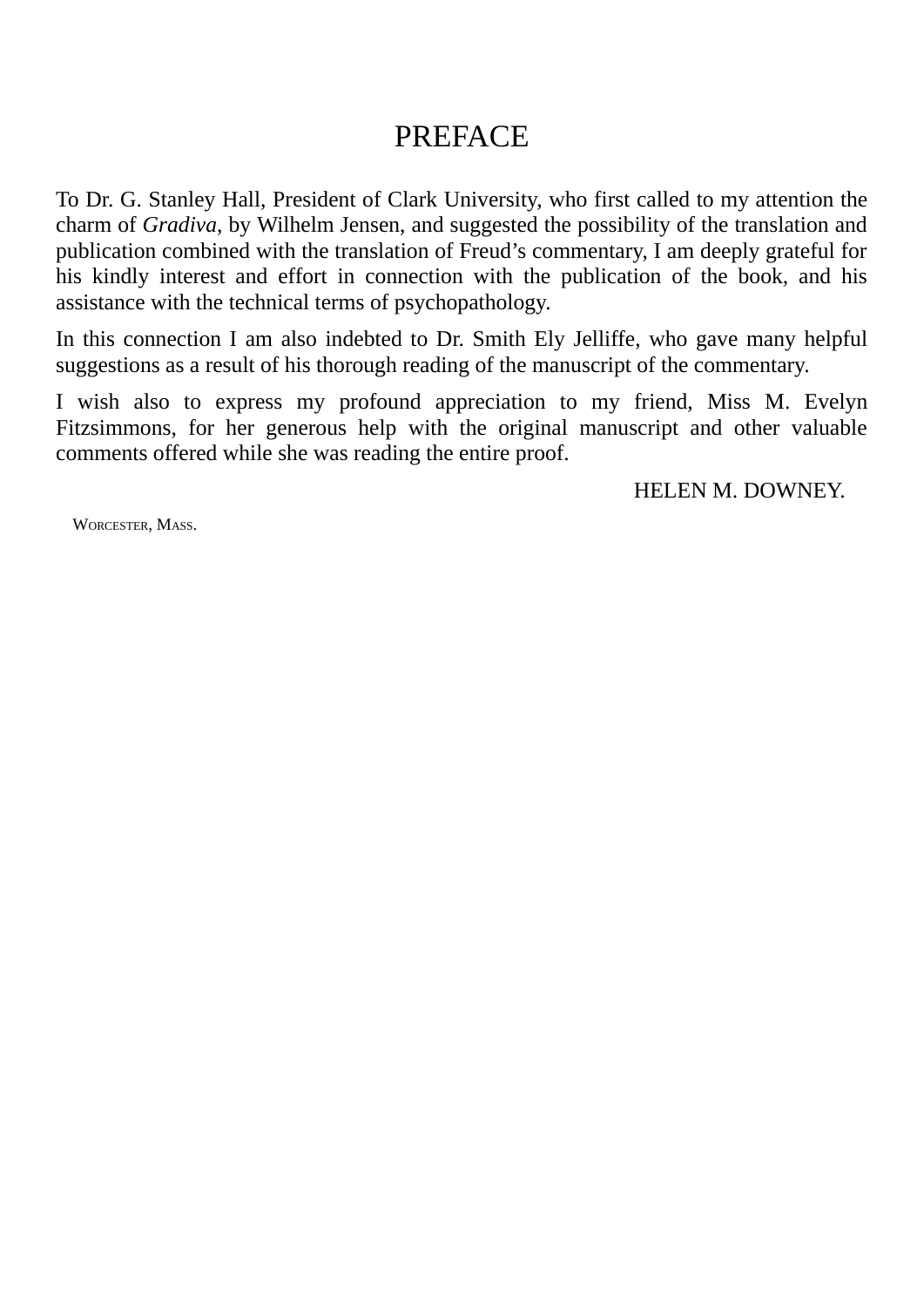# PREFACE

To Dr. G. Stanley Hall, President of Clark University, who first called to my attention the charm of *Gradiva*, by Wilhelm Jensen, and suggested the possibility of the translation and publication combined with the translation of Freud’s commentary, I am deeply grateful for his kindly interest and effort in connection with the publication of the book, and his assistance with the technical terms of psychopathology.

In this connection I am also indebted to Dr. Smith Ely Jelliffe, who gave many helpful suggestions as a result of his thorough reading of the manuscript of the commentary.

I wish also to express my profound appreciation to my friend, Miss M. Evelyn Fitzsimmons, for her generous help with the original manuscript and other valuable comments offered while she was reading the entire proof.

HELEN M. DOWNEY.

WORCESTER, MASS.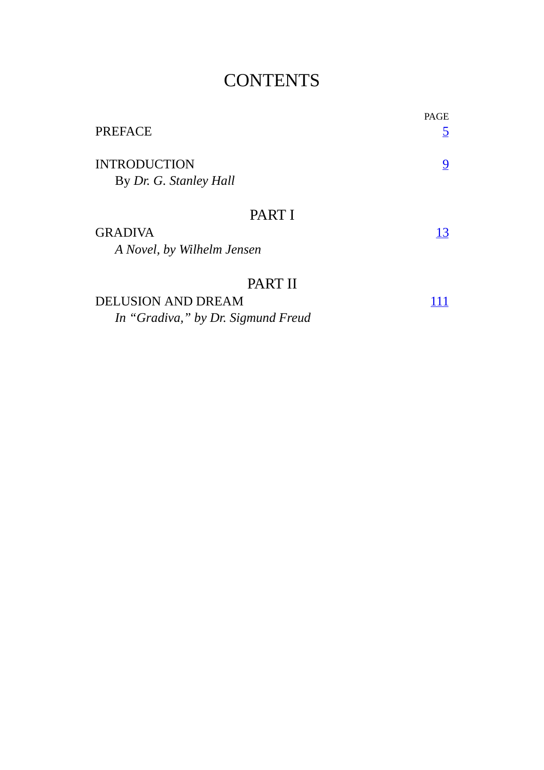# CONTENTS

| | PAGE |
|---|---|
| PREFACE | 5 |
| INTRODUCTION<br>By *Dr. G. Stanley Hall* | 9 |
| **PART I** | |
| GRADIVA<br>*A Novel, by Wilhelm Jensen* | 13 |
| **PART II** | |
| DELUSION AND DREAM<br>*In “Gradiva,” by Dr. Sigmund Freud* | 111 |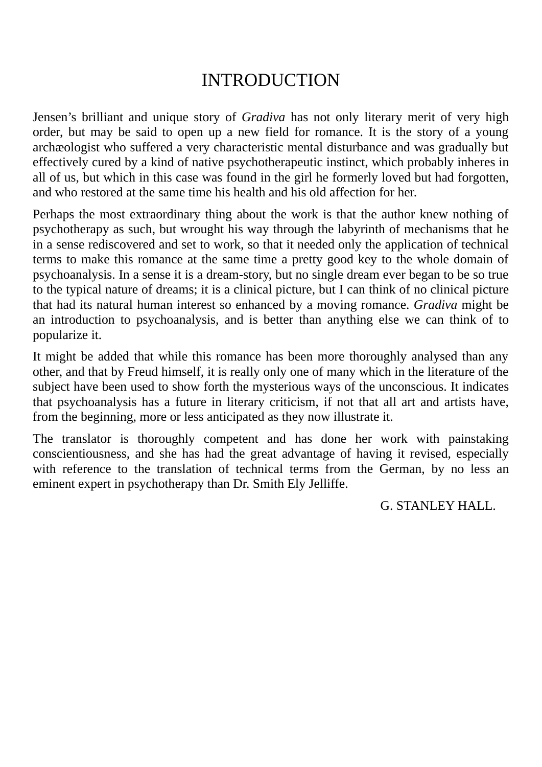# INTRODUCTION

Jensen's brilliant and unique story of *Gradiva* has not only literary merit of very high order, but may be said to open up a new field for romance. It is the story of a young archæologist who suffered a very characteristic mental disturbance and was gradually but effectively cured by a kind of native psychotherapeutic instinct, which probably inheres in all of us, but which in this case was found in the girl he formerly loved but had forgotten, and who restored at the same time his health and his old affection for her.

Perhaps the most extraordinary thing about the work is that the author knew nothing of psychotherapy as such, but wrought his way through the labyrinth of mechanisms that he in a sense rediscovered and set to work, so that it needed only the application of technical terms to make this romance at the same time a pretty good key to the whole domain of psychoanalysis. In a sense it is a dream-story, but no single dream ever began to be so true to the typical nature of dreams; it is a clinical picture, but I can think of no clinical picture that had its natural human interest so enhanced by a moving romance. *Gradiva* might be an introduction to psychoanalysis, and is better than anything else we can think of to popularize it.

It might be added that while this romance has been more thoroughly analysed than any other, and that by Freud himself, it is really only one of many which in the literature of the subject have been used to show forth the mysterious ways of the unconscious. It indicates that psychoanalysis has a future in literary criticism, if not that all art and artists have, from the beginning, more or less anticipated as they now illustrate it.

The translator is thoroughly competent and has done her work with painstaking conscientiousness, and she has had the great advantage of having it revised, especially with reference to the translation of technical terms from the German, by no less an eminent expert in psychotherapy than Dr. Smith Ely Jelliffe.

G. STANLEY HALL.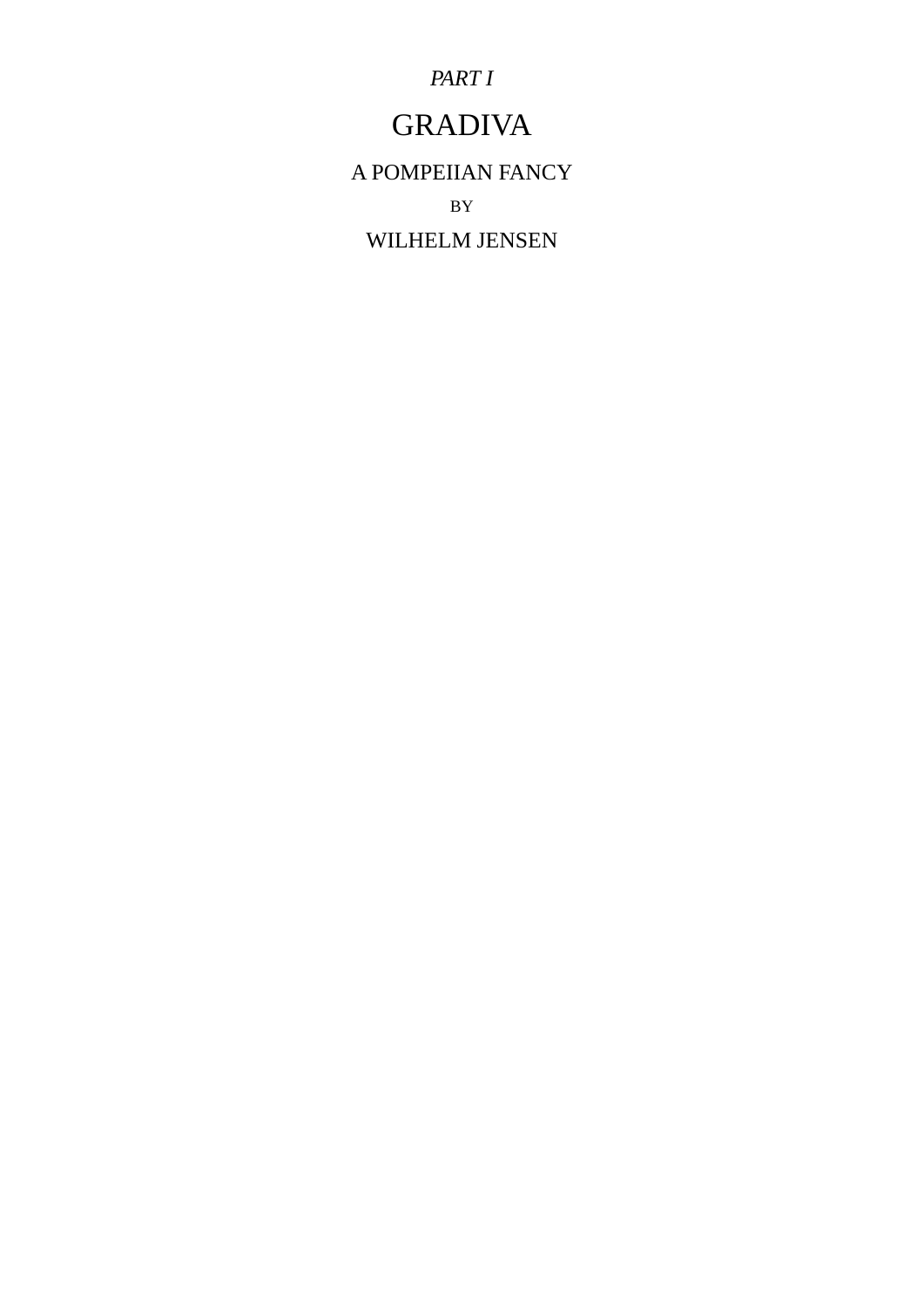*PART I*

# GRADIVA

## A POMPEIIAN FANCY

BY

## WILHELM JENSEN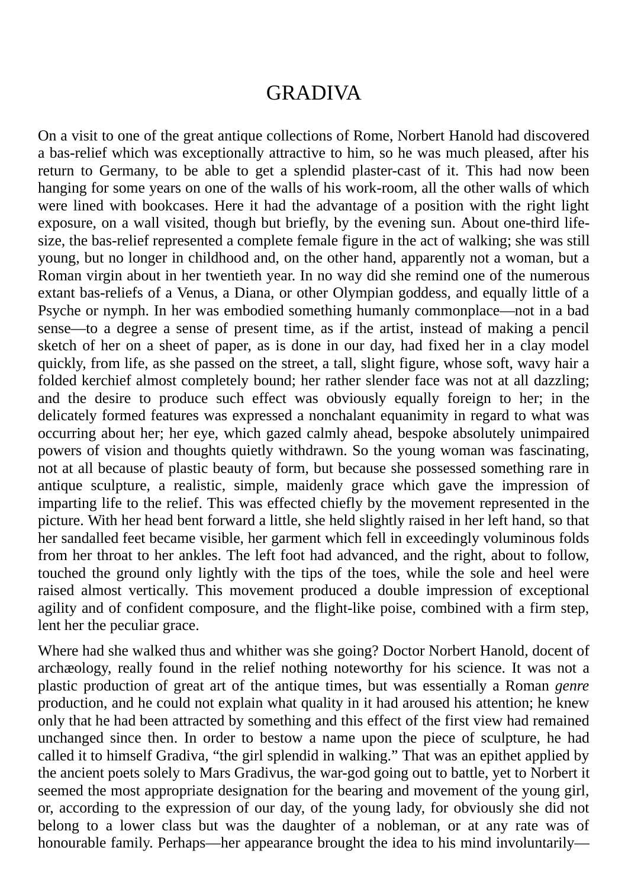# GRADIVA

On a visit to one of the great antique collections of Rome, Norbert Hanold had discovered a bas-relief which was exceptionally attractive to him, so he was much pleased, after his return to Germany, to be able to get a splendid plaster-cast of it. This had now been hanging for some years on one of the walls of his work-room, all the other walls of which were lined with bookcases. Here it had the advantage of a position with the right light exposure, on a wall visited, though but briefly, by the evening sun. About one-third life-size, the bas-relief represented a complete female figure in the act of walking; she was still young, but no longer in childhood and, on the other hand, apparently not a woman, but a Roman virgin about in her twentieth year. In no way did she remind one of the numerous extant bas-reliefs of a Venus, a Diana, or other Olympian goddess, and equally little of a Psyche or nymph. In her was embodied something humanly commonplace—not in a bad sense—to a degree a sense of present time, as if the artist, instead of making a pencil sketch of her on a sheet of paper, as is done in our day, had fixed her in a clay model quickly, from life, as she passed on the street, a tall, slight figure, whose soft, wavy hair a folded kerchief almost completely bound; her rather slender face was not at all dazzling; and the desire to produce such effect was obviously equally foreign to her; in the delicately formed features was expressed a nonchalant equanimity in regard to what was occurring about her; her eye, which gazed calmly ahead, bespoke absolutely unimpaired powers of vision and thoughts quietly withdrawn. So the young woman was fascinating, not at all because of plastic beauty of form, but because she possessed something rare in antique sculpture, a realistic, simple, maidenly grace which gave the impression of imparting life to the relief. This was effected chiefly by the movement represented in the picture. With her head bent forward a little, she held slightly raised in her left hand, so that her sandalled feet became visible, her garment which fell in exceedingly voluminous folds from her throat to her ankles. The left foot had advanced, and the right, about to follow, touched the ground only lightly with the tips of the toes, while the sole and heel were raised almost vertically. This movement produced a double impression of exceptional agility and of confident composure, and the flight-like poise, combined with a firm step, lent her the peculiar grace.

Where had she walked thus and whither was she going? Doctor Norbert Hanold, docent of archæology, really found in the relief nothing noteworthy for his science. It was not a plastic production of great art of the antique times, but was essentially a Roman *genre* production, and he could not explain what quality in it had aroused his attention; he knew only that he had been attracted by something and this effect of the first view had remained unchanged since then. In order to bestow a name upon the piece of sculpture, he had called it to himself Gradiva, "the girl splendid in walking." That was an epithet applied by the ancient poets solely to Mars Gradivus, the war-god going out to battle, yet to Norbert it seemed the most appropriate designation for the bearing and movement of the young girl, or, according to the expression of our day, of the young lady, for obviously she did not belong to a lower class but was the daughter of a nobleman, or at any rate was of honourable family. Perhaps—her appearance brought the idea to his mind involuntarily—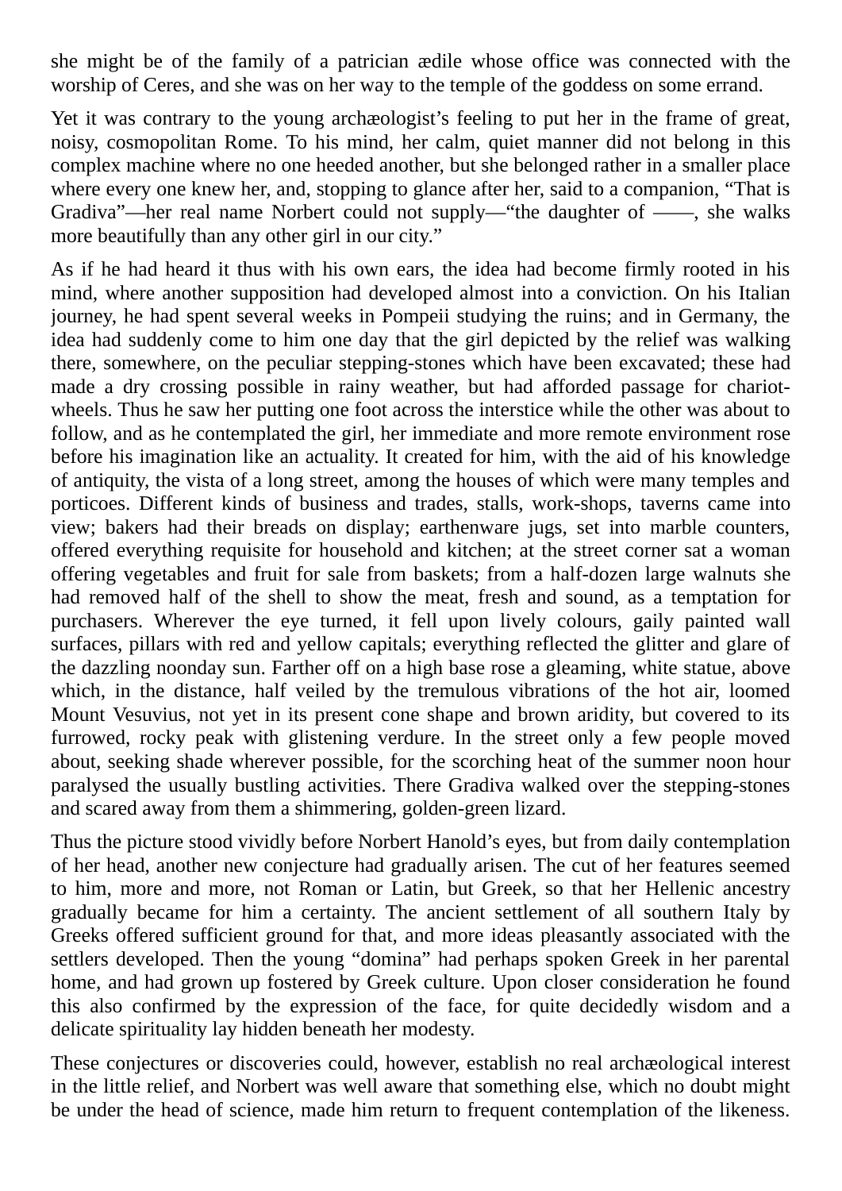she might be of the family of a patrician ædile whose office was connected with the worship of Ceres, and she was on her way to the temple of the goddess on some errand.

Yet it was contrary to the young archæologist's feeling to put her in the frame of great, noisy, cosmopolitan Rome. To his mind, her calm, quiet manner did not belong in this complex machine where no one heeded another, but she belonged rather in a smaller place where every one knew her, and, stopping to glance after her, said to a companion, "That is Gradiva"—her real name Norbert could not supply—"the daughter of ——, she walks more beautifully than any other girl in our city."

As if he had heard it thus with his own ears, the idea had become firmly rooted in his mind, where another supposition had developed almost into a conviction. On his Italian journey, he had spent several weeks in Pompeii studying the ruins; and in Germany, the idea had suddenly come to him one day that the girl depicted by the relief was walking there, somewhere, on the peculiar stepping-stones which have been excavated; these had made a dry crossing possible in rainy weather, but had afforded passage for chariot-wheels. Thus he saw her putting one foot across the interstice while the other was about to follow, and as he contemplated the girl, her immediate and more remote environment rose before his imagination like an actuality. It created for him, with the aid of his knowledge of antiquity, the vista of a long street, among the houses of which were many temples and porticoes. Different kinds of business and trades, stalls, work-shops, taverns came into view; bakers had their breads on display; earthenware jugs, set into marble counters, offered everything requisite for household and kitchen; at the street corner sat a woman offering vegetables and fruit for sale from baskets; from a half-dozen large walnuts she had removed half of the shell to show the meat, fresh and sound, as a temptation for purchasers. Wherever the eye turned, it fell upon lively colours, gaily painted wall surfaces, pillars with red and yellow capitals; everything reflected the glitter and glare of the dazzling noonday sun. Farther off on a high base rose a gleaming, white statue, above which, in the distance, half veiled by the tremulous vibrations of the hot air, loomed Mount Vesuvius, not yet in its present cone shape and brown aridity, but covered to its furrowed, rocky peak with glistening verdure. In the street only a few people moved about, seeking shade wherever possible, for the scorching heat of the summer noon hour paralysed the usually bustling activities. There Gradiva walked over the stepping-stones and scared away from them a shimmering, golden-green lizard.

Thus the picture stood vividly before Norbert Hanold's eyes, but from daily contemplation of her head, another new conjecture had gradually arisen. The cut of her features seemed to him, more and more, not Roman or Latin, but Greek, so that her Hellenic ancestry gradually became for him a certainty. The ancient settlement of all southern Italy by Greeks offered sufficient ground for that, and more ideas pleasantly associated with the settlers developed. Then the young "domina" had perhaps spoken Greek in her parental home, and had grown up fostered by Greek culture. Upon closer consideration he found this also confirmed by the expression of the face, for quite decidedly wisdom and a delicate spirituality lay hidden beneath her modesty.

These conjectures or discoveries could, however, establish no real archæological interest in the little relief, and Norbert was well aware that something else, which no doubt might be under the head of science, made him return to frequent contemplation of the likeness.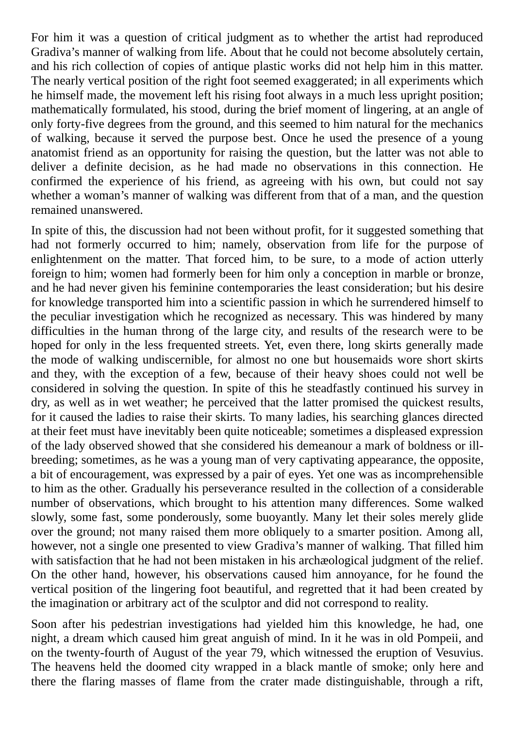For him it was a question of critical judgment as to whether the artist had reproduced Gradiva's manner of walking from life. About that he could not become absolutely certain, and his rich collection of copies of antique plastic works did not help him in this matter. The nearly vertical position of the right foot seemed exaggerated; in all experiments which he himself made, the movement left his rising foot always in a much less upright position; mathematically formulated, his stood, during the brief moment of lingering, at an angle of only forty-five degrees from the ground, and this seemed to him natural for the mechanics of walking, because it served the purpose best. Once he used the presence of a young anatomist friend as an opportunity for raising the question, but the latter was not able to deliver a definite decision, as he had made no observations in this connection. He confirmed the experience of his friend, as agreeing with his own, but could not say whether a woman's manner of walking was different from that of a man, and the question remained unanswered.

In spite of this, the discussion had not been without profit, for it suggested something that had not formerly occurred to him; namely, observation from life for the purpose of enlightenment on the matter. That forced him, to be sure, to a mode of action utterly foreign to him; women had formerly been for him only a conception in marble or bronze, and he had never given his feminine contemporaries the least consideration; but his desire for knowledge transported him into a scientific passion in which he surrendered himself to the peculiar investigation which he recognized as necessary. This was hindered by many difficulties in the human throng of the large city, and results of the research were to be hoped for only in the less frequented streets. Yet, even there, long skirts generally made the mode of walking undiscernible, for almost no one but housemaids wore short skirts and they, with the exception of a few, because of their heavy shoes could not well be considered in solving the question. In spite of this he steadfastly continued his survey in dry, as well as in wet weather; he perceived that the latter promised the quickest results, for it caused the ladies to raise their skirts. To many ladies, his searching glances directed at their feet must have inevitably been quite noticeable; sometimes a displeased expression of the lady observed showed that she considered his demeanour a mark of boldness or ill-breeding; sometimes, as he was a young man of very captivating appearance, the opposite, a bit of encouragement, was expressed by a pair of eyes. Yet one was as incomprehensible to him as the other. Gradually his perseverance resulted in the collection of a considerable number of observations, which brought to his attention many differences. Some walked slowly, some fast, some ponderously, some buoyantly. Many let their soles merely glide over the ground; not many raised them more obliquely to a smarter position. Among all, however, not a single one presented to view Gradiva's manner of walking. That filled him with satisfaction that he had not been mistaken in his archæological judgment of the relief. On the other hand, however, his observations caused him annoyance, for he found the vertical position of the lingering foot beautiful, and regretted that it had been created by the imagination or arbitrary act of the sculptor and did not correspond to reality.

Soon after his pedestrian investigations had yielded him this knowledge, he had, one night, a dream which caused him great anguish of mind. In it he was in old Pompeii, and on the twenty-fourth of August of the year 79, which witnessed the eruption of Vesuvius. The heavens held the doomed city wrapped in a black mantle of smoke; only here and there the flaring masses of flame from the crater made distinguishable, through a rift,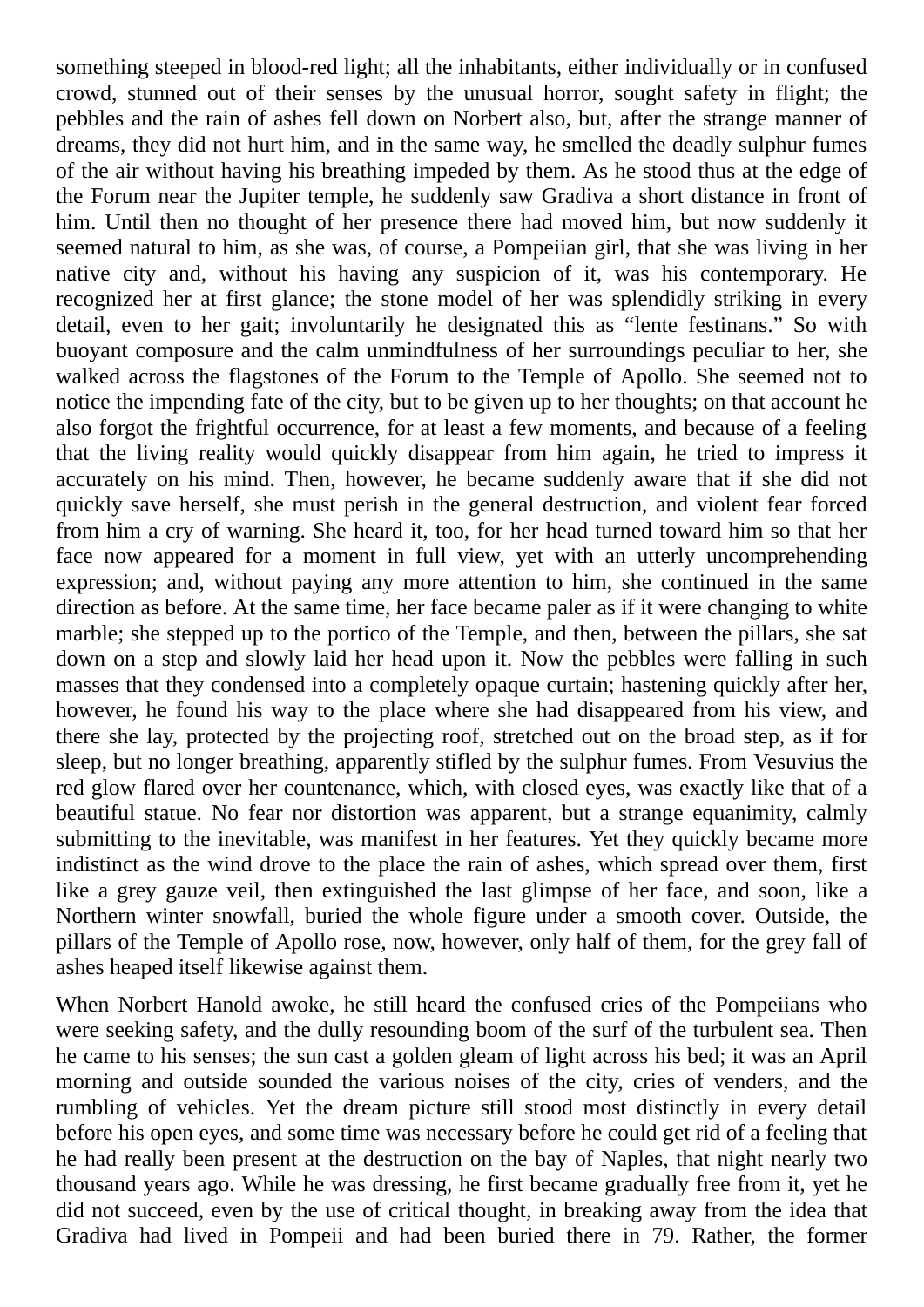something steeped in blood-red light; all the inhabitants, either individually or in confused crowd, stunned out of their senses by the unusual horror, sought safety in flight; the pebbles and the rain of ashes fell down on Norbert also, but, after the strange manner of dreams, they did not hurt him, and in the same way, he smelled the deadly sulphur fumes of the air without having his breathing impeded by them. As he stood thus at the edge of the Forum near the Jupiter temple, he suddenly saw Gradiva a short distance in front of him. Until then no thought of her presence there had moved him, but now suddenly it seemed natural to him, as she was, of course, a Pompeiian girl, that she was living in her native city and, without his having any suspicion of it, was his contemporary. He recognized her at first glance; the stone model of her was splendidly striking in every detail, even to her gait; involuntarily he designated this as "lente festinans." So with buoyant composure and the calm unmindfulness of her surroundings peculiar to her, she walked across the flagstones of the Forum to the Temple of Apollo. She seemed not to notice the impending fate of the city, but to be given up to her thoughts; on that account he also forgot the frightful occurrence, for at least a few moments, and because of a feeling that the living reality would quickly disappear from him again, he tried to impress it accurately on his mind. Then, however, he became suddenly aware that if she did not quickly save herself, she must perish in the general destruction, and violent fear forced from him a cry of warning. She heard it, too, for her head turned toward him so that her face now appeared for a moment in full view, yet with an utterly uncomprehending expression; and, without paying any more attention to him, she continued in the same direction as before. At the same time, her face became paler as if it were changing to white marble; she stepped up to the portico of the Temple, and then, between the pillars, she sat down on a step and slowly laid her head upon it. Now the pebbles were falling in such masses that they condensed into a completely opaque curtain; hastening quickly after her, however, he found his way to the place where she had disappeared from his view, and there she lay, protected by the projecting roof, stretched out on the broad step, as if for sleep, but no longer breathing, apparently stifled by the sulphur fumes. From Vesuvius the red glow flared over her countenance, which, with closed eyes, was exactly like that of a beautiful statue. No fear nor distortion was apparent, but a strange equanimity, calmly submitting to the inevitable, was manifest in her features. Yet they quickly became more indistinct as the wind drove to the place the rain of ashes, which spread over them, first like a grey gauze veil, then extinguished the last glimpse of her face, and soon, like a Northern winter snowfall, buried the whole figure under a smooth cover. Outside, the pillars of the Temple of Apollo rose, now, however, only half of them, for the grey fall of ashes heaped itself likewise against them.

When Norbert Hanold awoke, he still heard the confused cries of the Pompeiians who were seeking safety, and the dully resounding boom of the surf of the turbulent sea. Then he came to his senses; the sun cast a golden gleam of light across his bed; it was an April morning and outside sounded the various noises of the city, cries of venders, and the rumbling of vehicles. Yet the dream picture still stood most distinctly in every detail before his open eyes, and some time was necessary before he could get rid of a feeling that he had really been present at the destruction on the bay of Naples, that night nearly two thousand years ago. While he was dressing, he first became gradually free from it, yet he did not succeed, even by the use of critical thought, in breaking away from the idea that Gradiva had lived in Pompeii and had been buried there in 79. Rather, the former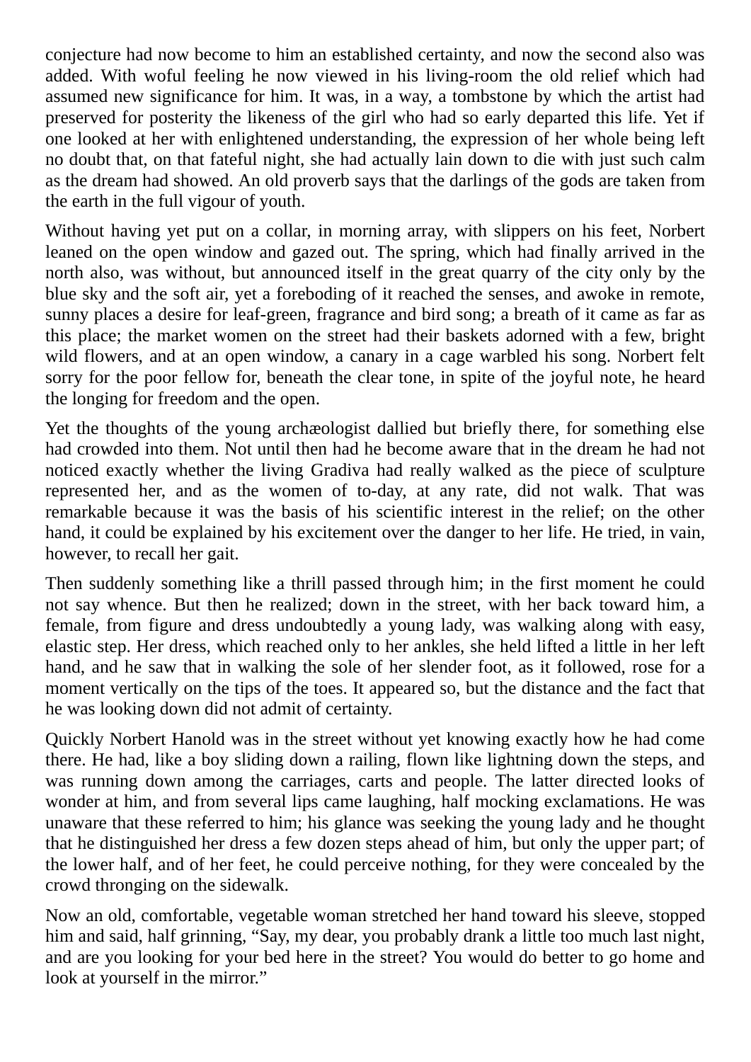conjecture had now become to him an established certainty, and now the second also was added. With woful feeling he now viewed in his living-room the old relief which had assumed new significance for him. It was, in a way, a tombstone by which the artist had preserved for posterity the likeness of the girl who had so early departed this life. Yet if one looked at her with enlightened understanding, the expression of her whole being left no doubt that, on that fateful night, she had actually lain down to die with just such calm as the dream had showed. An old proverb says that the darlings of the gods are taken from the earth in the full vigour of youth.

Without having yet put on a collar, in morning array, with slippers on his feet, Norbert leaned on the open window and gazed out. The spring, which had finally arrived in the north also, was without, but announced itself in the great quarry of the city only by the blue sky and the soft air, yet a foreboding of it reached the senses, and awoke in remote, sunny places a desire for leaf-green, fragrance and bird song; a breath of it came as far as this place; the market women on the street had their baskets adorned with a few, bright wild flowers, and at an open window, a canary in a cage warbled his song. Norbert felt sorry for the poor fellow for, beneath the clear tone, in spite of the joyful note, he heard the longing for freedom and the open.

Yet the thoughts of the young archæologist dallied but briefly there, for something else had crowded into them. Not until then had he become aware that in the dream he had not noticed exactly whether the living Gradiva had really walked as the piece of sculpture represented her, and as the women of to-day, at any rate, did not walk. That was remarkable because it was the basis of his scientific interest in the relief; on the other hand, it could be explained by his excitement over the danger to her life. He tried, in vain, however, to recall her gait.

Then suddenly something like a thrill passed through him; in the first moment he could not say whence. But then he realized; down in the street, with her back toward him, a female, from figure and dress undoubtedly a young lady, was walking along with easy, elastic step. Her dress, which reached only to her ankles, she held lifted a little in her left hand, and he saw that in walking the sole of her slender foot, as it followed, rose for a moment vertically on the tips of the toes. It appeared so, but the distance and the fact that he was looking down did not admit of certainty.

Quickly Norbert Hanold was in the street without yet knowing exactly how he had come there. He had, like a boy sliding down a railing, flown like lightning down the steps, and was running down among the carriages, carts and people. The latter directed looks of wonder at him, and from several lips came laughing, half mocking exclamations. He was unaware that these referred to him; his glance was seeking the young lady and he thought that he distinguished her dress a few dozen steps ahead of him, but only the upper part; of the lower half, and of her feet, he could perceive nothing, for they were concealed by the crowd thronging on the sidewalk.

Now an old, comfortable, vegetable woman stretched her hand toward his sleeve, stopped him and said, half grinning, “Say, my dear, you probably drank a little too much last night, and are you looking for your bed here in the street? You would do better to go home and look at yourself in the mirror.”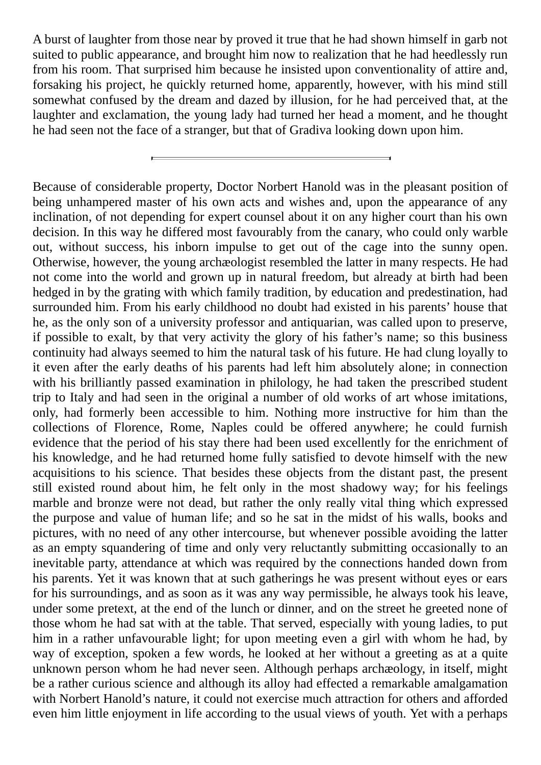A burst of laughter from those near by proved it true that he had shown himself in garb not suited to public appearance, and brought him now to realization that he had heedlessly run from his room. That surprised him because he insisted upon conventionality of attire and, forsaking his project, he quickly returned home, apparently, however, with his mind still somewhat confused by the dream and dazed by illusion, for he had perceived that, at the laughter and exclamation, the young lady had turned her head a moment, and he thought he had seen not the face of a stranger, but that of Gradiva looking down upon him.

---

Because of considerable property, Doctor Norbert Hanold was in the pleasant position of being unhampered master of his own acts and wishes and, upon the appearance of any inclination, of not depending for expert counsel about it on any higher court than his own decision. In this way he differed most favourably from the canary, who could only warble out, without success, his inborn impulse to get out of the cage into the sunny open. Otherwise, however, the young archæologist resembled the latter in many respects. He had not come into the world and grown up in natural freedom, but already at birth had been hedged in by the grating with which family tradition, by education and predestination, had surrounded him. From his early childhood no doubt had existed in his parents' house that he, as the only son of a university professor and antiquarian, was called upon to preserve, if possible to exalt, by that very activity the glory of his father's name; so this business continuity had always seemed to him the natural task of his future. He had clung loyally to it even after the early deaths of his parents had left him absolutely alone; in connection with his brilliantly passed examination in philology, he had taken the prescribed student trip to Italy and had seen in the original a number of old works of art whose imitations, only, had formerly been accessible to him. Nothing more instructive for him than the collections of Florence, Rome, Naples could be offered anywhere; he could furnish evidence that the period of his stay there had been used excellently for the enrichment of his knowledge, and he had returned home fully satisfied to devote himself with the new acquisitions to his science. That besides these objects from the distant past, the present still existed round about him, he felt only in the most shadowy way; for his feelings marble and bronze were not dead, but rather the only really vital thing which expressed the purpose and value of human life; and so he sat in the midst of his walls, books and pictures, with no need of any other intercourse, but whenever possible avoiding the latter as an empty squandering of time and only very reluctantly submitting occasionally to an inevitable party, attendance at which was required by the connections handed down from his parents. Yet it was known that at such gatherings he was present without eyes or ears for his surroundings, and as soon as it was any way permissible, he always took his leave, under some pretext, at the end of the lunch or dinner, and on the street he greeted none of those whom he had sat with at the table. That served, especially with young ladies, to put him in a rather unfavourable light; for upon meeting even a girl with whom he had, by way of exception, spoken a few words, he looked at her without a greeting as at a quite unknown person whom he had never seen. Although perhaps archæology, in itself, might be a rather curious science and although its alloy had effected a remarkable amalgamation with Norbert Hanold's nature, it could not exercise much attraction for others and afforded even him little enjoyment in life according to the usual views of youth. Yet with a perhaps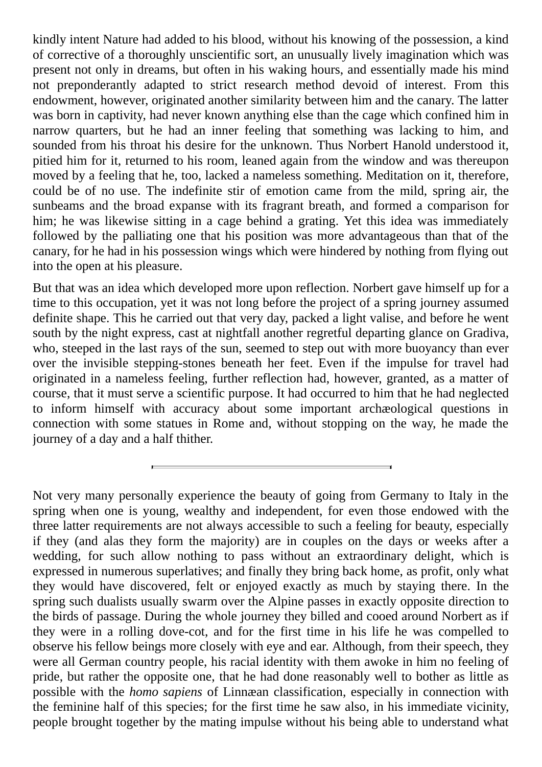kindly intent Nature had added to his blood, without his knowing of the possession, a kind of corrective of a thoroughly unscientific sort, an unusually lively imagination which was present not only in dreams, but often in his waking hours, and essentially made his mind not preponderantly adapted to strict research method devoid of interest. From this endowment, however, originated another similarity between him and the canary. The latter was born in captivity, had never known anything else than the cage which confined him in narrow quarters, but he had an inner feeling that something was lacking to him, and sounded from his throat his desire for the unknown. Thus Norbert Hanold understood it, pitied him for it, returned to his room, leaned again from the window and was thereupon moved by a feeling that he, too, lacked a nameless something. Meditation on it, therefore, could be of no use. The indefinite stir of emotion came from the mild, spring air, the sunbeams and the broad expanse with its fragrant breath, and formed a comparison for him; he was likewise sitting in a cage behind a grating. Yet this idea was immediately followed by the palliating one that his position was more advantageous than that of the canary, for he had in his possession wings which were hindered by nothing from flying out into the open at his pleasure.

But that was an idea which developed more upon reflection. Norbert gave himself up for a time to this occupation, yet it was not long before the project of a spring journey assumed definite shape. This he carried out that very day, packed a light valise, and before he went south by the night express, cast at nightfall another regretful departing glance on Gradiva, who, steeped in the last rays of the sun, seemed to step out with more buoyancy than ever over the invisible stepping-stones beneath her feet. Even if the impulse for travel had originated in a nameless feeling, further reflection had, however, granted, as a matter of course, that it must serve a scientific purpose. It had occurred to him that he had neglected to inform himself with accuracy about some important archæological questions in connection with some statues in Rome and, without stopping on the way, he made the journey of a day and a half thither.

---

Not very many personally experience the beauty of going from Germany to Italy in the spring when one is young, wealthy and independent, for even those endowed with the three latter requirements are not always accessible to such a feeling for beauty, especially if they (and alas they form the majority) are in couples on the days or weeks after a wedding, for such allow nothing to pass without an extraordinary delight, which is expressed in numerous superlatives; and finally they bring back home, as profit, only what they would have discovered, felt or enjoyed exactly as much by staying there. In the spring such dualists usually swarm over the Alpine passes in exactly opposite direction to the birds of passage. During the whole journey they billed and cooed around Norbert as if they were in a rolling dove-cot, and for the first time in his life he was compelled to observe his fellow beings more closely with eye and ear. Although, from their speech, they were all German country people, his racial identity with them awoke in him no feeling of pride, but rather the opposite one, that he had done reasonably well to bother as little as possible with the *homo sapiens* of Linnæan classification, especially in connection with the feminine half of this species; for the first time he saw also, in his immediate vicinity, people brought together by the mating impulse without his being able to understand what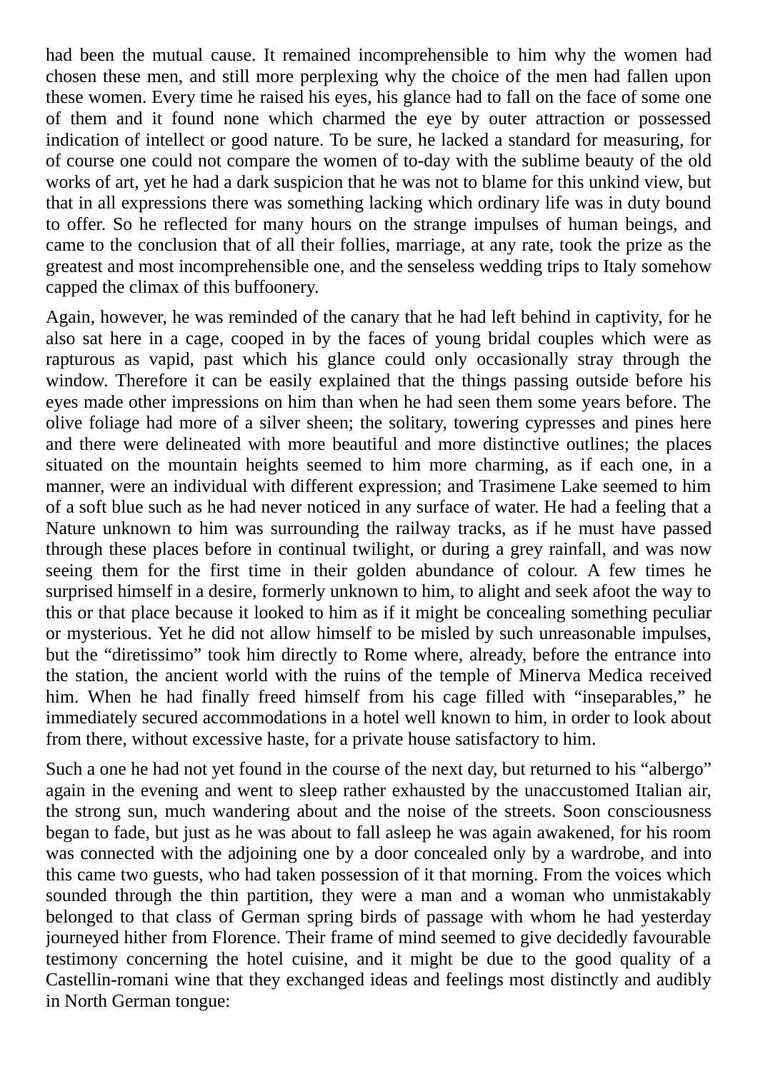had been the mutual cause. It remained incomprehensible to him why the women had chosen these men, and still more perplexing why the choice of the men had fallen upon these women. Every time he raised his eyes, his glance had to fall on the face of some one of them and it found none which charmed the eye by outer attraction or possessed indication of intellect or good nature. To be sure, he lacked a standard for measuring, for of course one could not compare the women of to-day with the sublime beauty of the old works of art, yet he had a dark suspicion that he was not to blame for this unkind view, but that in all expressions there was something lacking which ordinary life was in duty bound to offer. So he reflected for many hours on the strange impulses of human beings, and came to the conclusion that of all their follies, marriage, at any rate, took the prize as the greatest and most incomprehensible one, and the senseless wedding trips to Italy somehow capped the climax of this buffoonery.

Again, however, he was reminded of the canary that he had left behind in captivity, for he also sat here in a cage, cooped in by the faces of young bridal couples which were as rapturous as vapid, past which his glance could only occasionally stray through the window. Therefore it can be easily explained that the things passing outside before his eyes made other impressions on him than when he had seen them some years before. The olive foliage had more of a silver sheen; the solitary, towering cypresses and pines here and there were delineated with more beautiful and more distinctive outlines; the places situated on the mountain heights seemed to him more charming, as if each one, in a manner, were an individual with different expression; and Trasimene Lake seemed to him of a soft blue such as he had never noticed in any surface of water. He had a feeling that a Nature unknown to him was surrounding the railway tracks, as if he must have passed through these places before in continual twilight, or during a grey rainfall, and was now seeing them for the first time in their golden abundance of colour. A few times he surprised himself in a desire, formerly unknown to him, to alight and seek afoot the way to this or that place because it looked to him as if it might be concealing something peculiar or mysterious. Yet he did not allow himself to be misled by such unreasonable impulses, but the "diretissimo" took him directly to Rome where, already, before the entrance into the station, the ancient world with the ruins of the temple of Minerva Medica received him. When he had finally freed himself from his cage filled with "inseparables," he immediately secured accommodations in a hotel well known to him, in order to look about from there, without excessive haste, for a private house satisfactory to him.

Such a one he had not yet found in the course of the next day, but returned to his "albergo" again in the evening and went to sleep rather exhausted by the unaccustomed Italian air, the strong sun, much wandering about and the noise of the streets. Soon consciousness began to fade, but just as he was about to fall asleep he was again awakened, for his room was connected with the adjoining one by a door concealed only by a wardrobe, and into this came two guests, who had taken possession of it that morning. From the voices which sounded through the thin partition, they were a man and a woman who unmistakably belonged to that class of German spring birds of passage with whom he had yesterday journeyed hither from Florence. Their frame of mind seemed to give decidedly favourable testimony concerning the hotel cuisine, and it might be due to the good quality of a Castellin-romani wine that they exchanged ideas and feelings most distinctly and audibly in North German tongue: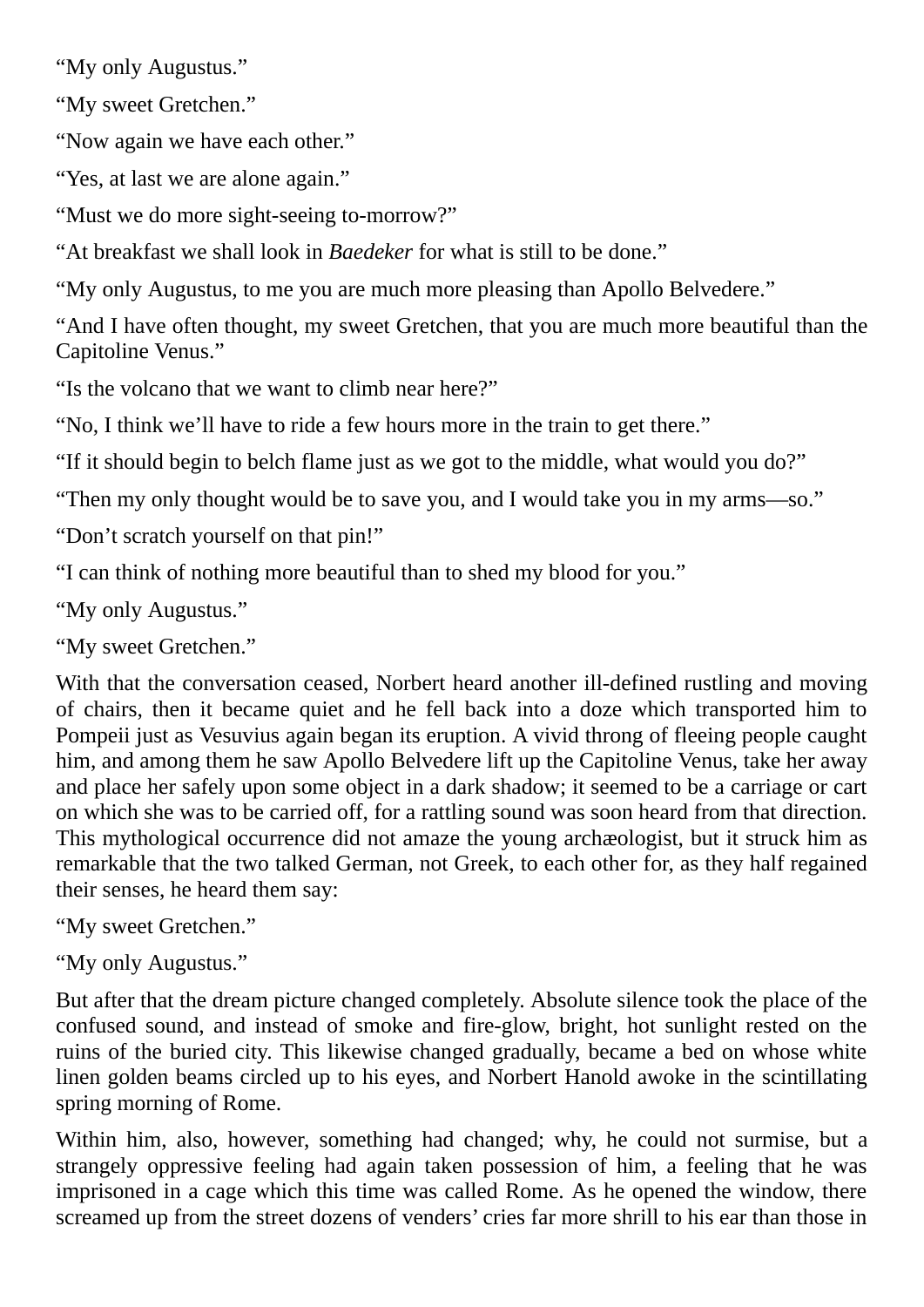"My only Augustus."

"My sweet Gretchen."

"Now again we have each other."

"Yes, at last we are alone again."

"Must we do more sight-seeing to-morrow?"

"At breakfast we shall look in *Baedeker* for what is still to be done."

"My only Augustus, to me you are much more pleasing than Apollo Belvedere."

"And I have often thought, my sweet Gretchen, that you are much more beautiful than the Capitoline Venus."

"Is the volcano that we want to climb near here?"

"No, I think we'll have to ride a few hours more in the train to get there."

"If it should begin to belch flame just as we got to the middle, what would you do?"

"Then my only thought would be to save you, and I would take you in my arms—so."

"Don't scratch yourself on that pin!"

"I can think of nothing more beautiful than to shed my blood for you."

"My only Augustus."

"My sweet Gretchen."

With that the conversation ceased, Norbert heard another ill-defined rustling and moving of chairs, then it became quiet and he fell back into a doze which transported him to Pompeii just as Vesuvius again began its eruption. A vivid throng of fleeing people caught him, and among them he saw Apollo Belvedere lift up the Capitoline Venus, take her away and place her safely upon some object in a dark shadow; it seemed to be a carriage or cart on which she was to be carried off, for a rattling sound was soon heard from that direction. This mythological occurrence did not amaze the young archæologist, but it struck him as remarkable that the two talked German, not Greek, to each other for, as they half regained their senses, he heard them say:

"My sweet Gretchen."

"My only Augustus."

But after that the dream picture changed completely. Absolute silence took the place of the confused sound, and instead of smoke and fire-glow, bright, hot sunlight rested on the ruins of the buried city. This likewise changed gradually, became a bed on whose white linen golden beams circled up to his eyes, and Norbert Hanold awoke in the scintillating spring morning of Rome.

Within him, also, however, something had changed; why, he could not surmise, but a strangely oppressive feeling had again taken possession of him, a feeling that he was imprisoned in a cage which this time was called Rome. As he opened the window, there screamed up from the street dozens of venders' cries far more shrill to his ear than those in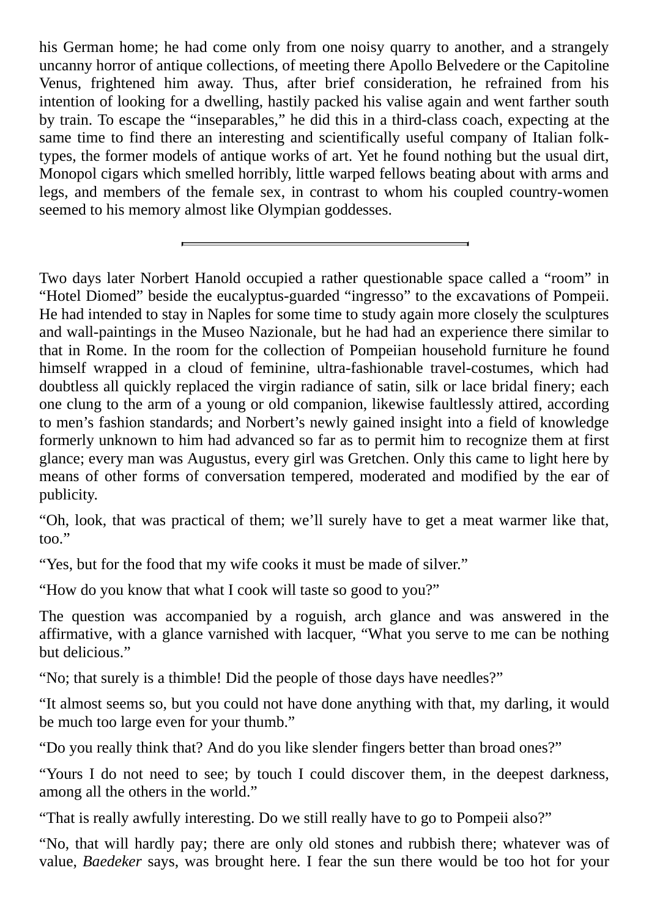his German home; he had come only from one noisy quarry to another, and a strangely uncanny horror of antique collections, of meeting there Apollo Belvedere or the Capitoline Venus, frightened him away. Thus, after brief consideration, he refrained from his intention of looking for a dwelling, hastily packed his valise again and went farther south by train. To escape the "inseparables," he did this in a third-class coach, expecting at the same time to find there an interesting and scientifically useful company of Italian folk-types, the former models of antique works of art. Yet he found nothing but the usual dirt, Monopol cigars which smelled horribly, little warped fellows beating about with arms and legs, and members of the female sex, in contrast to whom his coupled country-women seemed to his memory almost like Olympian goddesses.

---

Two days later Norbert Hanold occupied a rather questionable space called a "room" in "Hotel Diomed" beside the eucalyptus-guarded "ingresso" to the excavations of Pompeii. He had intended to stay in Naples for some time to study again more closely the sculptures and wall-paintings in the Museo Nazionale, but he had had an experience there similar to that in Rome. In the room for the collection of Pompeiian household furniture he found himself wrapped in a cloud of feminine, ultra-fashionable travel-costumes, which had doubtless all quickly replaced the virgin radiance of satin, silk or lace bridal finery; each one clung to the arm of a young or old companion, likewise faultlessly attired, according to men's fashion standards; and Norbert's newly gained insight into a field of knowledge formerly unknown to him had advanced so far as to permit him to recognize them at first glance; every man was Augustus, every girl was Gretchen. Only this came to light here by means of other forms of conversation tempered, moderated and modified by the ear of publicity.

"Oh, look, that was practical of them; we'll surely have to get a meat warmer like that, too."

"Yes, but for the food that my wife cooks it must be made of silver."

"How do you know that what I cook will taste so good to you?"

The question was accompanied by a roguish, arch glance and was answered in the affirmative, with a glance varnished with lacquer, "What you serve to me can be nothing but delicious."

"No; that surely is a thimble! Did the people of those days have needles?"

"It almost seems so, but you could not have done anything with that, my darling, it would be much too large even for your thumb."

"Do you really think that? And do you like slender fingers better than broad ones?"

"Yours I do not need to see; by touch I could discover them, in the deepest darkness, among all the others in the world."

"That is really awfully interesting. Do we still really have to go to Pompeii also?"

"No, that will hardly pay; there are only old stones and rubbish there; whatever was of value, *Baedeker* says, was brought here. I fear the sun there would be too hot for your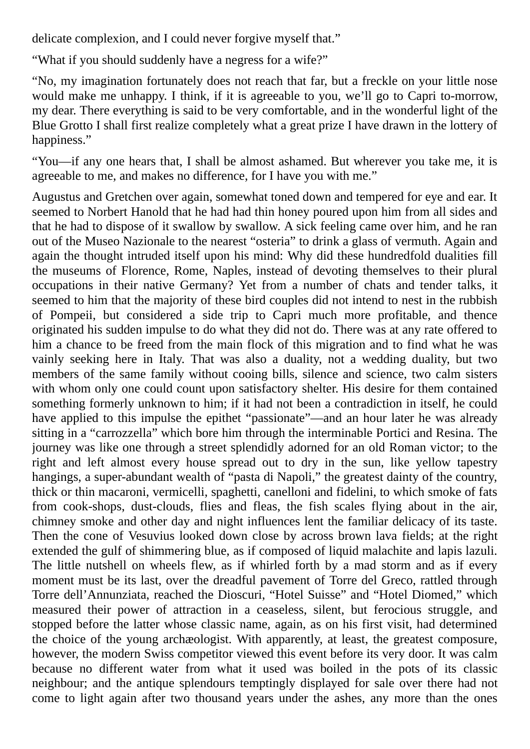delicate complexion, and I could never forgive myself that."

"What if you should suddenly have a negress for a wife?"

"No, my imagination fortunately does not reach that far, but a freckle on your little nose would make me unhappy. I think, if it is agreeable to you, we'll go to Capri to-morrow, my dear. There everything is said to be very comfortable, and in the wonderful light of the Blue Grotto I shall first realize completely what a great prize I have drawn in the lottery of happiness."

"You—if any one hears that, I shall be almost ashamed. But wherever you take me, it is agreeable to me, and makes no difference, for I have you with me."

Augustus and Gretchen over again, somewhat toned down and tempered for eye and ear. It seemed to Norbert Hanold that he had had thin honey poured upon him from all sides and that he had to dispose of it swallow by swallow. A sick feeling came over him, and he ran out of the Museo Nazionale to the nearest "osteria" to drink a glass of vermuth. Again and again the thought intruded itself upon his mind: Why did these hundredfold dualities fill the museums of Florence, Rome, Naples, instead of devoting themselves to their plural occupations in their native Germany? Yet from a number of chats and tender talks, it seemed to him that the majority of these bird couples did not intend to nest in the rubbish of Pompeii, but considered a side trip to Capri much more profitable, and thence originated his sudden impulse to do what they did not do. There was at any rate offered to him a chance to be freed from the main flock of this migration and to find what he was vainly seeking here in Italy. That was also a duality, not a wedding duality, but two members of the same family without cooing bills, silence and science, two calm sisters with whom only one could count upon satisfactory shelter. His desire for them contained something formerly unknown to him; if it had not been a contradiction in itself, he could have applied to this impulse the epithet "passionate"—and an hour later he was already sitting in a "carrozzella" which bore him through the interminable Portici and Resina. The journey was like one through a street splendidly adorned for an old Roman victor; to the right and left almost every house spread out to dry in the sun, like yellow tapestry hangings, a super-abundant wealth of "pasta di Napoli," the greatest dainty of the country, thick or thin macaroni, vermicelli, spaghetti, canelloni and fidelini, to which smoke of fats from cook-shops, dust-clouds, flies and fleas, the fish scales flying about in the air, chimney smoke and other day and night influences lent the familiar delicacy of its taste. Then the cone of Vesuvius looked down close by across brown lava fields; at the right extended the gulf of shimmering blue, as if composed of liquid malachite and lapis lazuli. The little nutshell on wheels flew, as if whirled forth by a mad storm and as if every moment must be its last, over the dreadful pavement of Torre del Greco, rattled through Torre dell'Annunziata, reached the Dioscuri, "Hotel Suisse" and "Hotel Diomed," which measured their power of attraction in a ceaseless, silent, but ferocious struggle, and stopped before the latter whose classic name, again, as on his first visit, had determined the choice of the young archæologist. With apparently, at least, the greatest composure, however, the modern Swiss competitor viewed this event before its very door. It was calm because no different water from what it used was boiled in the pots of its classic neighbour; and the antique splendours temptingly displayed for sale over there had not come to light again after two thousand years under the ashes, any more than the ones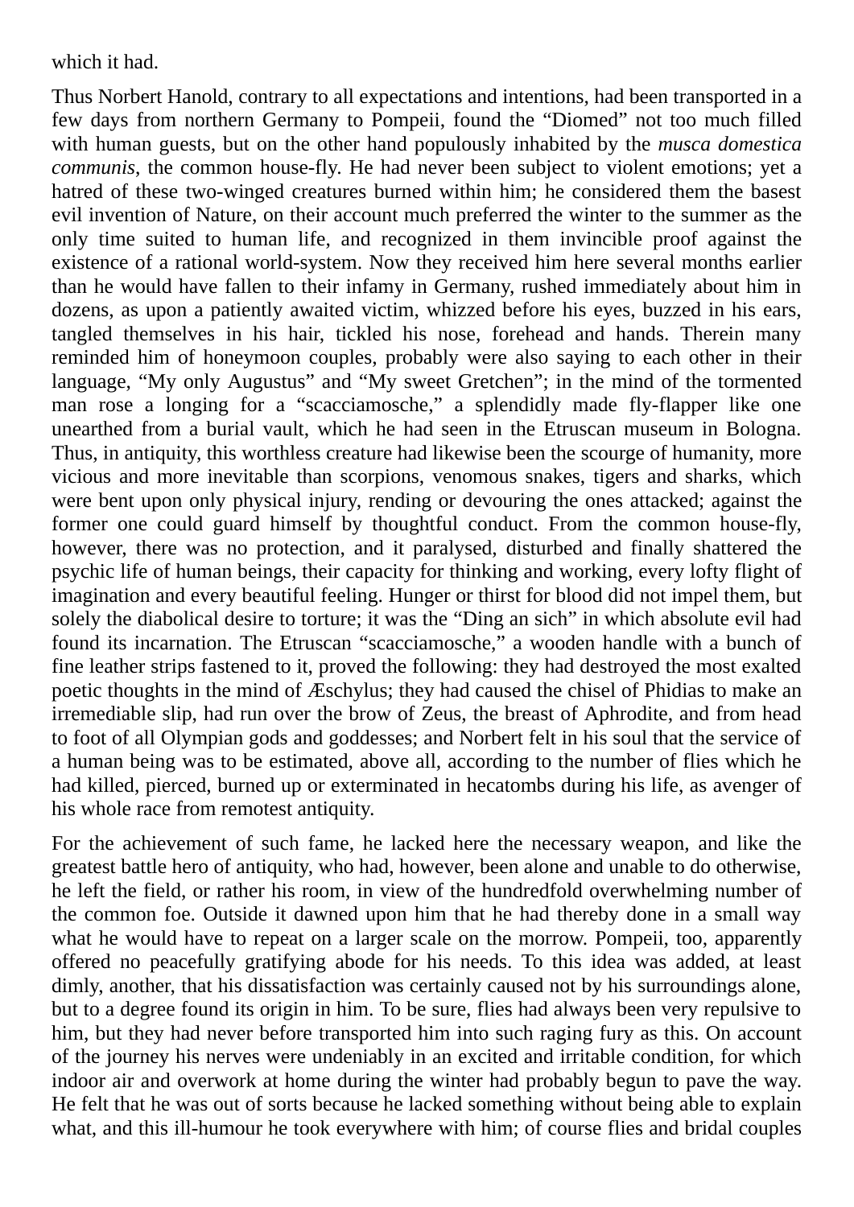which it had.

Thus Norbert Hanold, contrary to all expectations and intentions, had been transported in a few days from northern Germany to Pompeii, found the "Diomed" not too much filled with human guests, but on the other hand populously inhabited by the *musca domestica communis*, the common house-fly. He had never been subject to violent emotions; yet a hatred of these two-winged creatures burned within him; he considered them the basest evil invention of Nature, on their account much preferred the winter to the summer as the only time suited to human life, and recognized in them invincible proof against the existence of a rational world-system. Now they received him here several months earlier than he would have fallen to their infamy in Germany, rushed immediately about him in dozens, as upon a patiently awaited victim, whizzed before his eyes, buzzed in his ears, tangled themselves in his hair, tickled his nose, forehead and hands. Therein many reminded him of honeymoon couples, probably were also saying to each other in their language, "My only Augustus" and "My sweet Gretchen"; in the mind of the tormented man rose a longing for a "scacciamosche," a splendidly made fly-flapper like one unearthed from a burial vault, which he had seen in the Etruscan museum in Bologna. Thus, in antiquity, this worthless creature had likewise been the scourge of humanity, more vicious and more inevitable than scorpions, venomous snakes, tigers and sharks, which were bent upon only physical injury, rending or devouring the ones attacked; against the former one could guard himself by thoughtful conduct. From the common house-fly, however, there was no protection, and it paralysed, disturbed and finally shattered the psychic life of human beings, their capacity for thinking and working, every lofty flight of imagination and every beautiful feeling. Hunger or thirst for blood did not impel them, but solely the diabolical desire to torture; it was the "Ding an sich" in which absolute evil had found its incarnation. The Etruscan "scacciamosche," a wooden handle with a bunch of fine leather strips fastened to it, proved the following: they had destroyed the most exalted poetic thoughts in the mind of Æschylus; they had caused the chisel of Phidias to make an irremediable slip, had run over the brow of Zeus, the breast of Aphrodite, and from head to foot of all Olympian gods and goddesses; and Norbert felt in his soul that the service of a human being was to be estimated, above all, according to the number of flies which he had killed, pierced, burned up or exterminated in hecatombs during his life, as avenger of his whole race from remotest antiquity.

For the achievement of such fame, he lacked here the necessary weapon, and like the greatest battle hero of antiquity, who had, however, been alone and unable to do otherwise, he left the field, or rather his room, in view of the hundredfold overwhelming number of the common foe. Outside it dawned upon him that he had thereby done in a small way what he would have to repeat on a larger scale on the morrow. Pompeii, too, apparently offered no peacefully gratifying abode for his needs. To this idea was added, at least dimly, another, that his dissatisfaction was certainly caused not by his surroundings alone, but to a degree found its origin in him. To be sure, flies had always been very repulsive to him, but they had never before transported him into such raging fury as this. On account of the journey his nerves were undeniably in an excited and irritable condition, for which indoor air and overwork at home during the winter had probably begun to pave the way. He felt that he was out of sorts because he lacked something without being able to explain what, and this ill-humour he took everywhere with him; of course flies and bridal couples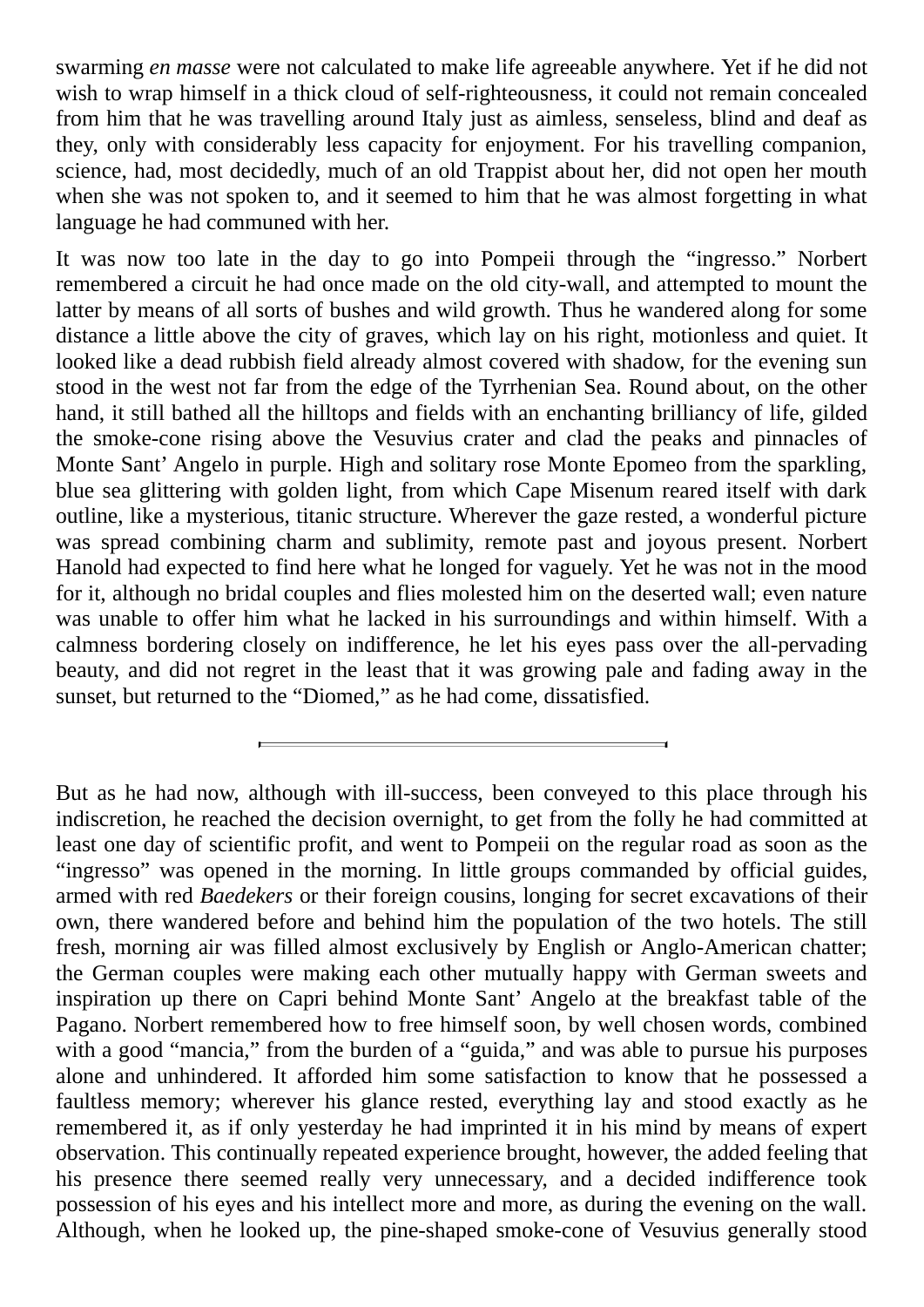swarming *en masse* were not calculated to make life agreeable anywhere. Yet if he did not wish to wrap himself in a thick cloud of self-righteousness, it could not remain concealed from him that he was travelling around Italy just as aimless, senseless, blind and deaf as they, only with considerably less capacity for enjoyment. For his travelling companion, science, had, most decidedly, much of an old Trappist about her, did not open her mouth when she was not spoken to, and it seemed to him that he was almost forgetting in what language he had communed with her.

It was now too late in the day to go into Pompeii through the "ingresso." Norbert remembered a circuit he had once made on the old city-wall, and attempted to mount the latter by means of all sorts of bushes and wild growth. Thus he wandered along for some distance a little above the city of graves, which lay on his right, motionless and quiet. It looked like a dead rubbish field already almost covered with shadow, for the evening sun stood in the west not far from the edge of the Tyrrhenian Sea. Round about, on the other hand, it still bathed all the hilltops and fields with an enchanting brilliancy of life, gilded the smoke-cone rising above the Vesuvius crater and clad the peaks and pinnacles of Monte Sant' Angelo in purple. High and solitary rose Monte Epomeo from the sparkling, blue sea glittering with golden light, from which Cape Misenum reared itself with dark outline, like a mysterious, titanic structure. Wherever the gaze rested, a wonderful picture was spread combining charm and sublimity, remote past and joyous present. Norbert Hanold had expected to find here what he longed for vaguely. Yet he was not in the mood for it, although no bridal couples and flies molested him on the deserted wall; even nature was unable to offer him what he lacked in his surroundings and within himself. With a calmness bordering closely on indifference, he let his eyes pass over the all-pervading beauty, and did not regret in the least that it was growing pale and fading away in the sunset, but returned to the "Diomed," as he had come, dissatisfied.

---

But as he had now, although with ill-success, been conveyed to this place through his indiscretion, he reached the decision overnight, to get from the folly he had committed at least one day of scientific profit, and went to Pompeii on the regular road as soon as the "ingresso" was opened in the morning. In little groups commanded by official guides, armed with red *Baedekers* or their foreign cousins, longing for secret excavations of their own, there wandered before and behind him the population of the two hotels. The still fresh, morning air was filled almost exclusively by English or Anglo-American chatter; the German couples were making each other mutually happy with German sweets and inspiration up there on Capri behind Monte Sant' Angelo at the breakfast table of the Pagano. Norbert remembered how to free himself soon, by well chosen words, combined with a good "mancia," from the burden of a "guida," and was able to pursue his purposes alone and unhindered. It afforded him some satisfaction to know that he possessed a faultless memory; wherever his glance rested, everything lay and stood exactly as he remembered it, as if only yesterday he had imprinted it in his mind by means of expert observation. This continually repeated experience brought, however, the added feeling that his presence there seemed really very unnecessary, and a decided indifference took possession of his eyes and his intellect more and more, as during the evening on the wall. Although, when he looked up, the pine-shaped smoke-cone of Vesuvius generally stood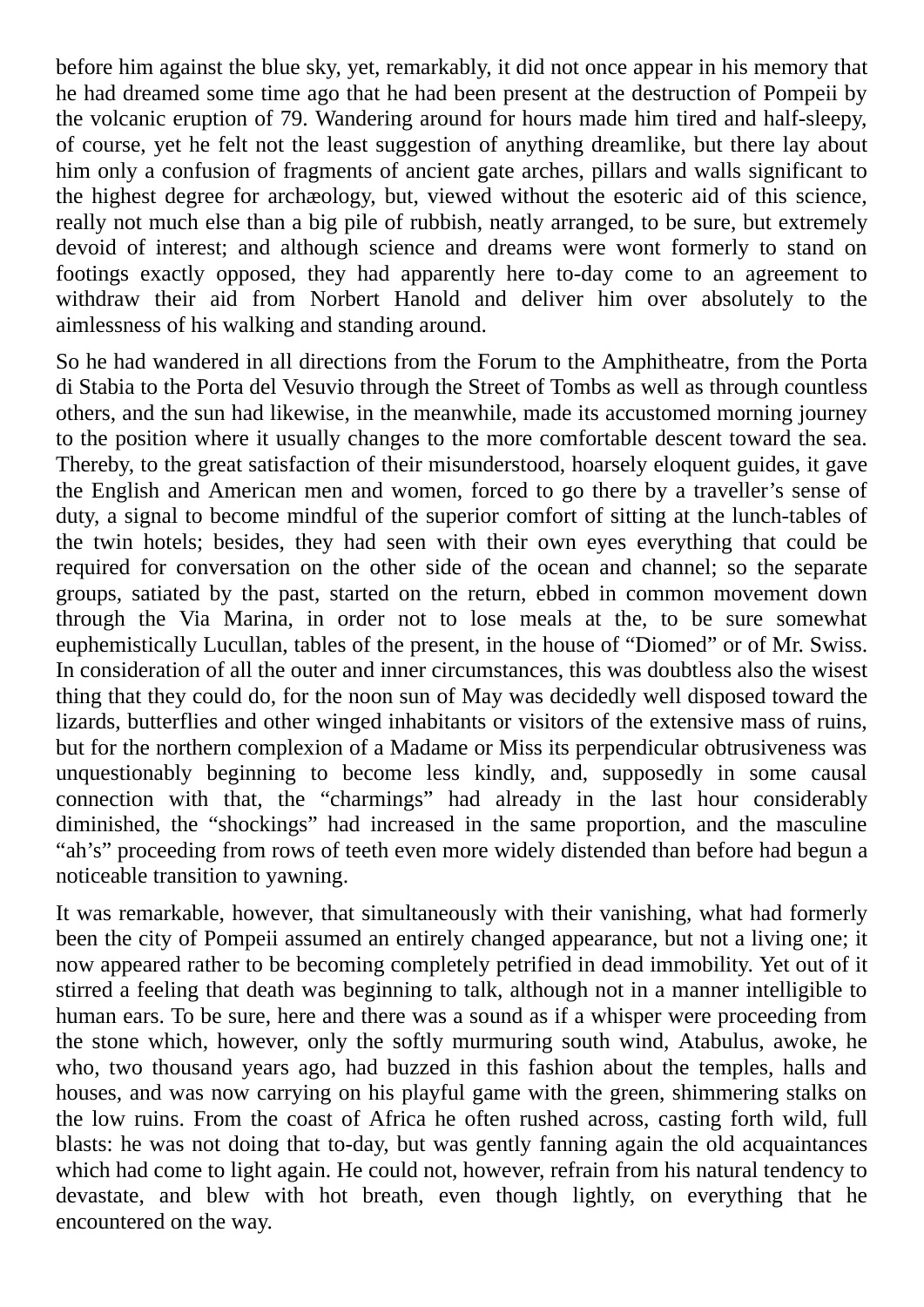before him against the blue sky, yet, remarkably, it did not once appear in his memory that he had dreamed some time ago that he had been present at the destruction of Pompeii by the volcanic eruption of 79. Wandering around for hours made him tired and half-sleepy, of course, yet he felt not the least suggestion of anything dreamlike, but there lay about him only a confusion of fragments of ancient gate arches, pillars and walls significant to the highest degree for archæology, but, viewed without the esoteric aid of this science, really not much else than a big pile of rubbish, neatly arranged, to be sure, but extremely devoid of interest; and although science and dreams were wont formerly to stand on footings exactly opposed, they had apparently here to-day come to an agreement to withdraw their aid from Norbert Hanold and deliver him over absolutely to the aimlessness of his walking and standing around.

So he had wandered in all directions from the Forum to the Amphitheatre, from the Porta di Stabia to the Porta del Vesuvio through the Street of Tombs as well as through countless others, and the sun had likewise, in the meanwhile, made its accustomed morning journey to the position where it usually changes to the more comfortable descent toward the sea. Thereby, to the great satisfaction of their misunderstood, hoarsely eloquent guides, it gave the English and American men and women, forced to go there by a traveller's sense of duty, a signal to become mindful of the superior comfort of sitting at the lunch-tables of the twin hotels; besides, they had seen with their own eyes everything that could be required for conversation on the other side of the ocean and channel; so the separate groups, satiated by the past, started on the return, ebbed in common movement down through the Via Marina, in order not to lose meals at the, to be sure somewhat euphemistically Lucullan, tables of the present, in the house of "Diomed" or of Mr. Swiss. In consideration of all the outer and inner circumstances, this was doubtless also the wisest thing that they could do, for the noon sun of May was decidedly well disposed toward the lizards, butterflies and other winged inhabitants or visitors of the extensive mass of ruins, but for the northern complexion of a Madame or Miss its perpendicular obtrusiveness was unquestionably beginning to become less kindly, and, supposedly in some causal connection with that, the "charmings" had already in the last hour considerably diminished, the "shockings" had increased in the same proportion, and the masculine "ah's" proceeding from rows of teeth even more widely distended than before had begun a noticeable transition to yawning.

It was remarkable, however, that simultaneously with their vanishing, what had formerly been the city of Pompeii assumed an entirely changed appearance, but not a living one; it now appeared rather to be becoming completely petrified in dead immobility. Yet out of it stirred a feeling that death was beginning to talk, although not in a manner intelligible to human ears. To be sure, here and there was a sound as if a whisper were proceeding from the stone which, however, only the softly murmuring south wind, Atabulus, awoke, he who, two thousand years ago, had buzzed in this fashion about the temples, halls and houses, and was now carrying on his playful game with the green, shimmering stalks on the low ruins. From the coast of Africa he often rushed across, casting forth wild, full blasts: he was not doing that to-day, but was gently fanning again the old acquaintances which had come to light again. He could not, however, refrain from his natural tendency to devastate, and blew with hot breath, even though lightly, on everything that he encountered on the way.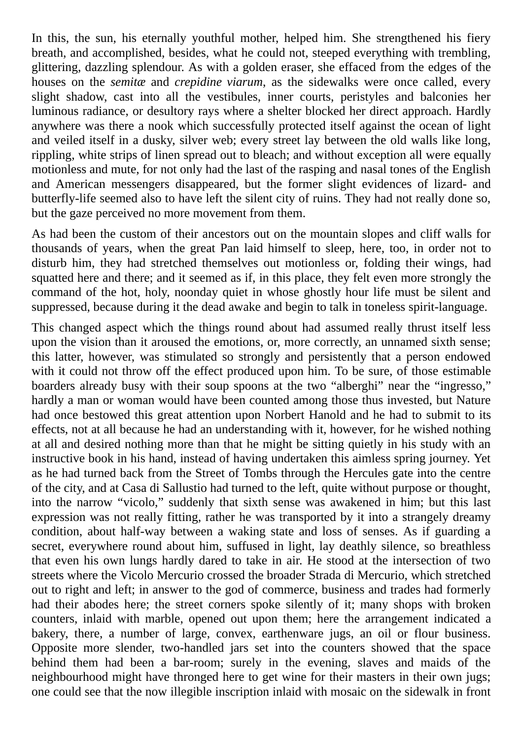In this, the sun, his eternally youthful mother, helped him. She strengthened his fiery breath, and accomplished, besides, what he could not, steeped everything with trembling, glittering, dazzling splendour. As with a golden eraser, she effaced from the edges of the houses on the *semitæ* and *crepidine viarum*, as the sidewalks were once called, every slight shadow, cast into all the vestibules, inner courts, peristyles and balconies her luminous radiance, or desultory rays where a shelter blocked her direct approach. Hardly anywhere was there a nook which successfully protected itself against the ocean of light and veiled itself in a dusky, silver web; every street lay between the old walls like long, rippling, white strips of linen spread out to bleach; and without exception all were equally motionless and mute, for not only had the last of the rasping and nasal tones of the English and American messengers disappeared, but the former slight evidences of lizard- and butterfly-life seemed also to have left the silent city of ruins. They had not really done so, but the gaze perceived no more movement from them.

As had been the custom of their ancestors out on the mountain slopes and cliff walls for thousands of years, when the great Pan laid himself to sleep, here, too, in order not to disturb him, they had stretched themselves out motionless or, folding their wings, had squatted here and there; and it seemed as if, in this place, they felt even more strongly the command of the hot, holy, noonday quiet in whose ghostly hour life must be silent and suppressed, because during it the dead awake and begin to talk in toneless spirit-language.

This changed aspect which the things round about had assumed really thrust itself less upon the vision than it aroused the emotions, or, more correctly, an unnamed sixth sense; this latter, however, was stimulated so strongly and persistently that a person endowed with it could not throw off the effect produced upon him. To be sure, of those estimable boarders already busy with their soup spoons at the two “alberghi” near the “ingresso,” hardly a man or woman would have been counted among those thus invested, but Nature had once bestowed this great attention upon Norbert Hanold and he had to submit to its effects, not at all because he had an understanding with it, however, for he wished nothing at all and desired nothing more than that he might be sitting quietly in his study with an instructive book in his hand, instead of having undertaken this aimless spring journey. Yet as he had turned back from the Street of Tombs through the Hercules gate into the centre of the city, and at Casa di Sallustio had turned to the left, quite without purpose or thought, into the narrow “vicolo,” suddenly that sixth sense was awakened in him; but this last expression was not really fitting, rather he was transported by it into a strangely dreamy condition, about half-way between a waking state and loss of senses. As if guarding a secret, everywhere round about him, suffused in light, lay deathly silence, so breathless that even his own lungs hardly dared to take in air. He stood at the intersection of two streets where the Vicolo Mercurio crossed the broader Strada di Mercurio, which stretched out to right and left; in answer to the god of commerce, business and trades had formerly had their abodes here; the street corners spoke silently of it; many shops with broken counters, inlaid with marble, opened out upon them; here the arrangement indicated a bakery, there, a number of large, convex, earthenware jugs, an oil or flour business. Opposite more slender, two-handled jars set into the counters showed that the space behind them had been a bar-room; surely in the evening, slaves and maids of the neighbourhood might have thronged here to get wine for their masters in their own jugs; one could see that the now illegible inscription inlaid with mosaic on the sidewalk in front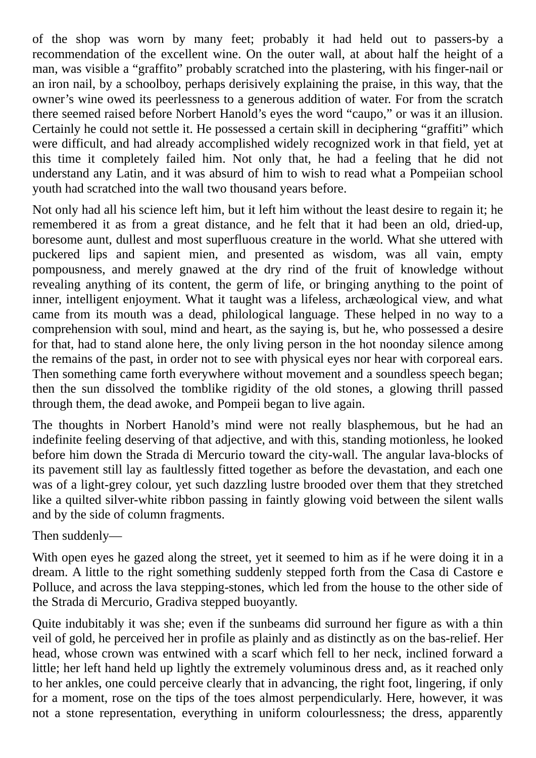of the shop was worn by many feet; probably it had held out to passers-by a recommendation of the excellent wine. On the outer wall, at about half the height of a man, was visible a "graffito" probably scratched into the plastering, with his finger-nail or an iron nail, by a schoolboy, perhaps derisively explaining the praise, in this way, that the owner's wine owed its peerlessness to a generous addition of water. For from the scratch there seemed raised before Norbert Hanold's eyes the word "caupo," or was it an illusion. Certainly he could not settle it. He possessed a certain skill in deciphering "graffiti" which were difficult, and had already accomplished widely recognized work in that field, yet at this time it completely failed him. Not only that, he had a feeling that he did not understand any Latin, and it was absurd of him to wish to read what a Pompeiian school youth had scratched into the wall two thousand years before.

Not only had all his science left him, but it left him without the least desire to regain it; he remembered it as from a great distance, and he felt that it had been an old, dried-up, boresome aunt, dullest and most superfluous creature in the world. What she uttered with puckered lips and sapient mien, and presented as wisdom, was all vain, empty pompousness, and merely gnawed at the dry rind of the fruit of knowledge without revealing anything of its content, the germ of life, or bringing anything to the point of inner, intelligent enjoyment. What it taught was a lifeless, archæological view, and what came from its mouth was a dead, philological language. These helped in no way to a comprehension with soul, mind and heart, as the saying is, but he, who possessed a desire for that, had to stand alone here, the only living person in the hot noonday silence among the remains of the past, in order not to see with physical eyes nor hear with corporeal ears. Then something came forth everywhere without movement and a soundless speech began; then the sun dissolved the tomblike rigidity of the old stones, a glowing thrill passed through them, the dead awoke, and Pompeii began to live again.

The thoughts in Norbert Hanold's mind were not really blasphemous, but he had an indefinite feeling deserving of that adjective, and with this, standing motionless, he looked before him down the Strada di Mercurio toward the city-wall. The angular lava-blocks of its pavement still lay as faultlessly fitted together as before the devastation, and each one was of a light-grey colour, yet such dazzling lustre brooded over them that they stretched like a quilted silver-white ribbon passing in faintly glowing void between the silent walls and by the side of column fragments.

Then suddenly—

With open eyes he gazed along the street, yet it seemed to him as if he were doing it in a dream. A little to the right something suddenly stepped forth from the Casa di Castore e Polluce, and across the lava stepping-stones, which led from the house to the other side of the Strada di Mercurio, Gradiva stepped buoyantly.

Quite indubitably it was she; even if the sunbeams did surround her figure as with a thin veil of gold, he perceived her in profile as plainly and as distinctly as on the bas-relief. Her head, whose crown was entwined with a scarf which fell to her neck, inclined forward a little; her left hand held up lightly the extremely voluminous dress and, as it reached only to her ankles, one could perceive clearly that in advancing, the right foot, lingering, if only for a moment, rose on the tips of the toes almost perpendicularly. Here, however, it was not a stone representation, everything in uniform colourlessness; the dress, apparently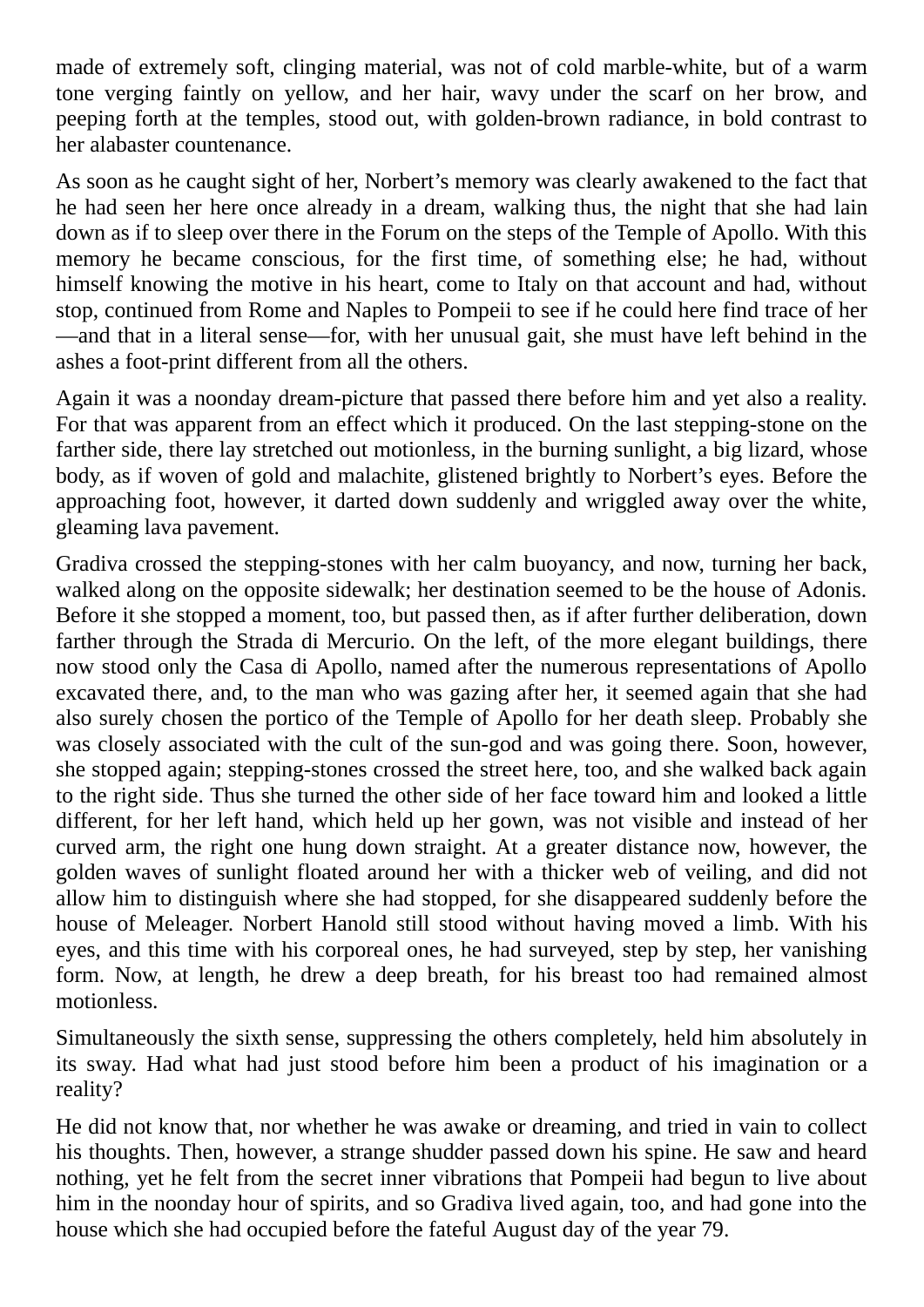made of extremely soft, clinging material, was not of cold marble-white, but of a warm tone verging faintly on yellow, and her hair, wavy under the scarf on her brow, and peeping forth at the temples, stood out, with golden-brown radiance, in bold contrast to her alabaster countenance.

As soon as he caught sight of her, Norbert's memory was clearly awakened to the fact that he had seen her here once already in a dream, walking thus, the night that she had lain down as if to sleep over there in the Forum on the steps of the Temple of Apollo. With this memory he became conscious, for the first time, of something else; he had, without himself knowing the motive in his heart, come to Italy on that account and had, without stop, continued from Rome and Naples to Pompeii to see if he could here find trace of her—and that in a literal sense—for, with her unusual gait, she must have left behind in the ashes a foot-print different from all the others.

Again it was a noonday dream-picture that passed there before him and yet also a reality. For that was apparent from an effect which it produced. On the last stepping-stone on the farther side, there lay stretched out motionless, in the burning sunlight, a big lizard, whose body, as if woven of gold and malachite, glistened brightly to Norbert's eyes. Before the approaching foot, however, it darted down suddenly and wriggled away over the white, gleaming lava pavement.

Gradiva crossed the stepping-stones with her calm buoyancy, and now, turning her back, walked along on the opposite sidewalk; her destination seemed to be the house of Adonis. Before it she stopped a moment, too, but passed then, as if after further deliberation, down farther through the Strada di Mercurio. On the left, of the more elegant buildings, there now stood only the Casa di Apollo, named after the numerous representations of Apollo excavated there, and, to the man who was gazing after her, it seemed again that she had also surely chosen the portico of the Temple of Apollo for her death sleep. Probably she was closely associated with the cult of the sun-god and was going there. Soon, however, she stopped again; stepping-stones crossed the street here, too, and she walked back again to the right side. Thus she turned the other side of her face toward him and looked a little different, for her left hand, which held up her gown, was not visible and instead of her curved arm, the right one hung down straight. At a greater distance now, however, the golden waves of sunlight floated around her with a thicker web of veiling, and did not allow him to distinguish where she had stopped, for she disappeared suddenly before the house of Meleager. Norbert Hanold still stood without having moved a limb. With his eyes, and this time with his corporeal ones, he had surveyed, step by step, her vanishing form. Now, at length, he drew a deep breath, for his breast too had remained almost motionless.

Simultaneously the sixth sense, suppressing the others completely, held him absolutely in its sway. Had what had just stood before him been a product of his imagination or a reality?

He did not know that, nor whether he was awake or dreaming, and tried in vain to collect his thoughts. Then, however, a strange shudder passed down his spine. He saw and heard nothing, yet he felt from the secret inner vibrations that Pompeii had begun to live about him in the noonday hour of spirits, and so Gradiva lived again, too, and had gone into the house which she had occupied before the fateful August day of the year 79.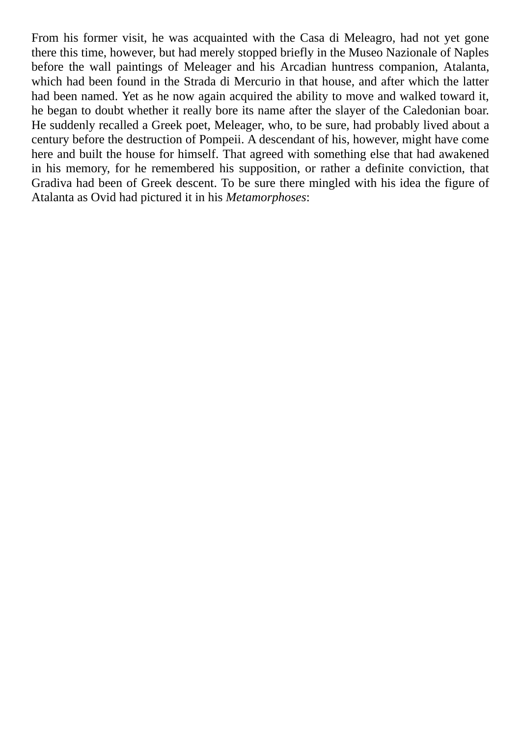From his former visit, he was acquainted with the Casa di Meleagro, had not yet gone there this time, however, but had merely stopped briefly in the Museo Nazionale of Naples before the wall paintings of Meleager and his Arcadian huntress companion, Atalanta, which had been found in the Strada di Mercurio in that house, and after which the latter had been named. Yet as he now again acquired the ability to move and walked toward it, he began to doubt whether it really bore its name after the slayer of the Caledonian boar. He suddenly recalled a Greek poet, Meleager, who, to be sure, had probably lived about a century before the destruction of Pompeii. A descendant of his, however, might have come here and built the house for himself. That agreed with something else that had awakened in his memory, for he remembered his supposition, or rather a definite conviction, that Gradiva had been of Greek descent. To be sure there mingled with his idea the figure of Atalanta as Ovid had pictured it in his *Metamorphoses*: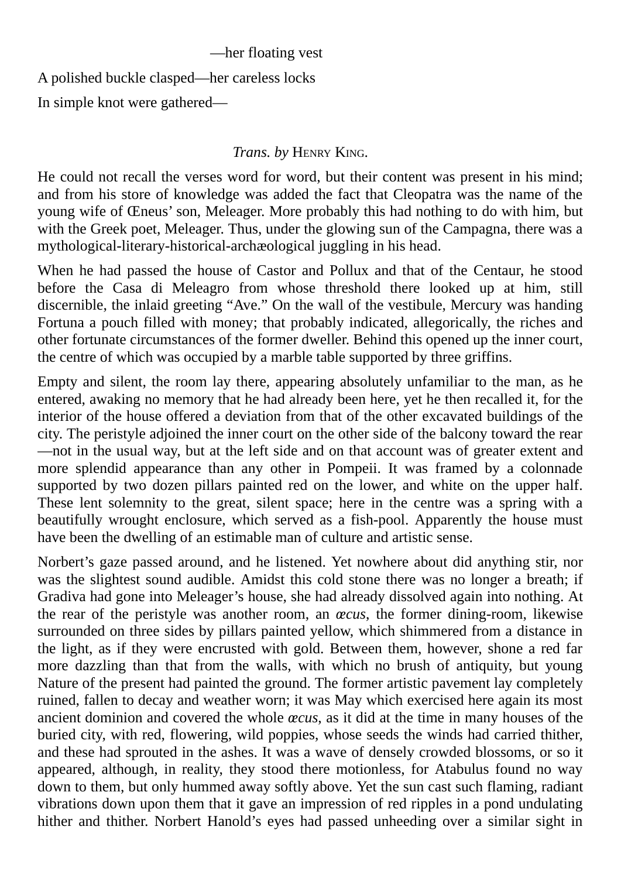—her floating vest

A polished buckle clasped—her careless locks

In simple knot were gathered—

*Trans. by* Henry King.

He could not recall the verses word for word, but their content was present in his mind; and from his store of knowledge was added the fact that Cleopatra was the name of the young wife of Œneus' son, Meleager. More probably this had nothing to do with him, but with the Greek poet, Meleager. Thus, under the glowing sun of the Campagna, there was a mythological-literary-historical-archæological juggling in his head.

When he had passed the house of Castor and Pollux and that of the Centaur, he stood before the Casa di Meleagro from whose threshold there looked up at him, still discernible, the inlaid greeting "Ave." On the wall of the vestibule, Mercury was handing Fortuna a pouch filled with money; that probably indicated, allegorically, the riches and other fortunate circumstances of the former dweller. Behind this opened up the inner court, the centre of which was occupied by a marble table supported by three griffins.

Empty and silent, the room lay there, appearing absolutely unfamiliar to the man, as he entered, awaking no memory that he had already been here, yet he then recalled it, for the interior of the house offered a deviation from that of the other excavated buildings of the city. The peristyle adjoined the inner court on the other side of the balcony toward the rear—not in the usual way, but at the left side and on that account was of greater extent and more splendid appearance than any other in Pompeii. It was framed by a colonnade supported by two dozen pillars painted red on the lower, and white on the upper half. These lent solemnity to the great, silent space; here in the centre was a spring with a beautifully wrought enclosure, which served as a fish-pool. Apparently the house must have been the dwelling of an estimable man of culture and artistic sense.

Norbert's gaze passed around, and he listened. Yet nowhere about did anything stir, nor was the slightest sound audible. Amidst this cold stone there was no longer a breath; if Gradiva had gone into Meleager's house, she had already dissolved again into nothing. At the rear of the peristyle was another room, an *œcus*, the former dining-room, likewise surrounded on three sides by pillars painted yellow, which shimmered from a distance in the light, as if they were encrusted with gold. Between them, however, shone a red far more dazzling than that from the walls, with which no brush of antiquity, but young Nature of the present had painted the ground. The former artistic pavement lay completely ruined, fallen to decay and weather worn; it was May which exercised here again its most ancient dominion and covered the whole *œcus*, as it did at the time in many houses of the buried city, with red, flowering, wild poppies, whose seeds the winds had carried thither, and these had sprouted in the ashes. It was a wave of densely crowded blossoms, or so it appeared, although, in reality, they stood there motionless, for Atabulus found no way down to them, but only hummed away softly above. Yet the sun cast such flaming, radiant vibrations down upon them that it gave an impression of red ripples in a pond undulating hither and thither. Norbert Hanold's eyes had passed unheeding over a similar sight in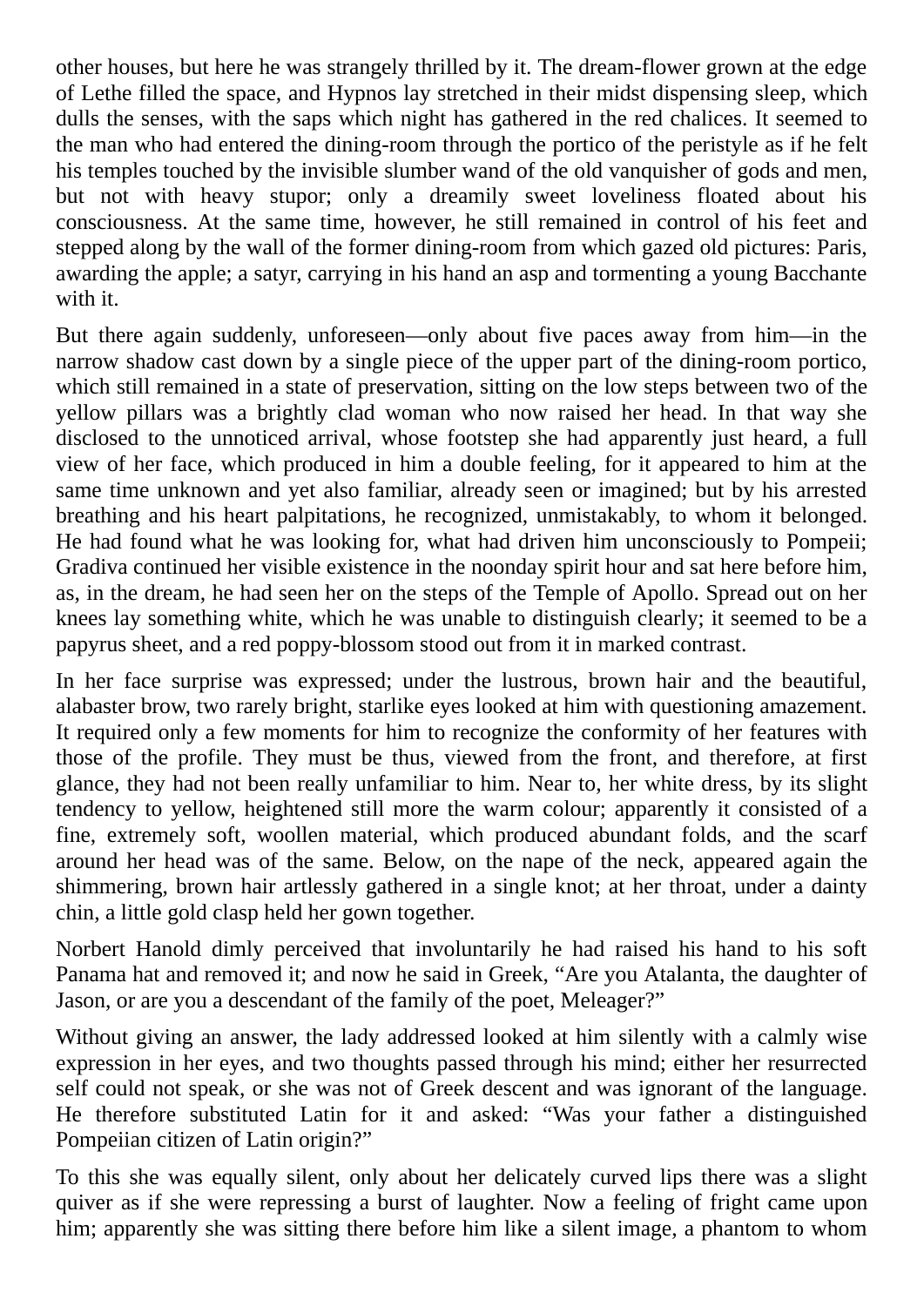other houses, but here he was strangely thrilled by it. The dream-flower grown at the edge of Lethe filled the space, and Hypnos lay stretched in their midst dispensing sleep, which dulls the senses, with the saps which night has gathered in the red chalices. It seemed to the man who had entered the dining-room through the portico of the peristyle as if he felt his temples touched by the invisible slumber wand of the old vanquisher of gods and men, but not with heavy stupor; only a dreamily sweet loveliness floated about his consciousness. At the same time, however, he still remained in control of his feet and stepped along by the wall of the former dining-room from which gazed old pictures: Paris, awarding the apple; a satyr, carrying in his hand an asp and tormenting a young Bacchante with it.

But there again suddenly, unforeseen—only about five paces away from him—in the narrow shadow cast down by a single piece of the upper part of the dining-room portico, which still remained in a state of preservation, sitting on the low steps between two of the yellow pillars was a brightly clad woman who now raised her head. In that way she disclosed to the unnoticed arrival, whose footstep she had apparently just heard, a full view of her face, which produced in him a double feeling, for it appeared to him at the same time unknown and yet also familiar, already seen or imagined; but by his arrested breathing and his heart palpitations, he recognized, unmistakably, to whom it belonged. He had found what he was looking for, what had driven him unconsciously to Pompeii; Gradiva continued her visible existence in the noonday spirit hour and sat here before him, as, in the dream, he had seen her on the steps of the Temple of Apollo. Spread out on her knees lay something white, which he was unable to distinguish clearly; it seemed to be a papyrus sheet, and a red poppy-blossom stood out from it in marked contrast.

In her face surprise was expressed; under the lustrous, brown hair and the beautiful, alabaster brow, two rarely bright, starlike eyes looked at him with questioning amazement. It required only a few moments for him to recognize the conformity of her features with those of the profile. They must be thus, viewed from the front, and therefore, at first glance, they had not been really unfamiliar to him. Near to, her white dress, by its slight tendency to yellow, heightened still more the warm colour; apparently it consisted of a fine, extremely soft, woollen material, which produced abundant folds, and the scarf around her head was of the same. Below, on the nape of the neck, appeared again the shimmering, brown hair artlessly gathered in a single knot; at her throat, under a dainty chin, a little gold clasp held her gown together.

Norbert Hanold dimly perceived that involuntarily he had raised his hand to his soft Panama hat and removed it; and now he said in Greek, “Are you Atalanta, the daughter of Jason, or are you a descendant of the family of the poet, Meleager?”

Without giving an answer, the lady addressed looked at him silently with a calmly wise expression in her eyes, and two thoughts passed through his mind; either her resurrected self could not speak, or she was not of Greek descent and was ignorant of the language. He therefore substituted Latin for it and asked: “Was your father a distinguished Pompeiian citizen of Latin origin?”

To this she was equally silent, only about her delicately curved lips there was a slight quiver as if she were repressing a burst of laughter. Now a feeling of fright came upon him; apparently she was sitting there before him like a silent image, a phantom to whom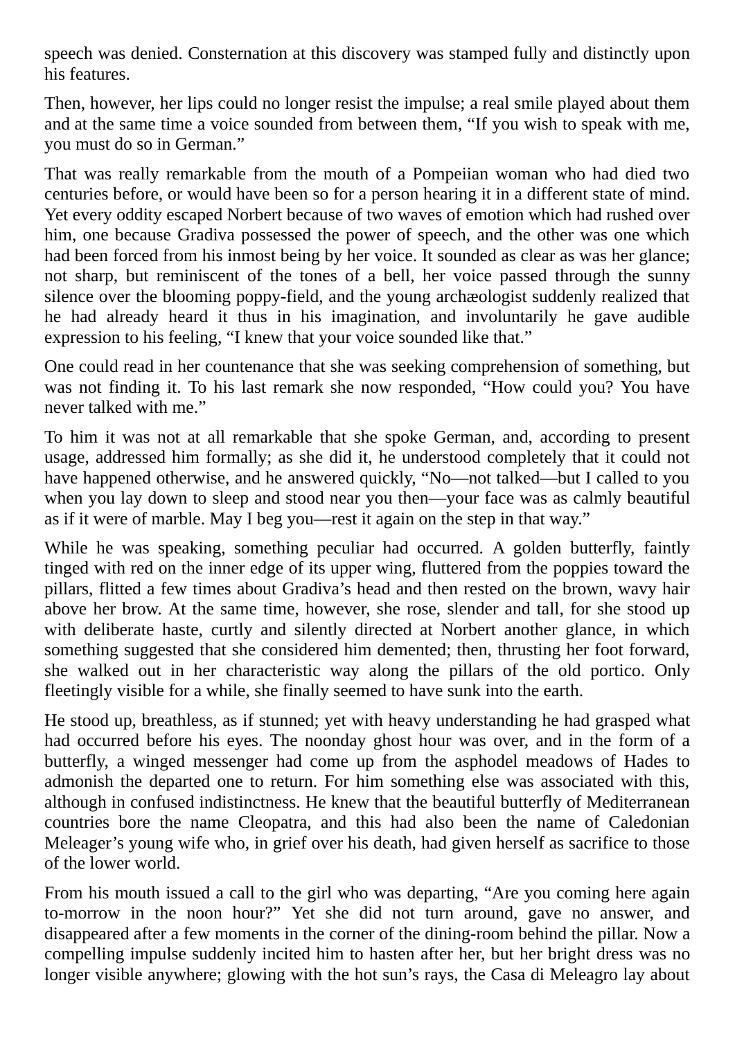speech was denied. Consternation at this discovery was stamped fully and distinctly upon his features.

Then, however, her lips could no longer resist the impulse; a real smile played about them and at the same time a voice sounded from between them, “If you wish to speak with me, you must do so in German.”

That was really remarkable from the mouth of a Pompeiian woman who had died two centuries before, or would have been so for a person hearing it in a different state of mind. Yet every oddity escaped Norbert because of two waves of emotion which had rushed over him, one because Gradiva possessed the power of speech, and the other was one which had been forced from his inmost being by her voice. It sounded as clear as was her glance; not sharp, but reminiscent of the tones of a bell, her voice passed through the sunny silence over the blooming poppy-field, and the young archæologist suddenly realized that he had already heard it thus in his imagination, and involuntarily he gave audible expression to his feeling, “I knew that your voice sounded like that.”

One could read in her countenance that she was seeking comprehension of something, but was not finding it. To his last remark she now responded, “How could you? You have never talked with me.”

To him it was not at all remarkable that she spoke German, and, according to present usage, addressed him formally; as she did it, he understood completely that it could not have happened otherwise, and he answered quickly, “No—not talked—but I called to you when you lay down to sleep and stood near you then—your face was as calmly beautiful as if it were of marble. May I beg you—rest it again on the step in that way.”

While he was speaking, something peculiar had occurred. A golden butterfly, faintly tinged with red on the inner edge of its upper wing, fluttered from the poppies toward the pillars, flitted a few times about Gradiva’s head and then rested on the brown, wavy hair above her brow. At the same time, however, she rose, slender and tall, for she stood up with deliberate haste, curtly and silently directed at Norbert another glance, in which something suggested that she considered him demented; then, thrusting her foot forward, she walked out in her characteristic way along the pillars of the old portico. Only fleetingly visible for a while, she finally seemed to have sunk into the earth.

He stood up, breathless, as if stunned; yet with heavy understanding he had grasped what had occurred before his eyes. The noonday ghost hour was over, and in the form of a butterfly, a winged messenger had come up from the asphodel meadows of Hades to admonish the departed one to return. For him something else was associated with this, although in confused indistinctness. He knew that the beautiful butterfly of Mediterranean countries bore the name Cleopatra, and this had also been the name of Caledonian Meleager’s young wife who, in grief over his death, had given herself as sacrifice to those of the lower world.

From his mouth issued a call to the girl who was departing, “Are you coming here again to-morrow in the noon hour?” Yet she did not turn around, gave no answer, and disappeared after a few moments in the corner of the dining-room behind the pillar. Now a compelling impulse suddenly incited him to hasten after her, but her bright dress was no longer visible anywhere; glowing with the hot sun’s rays, the Casa di Meleagro lay about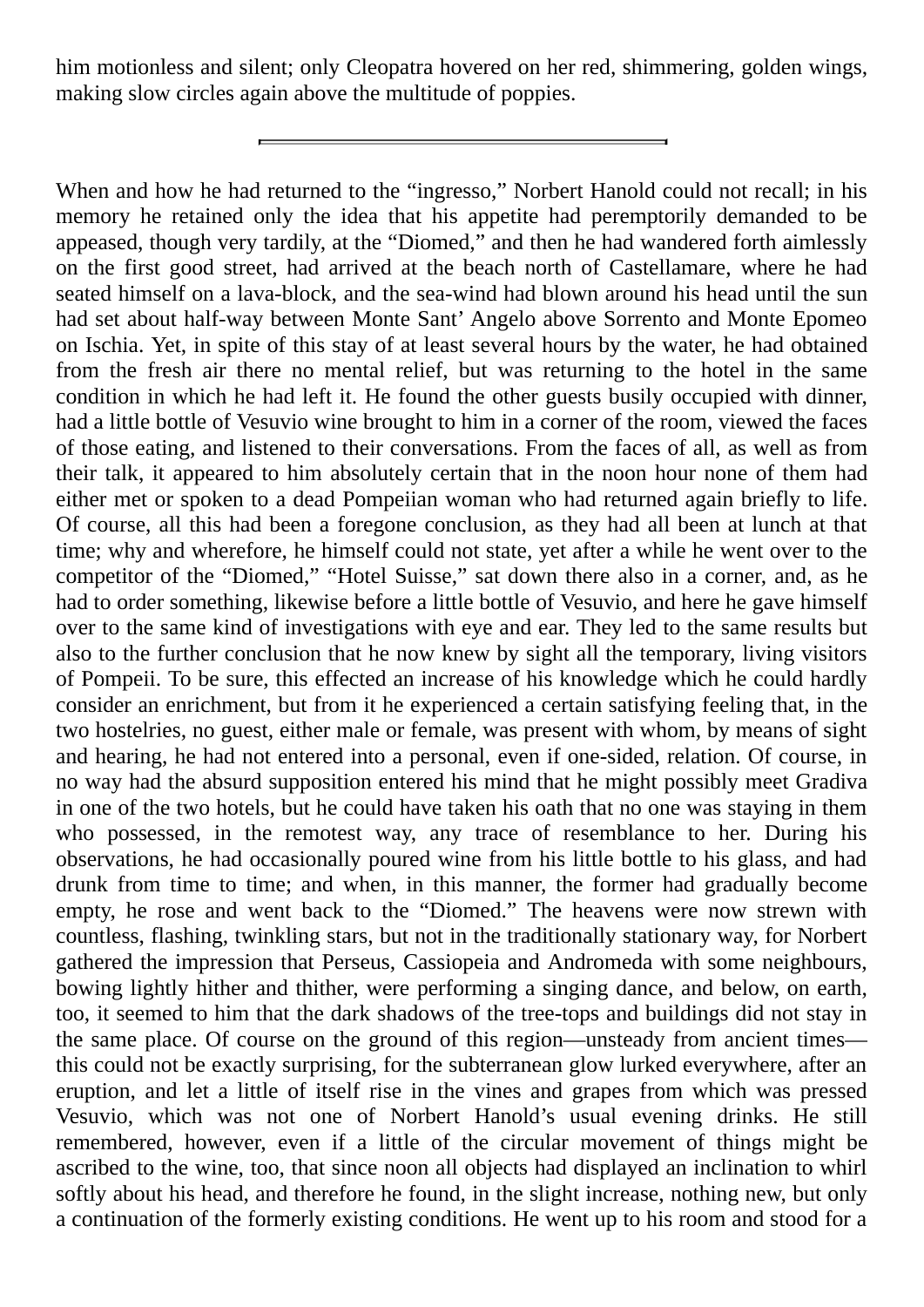him motionless and silent; only Cleopatra hovered on her red, shimmering, golden wings, making slow circles again above the multitude of poppies.

---

When and how he had returned to the “ingresso,” Norbert Hanold could not recall; in his memory he retained only the idea that his appetite had peremptorily demanded to be appeased, though very tardily, at the “Diomed,” and then he had wandered forth aimlessly on the first good street, had arrived at the beach north of Castellamare, where he had seated himself on a lava-block, and the sea-wind had blown around his head until the sun had set about half-way between Monte Sant’ Angelo above Sorrento and Monte Epomeo on Ischia. Yet, in spite of this stay of at least several hours by the water, he had obtained from the fresh air there no mental relief, but was returning to the hotel in the same condition in which he had left it. He found the other guests busily occupied with dinner, had a little bottle of Vesuvio wine brought to him in a corner of the room, viewed the faces of those eating, and listened to their conversations. From the faces of all, as well as from their talk, it appeared to him absolutely certain that in the noon hour none of them had either met or spoken to a dead Pompeiian woman who had returned again briefly to life. Of course, all this had been a foregone conclusion, as they had all been at lunch at that time; why and wherefore, he himself could not state, yet after a while he went over to the competitor of the “Diomed,” “Hotel Suisse,” sat down there also in a corner, and, as he had to order something, likewise before a little bottle of Vesuvio, and here he gave himself over to the same kind of investigations with eye and ear. They led to the same results but also to the further conclusion that he now knew by sight all the temporary, living visitors of Pompeii. To be sure, this effected an increase of his knowledge which he could hardly consider an enrichment, but from it he experienced a certain satisfying feeling that, in the two hostelries, no guest, either male or female, was present with whom, by means of sight and hearing, he had not entered into a personal, even if one-sided, relation. Of course, in no way had the absurd supposition entered his mind that he might possibly meet Gradiva in one of the two hotels, but he could have taken his oath that no one was staying in them who possessed, in the remotest way, any trace of resemblance to her. During his observations, he had occasionally poured wine from his little bottle to his glass, and had drunk from time to time; and when, in this manner, the former had gradually become empty, he rose and went back to the “Diomed.” The heavens were now strewn with countless, flashing, twinkling stars, but not in the traditionally stationary way, for Norbert gathered the impression that Perseus, Cassiopeia and Andromeda with some neighbours, bowing lightly hither and thither, were performing a singing dance, and below, on earth, too, it seemed to him that the dark shadows of the tree-tops and buildings did not stay in the same place. Of course on the ground of this region—unsteady from ancient times—this could not be exactly surprising, for the subterranean glow lurked everywhere, after an eruption, and let a little of itself rise in the vines and grapes from which was pressed Vesuvio, which was not one of Norbert Hanold’s usual evening drinks. He still remembered, however, even if a little of the circular movement of things might be ascribed to the wine, too, that since noon all objects had displayed an inclination to whirl softly about his head, and therefore he found, in the slight increase, nothing new, but only a continuation of the formerly existing conditions. He went up to his room and stood for a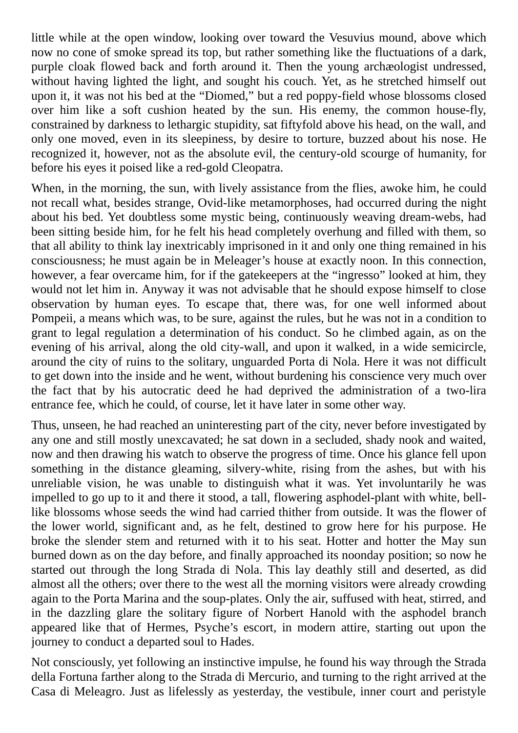little while at the open window, looking over toward the Vesuvius mound, above which now no cone of smoke spread its top, but rather something like the fluctuations of a dark, purple cloak flowed back and forth around it. Then the young archæologist undressed, without having lighted the light, and sought his couch. Yet, as he stretched himself out upon it, it was not his bed at the "Diomed," but a red poppy-field whose blossoms closed over him like a soft cushion heated by the sun. His enemy, the common house-fly, constrained by darkness to lethargic stupidity, sat fiftyfold above his head, on the wall, and only one moved, even in its sleepiness, by desire to torture, buzzed about his nose. He recognized it, however, not as the absolute evil, the century-old scourge of humanity, for before his eyes it poised like a red-gold Cleopatra.

When, in the morning, the sun, with lively assistance from the flies, awoke him, he could not recall what, besides strange, Ovid-like metamorphoses, had occurred during the night about his bed. Yet doubtless some mystic being, continuously weaving dream-webs, had been sitting beside him, for he felt his head completely overhung and filled with them, so that all ability to think lay inextricably imprisoned in it and only one thing remained in his consciousness; he must again be in Meleager's house at exactly noon. In this connection, however, a fear overcame him, for if the gatekeepers at the "ingresso" looked at him, they would not let him in. Anyway it was not advisable that he should expose himself to close observation by human eyes. To escape that, there was, for one well informed about Pompeii, a means which was, to be sure, against the rules, but he was not in a condition to grant to legal regulation a determination of his conduct. So he climbed again, as on the evening of his arrival, along the old city-wall, and upon it walked, in a wide semicircle, around the city of ruins to the solitary, unguarded Porta di Nola. Here it was not difficult to get down into the inside and he went, without burdening his conscience very much over the fact that by his autocratic deed he had deprived the administration of a two-lira entrance fee, which he could, of course, let it have later in some other way.

Thus, unseen, he had reached an uninteresting part of the city, never before investigated by any one and still mostly unexcavated; he sat down in a secluded, shady nook and waited, now and then drawing his watch to observe the progress of time. Once his glance fell upon something in the distance gleaming, silvery-white, rising from the ashes, but with his unreliable vision, he was unable to distinguish what it was. Yet involuntarily he was impelled to go up to it and there it stood, a tall, flowering asphodel-plant with white, bell-like blossoms whose seeds the wind had carried thither from outside. It was the flower of the lower world, significant and, as he felt, destined to grow here for his purpose. He broke the slender stem and returned with it to his seat. Hotter and hotter the May sun burned down as on the day before, and finally approached its noonday position; so now he started out through the long Strada di Nola. This lay deathly still and deserted, as did almost all the others; over there to the west all the morning visitors were already crowding again to the Porta Marina and the soup-plates. Only the air, suffused with heat, stirred, and in the dazzling glare the solitary figure of Norbert Hanold with the asphodel branch appeared like that of Hermes, Psyche's escort, in modern attire, starting out upon the journey to conduct a departed soul to Hades.

Not consciously, yet following an instinctive impulse, he found his way through the Strada della Fortuna farther along to the Strada di Mercurio, and turning to the right arrived at the Casa di Meleagro. Just as lifelessly as yesterday, the vestibule, inner court and peristyle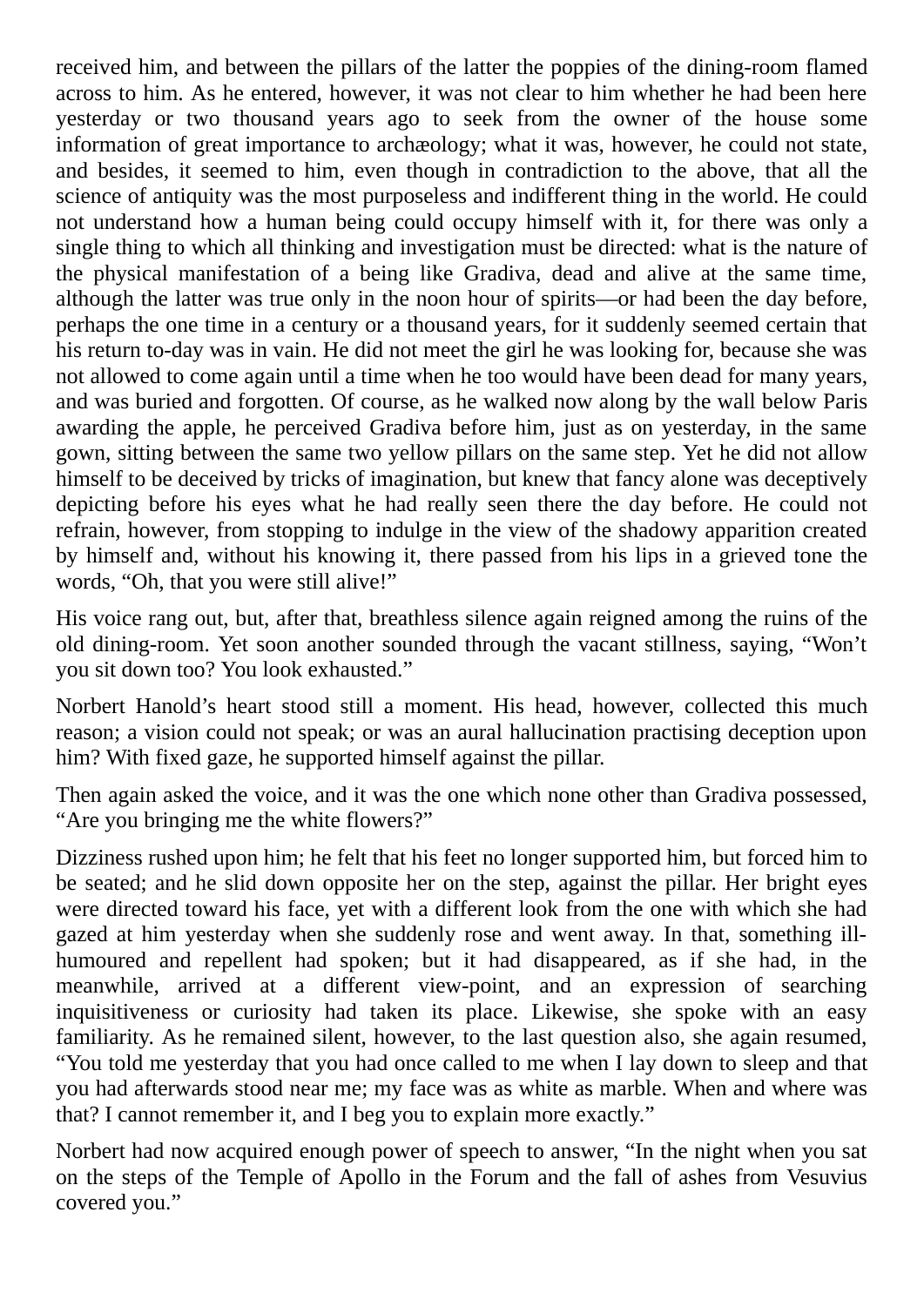received him, and between the pillars of the latter the poppies of the dining-room flamed across to him. As he entered, however, it was not clear to him whether he had been here yesterday or two thousand years ago to seek from the owner of the house some information of great importance to archæology; what it was, however, he could not state, and besides, it seemed to him, even though in contradiction to the above, that all the science of antiquity was the most purposeless and indifferent thing in the world. He could not understand how a human being could occupy himself with it, for there was only a single thing to which all thinking and investigation must be directed: what is the nature of the physical manifestation of a being like Gradiva, dead and alive at the same time, although the latter was true only in the noon hour of spirits—or had been the day before, perhaps the one time in a century or a thousand years, for it suddenly seemed certain that his return to-day was in vain. He did not meet the girl he was looking for, because she was not allowed to come again until a time when he too would have been dead for many years, and was buried and forgotten. Of course, as he walked now along by the wall below Paris awarding the apple, he perceived Gradiva before him, just as on yesterday, in the same gown, sitting between the same two yellow pillars on the same step. Yet he did not allow himself to be deceived by tricks of imagination, but knew that fancy alone was deceptively depicting before his eyes what he had really seen there the day before. He could not refrain, however, from stopping to indulge in the view of the shadowy apparition created by himself and, without his knowing it, there passed from his lips in a grieved tone the words, "Oh, that you were still alive!"

His voice rang out, but, after that, breathless silence again reigned among the ruins of the old dining-room. Yet soon another sounded through the vacant stillness, saying, "Won't you sit down too? You look exhausted."

Norbert Hanold's heart stood still a moment. His head, however, collected this much reason; a vision could not speak; or was an aural hallucination practising deception upon him? With fixed gaze, he supported himself against the pillar.

Then again asked the voice, and it was the one which none other than Gradiva possessed, "Are you bringing me the white flowers?"

Dizziness rushed upon him; he felt that his feet no longer supported him, but forced him to be seated; and he slid down opposite her on the step, against the pillar. Her bright eyes were directed toward his face, yet with a different look from the one with which she had gazed at him yesterday when she suddenly rose and went away. In that, something ill-humoured and repellent had spoken; but it had disappeared, as if she had, in the meanwhile, arrived at a different view-point, and an expression of searching inquisitiveness or curiosity had taken its place. Likewise, she spoke with an easy familiarity. As he remained silent, however, to the last question also, she again resumed, "You told me yesterday that you had once called to me when I lay down to sleep and that you had afterwards stood near me; my face was as white as marble. When and where was that? I cannot remember it, and I beg you to explain more exactly."

Norbert had now acquired enough power of speech to answer, "In the night when you sat on the steps of the Temple of Apollo in the Forum and the fall of ashes from Vesuvius covered you."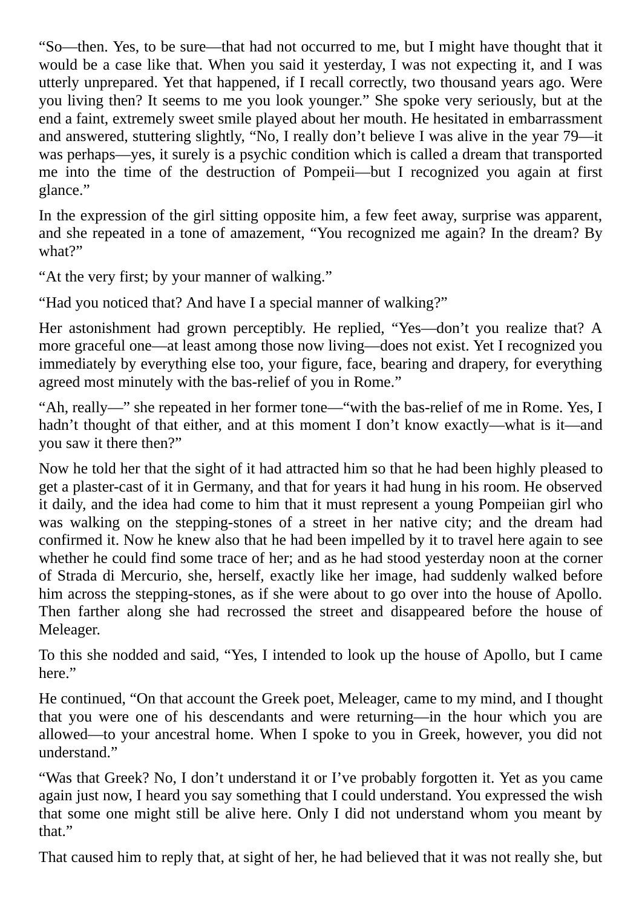"So—then. Yes, to be sure—that had not occurred to me, but I might have thought that it would be a case like that. When you said it yesterday, I was not expecting it, and I was utterly unprepared. Yet that happened, if I recall correctly, two thousand years ago. Were you living then? It seems to me you look younger." She spoke very seriously, but at the end a faint, extremely sweet smile played about her mouth. He hesitated in embarrassment and answered, stuttering slightly, "No, I really don't believe I was alive in the year 79—it was perhaps—yes, it surely is a psychic condition which is called a dream that transported me into the time of the destruction of Pompeii—but I recognized you again at first glance."

In the expression of the girl sitting opposite him, a few feet away, surprise was apparent, and she repeated in a tone of amazement, "You recognized me again? In the dream? By what?"

"At the very first; by your manner of walking."

"Had you noticed that? And have I a special manner of walking?"

Her astonishment had grown perceptibly. He replied, "Yes—don't you realize that? A more graceful one—at least among those now living—does not exist. Yet I recognized you immediately by everything else too, your figure, face, bearing and drapery, for everything agreed most minutely with the bas-relief of you in Rome."

"Ah, really—" she repeated in her former tone—"with the bas-relief of me in Rome. Yes, I hadn't thought of that either, and at this moment I don't know exactly—what is it—and you saw it there then?"

Now he told her that the sight of it had attracted him so that he had been highly pleased to get a plaster-cast of it in Germany, and that for years it had hung in his room. He observed it daily, and the idea had come to him that it must represent a young Pompeiian girl who was walking on the stepping-stones of a street in her native city; and the dream had confirmed it. Now he knew also that he had been impelled by it to travel here again to see whether he could find some trace of her; and as he had stood yesterday noon at the corner of Strada di Mercurio, she, herself, exactly like her image, had suddenly walked before him across the stepping-stones, as if she were about to go over into the house of Apollo. Then farther along she had recrossed the street and disappeared before the house of Meleager.

To this she nodded and said, "Yes, I intended to look up the house of Apollo, but I came here."

He continued, "On that account the Greek poet, Meleager, came to my mind, and I thought that you were one of his descendants and were returning—in the hour which you are allowed—to your ancestral home. When I spoke to you in Greek, however, you did not understand."

"Was that Greek? No, I don't understand it or I've probably forgotten it. Yet as you came again just now, I heard you say something that I could understand. You expressed the wish that some one might still be alive here. Only I did not understand whom you meant by that."

That caused him to reply that, at sight of her, he had believed that it was not really she, but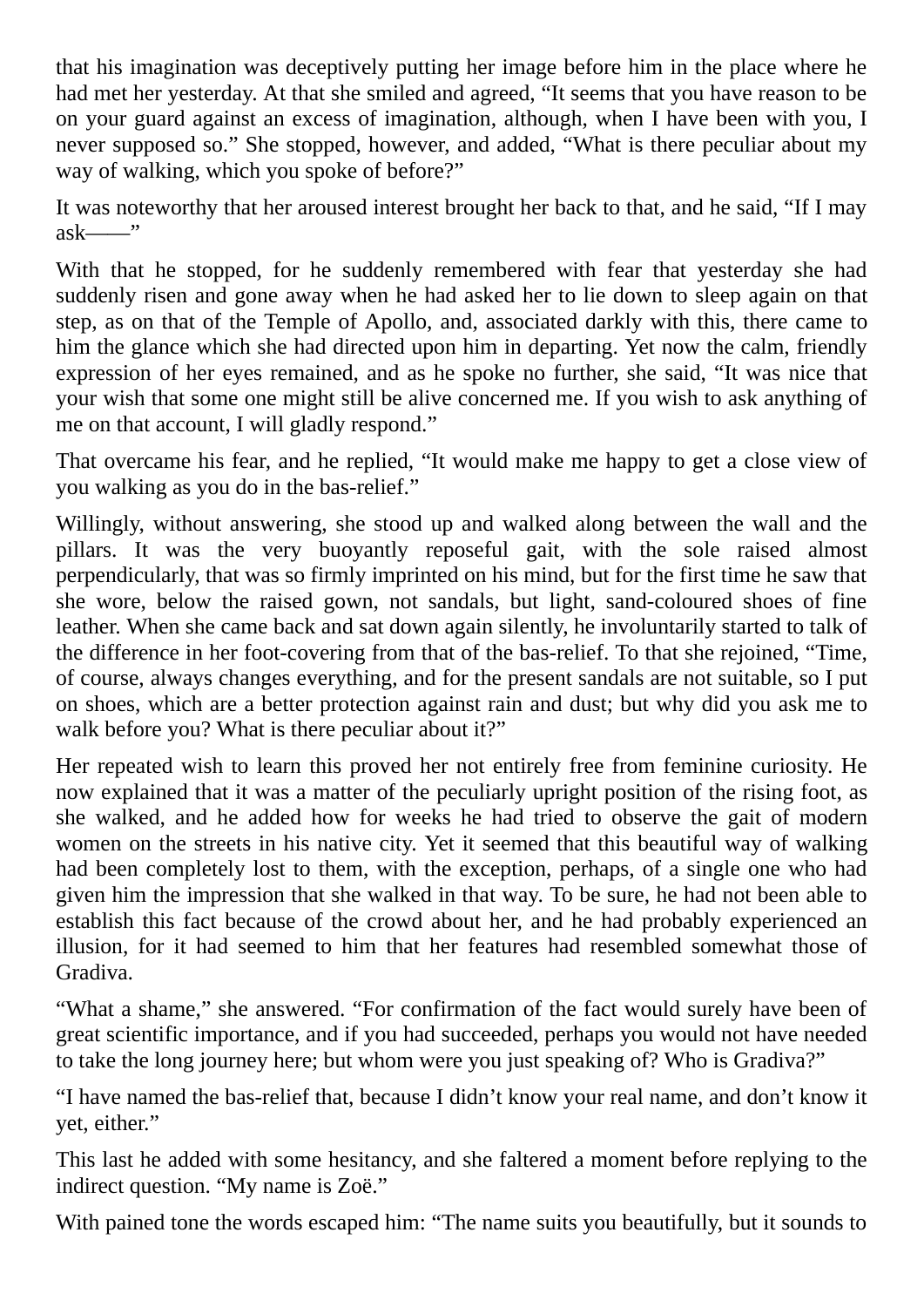that his imagination was deceptively putting her image before him in the place where he had met her yesterday. At that she smiled and agreed, “It seems that you have reason to be on your guard against an excess of imagination, although, when I have been with you, I never supposed so.” She stopped, however, and added, “What is there peculiar about my way of walking, which you spoke of before?”

It was noteworthy that her aroused interest brought her back to that, and he said, “If I may ask——”

With that he stopped, for he suddenly remembered with fear that yesterday she had suddenly risen and gone away when he had asked her to lie down to sleep again on that step, as on that of the Temple of Apollo, and, associated darkly with this, there came to him the glance which she had directed upon him in departing. Yet now the calm, friendly expression of her eyes remained, and as he spoke no further, she said, “It was nice that your wish that some one might still be alive concerned me. If you wish to ask anything of me on that account, I will gladly respond.”

That overcame his fear, and he replied, “It would make me happy to get a close view of you walking as you do in the bas-relief.”

Willingly, without answering, she stood up and walked along between the wall and the pillars. It was the very buoyantly reposeful gait, with the sole raised almost perpendicularly, that was so firmly imprinted on his mind, but for the first time he saw that she wore, below the raised gown, not sandals, but light, sand-coloured shoes of fine leather. When she came back and sat down again silently, he involuntarily started to talk of the difference in her foot-covering from that of the bas-relief. To that she rejoined, “Time, of course, always changes everything, and for the present sandals are not suitable, so I put on shoes, which are a better protection against rain and dust; but why did you ask me to walk before you? What is there peculiar about it?”

Her repeated wish to learn this proved her not entirely free from feminine curiosity. He now explained that it was a matter of the peculiarly upright position of the rising foot, as she walked, and he added how for weeks he had tried to observe the gait of modern women on the streets in his native city. Yet it seemed that this beautiful way of walking had been completely lost to them, with the exception, perhaps, of a single one who had given him the impression that she walked in that way. To be sure, he had not been able to establish this fact because of the crowd about her, and he had probably experienced an illusion, for it had seemed to him that her features had resembled somewhat those of Gradiva.

“What a shame,” she answered. “For confirmation of the fact would surely have been of great scientific importance, and if you had succeeded, perhaps you would not have needed to take the long journey here; but whom were you just speaking of? Who is Gradiva?”

“I have named the bas-relief that, because I didn’t know your real name, and don’t know it yet, either.”

This last he added with some hesitancy, and she faltered a moment before replying to the indirect question. “My name is Zoë.”

With pained tone the words escaped him: “The name suits you beautifully, but it sounds to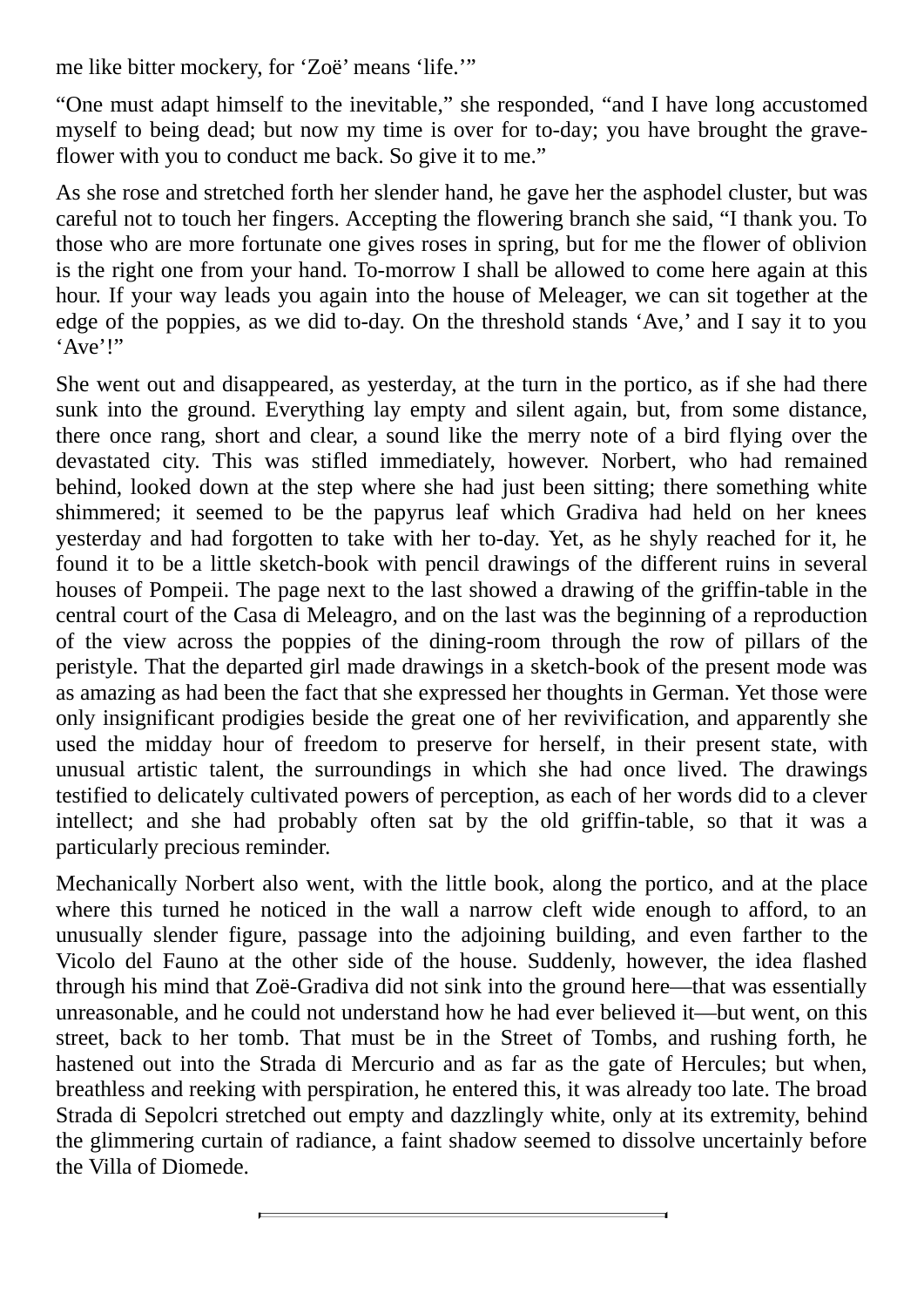me like bitter mockery, for ‘Zoë’ means ‘life.’”

“One must adapt himself to the inevitable,” she responded, “and I have long accustomed myself to being dead; but now my time is over for to-day; you have brought the grave-flower with you to conduct me back. So give it to me.”

As she rose and stretched forth her slender hand, he gave her the asphodel cluster, but was careful not to touch her fingers. Accepting the flowering branch she said, “I thank you. To those who are more fortunate one gives roses in spring, but for me the flower of oblivion is the right one from your hand. To-morrow I shall be allowed to come here again at this hour. If your way leads you again into the house of Meleager, we can sit together at the edge of the poppies, as we did to-day. On the threshold stands ‘Ave,’ and I say it to you ‘Ave’!”

She went out and disappeared, as yesterday, at the turn in the portico, as if she had there sunk into the ground. Everything lay empty and silent again, but, from some distance, there once rang, short and clear, a sound like the merry note of a bird flying over the devastated city. This was stifled immediately, however. Norbert, who had remained behind, looked down at the step where she had just been sitting; there something white shimmered; it seemed to be the papyrus leaf which Gradiva had held on her knees yesterday and had forgotten to take with her to-day. Yet, as he shyly reached for it, he found it to be a little sketch-book with pencil drawings of the different ruins in several houses of Pompeii. The page next to the last showed a drawing of the griffin-table in the central court of the Casa di Meleagro, and on the last was the beginning of a reproduction of the view across the poppies of the dining-room through the row of pillars of the peristyle. That the departed girl made drawings in a sketch-book of the present mode was as amazing as had been the fact that she expressed her thoughts in German. Yet those were only insignificant prodigies beside the great one of her revivification, and apparently she used the midday hour of freedom to preserve for herself, in their present state, with unusual artistic talent, the surroundings in which she had once lived. The drawings testified to delicately cultivated powers of perception, as each of her words did to a clever intellect; and she had probably often sat by the old griffin-table, so that it was a particularly precious reminder.

Mechanically Norbert also went, with the little book, along the portico, and at the place where this turned he noticed in the wall a narrow cleft wide enough to afford, to an unusually slender figure, passage into the adjoining building, and even farther to the Vicolo del Fauno at the other side of the house. Suddenly, however, the idea flashed through his mind that Zoë-Gradiva did not sink into the ground here—that was essentially unreasonable, and he could not understand how he had ever believed it—but went, on this street, back to her tomb. That must be in the Street of Tombs, and rushing forth, he hastened out into the Strada di Mercurio and as far as the gate of Hercules; but when, breathless and reeking with perspiration, he entered this, it was already too late. The broad Strada di Sepolcri stretched out empty and dazzlingly white, only at its extremity, behind the glimmering curtain of radiance, a faint shadow seemed to dissolve uncertainly before the Villa of Diomede.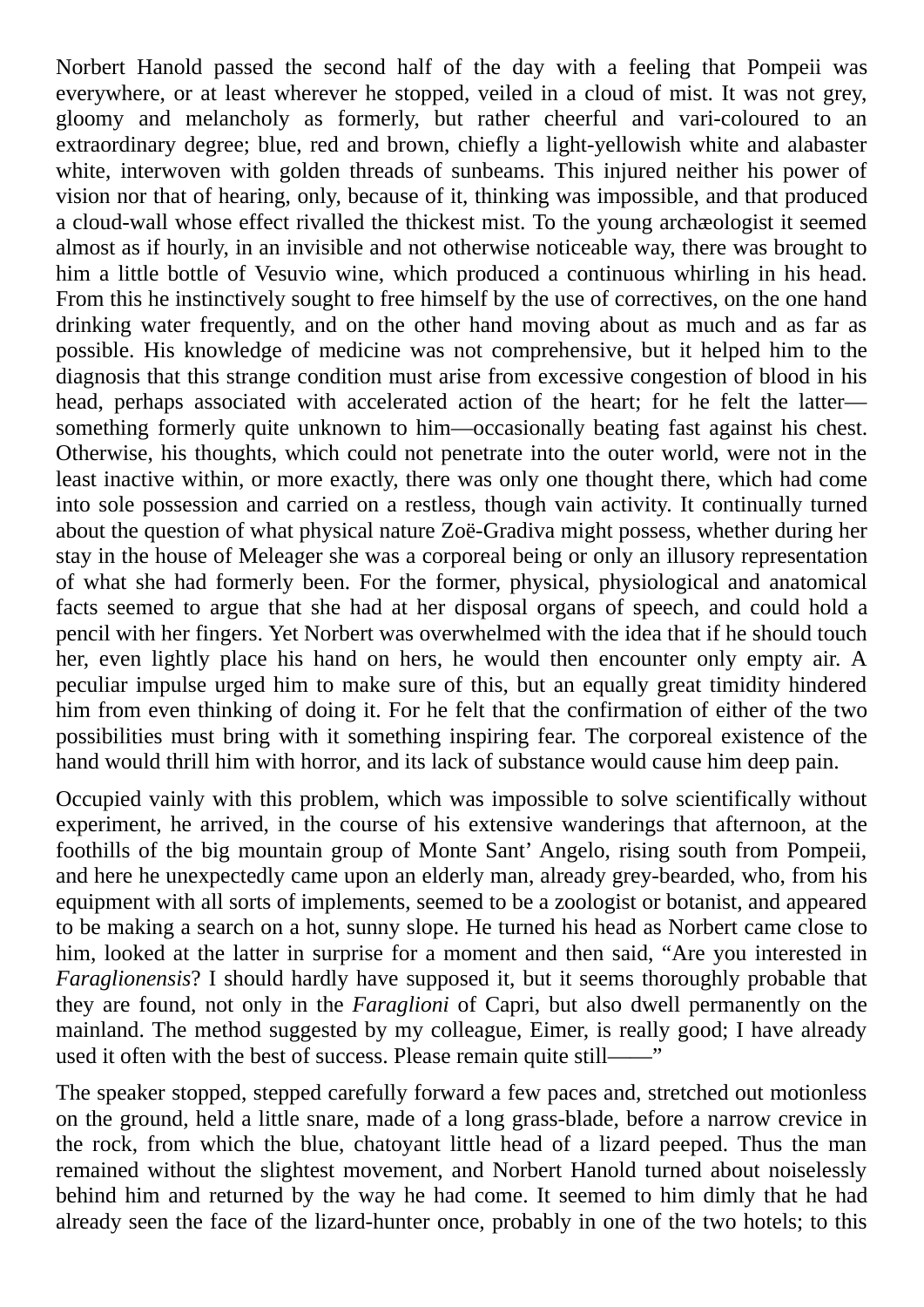Norbert Hanold passed the second half of the day with a feeling that Pompeii was everywhere, or at least wherever he stopped, veiled in a cloud of mist. It was not grey, gloomy and melancholy as formerly, but rather cheerful and vari-coloured to an extraordinary degree; blue, red and brown, chiefly a light-yellowish white and alabaster white, interwoven with golden threads of sunbeams. This injured neither his power of vision nor that of hearing, only, because of it, thinking was impossible, and that produced a cloud-wall whose effect rivalled the thickest mist. To the young archæologist it seemed almost as if hourly, in an invisible and not otherwise noticeable way, there was brought to him a little bottle of Vesuvio wine, which produced a continuous whirling in his head. From this he instinctively sought to free himself by the use of correctives, on the one hand drinking water frequently, and on the other hand moving about as much and as far as possible. His knowledge of medicine was not comprehensive, but it helped him to the diagnosis that this strange condition must arise from excessive congestion of blood in his head, perhaps associated with accelerated action of the heart; for he felt the latter—something formerly quite unknown to him—occasionally beating fast against his chest. Otherwise, his thoughts, which could not penetrate into the outer world, were not in the least inactive within, or more exactly, there was only one thought there, which had come into sole possession and carried on a restless, though vain activity. It continually turned about the question of what physical nature Zoë-Gradiva might possess, whether during her stay in the house of Meleager she was a corporeal being or only an illusory representation of what she had formerly been. For the former, physical, physiological and anatomical facts seemed to argue that she had at her disposal organs of speech, and could hold a pencil with her fingers. Yet Norbert was overwhelmed with the idea that if he should touch her, even lightly place his hand on hers, he would then encounter only empty air. A peculiar impulse urged him to make sure of this, but an equally great timidity hindered him from even thinking of doing it. For he felt that the confirmation of either of the two possibilities must bring with it something inspiring fear. The corporeal existence of the hand would thrill him with horror, and its lack of substance would cause him deep pain.

Occupied vainly with this problem, which was impossible to solve scientifically without experiment, he arrived, in the course of his extensive wanderings that afternoon, at the foothills of the big mountain group of Monte Sant' Angelo, rising south from Pompeii, and here he unexpectedly came upon an elderly man, already grey-bearded, who, from his equipment with all sorts of implements, seemed to be a zoologist or botanist, and appeared to be making a search on a hot, sunny slope. He turned his head as Norbert came close to him, looked at the latter in surprise for a moment and then said, "Are you interested in *Faraglionensis*? I should hardly have supposed it, but it seems thoroughly probable that they are found, not only in the *Faraglioni* of Capri, but also dwell permanently on the mainland. The method suggested by my colleague, Eimer, is really good; I have already used it often with the best of success. Please remain quite still——"

The speaker stopped, stepped carefully forward a few paces and, stretched out motionless on the ground, held a little snare, made of a long grass-blade, before a narrow crevice in the rock, from which the blue, chatoyant little head of a lizard peeped. Thus the man remained without the slightest movement, and Norbert Hanold turned about noiselessly behind him and returned by the way he had come. It seemed to him dimly that he had already seen the face of the lizard-hunter once, probably in one of the two hotels; to this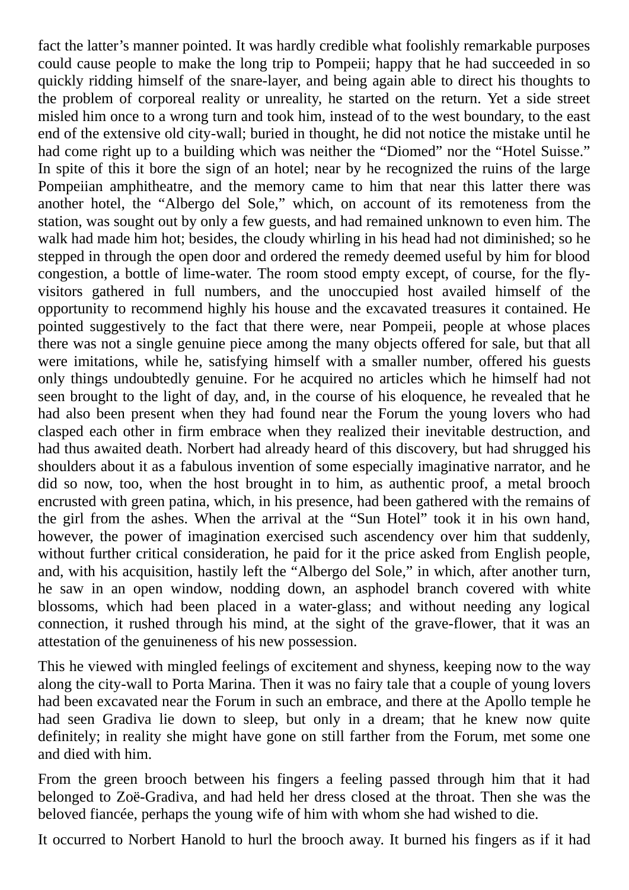fact the latter's manner pointed. It was hardly credible what foolishly remarkable purposes could cause people to make the long trip to Pompeii; happy that he had succeeded in so quickly ridding himself of the snare-layer, and being again able to direct his thoughts to the problem of corporeal reality or unreality, he started on the return. Yet a side street misled him once to a wrong turn and took him, instead of to the west boundary, to the east end of the extensive old city-wall; buried in thought, he did not notice the mistake until he had come right up to a building which was neither the "Diomed" nor the "Hotel Suisse." In spite of this it bore the sign of an hotel; near by he recognized the ruins of the large Pompeiian amphitheatre, and the memory came to him that near this latter there was another hotel, the "Albergo del Sole," which, on account of its remoteness from the station, was sought out by only a few guests, and had remained unknown to even him. The walk had made him hot; besides, the cloudy whirling in his head had not diminished; so he stepped in through the open door and ordered the remedy deemed useful by him for blood congestion, a bottle of lime-water. The room stood empty except, of course, for the fly-visitors gathered in full numbers, and the unoccupied host availed himself of the opportunity to recommend highly his house and the excavated treasures it contained. He pointed suggestively to the fact that there were, near Pompeii, people at whose places there was not a single genuine piece among the many objects offered for sale, but that all were imitations, while he, satisfying himself with a smaller number, offered his guests only things undoubtedly genuine. For he acquired no articles which he himself had not seen brought to the light of day, and, in the course of his eloquence, he revealed that he had also been present when they had found near the Forum the young lovers who had clasped each other in firm embrace when they realized their inevitable destruction, and had thus awaited death. Norbert had already heard of this discovery, but had shrugged his shoulders about it as a fabulous invention of some especially imaginative narrator, and he did so now, too, when the host brought in to him, as authentic proof, a metal brooch encrusted with green patina, which, in his presence, had been gathered with the remains of the girl from the ashes. When the arrival at the "Sun Hotel" took it in his own hand, however, the power of imagination exercised such ascendency over him that suddenly, without further critical consideration, he paid for it the price asked from English people, and, with his acquisition, hastily left the "Albergo del Sole," in which, after another turn, he saw in an open window, nodding down, an asphodel branch covered with white blossoms, which had been placed in a water-glass; and without needing any logical connection, it rushed through his mind, at the sight of the grave-flower, that it was an attestation of the genuineness of his new possession.

This he viewed with mingled feelings of excitement and shyness, keeping now to the way along the city-wall to Porta Marina. Then it was no fairy tale that a couple of young lovers had been excavated near the Forum in such an embrace, and there at the Apollo temple he had seen Gradiva lie down to sleep, but only in a dream; that he knew now quite definitely; in reality she might have gone on still farther from the Forum, met some one and died with him.

From the green brooch between his fingers a feeling passed through him that it had belonged to Zoë-Gradiva, and had held her dress closed at the throat. Then she was the beloved fiancée, perhaps the young wife of him with whom she had wished to die.

It occurred to Norbert Hanold to hurl the brooch away. It burned his fingers as if it had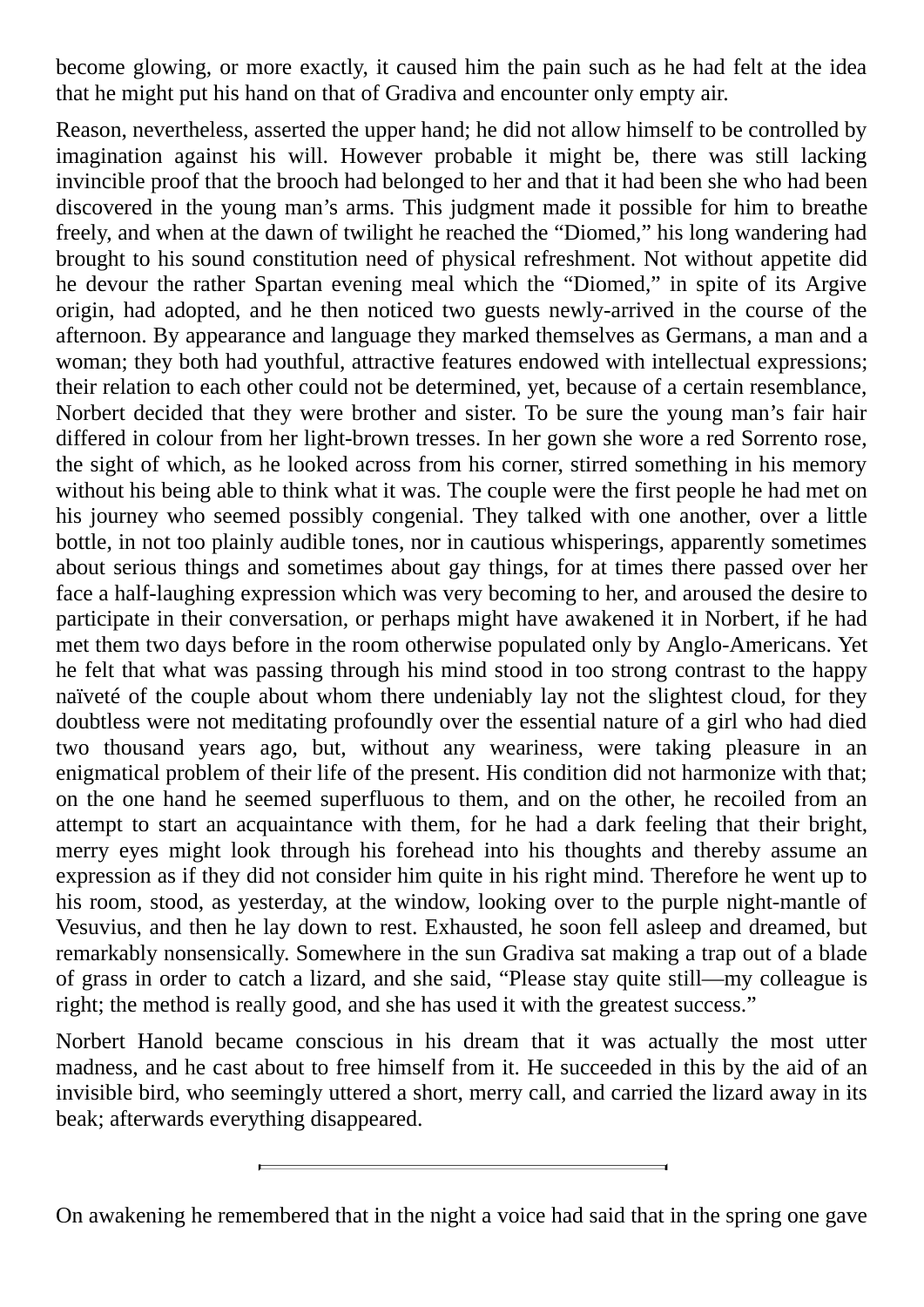become glowing, or more exactly, it caused him the pain such as he had felt at the idea that he might put his hand on that of Gradiva and encounter only empty air.

Reason, nevertheless, asserted the upper hand; he did not allow himself to be controlled by imagination against his will. However probable it might be, there was still lacking invincible proof that the brooch had belonged to her and that it had been she who had been discovered in the young man's arms. This judgment made it possible for him to breathe freely, and when at the dawn of twilight he reached the "Diomed," his long wandering had brought to his sound constitution need of physical refreshment. Not without appetite did he devour the rather Spartan evening meal which the "Diomed," in spite of its Argive origin, had adopted, and he then noticed two guests newly-arrived in the course of the afternoon. By appearance and language they marked themselves as Germans, a man and a woman; they both had youthful, attractive features endowed with intellectual expressions; their relation to each other could not be determined, yet, because of a certain resemblance, Norbert decided that they were brother and sister. To be sure the young man's fair hair differed in colour from her light-brown tresses. In her gown she wore a red Sorrento rose, the sight of which, as he looked across from his corner, stirred something in his memory without his being able to think what it was. The couple were the first people he had met on his journey who seemed possibly congenial. They talked with one another, over a little bottle, in not too plainly audible tones, nor in cautious whisperings, apparently sometimes about serious things and sometimes about gay things, for at times there passed over her face a half-laughing expression which was very becoming to her, and aroused the desire to participate in their conversation, or perhaps might have awakened it in Norbert, if he had met them two days before in the room otherwise populated only by Anglo-Americans. Yet he felt that what was passing through his mind stood in too strong contrast to the happy naïveté of the couple about whom there undeniably lay not the slightest cloud, for they doubtless were not meditating profoundly over the essential nature of a girl who had died two thousand years ago, but, without any weariness, were taking pleasure in an enigmatical problem of their life of the present. His condition did not harmonize with that; on the one hand he seemed superfluous to them, and on the other, he recoiled from an attempt to start an acquaintance with them, for he had a dark feeling that their bright, merry eyes might look through his forehead into his thoughts and thereby assume an expression as if they did not consider him quite in his right mind. Therefore he went up to his room, stood, as yesterday, at the window, looking over to the purple night-mantle of Vesuvius, and then he lay down to rest. Exhausted, he soon fell asleep and dreamed, but remarkably nonsensically. Somewhere in the sun Gradiva sat making a trap out of a blade of grass in order to catch a lizard, and she said, "Please stay quite still—my colleague is right; the method is really good, and she has used it with the greatest success."

Norbert Hanold became conscious in his dream that it was actually the most utter madness, and he cast about to free himself from it. He succeeded in this by the aid of an invisible bird, who seemingly uttered a short, merry call, and carried the lizard away in its beak; afterwards everything disappeared.

---

On awakening he remembered that in the night a voice had said that in the spring one gave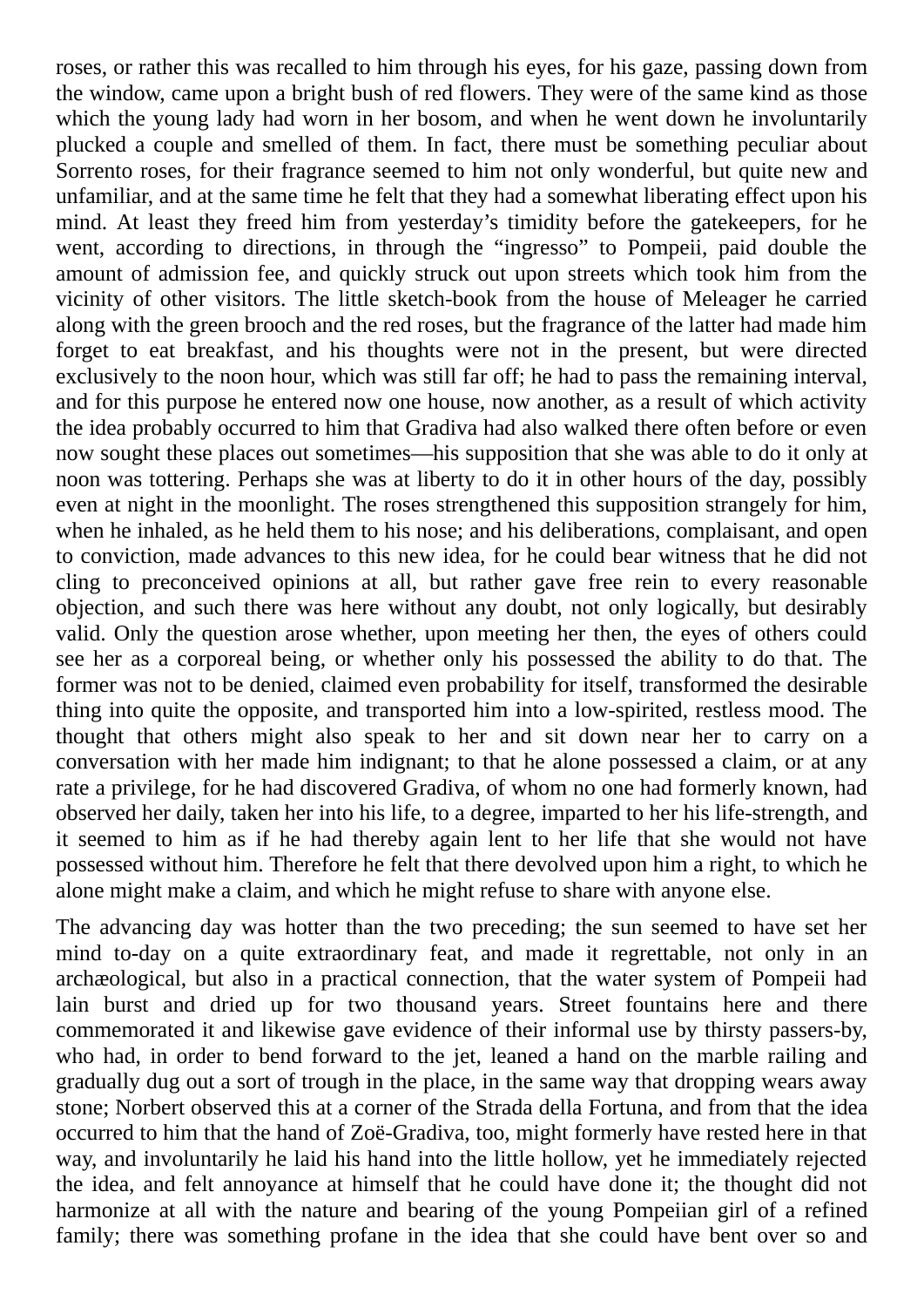roses, or rather this was recalled to him through his eyes, for his gaze, passing down from the window, came upon a bright bush of red flowers. They were of the same kind as those which the young lady had worn in her bosom, and when he went down he involuntarily plucked a couple and smelled of them. In fact, there must be something peculiar about Sorrento roses, for their fragrance seemed to him not only wonderful, but quite new and unfamiliar, and at the same time he felt that they had a somewhat liberating effect upon his mind. At least they freed him from yesterday's timidity before the gatekeepers, for he went, according to directions, in through the "ingresso" to Pompeii, paid double the amount of admission fee, and quickly struck out upon streets which took him from the vicinity of other visitors. The little sketch-book from the house of Meleager he carried along with the green brooch and the red roses, but the fragrance of the latter had made him forget to eat breakfast, and his thoughts were not in the present, but were directed exclusively to the noon hour, which was still far off; he had to pass the remaining interval, and for this purpose he entered now one house, now another, as a result of which activity the idea probably occurred to him that Gradiva had also walked there often before or even now sought these places out sometimes—his supposition that she was able to do it only at noon was tottering. Perhaps she was at liberty to do it in other hours of the day, possibly even at night in the moonlight. The roses strengthened this supposition strangely for him, when he inhaled, as he held them to his nose; and his deliberations, complaisant, and open to conviction, made advances to this new idea, for he could bear witness that he did not cling to preconceived opinions at all, but rather gave free rein to every reasonable objection, and such there was here without any doubt, not only logically, but desirably valid. Only the question arose whether, upon meeting her then, the eyes of others could see her as a corporeal being, or whether only his possessed the ability to do that. The former was not to be denied, claimed even probability for itself, transformed the desirable thing into quite the opposite, and transported him into a low-spirited, restless mood. The thought that others might also speak to her and sit down near her to carry on a conversation with her made him indignant; to that he alone possessed a claim, or at any rate a privilege, for he had discovered Gradiva, of whom no one had formerly known, had observed her daily, taken her into his life, to a degree, imparted to her his life-strength, and it seemed to him as if he had thereby again lent to her life that she would not have possessed without him. Therefore he felt that there devolved upon him a right, to which he alone might make a claim, and which he might refuse to share with anyone else.

The advancing day was hotter than the two preceding; the sun seemed to have set her mind to-day on a quite extraordinary feat, and made it regrettable, not only in an archæological, but also in a practical connection, that the water system of Pompeii had lain burst and dried up for two thousand years. Street fountains here and there commemorated it and likewise gave evidence of their informal use by thirsty passers-by, who had, in order to bend forward to the jet, leaned a hand on the marble railing and gradually dug out a sort of trough in the place, in the same way that dropping wears away stone; Norbert observed this at a corner of the Strada della Fortuna, and from that the idea occurred to him that the hand of Zoë-Gradiva, too, might formerly have rested here in that way, and involuntarily he laid his hand into the little hollow, yet he immediately rejected the idea, and felt annoyance at himself that he could have done it; the thought did not harmonize at all with the nature and bearing of the young Pompeiian girl of a refined family; there was something profane in the idea that she could have bent over so and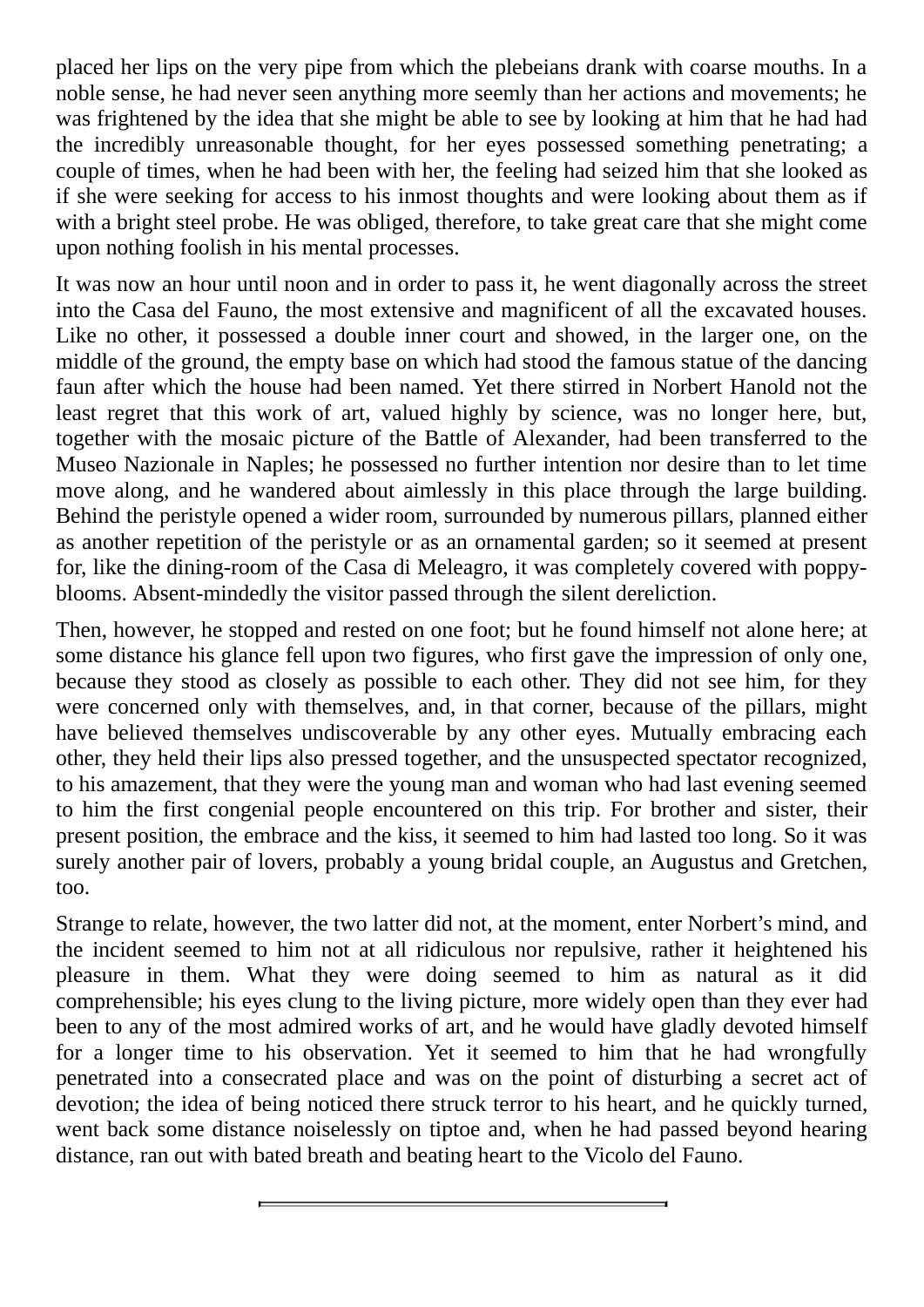placed her lips on the very pipe from which the plebeians drank with coarse mouths. In a noble sense, he had never seen anything more seemly than her actions and movements; he was frightened by the idea that she might be able to see by looking at him that he had had the incredibly unreasonable thought, for her eyes possessed something penetrating; a couple of times, when he had been with her, the feeling had seized him that she looked as if she were seeking for access to his inmost thoughts and were looking about them as if with a bright steel probe. He was obliged, therefore, to take great care that she might come upon nothing foolish in his mental processes.

It was now an hour until noon and in order to pass it, he went diagonally across the street into the Casa del Fauno, the most extensive and magnificent of all the excavated houses. Like no other, it possessed a double inner court and showed, in the larger one, on the middle of the ground, the empty base on which had stood the famous statue of the dancing faun after which the house had been named. Yet there stirred in Norbert Hanold not the least regret that this work of art, valued highly by science, was no longer here, but, together with the mosaic picture of the Battle of Alexander, had been transferred to the Museo Nazionale in Naples; he possessed no further intention nor desire than to let time move along, and he wandered about aimlessly in this place through the large building. Behind the peristyle opened a wider room, surrounded by numerous pillars, planned either as another repetition of the peristyle or as an ornamental garden; so it seemed at present for, like the dining-room of the Casa di Meleagro, it was completely covered with poppy-blooms. Absent-mindedly the visitor passed through the silent dereliction.

Then, however, he stopped and rested on one foot; but he found himself not alone here; at some distance his glance fell upon two figures, who first gave the impression of only one, because they stood as closely as possible to each other. They did not see him, for they were concerned only with themselves, and, in that corner, because of the pillars, might have believed themselves undiscoverable by any other eyes. Mutually embracing each other, they held their lips also pressed together, and the unsuspected spectator recognized, to his amazement, that they were the young man and woman who had last evening seemed to him the first congenial people encountered on this trip. For brother and sister, their present position, the embrace and the kiss, it seemed to him had lasted too long. So it was surely another pair of lovers, probably a young bridal couple, an Augustus and Gretchen, too.

Strange to relate, however, the two latter did not, at the moment, enter Norbert's mind, and the incident seemed to him not at all ridiculous nor repulsive, rather it heightened his pleasure in them. What they were doing seemed to him as natural as it did comprehensible; his eyes clung to the living picture, more widely open than they ever had been to any of the most admired works of art, and he would have gladly devoted himself for a longer time to his observation. Yet it seemed to him that he had wrongfully penetrated into a consecrated place and was on the point of disturbing a secret act of devotion; the idea of being noticed there struck terror to his heart, and he quickly turned, went back some distance noiselessly on tiptoe and, when he had passed beyond hearing distance, ran out with bated breath and beating heart to the Vicolo del Fauno.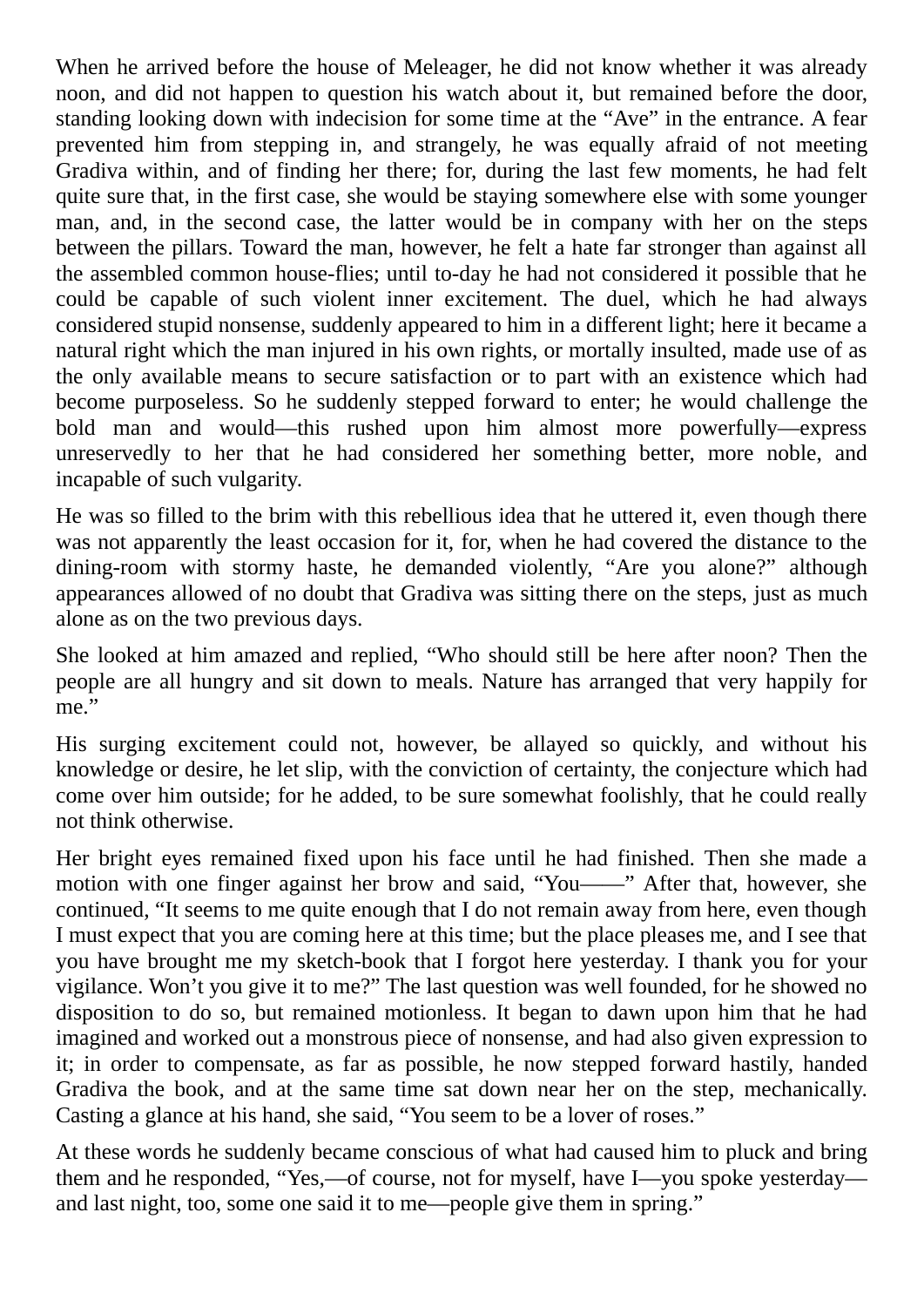When he arrived before the house of Meleager, he did not know whether it was already noon, and did not happen to question his watch about it, but remained before the door, standing looking down with indecision for some time at the "Ave" in the entrance. A fear prevented him from stepping in, and strangely, he was equally afraid of not meeting Gradiva within, and of finding her there; for, during the last few moments, he had felt quite sure that, in the first case, she would be staying somewhere else with some younger man, and, in the second case, the latter would be in company with her on the steps between the pillars. Toward the man, however, he felt a hate far stronger than against all the assembled common house-flies; until to-day he had not considered it possible that he could be capable of such violent inner excitement. The duel, which he had always considered stupid nonsense, suddenly appeared to him in a different light; here it became a natural right which the man injured in his own rights, or mortally insulted, made use of as the only available means to secure satisfaction or to part with an existence which had become purposeless. So he suddenly stepped forward to enter; he would challenge the bold man and would—this rushed upon him almost more powerfully—express unreservedly to her that he had considered her something better, more noble, and incapable of such vulgarity.

He was so filled to the brim with this rebellious idea that he uttered it, even though there was not apparently the least occasion for it, for, when he had covered the distance to the dining-room with stormy haste, he demanded violently, "Are you alone?" although appearances allowed of no doubt that Gradiva was sitting there on the steps, just as much alone as on the two previous days.

She looked at him amazed and replied, "Who should still be here after noon? Then the people are all hungry and sit down to meals. Nature has arranged that very happily for me."

His surging excitement could not, however, be allayed so quickly, and without his knowledge or desire, he let slip, with the conviction of certainty, the conjecture which had come over him outside; for he added, to be sure somewhat foolishly, that he could really not think otherwise.

Her bright eyes remained fixed upon his face until he had finished. Then she made a motion with one finger against her brow and said, "You——" After that, however, she continued, "It seems to me quite enough that I do not remain away from here, even though I must expect that you are coming here at this time; but the place pleases me, and I see that you have brought me my sketch-book that I forgot here yesterday. I thank you for your vigilance. Won't you give it to me?" The last question was well founded, for he showed no disposition to do so, but remained motionless. It began to dawn upon him that he had imagined and worked out a monstrous piece of nonsense, and had also given expression to it; in order to compensate, as far as possible, he now stepped forward hastily, handed Gradiva the book, and at the same time sat down near her on the step, mechanically. Casting a glance at his hand, she said, "You seem to be a lover of roses."

At these words he suddenly became conscious of what had caused him to pluck and bring them and he responded, "Yes,—of course, not for myself, have I—you spoke yesterday—and last night, too, some one said it to me—people give them in spring."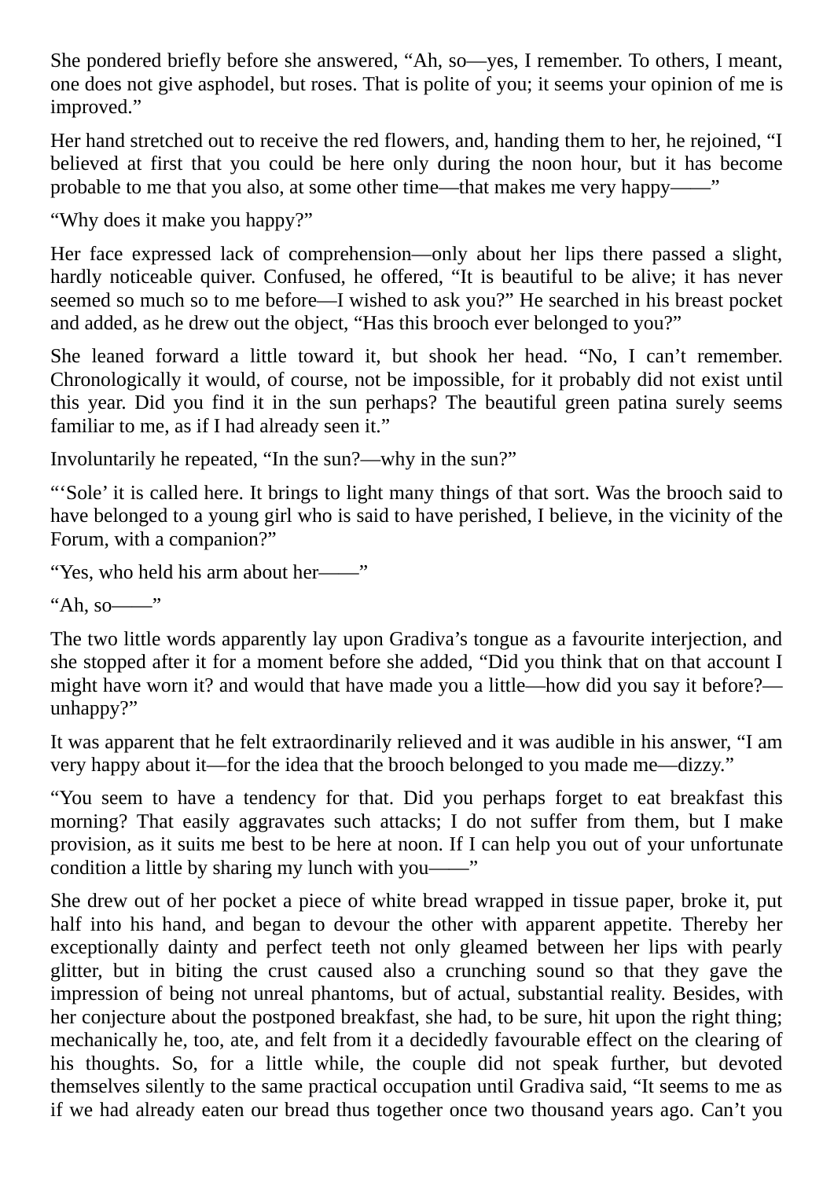She pondered briefly before she answered, “Ah, so—yes, I remember. To others, I meant, one does not give asphodel, but roses. That is polite of you; it seems your opinion of me is improved.”

Her hand stretched out to receive the red flowers, and, handing them to her, he rejoined, “I believed at first that you could be here only during the noon hour, but it has become probable to me that you also, at some other time—that makes me very happy——”

“Why does it make you happy?”

Her face expressed lack of comprehension—only about her lips there passed a slight, hardly noticeable quiver. Confused, he offered, “It is beautiful to be alive; it has never seemed so much so to me before—I wished to ask you?” He searched in his breast pocket and added, as he drew out the object, “Has this brooch ever belonged to you?”

She leaned forward a little toward it, but shook her head. “No, I can’t remember. Chronologically it would, of course, not be impossible, for it probably did not exist until this year. Did you find it in the sun perhaps? The beautiful green patina surely seems familiar to me, as if I had already seen it.”

Involuntarily he repeated, “In the sun?—why in the sun?”

“‘Sole’ it is called here. It brings to light many things of that sort. Was the brooch said to have belonged to a young girl who is said to have perished, I believe, in the vicinity of the Forum, with a companion?”

“Yes, who held his arm about her——”

“Ah, so——”

The two little words apparently lay upon Gradiva’s tongue as a favourite interjection, and she stopped after it for a moment before she added, “Did you think that on that account I might have worn it? and would that have made you a little—how did you say it before?—unhappy?”

It was apparent that he felt extraordinarily relieved and it was audible in his answer, “I am very happy about it—for the idea that the brooch belonged to you made me—dizzy.”

“You seem to have a tendency for that. Did you perhaps forget to eat breakfast this morning? That easily aggravates such attacks; I do not suffer from them, but I make provision, as it suits me best to be here at noon. If I can help you out of your unfortunate condition a little by sharing my lunch with you——”

She drew out of her pocket a piece of white bread wrapped in tissue paper, broke it, put half into his hand, and began to devour the other with apparent appetite. Thereby her exceptionally dainty and perfect teeth not only gleamed between her lips with pearly glitter, but in biting the crust caused also a crunching sound so that they gave the impression of being not unreal phantoms, but of actual, substantial reality. Besides, with her conjecture about the postponed breakfast, she had, to be sure, hit upon the right thing; mechanically he, too, ate, and felt from it a decidedly favourable effect on the clearing of his thoughts. So, for a little while, the couple did not speak further, but devoted themselves silently to the same practical occupation until Gradiva said, “It seems to me as if we had already eaten our bread thus together once two thousand years ago. Can’t you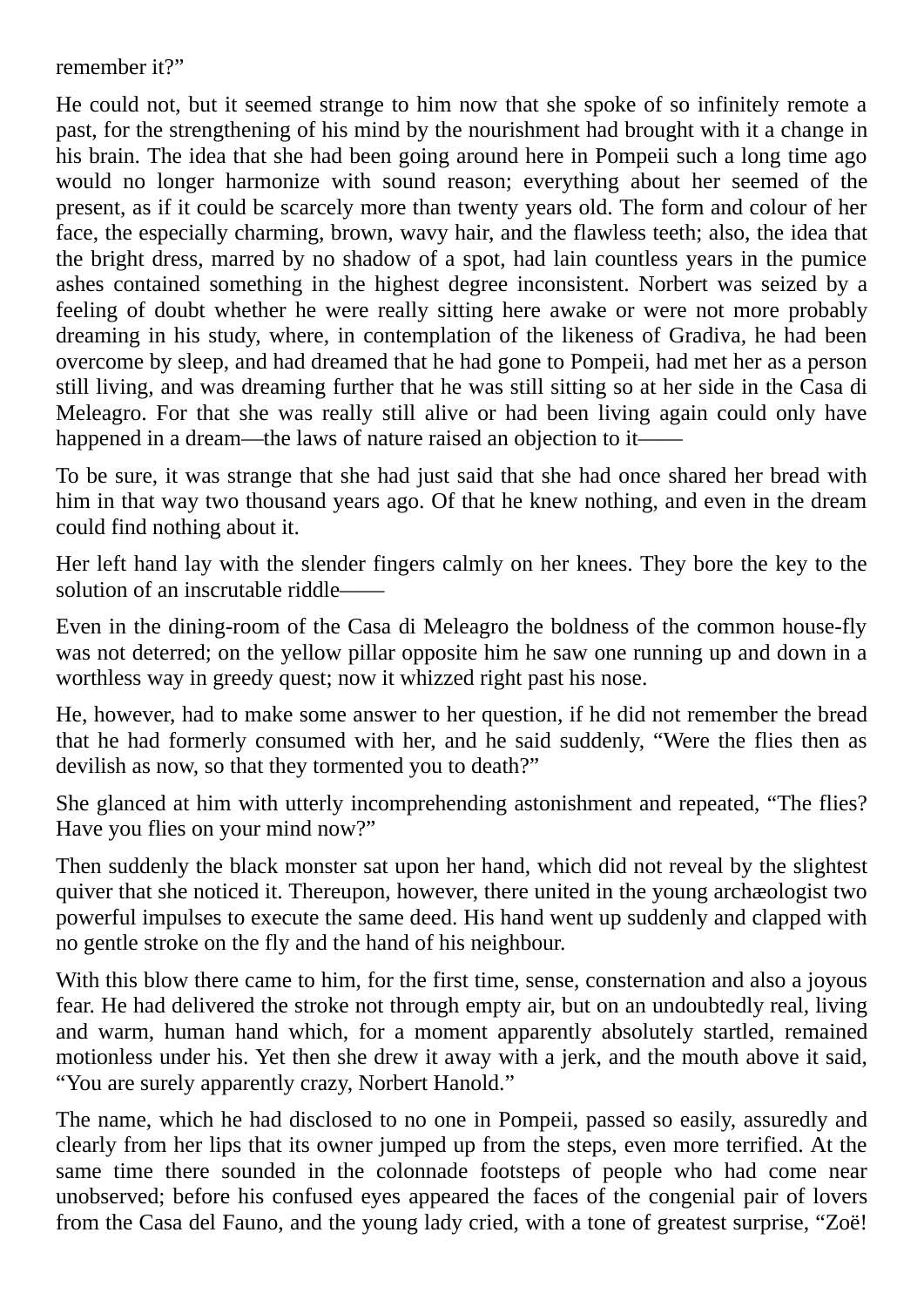remember it?”

He could not, but it seemed strange to him now that she spoke of so infinitely remote a past, for the strengthening of his mind by the nourishment had brought with it a change in his brain. The idea that she had been going around here in Pompeii such a long time ago would no longer harmonize with sound reason; everything about her seemed of the present, as if it could be scarcely more than twenty years old. The form and colour of her face, the especially charming, brown, wavy hair, and the flawless teeth; also, the idea that the bright dress, marred by no shadow of a spot, had lain countless years in the pumice ashes contained something in the highest degree inconsistent. Norbert was seized by a feeling of doubt whether he were really sitting here awake or were not more probably dreaming in his study, where, in contemplation of the likeness of Gradiva, he had been overcome by sleep, and had dreamed that he had gone to Pompeii, had met her as a person still living, and was dreaming further that he was still sitting so at her side in the Casa di Meleagro. For that she was really still alive or had been living again could only have happened in a dream—the laws of nature raised an objection to it——

To be sure, it was strange that she had just said that she had once shared her bread with him in that way two thousand years ago. Of that he knew nothing, and even in the dream could find nothing about it.

Her left hand lay with the slender fingers calmly on her knees. They bore the key to the solution of an inscrutable riddle——

Even in the dining-room of the Casa di Meleagro the boldness of the common house-fly was not deterred; on the yellow pillar opposite him he saw one running up and down in a worthless way in greedy quest; now it whizzed right past his nose.

He, however, had to make some answer to her question, if he did not remember the bread that he had formerly consumed with her, and he said suddenly, “Were the flies then as devilish as now, so that they tormented you to death?”

She glanced at him with utterly incomprehending astonishment and repeated, “The flies? Have you flies on your mind now?”

Then suddenly the black monster sat upon her hand, which did not reveal by the slightest quiver that she noticed it. Thereupon, however, there united in the young archæologist two powerful impulses to execute the same deed. His hand went up suddenly and clapped with no gentle stroke on the fly and the hand of his neighbour.

With this blow there came to him, for the first time, sense, consternation and also a joyous fear. He had delivered the stroke not through empty air, but on an undoubtedly real, living and warm, human hand which, for a moment apparently absolutely startled, remained motionless under his. Yet then she drew it away with a jerk, and the mouth above it said, “You are surely apparently crazy, Norbert Hanold.”

The name, which he had disclosed to no one in Pompeii, passed so easily, assuredly and clearly from her lips that its owner jumped up from the steps, even more terrified. At the same time there sounded in the colonnade footsteps of people who had come near unobserved; before his confused eyes appeared the faces of the congenial pair of lovers from the Casa del Fauno, and the young lady cried, with a tone of greatest surprise, “Zoë!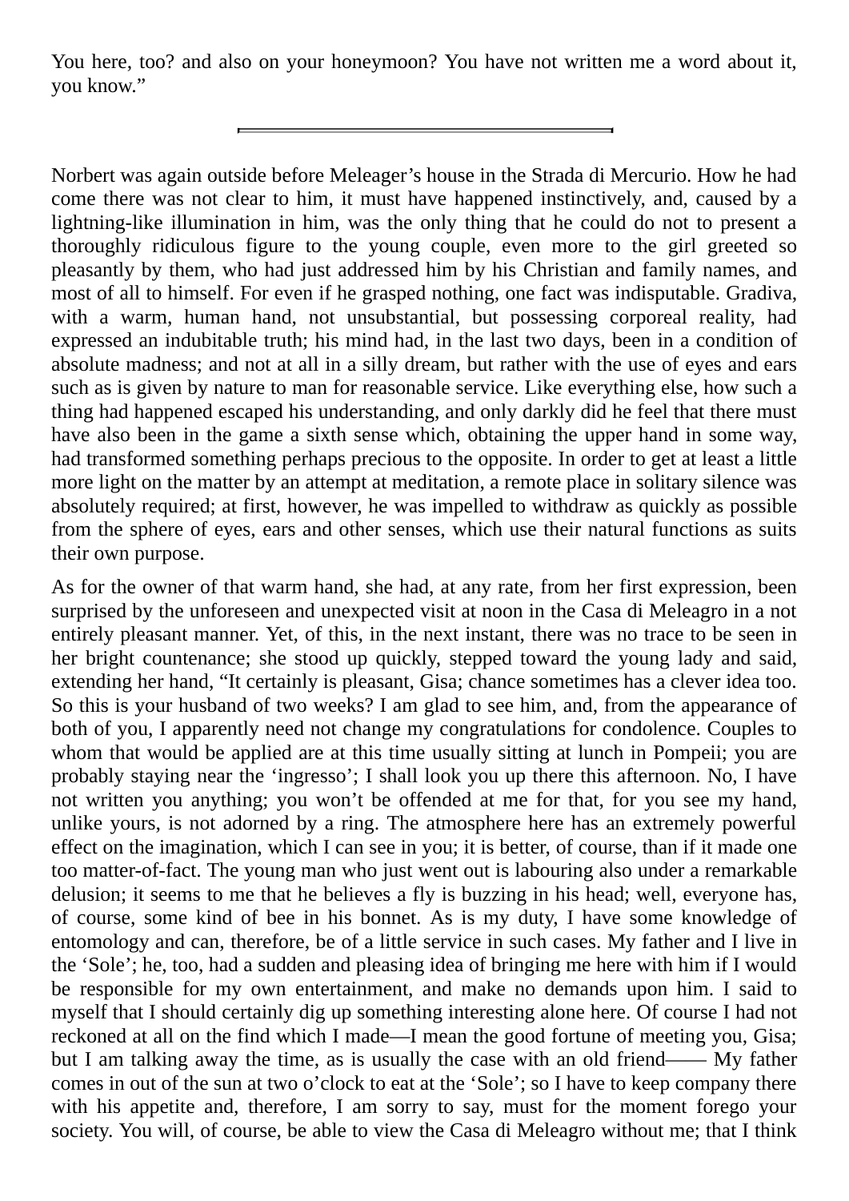You here, too? and also on your honeymoon? You have not written me a word about it, you know."

---

Norbert was again outside before Meleager's house in the Strada di Mercurio. How he had come there was not clear to him, it must have happened instinctively, and, caused by a lightning-like illumination in him, was the only thing that he could do not to present a thoroughly ridiculous figure to the young couple, even more to the girl greeted so pleasantly by them, who had just addressed him by his Christian and family names, and most of all to himself. For even if he grasped nothing, one fact was indisputable. Gradiva, with a warm, human hand, not unsubstantial, but possessing corporeal reality, had expressed an indubitable truth; his mind had, in the last two days, been in a condition of absolute madness; and not at all in a silly dream, but rather with the use of eyes and ears such as is given by nature to man for reasonable service. Like everything else, how such a thing had happened escaped his understanding, and only darkly did he feel that there must have also been in the game a sixth sense which, obtaining the upper hand in some way, had transformed something perhaps precious to the opposite. In order to get at least a little more light on the matter by an attempt at meditation, a remote place in solitary silence was absolutely required; at first, however, he was impelled to withdraw as quickly as possible from the sphere of eyes, ears and other senses, which use their natural functions as suits their own purpose.

As for the owner of that warm hand, she had, at any rate, from her first expression, been surprised by the unforeseen and unexpected visit at noon in the Casa di Meleagro in a not entirely pleasant manner. Yet, of this, in the next instant, there was no trace to be seen in her bright countenance; she stood up quickly, stepped toward the young lady and said, extending her hand, "It certainly is pleasant, Gisa; chance sometimes has a clever idea too. So this is your husband of two weeks? I am glad to see him, and, from the appearance of both of you, I apparently need not change my congratulations for condolence. Couples to whom that would be applied are at this time usually sitting at lunch in Pompeii; you are probably staying near the 'ingresso'; I shall look you up there this afternoon. No, I have not written you anything; you won't be offended at me for that, for you see my hand, unlike yours, is not adorned by a ring. The atmosphere here has an extremely powerful effect on the imagination, which I can see in you; it is better, of course, than if it made one too matter-of-fact. The young man who just went out is labouring also under a remarkable delusion; it seems to me that he believes a fly is buzzing in his head; well, everyone has, of course, some kind of bee in his bonnet. As is my duty, I have some knowledge of entomology and can, therefore, be of a little service in such cases. My father and I live in the 'Sole'; he, too, had a sudden and pleasing idea of bringing me here with him if I would be responsible for my own entertainment, and make no demands upon him. I said to myself that I should certainly dig up something interesting alone here. Of course I had not reckoned at all on the find which I made—I mean the good fortune of meeting you, Gisa; but I am talking away the time, as is usually the case with an old friend—— My father comes in out of the sun at two o'clock to eat at the 'Sole'; so I have to keep company there with his appetite and, therefore, I am sorry to say, must for the moment forego your society. You will, of course, be able to view the Casa di Meleagro without me; that I think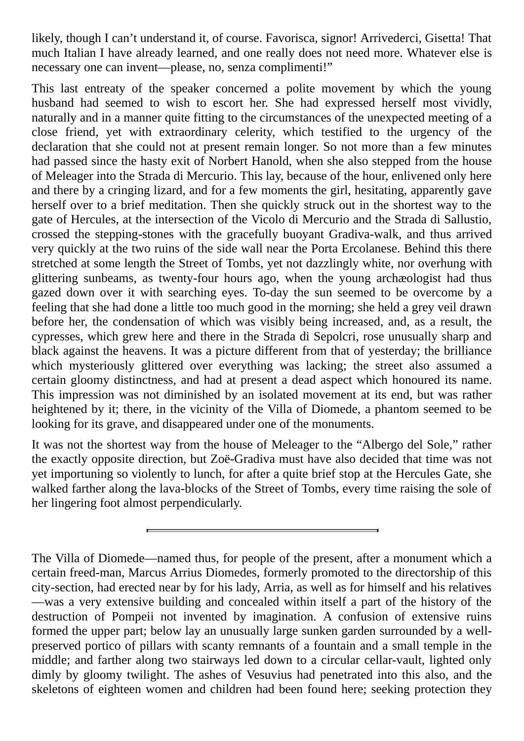likely, though I can’t understand it, of course. Favorisca, signor! Arrivederci, Gisetta! That much Italian I have already learned, and one really does not need more. Whatever else is necessary one can invent—please, no, senza complimenti!”

This last entreaty of the speaker concerned a polite movement by which the young husband had seemed to wish to escort her. She had expressed herself most vividly, naturally and in a manner quite fitting to the circumstances of the unexpected meeting of a close friend, yet with extraordinary celerity, which testified to the urgency of the declaration that she could not at present remain longer. So not more than a few minutes had passed since the hasty exit of Norbert Hanold, when she also stepped from the house of Meleager into the Strada di Mercurio. This lay, because of the hour, enlivened only here and there by a cringing lizard, and for a few moments the girl, hesitating, apparently gave herself over to a brief meditation. Then she quickly struck out in the shortest way to the gate of Hercules, at the intersection of the Vicolo di Mercurio and the Strada di Sallustio, crossed the stepping-stones with the gracefully buoyant Gradiva-walk, and thus arrived very quickly at the two ruins of the side wall near the Porta Ercolanese. Behind this there stretched at some length the Street of Tombs, yet not dazzlingly white, nor overhung with glittering sunbeams, as twenty-four hours ago, when the young archæologist had thus gazed down over it with searching eyes. To-day the sun seemed to be overcome by a feeling that she had done a little too much good in the morning; she held a grey veil drawn before her, the condensation of which was visibly being increased, and, as a result, the cypresses, which grew here and there in the Strada di Sepolcri, rose unusually sharp and black against the heavens. It was a picture different from that of yesterday; the brilliance which mysteriously glittered over everything was lacking; the street also assumed a certain gloomy distinctness, and had at present a dead aspect which honoured its name. This impression was not diminished by an isolated movement at its end, but was rather heightened by it; there, in the vicinity of the Villa of Diomede, a phantom seemed to be looking for its grave, and disappeared under one of the monuments.

It was not the shortest way from the house of Meleager to the “Albergo del Sole,” rather the exactly opposite direction, but Zoë-Gradiva must have also decided that time was not yet importuning so violently to lunch, for after a quite brief stop at the Hercules Gate, she walked farther along the lava-blocks of the Street of Tombs, every time raising the sole of her lingering foot almost perpendicularly.

---

The Villa of Diomede—named thus, for people of the present, after a monument which a certain freed-man, Marcus Arrius Diomedes, formerly promoted to the directorship of this city-section, had erected near by for his lady, Arria, as well as for himself and his relatives—was a very extensive building and concealed within itself a part of the history of the destruction of Pompeii not invented by imagination. A confusion of extensive ruins formed the upper part; below lay an unusually large sunken garden surrounded by a well-preserved portico of pillars with scanty remnants of a fountain and a small temple in the middle; and farther along two stairways led down to a circular cellar-vault, lighted only dimly by gloomy twilight. The ashes of Vesuvius had penetrated into this also, and the skeletons of eighteen women and children had been found here; seeking protection they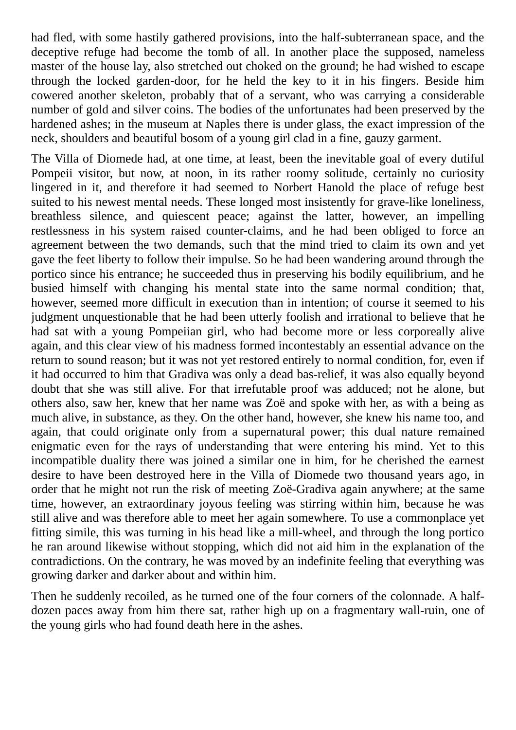had fled, with some hastily gathered provisions, into the half-subterranean space, and the deceptive refuge had become the tomb of all. In another place the supposed, nameless master of the house lay, also stretched out choked on the ground; he had wished to escape through the locked garden-door, for he held the key to it in his fingers. Beside him cowered another skeleton, probably that of a servant, who was carrying a considerable number of gold and silver coins. The bodies of the unfortunates had been preserved by the hardened ashes; in the museum at Naples there is under glass, the exact impression of the neck, shoulders and beautiful bosom of a young girl clad in a fine, gauzy garment.

The Villa of Diomede had, at one time, at least, been the inevitable goal of every dutiful Pompeii visitor, but now, at noon, in its rather roomy solitude, certainly no curiosity lingered in it, and therefore it had seemed to Norbert Hanold the place of refuge best suited to his newest mental needs. These longed most insistently for grave-like loneliness, breathless silence, and quiescent peace; against the latter, however, an impelling restlessness in his system raised counter-claims, and he had been obliged to force an agreement between the two demands, such that the mind tried to claim its own and yet gave the feet liberty to follow their impulse. So he had been wandering around through the portico since his entrance; he succeeded thus in preserving his bodily equilibrium, and he busied himself with changing his mental state into the same normal condition; that, however, seemed more difficult in execution than in intention; of course it seemed to his judgment unquestionable that he had been utterly foolish and irrational to believe that he had sat with a young Pompeiian girl, who had become more or less corporeally alive again, and this clear view of his madness formed incontestably an essential advance on the return to sound reason; but it was not yet restored entirely to normal condition, for, even if it had occurred to him that Gradiva was only a dead bas-relief, it was also equally beyond doubt that she was still alive. For that irrefutable proof was adduced; not he alone, but others also, saw her, knew that her name was Zoë and spoke with her, as with a being as much alive, in substance, as they. On the other hand, however, she knew his name too, and again, that could originate only from a supernatural power; this dual nature remained enigmatic even for the rays of understanding that were entering his mind. Yet to this incompatible duality there was joined a similar one in him, for he cherished the earnest desire to have been destroyed here in the Villa of Diomede two thousand years ago, in order that he might not run the risk of meeting Zoë-Gradiva again anywhere; at the same time, however, an extraordinary joyous feeling was stirring within him, because he was still alive and was therefore able to meet her again somewhere. To use a commonplace yet fitting simile, this was turning in his head like a mill-wheel, and through the long portico he ran around likewise without stopping, which did not aid him in the explanation of the contradictions. On the contrary, he was moved by an indefinite feeling that everything was growing darker and darker about and within him.

Then he suddenly recoiled, as he turned one of the four corners of the colonnade. A half-dozen paces away from him there sat, rather high up on a fragmentary wall-ruin, one of the young girls who had found death here in the ashes.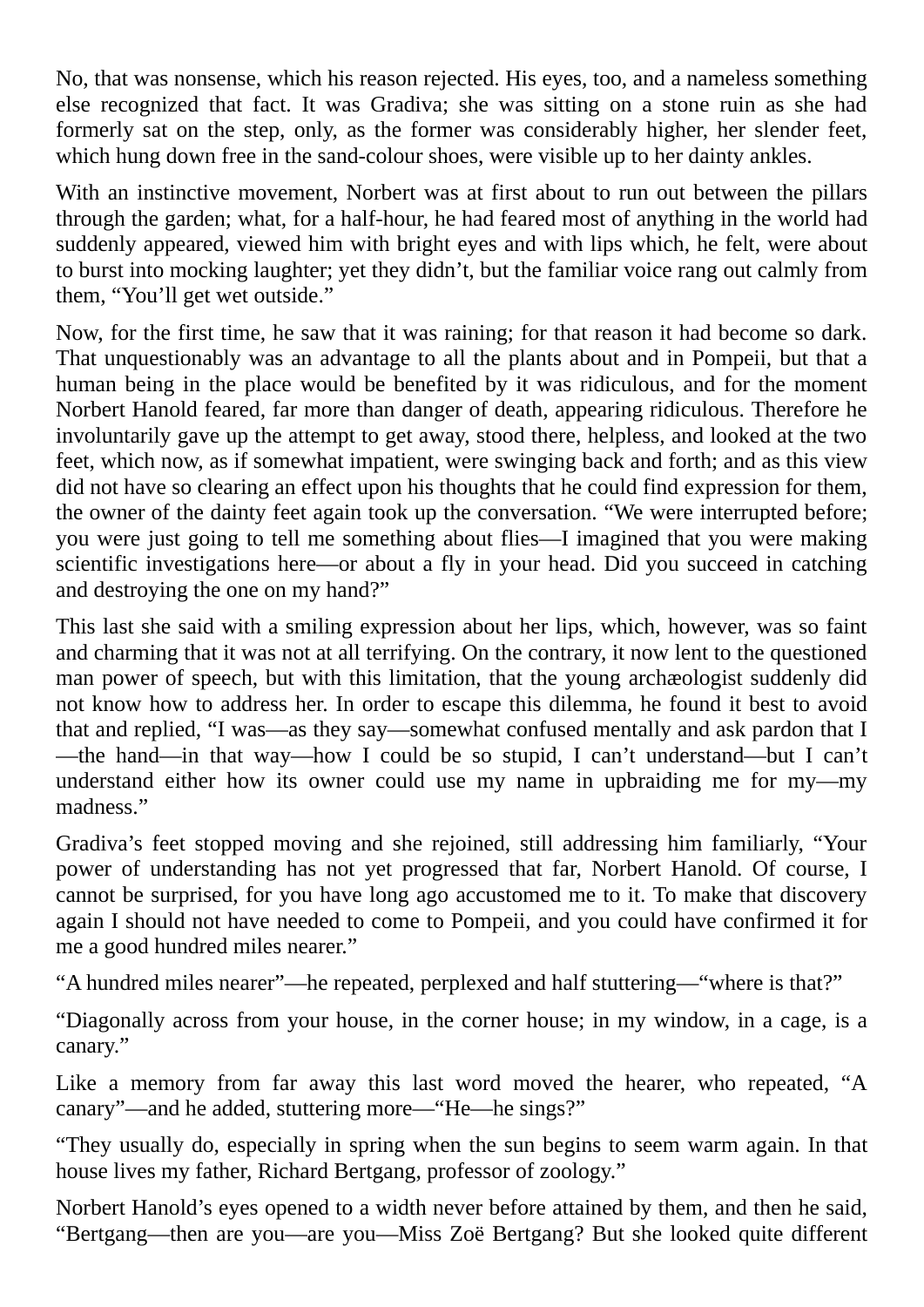No, that was nonsense, which his reason rejected. His eyes, too, and a nameless something else recognized that fact. It was Gradiva; she was sitting on a stone ruin as she had formerly sat on the step, only, as the former was considerably higher, her slender feet, which hung down free in the sand-colour shoes, were visible up to her dainty ankles.

With an instinctive movement, Norbert was at first about to run out between the pillars through the garden; what, for a half-hour, he had feared most of anything in the world had suddenly appeared, viewed him with bright eyes and with lips which, he felt, were about to burst into mocking laughter; yet they didn't, but the familiar voice rang out calmly from them, "You'll get wet outside."

Now, for the first time, he saw that it was raining; for that reason it had become so dark. That unquestionably was an advantage to all the plants about and in Pompeii, but that a human being in the place would be benefited by it was ridiculous, and for the moment Norbert Hanold feared, far more than danger of death, appearing ridiculous. Therefore he involuntarily gave up the attempt to get away, stood there, helpless, and looked at the two feet, which now, as if somewhat impatient, were swinging back and forth; and as this view did not have so clearing an effect upon his thoughts that he could find expression for them, the owner of the dainty feet again took up the conversation. "We were interrupted before; you were just going to tell me something about flies—I imagined that you were making scientific investigations here—or about a fly in your head. Did you succeed in catching and destroying the one on my hand?"

This last she said with a smiling expression about her lips, which, however, was so faint and charming that it was not at all terrifying. On the contrary, it now lent to the questioned man power of speech, but with this limitation, that the young archæologist suddenly did not know how to address her. In order to escape this dilemma, he found it best to avoid that and replied, "I was—as they say—somewhat confused mentally and ask pardon that I—the hand—in that way—how I could be so stupid, I can't understand—but I can't understand either how its owner could use my name in upbraiding me for my—my madness."

Gradiva's feet stopped moving and she rejoined, still addressing him familiarly, "Your power of understanding has not yet progressed that far, Norbert Hanold. Of course, I cannot be surprised, for you have long ago accustomed me to it. To make that discovery again I should not have needed to come to Pompeii, and you could have confirmed it for me a good hundred miles nearer."

"A hundred miles nearer"—he repeated, perplexed and half stuttering—"where is that?"

"Diagonally across from your house, in the corner house; in my window, in a cage, is a canary."

Like a memory from far away this last word moved the hearer, who repeated, "A canary"—and he added, stuttering more—"He—he sings?"

"They usually do, especially in spring when the sun begins to seem warm again. In that house lives my father, Richard Bertgang, professor of zoology."

Norbert Hanold's eyes opened to a width never before attained by them, and then he said, "Bertgang—then are you—are you—Miss Zoë Bertgang? But she looked quite different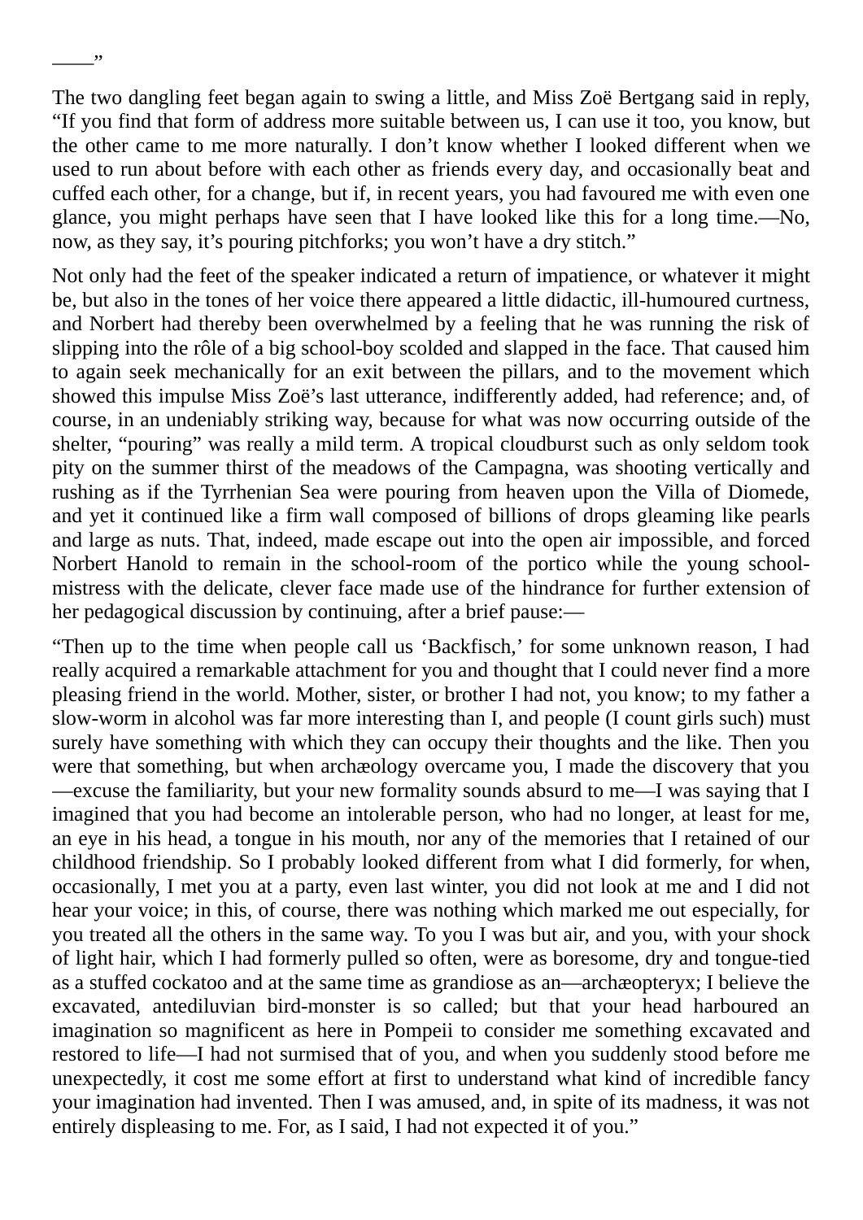——”

The two dangling feet began again to swing a little, and Miss Zoë Bertgang said in reply, “If you find that form of address more suitable between us, I can use it too, you know, but the other came to me more naturally. I don’t know whether I looked different when we used to run about before with each other as friends every day, and occasionally beat and cuffed each other, for a change, but if, in recent years, you had favoured me with even one glance, you might perhaps have seen that I have looked like this for a long time.—No, now, as they say, it’s pouring pitchforks; you won’t have a dry stitch.”

Not only had the feet of the speaker indicated a return of impatience, or whatever it might be, but also in the tones of her voice there appeared a little didactic, ill-humoured curtness, and Norbert had thereby been overwhelmed by a feeling that he was running the risk of slipping into the rôle of a big school-boy scolded and slapped in the face. That caused him to again seek mechanically for an exit between the pillars, and to the movement which showed this impulse Miss Zoë’s last utterance, indifferently added, had reference; and, of course, in an undeniably striking way, because for what was now occurring outside of the shelter, “pouring” was really a mild term. A tropical cloudburst such as only seldom took pity on the summer thirst of the meadows of the Campagna, was shooting vertically and rushing as if the Tyrrhenian Sea were pouring from heaven upon the Villa of Diomede, and yet it continued like a firm wall composed of billions of drops gleaming like pearls and large as nuts. That, indeed, made escape out into the open air impossible, and forced Norbert Hanold to remain in the school-room of the portico while the young school-mistress with the delicate, clever face made use of the hindrance for further extension of her pedagogical discussion by continuing, after a brief pause:—

“Then up to the time when people call us ‘Backfisch,’ for some unknown reason, I had really acquired a remarkable attachment for you and thought that I could never find a more pleasing friend in the world. Mother, sister, or brother I had not, you know; to my father a slow-worm in alcohol was far more interesting than I, and people (I count girls such) must surely have something with which they can occupy their thoughts and the like. Then you were that something, but when archæology overcame you, I made the discovery that you—excuse the familiarity, but your new formality sounds absurd to me—I was saying that I imagined that you had become an intolerable person, who had no longer, at least for me, an eye in his head, a tongue in his mouth, nor any of the memories that I retained of our childhood friendship. So I probably looked different from what I did formerly, for when, occasionally, I met you at a party, even last winter, you did not look at me and I did not hear your voice; in this, of course, there was nothing which marked me out especially, for you treated all the others in the same way. To you I was but air, and you, with your shock of light hair, which I had formerly pulled so often, were as boresome, dry and tongue-tied as a stuffed cockatoo and at the same time as grandiose as an—archæopteryx; I believe the excavated, antediluvian bird-monster is so called; but that your head harboured an imagination so magnificent as here in Pompeii to consider me something excavated and restored to life—I had not surmised that of you, and when you suddenly stood before me unexpectedly, it cost me some effort at first to understand what kind of incredible fancy your imagination had invented. Then I was amused, and, in spite of its madness, it was not entirely displeasing to me. For, as I said, I had not expected it of you.”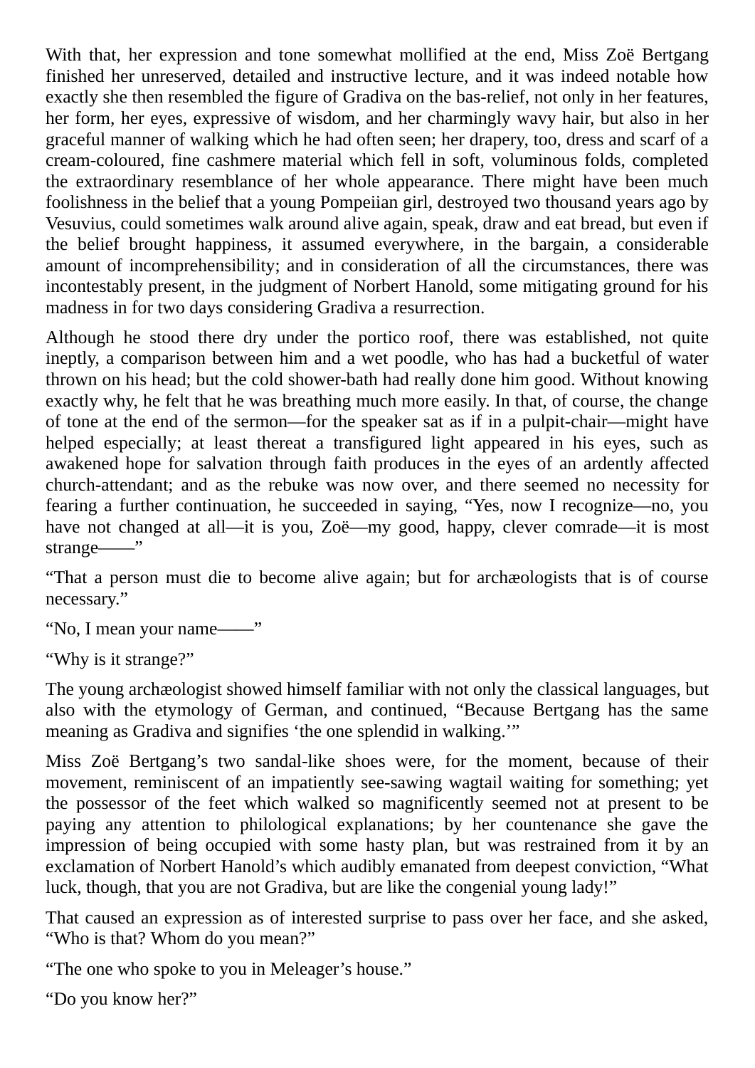With that, her expression and tone somewhat mollified at the end, Miss Zoë Bertgang finished her unreserved, detailed and instructive lecture, and it was indeed notable how exactly she then resembled the figure of Gradiva on the bas-relief, not only in her features, her form, her eyes, expressive of wisdom, and her charmingly wavy hair, but also in her graceful manner of walking which he had often seen; her drapery, too, dress and scarf of a cream-coloured, fine cashmere material which fell in soft, voluminous folds, completed the extraordinary resemblance of her whole appearance. There might have been much foolishness in the belief that a young Pompeiian girl, destroyed two thousand years ago by Vesuvius, could sometimes walk around alive again, speak, draw and eat bread, but even if the belief brought happiness, it assumed everywhere, in the bargain, a considerable amount of incomprehensibility; and in consideration of all the circumstances, there was incontestably present, in the judgment of Norbert Hanold, some mitigating ground for his madness in for two days considering Gradiva a resurrection.

Although he stood there dry under the portico roof, there was established, not quite ineptly, a comparison between him and a wet poodle, who has had a bucketful of water thrown on his head; but the cold shower-bath had really done him good. Without knowing exactly why, he felt that he was breathing much more easily. In that, of course, the change of tone at the end of the sermon—for the speaker sat as if in a pulpit-chair—might have helped especially; at least thereat a transfigured light appeared in his eyes, such as awakened hope for salvation through faith produces in the eyes of an ardently affected church-attendant; and as the rebuke was now over, and there seemed no necessity for fearing a further continuation, he succeeded in saying, "Yes, now I recognize—no, you have not changed at all—it is you, Zoë—my good, happy, clever comrade—it is most strange——"

"That a person must die to become alive again; but for archæologists that is of course necessary."

"No, I mean your name——"

"Why is it strange?"

The young archæologist showed himself familiar with not only the classical languages, but also with the etymology of German, and continued, "Because Bertgang has the same meaning as Gradiva and signifies 'the one splendid in walking.'"

Miss Zoë Bertgang's two sandal-like shoes were, for the moment, because of their movement, reminiscent of an impatiently see-sawing wagtail waiting for something; yet the possessor of the feet which walked so magnificently seemed not at present to be paying any attention to philological explanations; by her countenance she gave the impression of being occupied with some hasty plan, but was restrained from it by an exclamation of Norbert Hanold's which audibly emanated from deepest conviction, "What luck, though, that you are not Gradiva, but are like the congenial young lady!"

That caused an expression as of interested surprise to pass over her face, and she asked, "Who is that? Whom do you mean?"

"The one who spoke to you in Meleager's house."

"Do you know her?"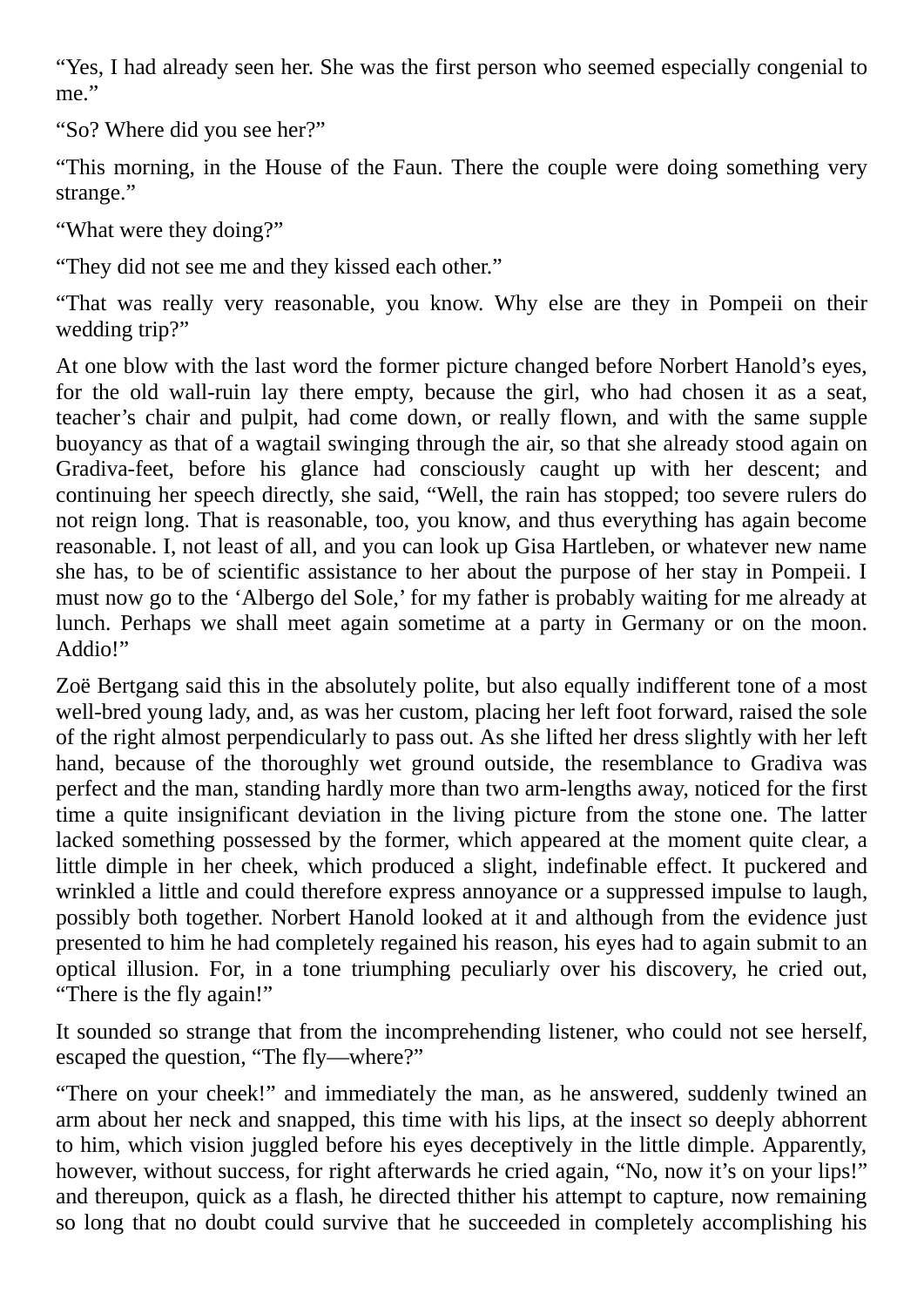"Yes, I had already seen her. She was the first person who seemed especially congenial to me."

"So? Where did you see her?"

"This morning, in the House of the Faun. There the couple were doing something very strange."

"What were they doing?"

"They did not see me and they kissed each other."

"That was really very reasonable, you know. Why else are they in Pompeii on their wedding trip?"

At one blow with the last word the former picture changed before Norbert Hanold's eyes, for the old wall-ruin lay there empty, because the girl, who had chosen it as a seat, teacher's chair and pulpit, had come down, or really flown, and with the same supple buoyancy as that of a wagtail swinging through the air, so that she already stood again on Gradiva-feet, before his glance had consciously caught up with her descent; and continuing her speech directly, she said, "Well, the rain has stopped; too severe rulers do not reign long. That is reasonable, too, you know, and thus everything has again become reasonable. I, not least of all, and you can look up Gisa Hartleben, or whatever new name she has, to be of scientific assistance to her about the purpose of her stay in Pompeii. I must now go to the 'Albergo del Sole,' for my father is probably waiting for me already at lunch. Perhaps we shall meet again sometime at a party in Germany or on the moon. Addio!"

Zoë Bertgang said this in the absolutely polite, but also equally indifferent tone of a most well-bred young lady, and, as was her custom, placing her left foot forward, raised the sole of the right almost perpendicularly to pass out. As she lifted her dress slightly with her left hand, because of the thoroughly wet ground outside, the resemblance to Gradiva was perfect and the man, standing hardly more than two arm-lengths away, noticed for the first time a quite insignificant deviation in the living picture from the stone one. The latter lacked something possessed by the former, which appeared at the moment quite clear, a little dimple in her cheek, which produced a slight, indefinable effect. It puckered and wrinkled a little and could therefore express annoyance or a suppressed impulse to laugh, possibly both together. Norbert Hanold looked at it and although from the evidence just presented to him he had completely regained his reason, his eyes had to again submit to an optical illusion. For, in a tone triumphing peculiarly over his discovery, he cried out, "There is the fly again!"

It sounded so strange that from the incomprehending listener, who could not see herself, escaped the question, "The fly—where?"

"There on your cheek!" and immediately the man, as he answered, suddenly twined an arm about her neck and snapped, this time with his lips, at the insect so deeply abhorrent to him, which vision juggled before his eyes deceptively in the little dimple. Apparently, however, without success, for right afterwards he cried again, "No, now it's on your lips!" and thereupon, quick as a flash, he directed thither his attempt to capture, now remaining so long that no doubt could survive that he succeeded in completely accomplishing his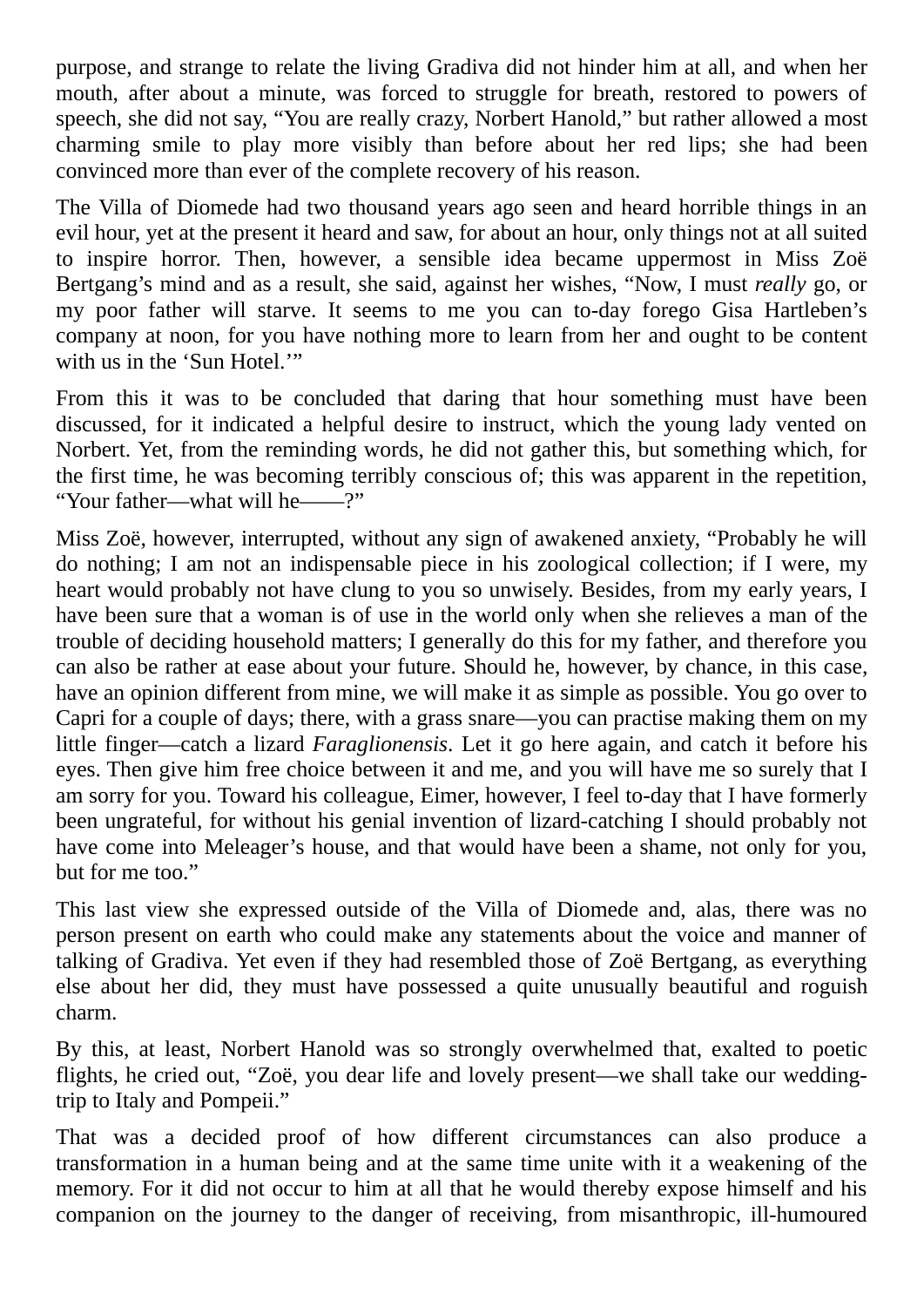purpose, and strange to relate the living Gradiva did not hinder him at all, and when her mouth, after about a minute, was forced to struggle for breath, restored to powers of speech, she did not say, "You are really crazy, Norbert Hanold," but rather allowed a most charming smile to play more visibly than before about her red lips; she had been convinced more than ever of the complete recovery of his reason.

The Villa of Diomede had two thousand years ago seen and heard horrible things in an evil hour, yet at the present it heard and saw, for about an hour, only things not at all suited to inspire horror. Then, however, a sensible idea became uppermost in Miss Zoë Bertgang's mind and as a result, she said, against her wishes, "Now, I must *really* go, or my poor father will starve. It seems to me you can to-day forego Gisa Hartleben's company at noon, for you have nothing more to learn from her and ought to be content with us in the 'Sun Hotel.'"

From this it was to be concluded that daring that hour something must have been discussed, for it indicated a helpful desire to instruct, which the young lady vented on Norbert. Yet, from the reminding words, he did not gather this, but something which, for the first time, he was becoming terribly conscious of; this was apparent in the repetition, "Your father—what will he——?"

Miss Zoë, however, interrupted, without any sign of awakened anxiety, "Probably he will do nothing; I am not an indispensable piece in his zoological collection; if I were, my heart would probably not have clung to you so unwisely. Besides, from my early years, I have been sure that a woman is of use in the world only when she relieves a man of the trouble of deciding household matters; I generally do this for my father, and therefore you can also be rather at ease about your future. Should he, however, by chance, in this case, have an opinion different from mine, we will make it as simple as possible. You go over to Capri for a couple of days; there, with a grass snare—you can practise making them on my little finger—catch a lizard *Faraglionensis*. Let it go here again, and catch it before his eyes. Then give him free choice between it and me, and you will have me so surely that I am sorry for you. Toward his colleague, Eimer, however, I feel to-day that I have formerly been ungrateful, for without his genial invention of lizard-catching I should probably not have come into Meleager's house, and that would have been a shame, not only for you, but for me too."

This last view she expressed outside of the Villa of Diomede and, alas, there was no person present on earth who could make any statements about the voice and manner of talking of Gradiva. Yet even if they had resembled those of Zoë Bertgang, as everything else about her did, they must have possessed a quite unusually beautiful and roguish charm.

By this, at least, Norbert Hanold was so strongly overwhelmed that, exalted to poetic flights, he cried out, "Zoë, you dear life and lovely present—we shall take our wedding-trip to Italy and Pompeii."

That was a decided proof of how different circumstances can also produce a transformation in a human being and at the same time unite with it a weakening of the memory. For it did not occur to him at all that he would thereby expose himself and his companion on the journey to the danger of receiving, from misanthropic, ill-humoured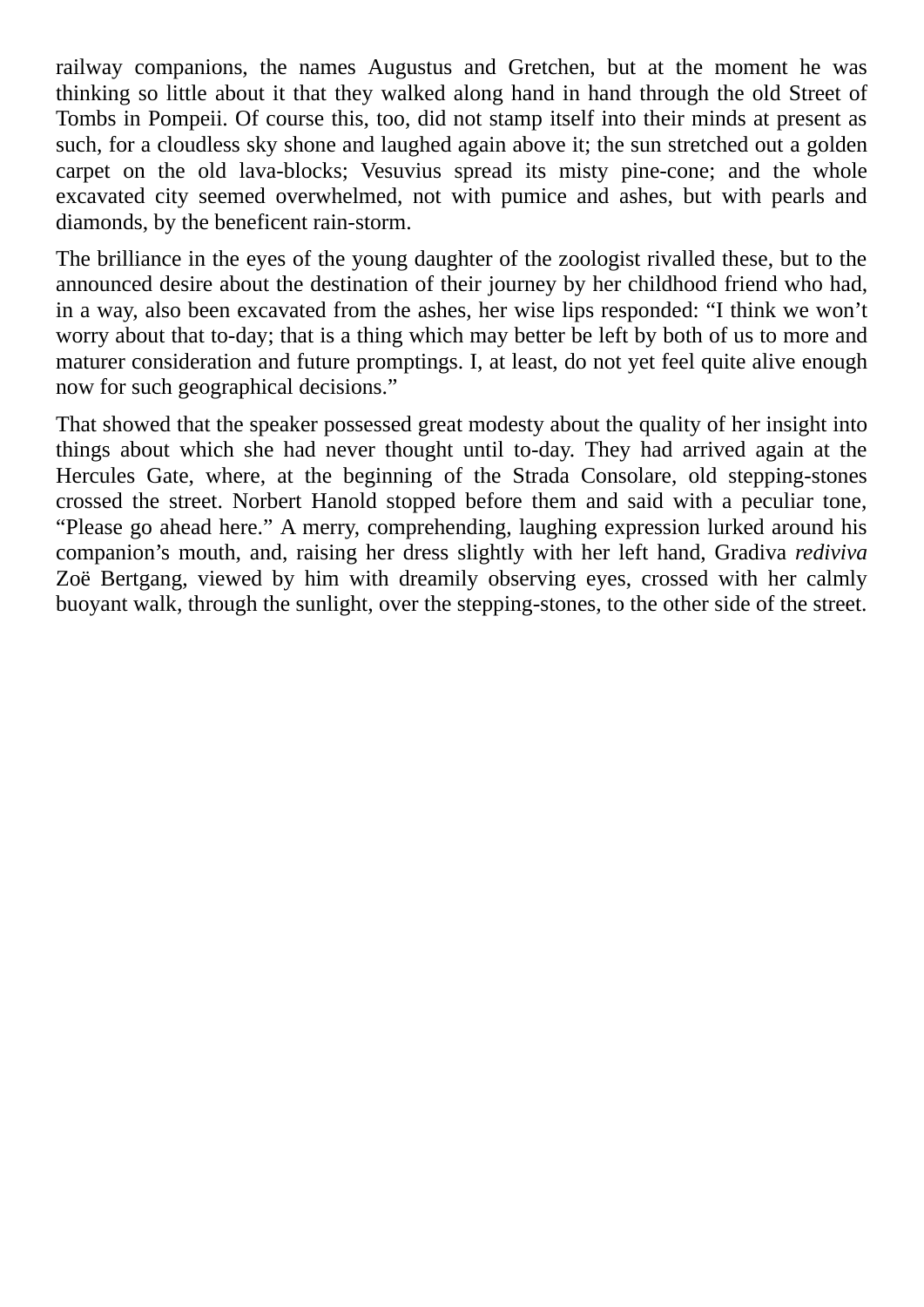railway companions, the names Augustus and Gretchen, but at the moment he was thinking so little about it that they walked along hand in hand through the old Street of Tombs in Pompeii. Of course this, too, did not stamp itself into their minds at present as such, for a cloudless sky shone and laughed again above it; the sun stretched out a golden carpet on the old lava-blocks; Vesuvius spread its misty pine-cone; and the whole excavated city seemed overwhelmed, not with pumice and ashes, but with pearls and diamonds, by the beneficent rain-storm.

The brilliance in the eyes of the young daughter of the zoologist rivalled these, but to the announced desire about the destination of their journey by her childhood friend who had, in a way, also been excavated from the ashes, her wise lips responded: “I think we won’t worry about that to-day; that is a thing which may better be left by both of us to more and maturer consideration and future promptings. I, at least, do not yet feel quite alive enough now for such geographical decisions.”

That showed that the speaker possessed great modesty about the quality of her insight into things about which she had never thought until to-day. They had arrived again at the Hercules Gate, where, at the beginning of the Strada Consolare, old stepping-stones crossed the street. Norbert Hanold stopped before them and said with a peculiar tone, “Please go ahead here.” A merry, comprehending, laughing expression lurked around his companion’s mouth, and, raising her dress slightly with her left hand, Gradiva *rediviva* Zoë Bertgang, viewed by him with dreamily observing eyes, crossed with her calmly buoyant walk, through the sunlight, over the stepping-stones, to the other side of the street.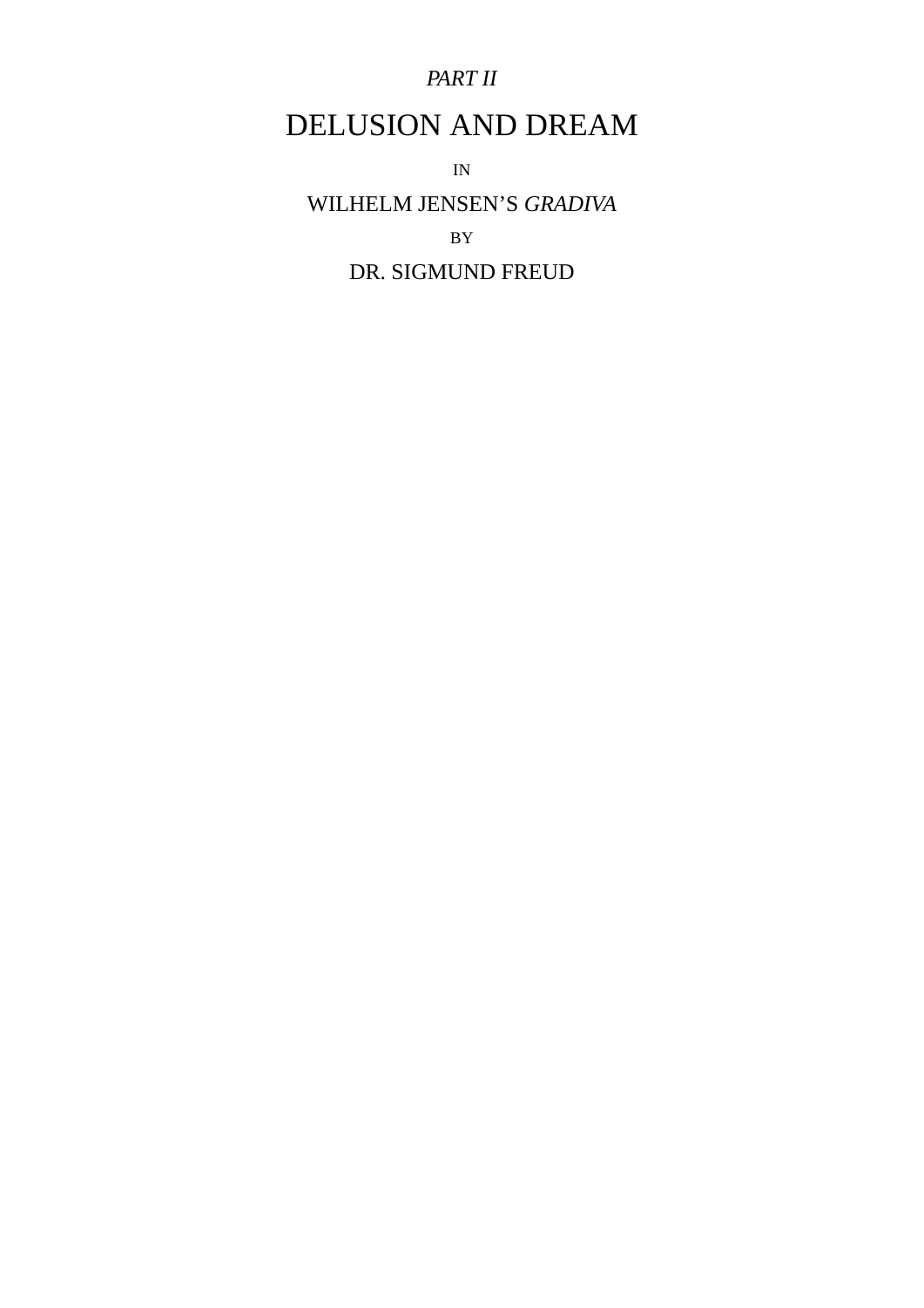*PART II*

# DELUSION AND DREAM

IN

WILHELM JENSEN’S *GRADIVA*

BY

DR. SIGMUND FREUD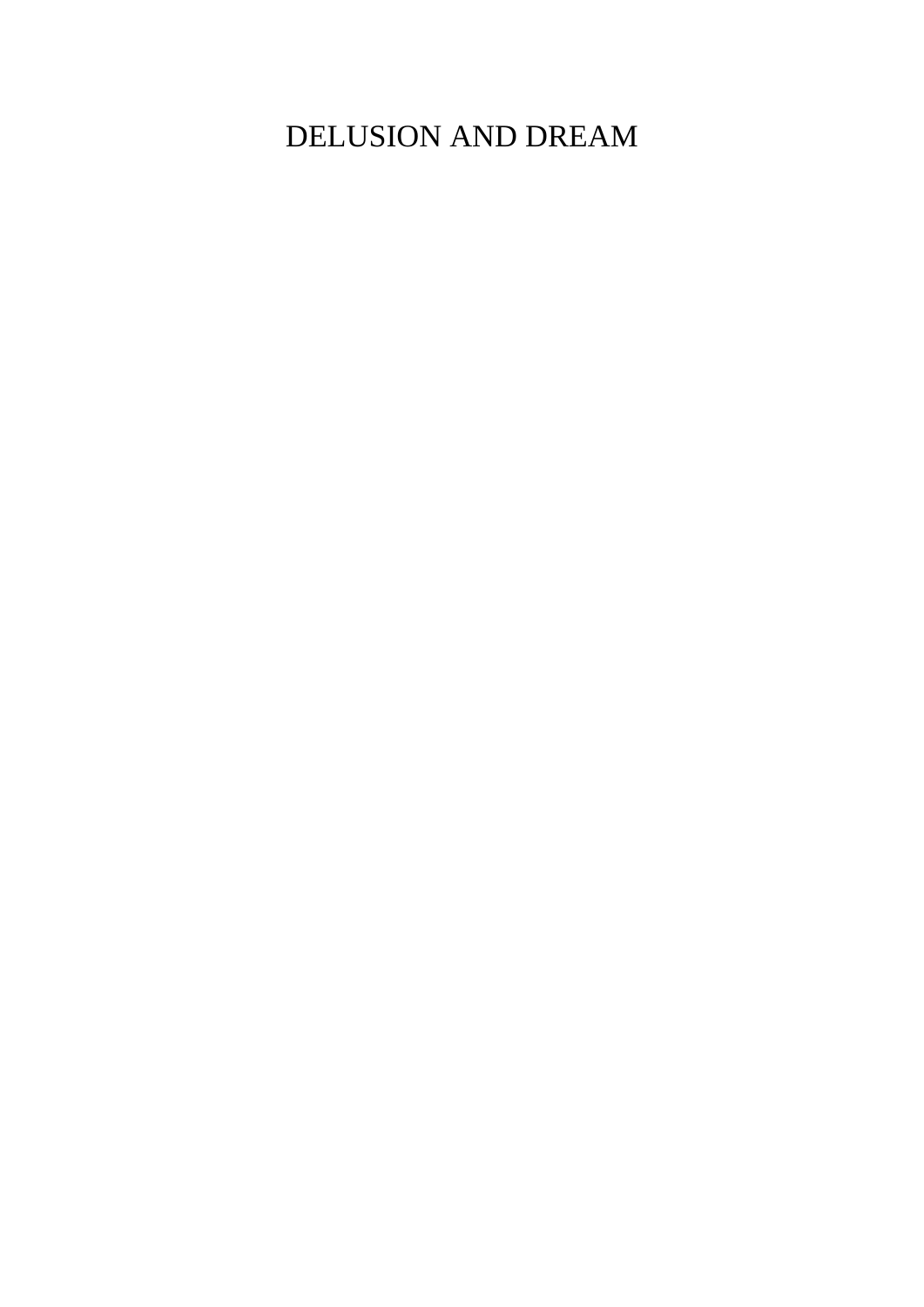# DELUSION AND DREAM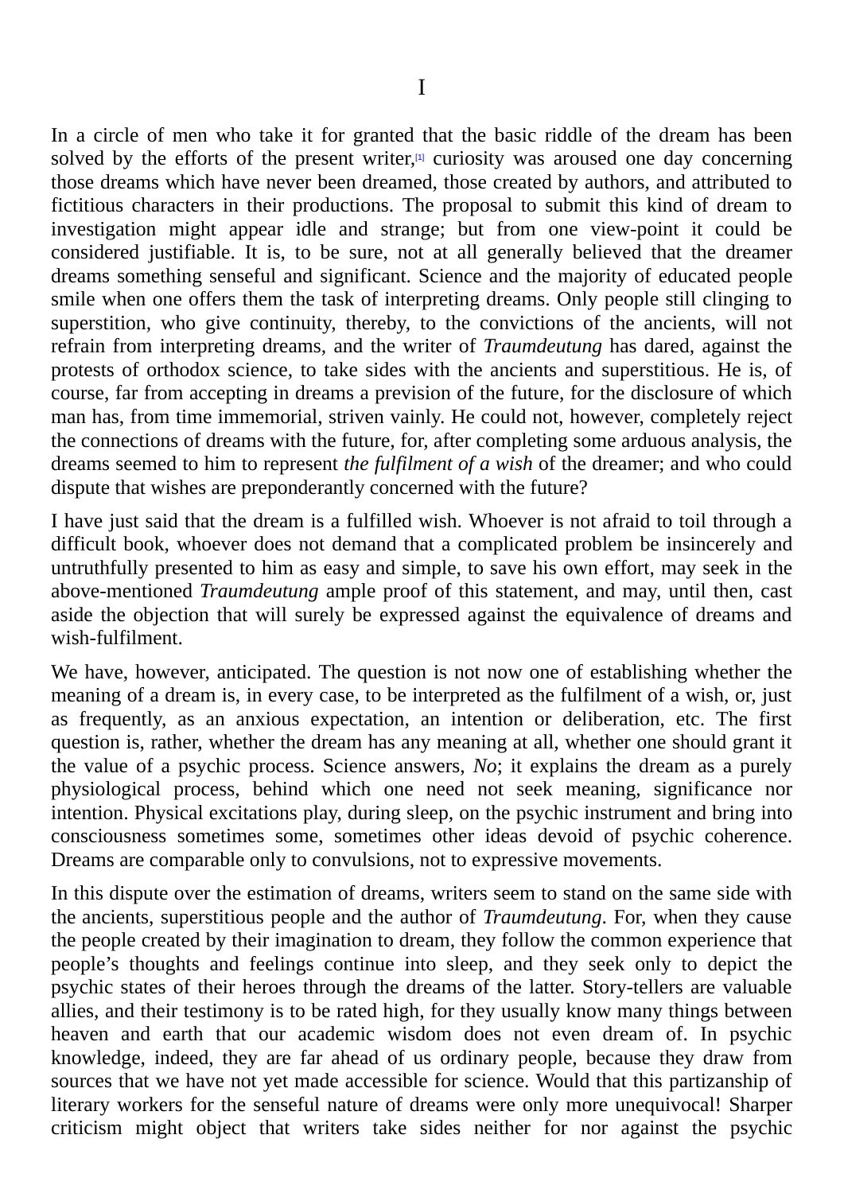# I

In a circle of men who take it for granted that the basic riddle of the dream has been solved by the efforts of the present writer,[1] curiosity was aroused one day concerning those dreams which have never been dreamed, those created by authors, and attributed to fictitious characters in their productions. The proposal to submit this kind of dream to investigation might appear idle and strange; but from one view-point it could be considered justifiable. It is, to be sure, not at all generally believed that the dreamer dreams something senseful and significant. Science and the majority of educated people smile when one offers them the task of interpreting dreams. Only people still clinging to superstition, who give continuity, thereby, to the convictions of the ancients, will not refrain from interpreting dreams, and the writer of *Traumdeutung* has dared, against the protests of orthodox science, to take sides with the ancients and superstitious. He is, of course, far from accepting in dreams a prevision of the future, for the disclosure of which man has, from time immemorial, striven vainly. He could not, however, completely reject the connections of dreams with the future, for, after completing some arduous analysis, the dreams seemed to him to represent *the fulfilment of a wish* of the dreamer; and who could dispute that wishes are preponderantly concerned with the future?

I have just said that the dream is a fulfilled wish. Whoever is not afraid to toil through a difficult book, whoever does not demand that a complicated problem be insincerely and untruthfully presented to him as easy and simple, to save his own effort, may seek in the above-mentioned *Traumdeutung* ample proof of this statement, and may, until then, cast aside the objection that will surely be expressed against the equivalence of dreams and wish-fulfilment.

We have, however, anticipated. The question is not now one of establishing whether the meaning of a dream is, in every case, to be interpreted as the fulfilment of a wish, or, just as frequently, as an anxious expectation, an intention or deliberation, etc. The first question is, rather, whether the dream has any meaning at all, whether one should grant it the value of a psychic process. Science answers, *No*; it explains the dream as a purely physiological process, behind which one need not seek meaning, significance nor intention. Physical excitations play, during sleep, on the psychic instrument and bring into consciousness sometimes some, sometimes other ideas devoid of psychic coherence. Dreams are comparable only to convulsions, not to expressive movements.

In this dispute over the estimation of dreams, writers seem to stand on the same side with the ancients, superstitious people and the author of *Traumdeutung*. For, when they cause the people created by their imagination to dream, they follow the common experience that people's thoughts and feelings continue into sleep, and they seek only to depict the psychic states of their heroes through the dreams of the latter. Story-tellers are valuable allies, and their testimony is to be rated high, for they usually know many things between heaven and earth that our academic wisdom does not even dream of. In psychic knowledge, indeed, they are far ahead of us ordinary people, because they draw from sources that we have not yet made accessible for science. Would that this partizanship of literary workers for the senseful nature of dreams were only more unequivocal! Sharper criticism might object that writers take sides neither for nor against the psychic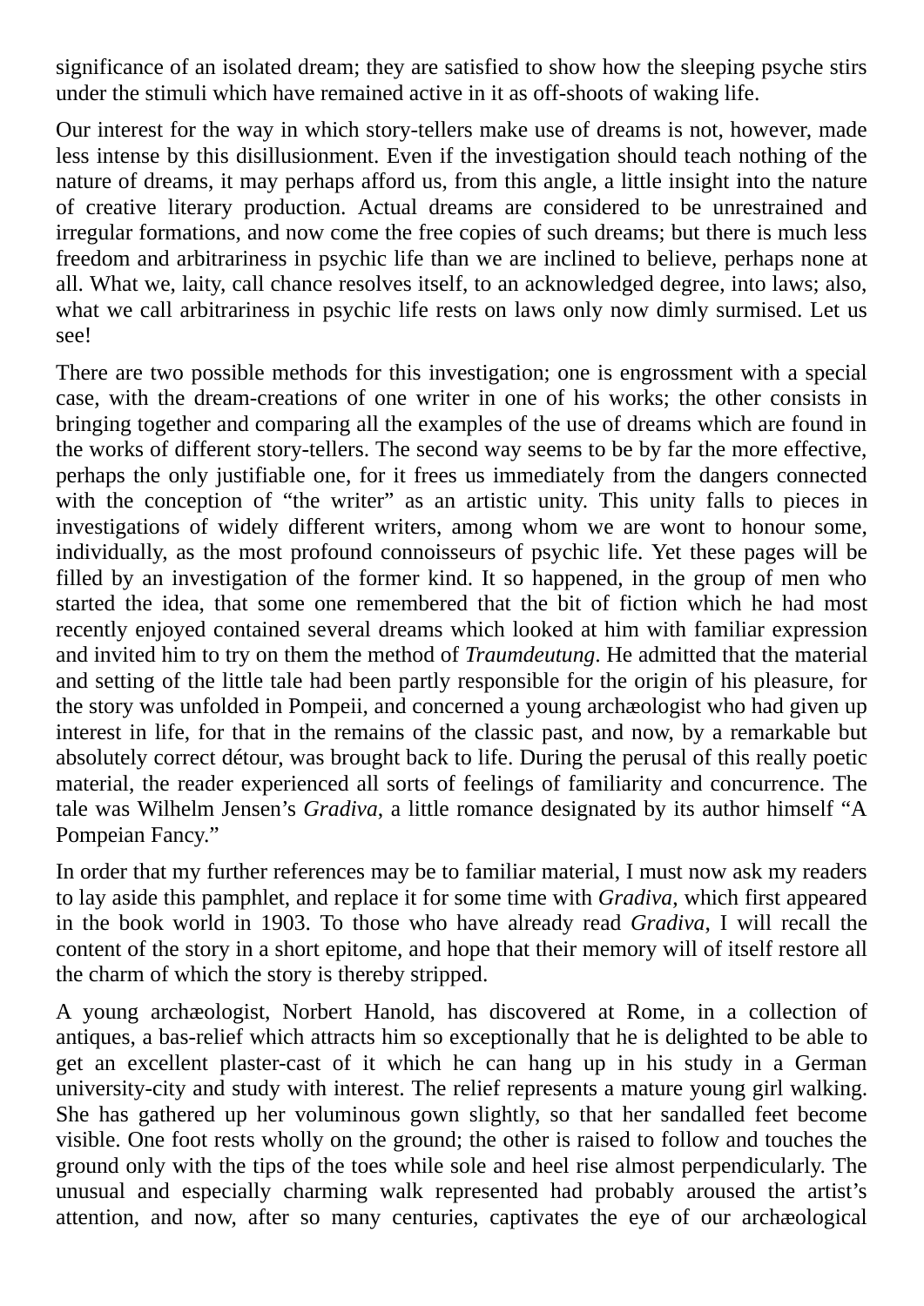significance of an isolated dream; they are satisfied to show how the sleeping psyche stirs under the stimuli which have remained active in it as off-shoots of waking life.

Our interest for the way in which story-tellers make use of dreams is not, however, made less intense by this disillusionment. Even if the investigation should teach nothing of the nature of dreams, it may perhaps afford us, from this angle, a little insight into the nature of creative literary production. Actual dreams are considered to be unrestrained and irregular formations, and now come the free copies of such dreams; but there is much less freedom and arbitrariness in psychic life than we are inclined to believe, perhaps none at all. What we, laity, call chance resolves itself, to an acknowledged degree, into laws; also, what we call arbitrariness in psychic life rests on laws only now dimly surmised. Let us see!

There are two possible methods for this investigation; one is engrossment with a special case, with the dream-creations of one writer in one of his works; the other consists in bringing together and comparing all the examples of the use of dreams which are found in the works of different story-tellers. The second way seems to be by far the more effective, perhaps the only justifiable one, for it frees us immediately from the dangers connected with the conception of "the writer" as an artistic unity. This unity falls to pieces in investigations of widely different writers, among whom we are wont to honour some, individually, as the most profound connoisseurs of psychic life. Yet these pages will be filled by an investigation of the former kind. It so happened, in the group of men who started the idea, that some one remembered that the bit of fiction which he had most recently enjoyed contained several dreams which looked at him with familiar expression and invited him to try on them the method of *Traumdeutung*. He admitted that the material and setting of the little tale had been partly responsible for the origin of his pleasure, for the story was unfolded in Pompeii, and concerned a young archæologist who had given up interest in life, for that in the remains of the classic past, and now, by a remarkable but absolutely correct détour, was brought back to life. During the perusal of this really poetic material, the reader experienced all sorts of feelings of familiarity and concurrence. The tale was Wilhelm Jensen's *Gradiva*, a little romance designated by its author himself "A Pompeian Fancy."

In order that my further references may be to familiar material, I must now ask my readers to lay aside this pamphlet, and replace it for some time with *Gradiva*, which first appeared in the book world in 1903. To those who have already read *Gradiva*, I will recall the content of the story in a short epitome, and hope that their memory will of itself restore all the charm of which the story is thereby stripped.

A young archæologist, Norbert Hanold, has discovered at Rome, in a collection of antiques, a bas-relief which attracts him so exceptionally that he is delighted to be able to get an excellent plaster-cast of it which he can hang up in his study in a German university-city and study with interest. The relief represents a mature young girl walking. She has gathered up her voluminous gown slightly, so that her sandalled feet become visible. One foot rests wholly on the ground; the other is raised to follow and touches the ground only with the tips of the toes while sole and heel rise almost perpendicularly. The unusual and especially charming walk represented had probably aroused the artist's attention, and now, after so many centuries, captivates the eye of our archæological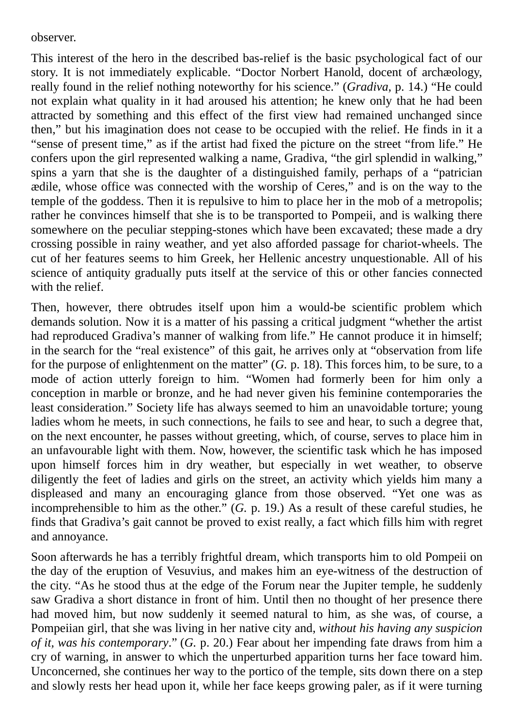observer.

This interest of the hero in the described bas-relief is the basic psychological fact of our story. It is not immediately explicable. “Doctor Norbert Hanold, docent of archæology, really found in the relief nothing noteworthy for his science.” (*Gradiva*, p. 14.) “He could not explain what quality in it had aroused his attention; he knew only that he had been attracted by something and this effect of the first view had remained unchanged since then,” but his imagination does not cease to be occupied with the relief. He finds in it a “sense of present time,” as if the artist had fixed the picture on the street “from life.” He confers upon the girl represented walking a name, Gradiva, “the girl splendid in walking,” spins a yarn that she is the daughter of a distinguished family, perhaps of a “patrician ædile, whose office was connected with the worship of Ceres,” and is on the way to the temple of the goddess. Then it is repulsive to him to place her in the mob of a metropolis; rather he convinces himself that she is to be transported to Pompeii, and is walking there somewhere on the peculiar stepping-stones which have been excavated; these made a dry crossing possible in rainy weather, and yet also afforded passage for chariot-wheels. The cut of her features seems to him Greek, her Hellenic ancestry unquestionable. All of his science of antiquity gradually puts itself at the service of this or other fancies connected with the relief.

Then, however, there obtrudes itself upon him a would-be scientific problem which demands solution. Now it is a matter of his passing a critical judgment “whether the artist had reproduced Gradiva’s manner of walking from life.” He cannot produce it in himself; in the search for the “real existence” of this gait, he arrives only at “observation from life for the purpose of enlightenment on the matter” (*G.* p. 18). This forces him, to be sure, to a mode of action utterly foreign to him. “Women had formerly been for him only a conception in marble or bronze, and he had never given his feminine contemporaries the least consideration.” Society life has always seemed to him an unavoidable torture; young ladies whom he meets, in such connections, he fails to see and hear, to such a degree that, on the next encounter, he passes without greeting, which, of course, serves to place him in an unfavourable light with them. Now, however, the scientific task which he has imposed upon himself forces him in dry weather, but especially in wet weather, to observe diligently the feet of ladies and girls on the street, an activity which yields him many a displeased and many an encouraging glance from those observed. “Yet one was as incomprehensible to him as the other.” (*G.* p. 19.) As a result of these careful studies, he finds that Gradiva’s gait cannot be proved to exist really, a fact which fills him with regret and annoyance.

Soon afterwards he has a terribly frightful dream, which transports him to old Pompeii on the day of the eruption of Vesuvius, and makes him an eye-witness of the destruction of the city. “As he stood thus at the edge of the Forum near the Jupiter temple, he suddenly saw Gradiva a short distance in front of him. Until then no thought of her presence there had moved him, but now suddenly it seemed natural to him, as she was, of course, a Pompeiian girl, that she was living in her native city and, *without his having any suspicion of it, was his contemporary*.” (*G.* p. 20.) Fear about her impending fate draws from him a cry of warning, in answer to which the unperturbed apparition turns her face toward him. Unconcerned, she continues her way to the portico of the temple, sits down there on a step and slowly rests her head upon it, while her face keeps growing paler, as if it were turning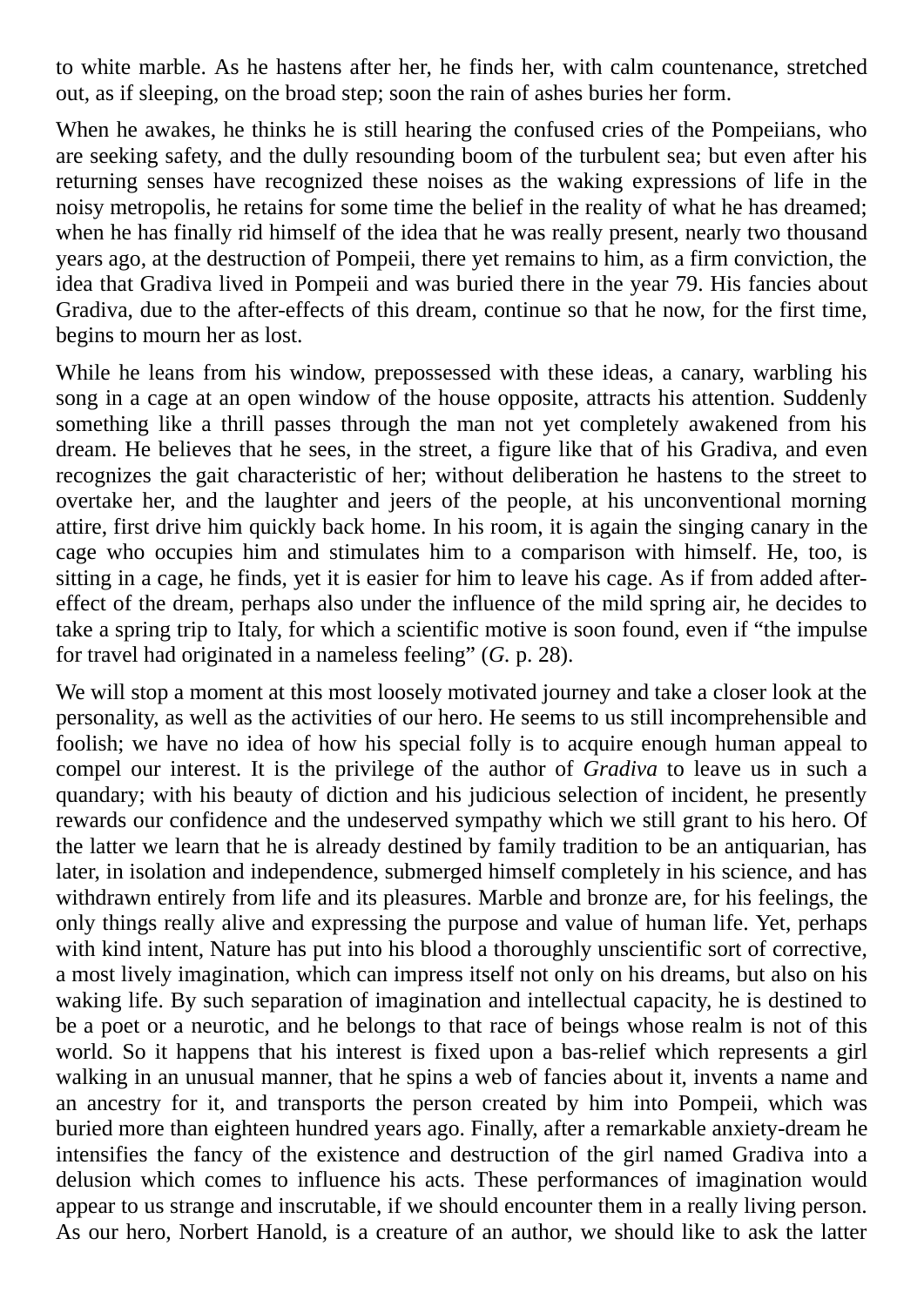to white marble. As he hastens after her, he finds her, with calm countenance, stretched out, as if sleeping, on the broad step; soon the rain of ashes buries her form.

When he awakes, he thinks he is still hearing the confused cries of the Pompeiians, who are seeking safety, and the dully resounding boom of the turbulent sea; but even after his returning senses have recognized these noises as the waking expressions of life in the noisy metropolis, he retains for some time the belief in the reality of what he has dreamed; when he has finally rid himself of the idea that he was really present, nearly two thousand years ago, at the destruction of Pompeii, there yet remains to him, as a firm conviction, the idea that Gradiva lived in Pompeii and was buried there in the year 79. His fancies about Gradiva, due to the after-effects of this dream, continue so that he now, for the first time, begins to mourn her as lost.

While he leans from his window, prepossessed with these ideas, a canary, warbling his song in a cage at an open window of the house opposite, attracts his attention. Suddenly something like a thrill passes through the man not yet completely awakened from his dream. He believes that he sees, in the street, a figure like that of his Gradiva, and even recognizes the gait characteristic of her; without deliberation he hastens to the street to overtake her, and the laughter and jeers of the people, at his unconventional morning attire, first drive him quickly back home. In his room, it is again the singing canary in the cage who occupies him and stimulates him to a comparison with himself. He, too, is sitting in a cage, he finds, yet it is easier for him to leave his cage. As if from added after-effect of the dream, perhaps also under the influence of the mild spring air, he decides to take a spring trip to Italy, for which a scientific motive is soon found, even if "the impulse for travel had originated in a nameless feeling" (*G.* p. 28).

We will stop a moment at this most loosely motivated journey and take a closer look at the personality, as well as the activities of our hero. He seems to us still incomprehensible and foolish; we have no idea of how his special folly is to acquire enough human appeal to compel our interest. It is the privilege of the author of *Gradiva* to leave us in such a quandary; with his beauty of diction and his judicious selection of incident, he presently rewards our confidence and the undeserved sympathy which we still grant to his hero. Of the latter we learn that he is already destined by family tradition to be an antiquarian, has later, in isolation and independence, submerged himself completely in his science, and has withdrawn entirely from life and its pleasures. Marble and bronze are, for his feelings, the only things really alive and expressing the purpose and value of human life. Yet, perhaps with kind intent, Nature has put into his blood a thoroughly unscientific sort of corrective, a most lively imagination, which can impress itself not only on his dreams, but also on his waking life. By such separation of imagination and intellectual capacity, he is destined to be a poet or a neurotic, and he belongs to that race of beings whose realm is not of this world. So it happens that his interest is fixed upon a bas-relief which represents a girl walking in an unusual manner, that he spins a web of fancies about it, invents a name and an ancestry for it, and transports the person created by him into Pompeii, which was buried more than eighteen hundred years ago. Finally, after a remarkable anxiety-dream he intensifies the fancy of the existence and destruction of the girl named Gradiva into a delusion which comes to influence his acts. These performances of imagination would appear to us strange and inscrutable, if we should encounter them in a really living person. As our hero, Norbert Hanold, is a creature of an author, we should like to ask the latter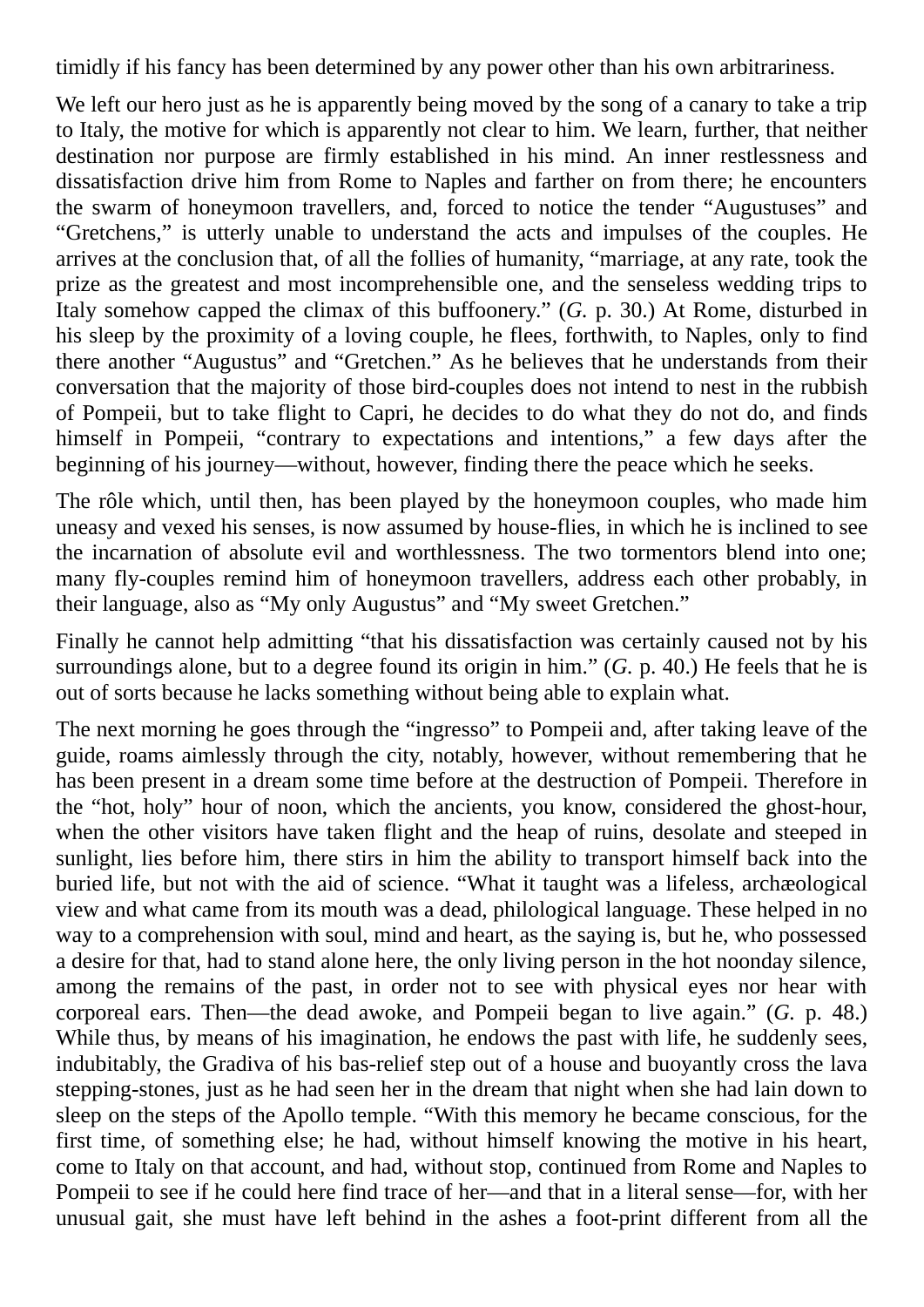timidly if his fancy has been determined by any power other than his own arbitrariness.

We left our hero just as he is apparently being moved by the song of a canary to take a trip to Italy, the motive for which is apparently not clear to him. We learn, further, that neither destination nor purpose are firmly established in his mind. An inner restlessness and dissatisfaction drive him from Rome to Naples and farther on from there; he encounters the swarm of honeymoon travellers, and, forced to notice the tender "Augustuses" and "Gretchens," is utterly unable to understand the acts and impulses of the couples. He arrives at the conclusion that, of all the follies of humanity, "marriage, at any rate, took the prize as the greatest and most incomprehensible one, and the senseless wedding trips to Italy somehow capped the climax of this buffoonery." (*G.* p. 30.) At Rome, disturbed in his sleep by the proximity of a loving couple, he flees, forthwith, to Naples, only to find there another "Augustus" and "Gretchen." As he believes that he understands from their conversation that the majority of those bird-couples does not intend to nest in the rubbish of Pompeii, but to take flight to Capri, he decides to do what they do not do, and finds himself in Pompeii, "contrary to expectations and intentions," a few days after the beginning of his journey—without, however, finding there the peace which he seeks.

The rôle which, until then, has been played by the honeymoon couples, who made him uneasy and vexed his senses, is now assumed by house-flies, in which he is inclined to see the incarnation of absolute evil and worthlessness. The two tormentors blend into one; many fly-couples remind him of honeymoon travellers, address each other probably, in their language, also as "My only Augustus" and "My sweet Gretchen."

Finally he cannot help admitting "that his dissatisfaction was certainly caused not by his surroundings alone, but to a degree found its origin in him." (*G.* p. 40.) He feels that he is out of sorts because he lacks something without being able to explain what.

The next morning he goes through the "ingresso" to Pompeii and, after taking leave of the guide, roams aimlessly through the city, notably, however, without remembering that he has been present in a dream some time before at the destruction of Pompeii. Therefore in the "hot, holy" hour of noon, which the ancients, you know, considered the ghost-hour, when the other visitors have taken flight and the heap of ruins, desolate and steeped in sunlight, lies before him, there stirs in him the ability to transport himself back into the buried life, but not with the aid of science. "What it taught was a lifeless, archæological view and what came from its mouth was a dead, philological language. These helped in no way to a comprehension with soul, mind and heart, as the saying is, but he, who possessed a desire for that, had to stand alone here, the only living person in the hot noonday silence, among the remains of the past, in order not to see with physical eyes nor hear with corporeal ears. Then—the dead awoke, and Pompeii began to live again." (*G.* p. 48.) While thus, by means of his imagination, he endows the past with life, he suddenly sees, indubitably, the Gradiva of his bas-relief step out of a house and buoyantly cross the lava stepping-stones, just as he had seen her in the dream that night when she had lain down to sleep on the steps of the Apollo temple. "With this memory he became conscious, for the first time, of something else; he had, without himself knowing the motive in his heart, come to Italy on that account, and had, without stop, continued from Rome and Naples to Pompeii to see if he could here find trace of her—and that in a literal sense—for, with her unusual gait, she must have left behind in the ashes a foot-print different from all the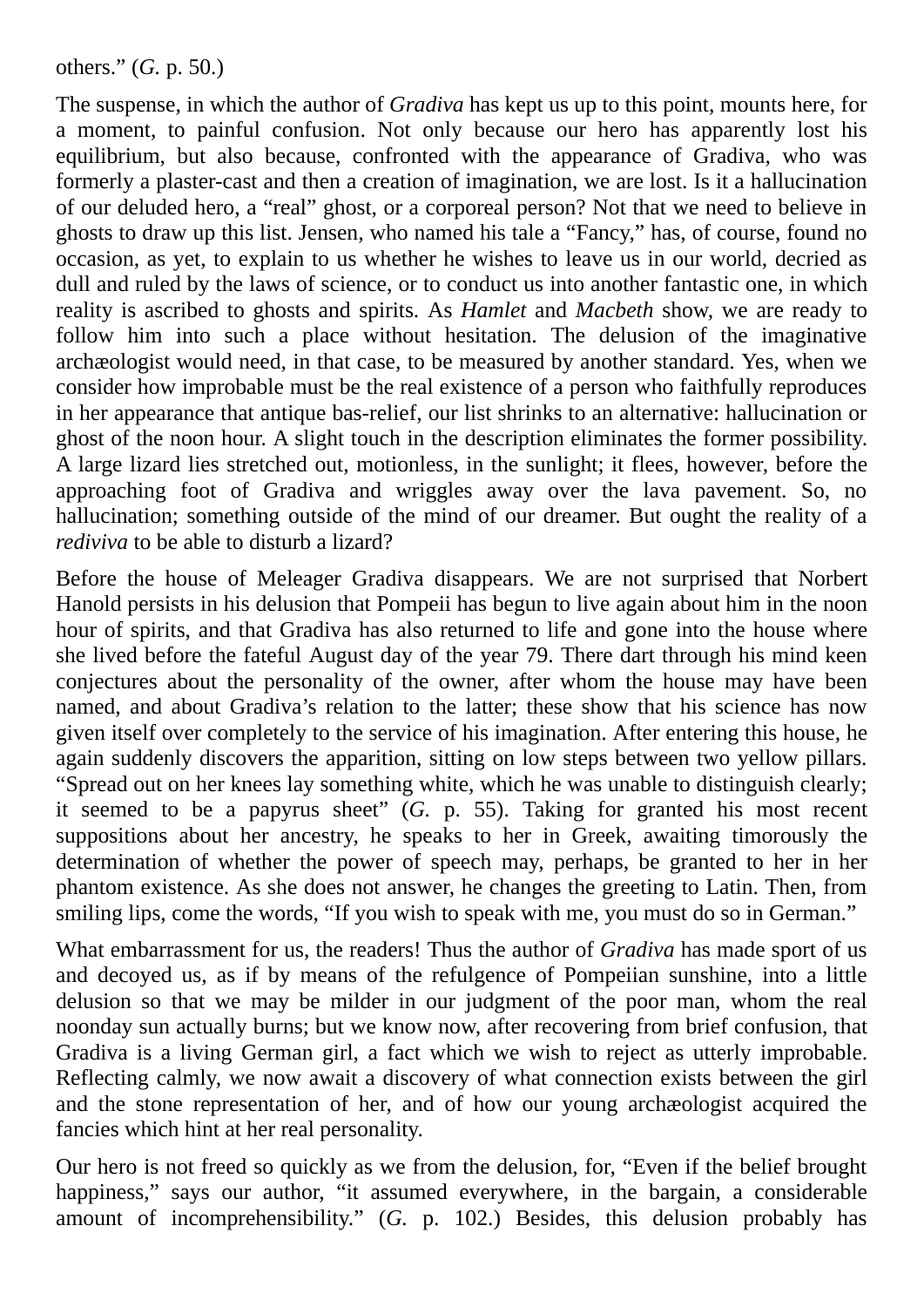others.” (*G.* p. 50.)

The suspense, in which the author of *Gradiva* has kept us up to this point, mounts here, for a moment, to painful confusion. Not only because our hero has apparently lost his equilibrium, but also because, confronted with the appearance of Gradiva, who was formerly a plaster-cast and then a creation of imagination, we are lost. Is it a hallucination of our deluded hero, a “real” ghost, or a corporeal person? Not that we need to believe in ghosts to draw up this list. Jensen, who named his tale a “Fancy,” has, of course, found no occasion, as yet, to explain to us whether he wishes to leave us in our world, decried as dull and ruled by the laws of science, or to conduct us into another fantastic one, in which reality is ascribed to ghosts and spirits. As *Hamlet* and *Macbeth* show, we are ready to follow him into such a place without hesitation. The delusion of the imaginative archæologist would need, in that case, to be measured by another standard. Yes, when we consider how improbable must be the real existence of a person who faithfully reproduces in her appearance that antique bas-relief, our list shrinks to an alternative: hallucination or ghost of the noon hour. A slight touch in the description eliminates the former possibility. A large lizard lies stretched out, motionless, in the sunlight; it flees, however, before the approaching foot of Gradiva and wriggles away over the lava pavement. So, no hallucination; something outside of the mind of our dreamer. But ought the reality of a *rediviva* to be able to disturb a lizard?

Before the house of Meleager Gradiva disappears. We are not surprised that Norbert Hanold persists in his delusion that Pompeii has begun to live again about him in the noon hour of spirits, and that Gradiva has also returned to life and gone into the house where she lived before the fateful August day of the year 79. There dart through his mind keen conjectures about the personality of the owner, after whom the house may have been named, and about Gradiva’s relation to the latter; these show that his science has now given itself over completely to the service of his imagination. After entering this house, he again suddenly discovers the apparition, sitting on low steps between two yellow pillars. “Spread out on her knees lay something white, which he was unable to distinguish clearly; it seemed to be a papyrus sheet” (*G.* p. 55). Taking for granted his most recent suppositions about her ancestry, he speaks to her in Greek, awaiting timorously the determination of whether the power of speech may, perhaps, be granted to her in her phantom existence. As she does not answer, he changes the greeting to Latin. Then, from smiling lips, come the words, “If you wish to speak with me, you must do so in German.”

What embarrassment for us, the readers! Thus the author of *Gradiva* has made sport of us and decoyed us, as if by means of the refulgence of Pompeiian sunshine, into a little delusion so that we may be milder in our judgment of the poor man, whom the real noonday sun actually burns; but we know now, after recovering from brief confusion, that Gradiva is a living German girl, a fact which we wish to reject as utterly improbable. Reflecting calmly, we now await a discovery of what connection exists between the girl and the stone representation of her, and of how our young archæologist acquired the fancies which hint at her real personality.

Our hero is not freed so quickly as we from the delusion, for, “Even if the belief brought happiness,” says our author, “it assumed everywhere, in the bargain, a considerable amount of incomprehensibility.” (*G.* p. 102.) Besides, this delusion probably has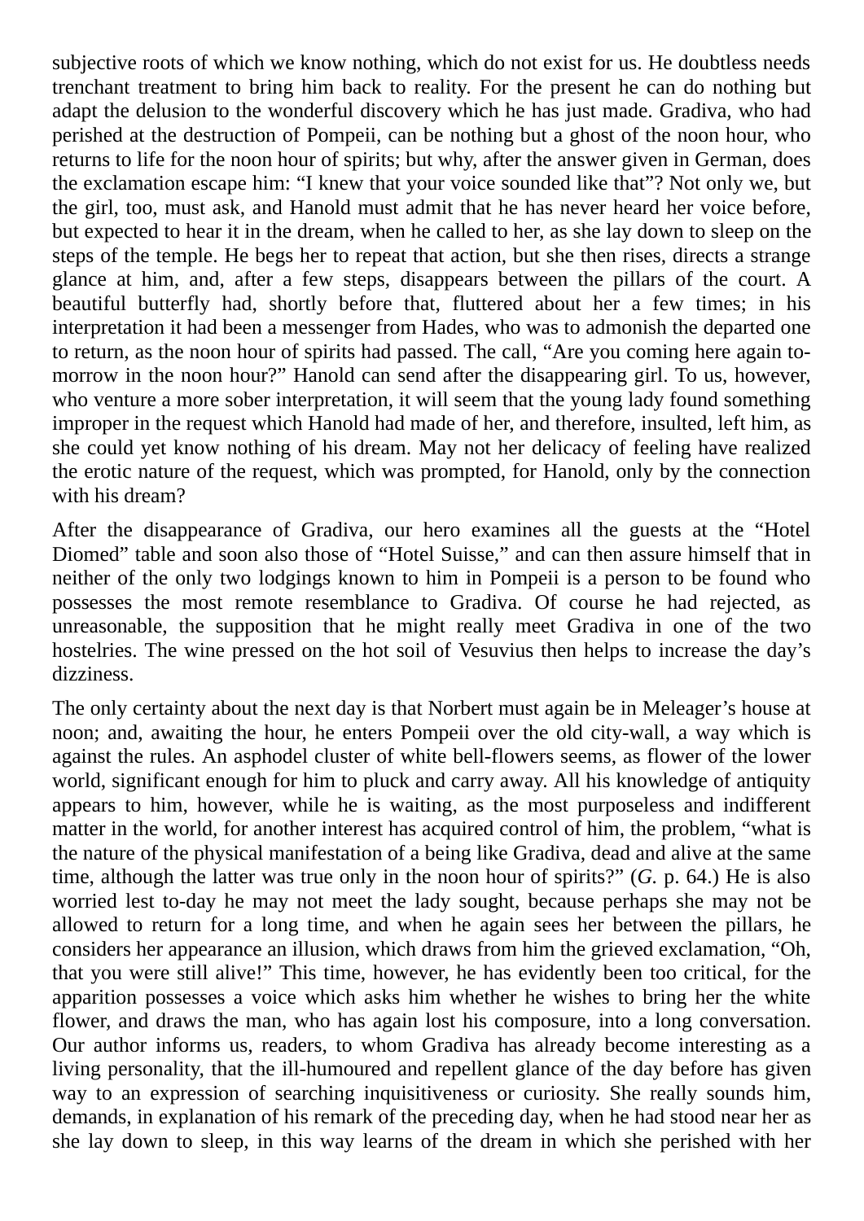subjective roots of which we know nothing, which do not exist for us. He doubtless needs trenchant treatment to bring him back to reality. For the present he can do nothing but adapt the delusion to the wonderful discovery which he has just made. Gradiva, who had perished at the destruction of Pompeii, can be nothing but a ghost of the noon hour, who returns to life for the noon hour of spirits; but why, after the answer given in German, does the exclamation escape him: "I knew that your voice sounded like that"? Not only we, but the girl, too, must ask, and Hanold must admit that he has never heard her voice before, but expected to hear it in the dream, when he called to her, as she lay down to sleep on the steps of the temple. He begs her to repeat that action, but she then rises, directs a strange glance at him, and, after a few steps, disappears between the pillars of the court. A beautiful butterfly had, shortly before that, fluttered about her a few times; in his interpretation it had been a messenger from Hades, who was to admonish the departed one to return, as the noon hour of spirits had passed. The call, "Are you coming here again to-morrow in the noon hour?" Hanold can send after the disappearing girl. To us, however, who venture a more sober interpretation, it will seem that the young lady found something improper in the request which Hanold had made of her, and therefore, insulted, left him, as she could yet know nothing of his dream. May not her delicacy of feeling have realized the erotic nature of the request, which was prompted, for Hanold, only by the connection with his dream?

After the disappearance of Gradiva, our hero examines all the guests at the "Hotel Diomed" table and soon also those of "Hotel Suisse," and can then assure himself that in neither of the only two lodgings known to him in Pompeii is a person to be found who possesses the most remote resemblance to Gradiva. Of course he had rejected, as unreasonable, the supposition that he might really meet Gradiva in one of the two hostelries. The wine pressed on the hot soil of Vesuvius then helps to increase the day's dizziness.

The only certainty about the next day is that Norbert must again be in Meleager's house at noon; and, awaiting the hour, he enters Pompeii over the old city-wall, a way which is against the rules. An asphodel cluster of white bell-flowers seems, as flower of the lower world, significant enough for him to pluck and carry away. All his knowledge of antiquity appears to him, however, while he is waiting, as the most purposeless and indifferent matter in the world, for another interest has acquired control of him, the problem, "what is the nature of the physical manifestation of a being like Gradiva, dead and alive at the same time, although the latter was true only in the noon hour of spirits?" (*G.* p. 64.) He is also worried lest to-day he may not meet the lady sought, because perhaps she may not be allowed to return for a long time, and when he again sees her between the pillars, he considers her appearance an illusion, which draws from him the grieved exclamation, "Oh, that you were still alive!" This time, however, he has evidently been too critical, for the apparition possesses a voice which asks him whether he wishes to bring her the white flower, and draws the man, who has again lost his composure, into a long conversation. Our author informs us, readers, to whom Gradiva has already become interesting as a living personality, that the ill-humoured and repellent glance of the day before has given way to an expression of searching inquisitiveness or curiosity. She really sounds him, demands, in explanation of his remark of the preceding day, when he had stood near her as she lay down to sleep, in this way learns of the dream in which she perished with her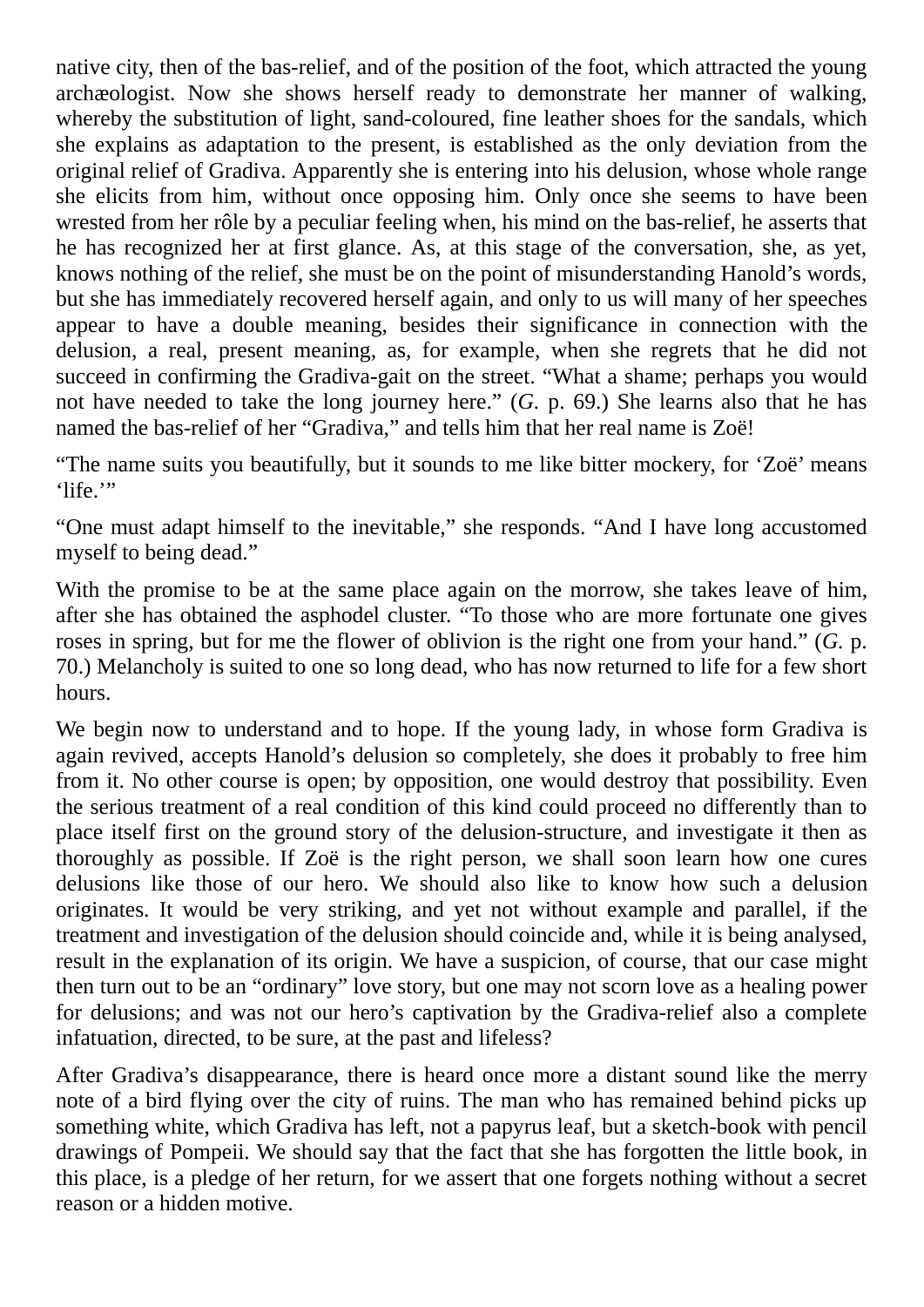native city, then of the bas-relief, and of the position of the foot, which attracted the young archæologist. Now she shows herself ready to demonstrate her manner of walking, whereby the substitution of light, sand-coloured, fine leather shoes for the sandals, which she explains as adaptation to the present, is established as the only deviation from the original relief of Gradiva. Apparently she is entering into his delusion, whose whole range she elicits from him, without once opposing him. Only once she seems to have been wrested from her rôle by a peculiar feeling when, his mind on the bas-relief, he asserts that he has recognized her at first glance. As, at this stage of the conversation, she, as yet, knows nothing of the relief, she must be on the point of misunderstanding Hanold's words, but she has immediately recovered herself again, and only to us will many of her speeches appear to have a double meaning, besides their significance in connection with the delusion, a real, present meaning, as, for example, when she regrets that he did not succeed in confirming the Gradiva-gait on the street. "What a shame; perhaps you would not have needed to take the long journey here." (*G.* p. 69.) She learns also that he has named the bas-relief of her "Gradiva," and tells him that her real name is Zoë!

"The name suits you beautifully, but it sounds to me like bitter mockery, for 'Zoë' means 'life.'"

"One must adapt himself to the inevitable," she responds. "And I have long accustomed myself to being dead."

With the promise to be at the same place again on the morrow, she takes leave of him, after she has obtained the asphodel cluster. "To those who are more fortunate one gives roses in spring, but for me the flower of oblivion is the right one from your hand." (*G.* p. 70.) Melancholy is suited to one so long dead, who has now returned to life for a few short hours.

We begin now to understand and to hope. If the young lady, in whose form Gradiva is again revived, accepts Hanold's delusion so completely, she does it probably to free him from it. No other course is open; by opposition, one would destroy that possibility. Even the serious treatment of a real condition of this kind could proceed no differently than to place itself first on the ground story of the delusion-structure, and investigate it then as thoroughly as possible. If Zoë is the right person, we shall soon learn how one cures delusions like those of our hero. We should also like to know how such a delusion originates. It would be very striking, and yet not without example and parallel, if the treatment and investigation of the delusion should coincide and, while it is being analysed, result in the explanation of its origin. We have a suspicion, of course, that our case might then turn out to be an "ordinary" love story, but one may not scorn love as a healing power for delusions; and was not our hero's captivation by the Gradiva-relief also a complete infatuation, directed, to be sure, at the past and lifeless?

After Gradiva's disappearance, there is heard once more a distant sound like the merry note of a bird flying over the city of ruins. The man who has remained behind picks up something white, which Gradiva has left, not a papyrus leaf, but a sketch-book with pencil drawings of Pompeii. We should say that the fact that she has forgotten the little book, in this place, is a pledge of her return, for we assert that one forgets nothing without a secret reason or a hidden motive.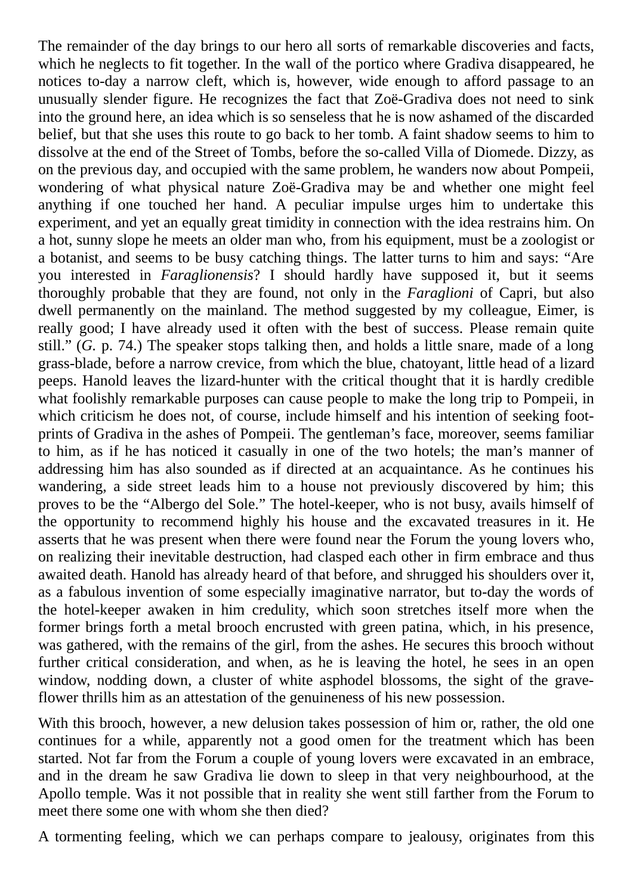The remainder of the day brings to our hero all sorts of remarkable discoveries and facts, which he neglects to fit together. In the wall of the portico where Gradiva disappeared, he notices to-day a narrow cleft, which is, however, wide enough to afford passage to an unusually slender figure. He recognizes the fact that Zoë-Gradiva does not need to sink into the ground here, an idea which is so senseless that he is now ashamed of the discarded belief, but that she uses this route to go back to her tomb. A faint shadow seems to him to dissolve at the end of the Street of Tombs, before the so-called Villa of Diomede. Dizzy, as on the previous day, and occupied with the same problem, he wanders now about Pompeii, wondering of what physical nature Zoë-Gradiva may be and whether one might feel anything if one touched her hand. A peculiar impulse urges him to undertake this experiment, and yet an equally great timidity in connection with the idea restrains him. On a hot, sunny slope he meets an older man who, from his equipment, must be a zoologist or a botanist, and seems to be busy catching things. The latter turns to him and says: "Are you interested in *Faraglionensis*? I should hardly have supposed it, but it seems thoroughly probable that they are found, not only in the *Faraglioni* of Capri, but also dwell permanently on the mainland. The method suggested by my colleague, Eimer, is really good; I have already used it often with the best of success. Please remain quite still." (*G.* p. 74.) The speaker stops talking then, and holds a little snare, made of a long grass-blade, before a narrow crevice, from which the blue, chatoyant, little head of a lizard peeps. Hanold leaves the lizard-hunter with the critical thought that it is hardly credible what foolishly remarkable purposes can cause people to make the long trip to Pompeii, in which criticism he does not, of course, include himself and his intention of seeking foot-prints of Gradiva in the ashes of Pompeii. The gentleman's face, moreover, seems familiar to him, as if he has noticed it casually in one of the two hotels; the man's manner of addressing him has also sounded as if directed at an acquaintance. As he continues his wandering, a side street leads him to a house not previously discovered by him; this proves to be the "Albergo del Sole." The hotel-keeper, who is not busy, avails himself of the opportunity to recommend highly his house and the excavated treasures in it. He asserts that he was present when there were found near the Forum the young lovers who, on realizing their inevitable destruction, had clasped each other in firm embrace and thus awaited death. Hanold has already heard of that before, and shrugged his shoulders over it, as a fabulous invention of some especially imaginative narrator, but to-day the words of the hotel-keeper awaken in him credulity, which soon stretches itself more when the former brings forth a metal brooch encrusted with green patina, which, in his presence, was gathered, with the remains of the girl, from the ashes. He secures this brooch without further critical consideration, and when, as he is leaving the hotel, he sees in an open window, nodding down, a cluster of white asphodel blossoms, the sight of the grave-flower thrills him as an attestation of the genuineness of his new possession.

With this brooch, however, a new delusion takes possession of him or, rather, the old one continues for a while, apparently not a good omen for the treatment which has been started. Not far from the Forum a couple of young lovers were excavated in an embrace, and in the dream he saw Gradiva lie down to sleep in that very neighbourhood, at the Apollo temple. Was it not possible that in reality she went still farther from the Forum to meet there some one with whom she then died?

A tormenting feeling, which we can perhaps compare to jealousy, originates from this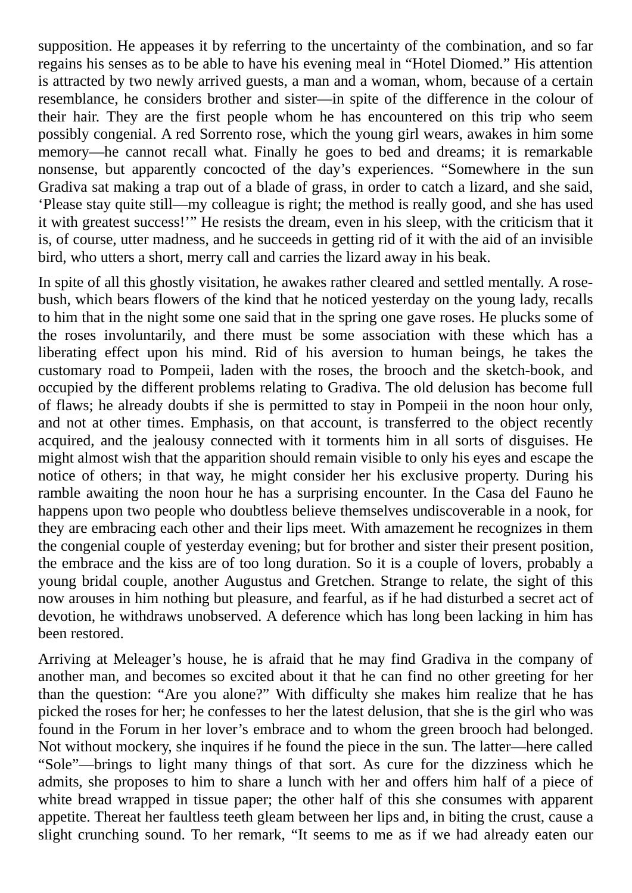supposition. He appeases it by referring to the uncertainty of the combination, and so far regains his senses as to be able to have his evening meal in "Hotel Diomed." His attention is attracted by two newly arrived guests, a man and a woman, whom, because of a certain resemblance, he considers brother and sister—in spite of the difference in the colour of their hair. They are the first people whom he has encountered on this trip who seem possibly congenial. A red Sorrento rose, which the young girl wears, awakes in him some memory—he cannot recall what. Finally he goes to bed and dreams; it is remarkable nonsense, but apparently concocted of the day's experiences. "Somewhere in the sun Gradiva sat making a trap out of a blade of grass, in order to catch a lizard, and she said, 'Please stay quite still—my colleague is right; the method is really good, and she has used it with greatest success!'" He resists the dream, even in his sleep, with the criticism that it is, of course, utter madness, and he succeeds in getting rid of it with the aid of an invisible bird, who utters a short, merry call and carries the lizard away in his beak.

In spite of all this ghostly visitation, he awakes rather cleared and settled mentally. A rose-bush, which bears flowers of the kind that he noticed yesterday on the young lady, recalls to him that in the night some one said that in the spring one gave roses. He plucks some of the roses involuntarily, and there must be some association with these which has a liberating effect upon his mind. Rid of his aversion to human beings, he takes the customary road to Pompeii, laden with the roses, the brooch and the sketch-book, and occupied by the different problems relating to Gradiva. The old delusion has become full of flaws; he already doubts if she is permitted to stay in Pompeii in the noon hour only, and not at other times. Emphasis, on that account, is transferred to the object recently acquired, and the jealousy connected with it torments him in all sorts of disguises. He might almost wish that the apparition should remain visible to only his eyes and escape the notice of others; in that way, he might consider her his exclusive property. During his ramble awaiting the noon hour he has a surprising encounter. In the Casa del Fauno he happens upon two people who doubtless believe themselves undiscoverable in a nook, for they are embracing each other and their lips meet. With amazement he recognizes in them the congenial couple of yesterday evening; but for brother and sister their present position, the embrace and the kiss are of too long duration. So it is a couple of lovers, probably a young bridal couple, another Augustus and Gretchen. Strange to relate, the sight of this now arouses in him nothing but pleasure, and fearful, as if he had disturbed a secret act of devotion, he withdraws unobserved. A deference which has long been lacking in him has been restored.

Arriving at Meleager's house, he is afraid that he may find Gradiva in the company of another man, and becomes so excited about it that he can find no other greeting for her than the question: "Are you alone?" With difficulty she makes him realize that he has picked the roses for her; he confesses to her the latest delusion, that she is the girl who was found in the Forum in her lover's embrace and to whom the green brooch had belonged. Not without mockery, she inquires if he found the piece in the sun. The latter—here called "Sole"—brings to light many things of that sort. As cure for the dizziness which he admits, she proposes to him to share a lunch with her and offers him half of a piece of white bread wrapped in tissue paper; the other half of this she consumes with apparent appetite. Thereat her faultless teeth gleam between her lips and, in biting the crust, cause a slight crunching sound. To her remark, "It seems to me as if we had already eaten our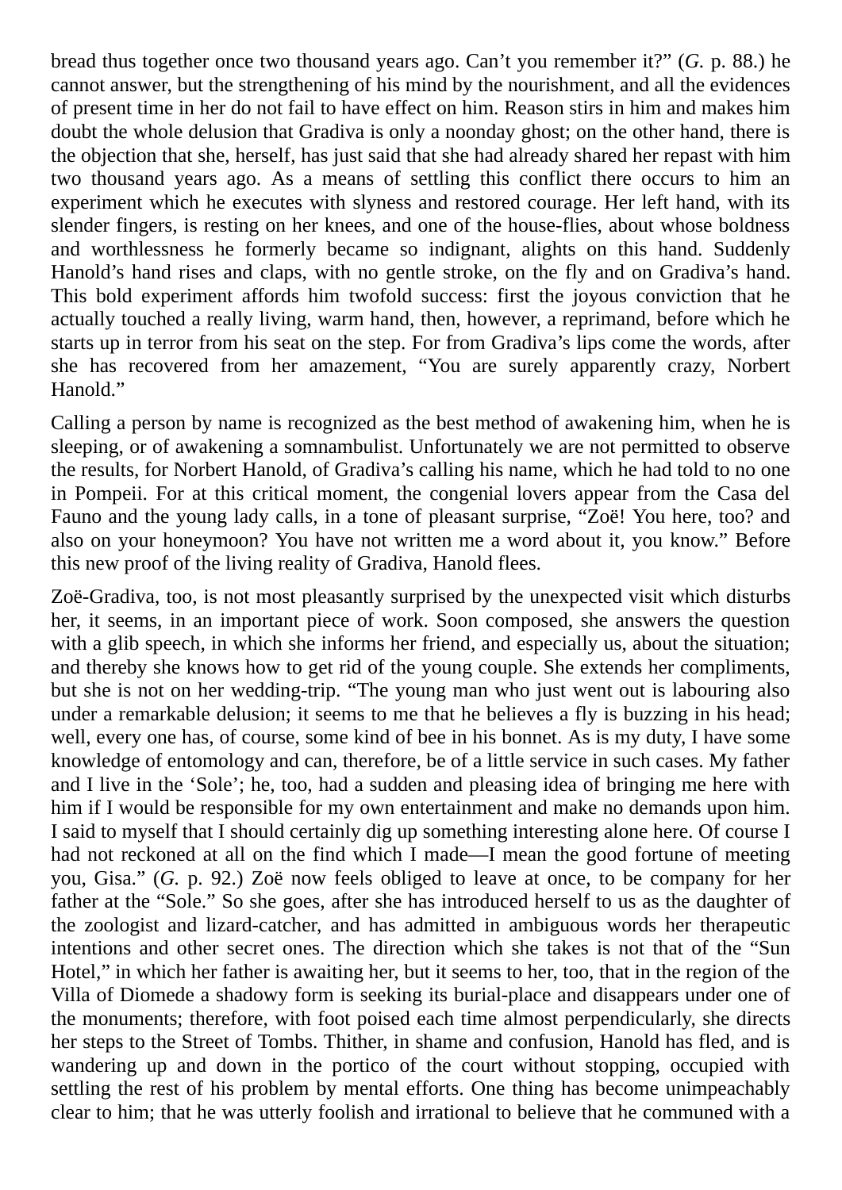bread thus together once two thousand years ago. Can't you remember it?" (*G.* p. 88.) he cannot answer, but the strengthening of his mind by the nourishment, and all the evidences of present time in her do not fail to have effect on him. Reason stirs in him and makes him doubt the whole delusion that Gradiva is only a noonday ghost; on the other hand, there is the objection that she, herself, has just said that she had already shared her repast with him two thousand years ago. As a means of settling this conflict there occurs to him an experiment which he executes with slyness and restored courage. Her left hand, with its slender fingers, is resting on her knees, and one of the house-flies, about whose boldness and worthlessness he formerly became so indignant, alights on this hand. Suddenly Hanold's hand rises and claps, with no gentle stroke, on the fly and on Gradiva's hand. This bold experiment affords him twofold success: first the joyous conviction that he actually touched a really living, warm hand, then, however, a reprimand, before which he starts up in terror from his seat on the step. For from Gradiva's lips come the words, after she has recovered from her amazement, "You are surely apparently crazy, Norbert Hanold."

Calling a person by name is recognized as the best method of awakening him, when he is sleeping, or of awakening a somnambulist. Unfortunately we are not permitted to observe the results, for Norbert Hanold, of Gradiva's calling his name, which he had told to no one in Pompeii. For at this critical moment, the congenial lovers appear from the Casa del Fauno and the young lady calls, in a tone of pleasant surprise, "Zoë! You here, too? and also on your honeymoon? You have not written me a word about it, you know." Before this new proof of the living reality of Gradiva, Hanold flees.

Zoë-Gradiva, too, is not most pleasantly surprised by the unexpected visit which disturbs her, it seems, in an important piece of work. Soon composed, she answers the question with a glib speech, in which she informs her friend, and especially us, about the situation; and thereby she knows how to get rid of the young couple. She extends her compliments, but she is not on her wedding-trip. "The young man who just went out is labouring also under a remarkable delusion; it seems to me that he believes a fly is buzzing in his head; well, every one has, of course, some kind of bee in his bonnet. As is my duty, I have some knowledge of entomology and can, therefore, be of a little service in such cases. My father and I live in the 'Sole'; he, too, had a sudden and pleasing idea of bringing me here with him if I would be responsible for my own entertainment and make no demands upon him. I said to myself that I should certainly dig up something interesting alone here. Of course I had not reckoned at all on the find which I made—I mean the good fortune of meeting you, Gisa." (*G.* p. 92.) Zoë now feels obliged to leave at once, to be company for her father at the "Sole." So she goes, after she has introduced herself to us as the daughter of the zoologist and lizard-catcher, and has admitted in ambiguous words her therapeutic intentions and other secret ones. The direction which she takes is not that of the "Sun Hotel," in which her father is awaiting her, but it seems to her, too, that in the region of the Villa of Diomede a shadowy form is seeking its burial-place and disappears under one of the monuments; therefore, with foot poised each time almost perpendicularly, she directs her steps to the Street of Tombs. Thither, in shame and confusion, Hanold has fled, and is wandering up and down in the portico of the court without stopping, occupied with settling the rest of his problem by mental efforts. One thing has become unimpeachably clear to him; that he was utterly foolish and irrational to believe that he communed with a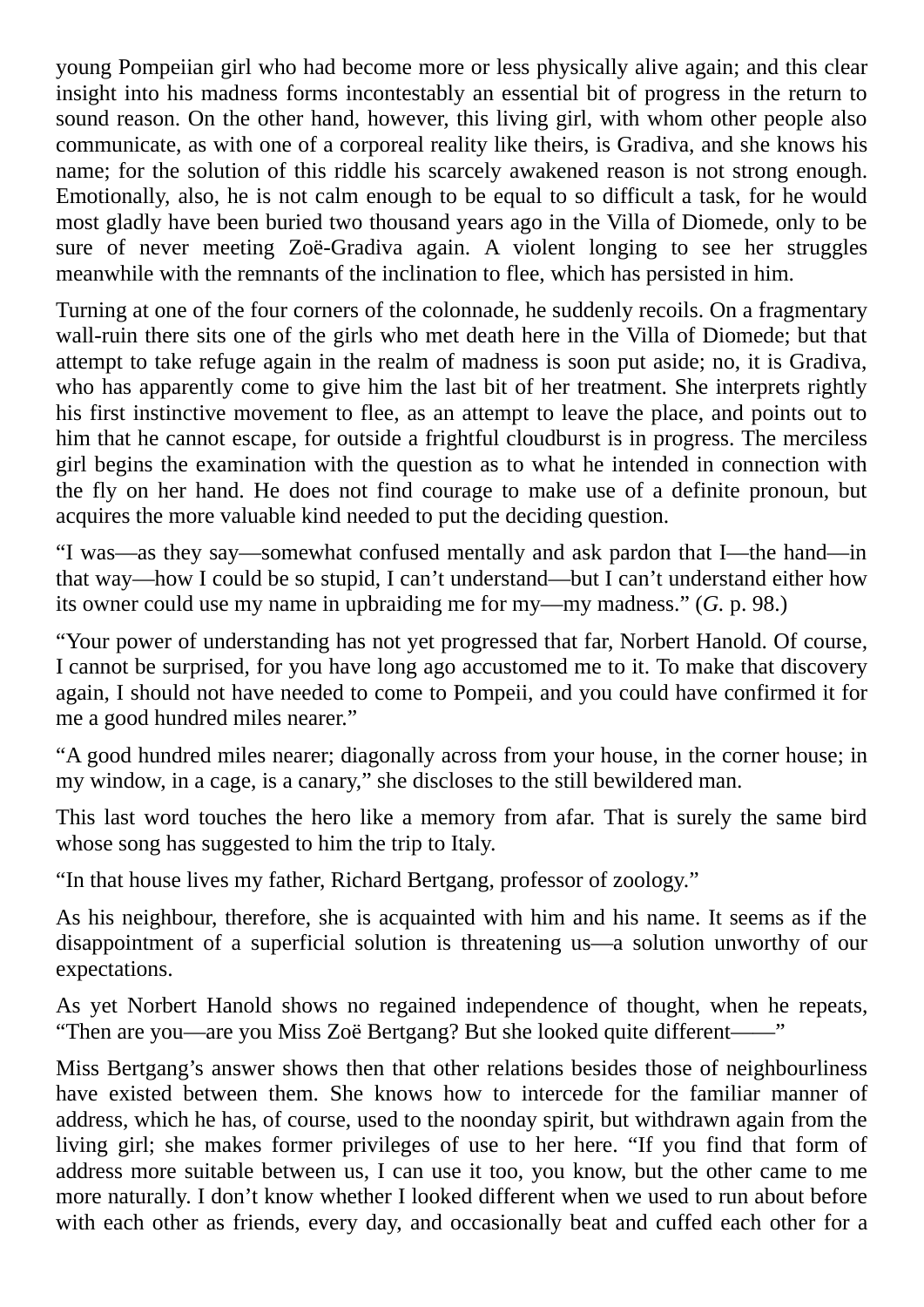young Pompeiian girl who had become more or less physically alive again; and this clear insight into his madness forms incontestably an essential bit of progress in the return to sound reason. On the other hand, however, this living girl, with whom other people also communicate, as with one of a corporeal reality like theirs, is Gradiva, and she knows his name; for the solution of this riddle his scarcely awakened reason is not strong enough. Emotionally, also, he is not calm enough to be equal to so difficult a task, for he would most gladly have been buried two thousand years ago in the Villa of Diomede, only to be sure of never meeting Zoë-Gradiva again. A violent longing to see her struggles meanwhile with the remnants of the inclination to flee, which has persisted in him.

Turning at one of the four corners of the colonnade, he suddenly recoils. On a fragmentary wall-ruin there sits one of the girls who met death here in the Villa of Diomede; but that attempt to take refuge again in the realm of madness is soon put aside; no, it is Gradiva, who has apparently come to give him the last bit of her treatment. She interprets rightly his first instinctive movement to flee, as an attempt to leave the place, and points out to him that he cannot escape, for outside a frightful cloudburst is in progress. The merciless girl begins the examination with the question as to what he intended in connection with the fly on her hand. He does not find courage to make use of a definite pronoun, but acquires the more valuable kind needed to put the deciding question.

"I was—as they say—somewhat confused mentally and ask pardon that I—the hand—in that way—how I could be so stupid, I can't understand—but I can't understand either how its owner could use my name in upbraiding me for my—my madness." (*G.* p. 98.)

"Your power of understanding has not yet progressed that far, Norbert Hanold. Of course, I cannot be surprised, for you have long ago accustomed me to it. To make that discovery again, I should not have needed to come to Pompeii, and you could have confirmed it for me a good hundred miles nearer."

"A good hundred miles nearer; diagonally across from your house, in the corner house; in my window, in a cage, is a canary," she discloses to the still bewildered man.

This last word touches the hero like a memory from afar. That is surely the same bird whose song has suggested to him the trip to Italy.

"In that house lives my father, Richard Bertgang, professor of zoology."

As his neighbour, therefore, she is acquainted with him and his name. It seems as if the disappointment of a superficial solution is threatening us—a solution unworthy of our expectations.

As yet Norbert Hanold shows no regained independence of thought, when he repeats, "Then are you—are you Miss Zoë Bertgang? But she looked quite different——"

Miss Bertgang's answer shows then that other relations besides those of neighbourliness have existed between them. She knows how to intercede for the familiar manner of address, which he has, of course, used to the noonday spirit, but withdrawn again from the living girl; she makes former privileges of use to her here. "If you find that form of address more suitable between us, I can use it too, you know, but the other came to me more naturally. I don't know whether I looked different when we used to run about before with each other as friends, every day, and occasionally beat and cuffed each other for a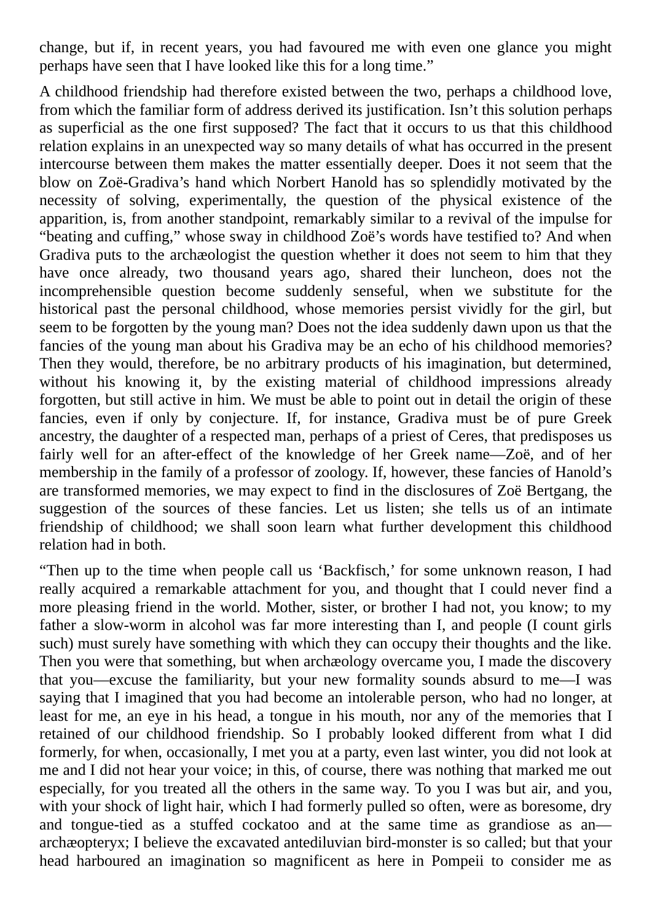change, but if, in recent years, you had favoured me with even one glance you might perhaps have seen that I have looked like this for a long time."

A childhood friendship had therefore existed between the two, perhaps a childhood love, from which the familiar form of address derived its justification. Isn't this solution perhaps as superficial as the one first supposed? The fact that it occurs to us that this childhood relation explains in an unexpected way so many details of what has occurred in the present intercourse between them makes the matter essentially deeper. Does it not seem that the blow on Zoë-Gradiva's hand which Norbert Hanold has so splendidly motivated by the necessity of solving, experimentally, the question of the physical existence of the apparition, is, from another standpoint, remarkably similar to a revival of the impulse for "beating and cuffing," whose sway in childhood Zoë's words have testified to? And when Gradiva puts to the archæologist the question whether it does not seem to him that they have once already, two thousand years ago, shared their luncheon, does not the incomprehensible question become suddenly senseful, when we substitute for the historical past the personal childhood, whose memories persist vividly for the girl, but seem to be forgotten by the young man? Does not the idea suddenly dawn upon us that the fancies of the young man about his Gradiva may be an echo of his childhood memories? Then they would, therefore, be no arbitrary products of his imagination, but determined, without his knowing it, by the existing material of childhood impressions already forgotten, but still active in him. We must be able to point out in detail the origin of these fancies, even if only by conjecture. If, for instance, Gradiva must be of pure Greek ancestry, the daughter of a respected man, perhaps of a priest of Ceres, that predisposes us fairly well for an after-effect of the knowledge of her Greek name—Zoë, and of her membership in the family of a professor of zoology. If, however, these fancies of Hanold's are transformed memories, we may expect to find in the disclosures of Zoë Bertgang, the suggestion of the sources of these fancies. Let us listen; she tells us of an intimate friendship of childhood; we shall soon learn what further development this childhood relation had in both.

"Then up to the time when people call us 'Backfisch,' for some unknown reason, I had really acquired a remarkable attachment for you, and thought that I could never find a more pleasing friend in the world. Mother, sister, or brother I had not, you know; to my father a slow-worm in alcohol was far more interesting than I, and people (I count girls such) must surely have something with which they can occupy their thoughts and the like. Then you were that something, but when archæology overcame you, I made the discovery that you—excuse the familiarity, but your new formality sounds absurd to me—I was saying that I imagined that you had become an intolerable person, who had no longer, at least for me, an eye in his head, a tongue in his mouth, nor any of the memories that I retained of our childhood friendship. So I probably looked different from what I did formerly, for when, occasionally, I met you at a party, even last winter, you did not look at me and I did not hear your voice; in this, of course, there was nothing that marked me out especially, for you treated all the others in the same way. To you I was but air, and you, with your shock of light hair, which I had formerly pulled so often, were as boresome, dry and tongue-tied as a stuffed cockatoo and at the same time as grandiose as an—archæopteryx; I believe the excavated antediluvian bird-monster is so called; but that your head harboured an imagination so magnificent as here in Pompeii to consider me as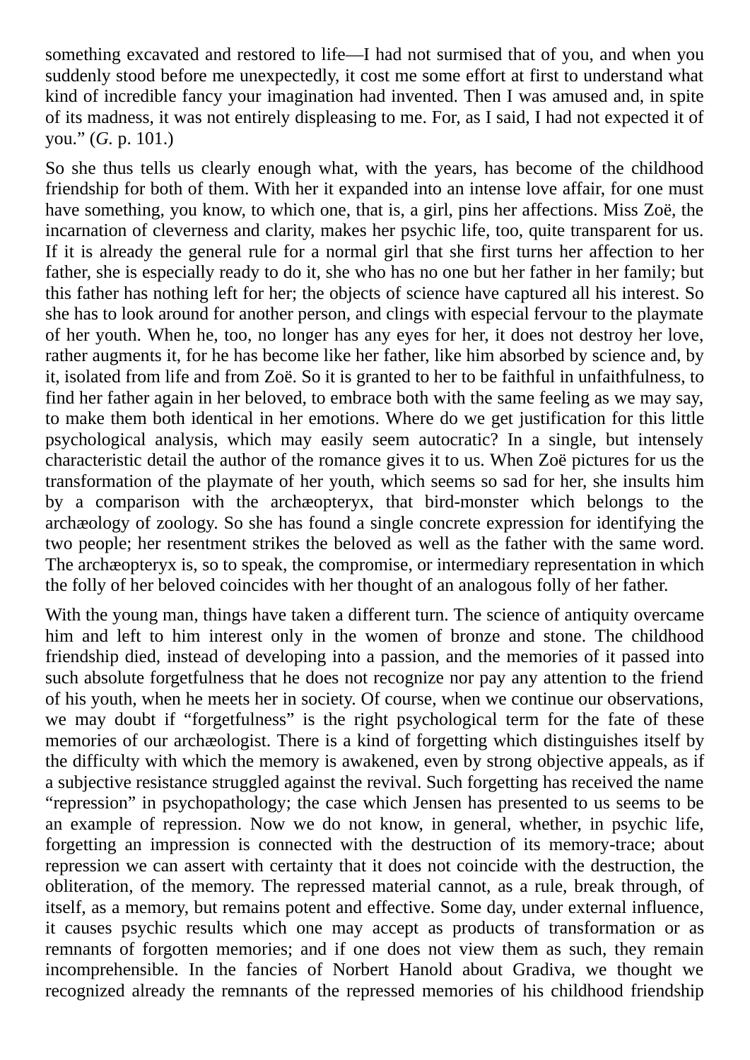something excavated and restored to life—I had not surmised that of you, and when you suddenly stood before me unexpectedly, it cost me some effort at first to understand what kind of incredible fancy your imagination had invented. Then I was amused and, in spite of its madness, it was not entirely displeasing to me. For, as I said, I had not expected it of you." (*G.* p. 101.)

So she thus tells us clearly enough what, with the years, has become of the childhood friendship for both of them. With her it expanded into an intense love affair, for one must have something, you know, to which one, that is, a girl, pins her affections. Miss Zoë, the incarnation of cleverness and clarity, makes her psychic life, too, quite transparent for us. If it is already the general rule for a normal girl that she first turns her affection to her father, she is especially ready to do it, she who has no one but her father in her family; but this father has nothing left for her; the objects of science have captured all his interest. So she has to look around for another person, and clings with especial fervour to the playmate of her youth. When he, too, no longer has any eyes for her, it does not destroy her love, rather augments it, for he has become like her father, like him absorbed by science and, by it, isolated from life and from Zoë. So it is granted to her to be faithful in unfaithfulness, to find her father again in her beloved, to embrace both with the same feeling as we may say, to make them both identical in her emotions. Where do we get justification for this little psychological analysis, which may easily seem autocratic? In a single, but intensely characteristic detail the author of the romance gives it to us. When Zoë pictures for us the transformation of the playmate of her youth, which seems so sad for her, she insults him by a comparison with the archæopteryx, that bird-monster which belongs to the archæology of zoology. So she has found a single concrete expression for identifying the two people; her resentment strikes the beloved as well as the father with the same word. The archæopteryx is, so to speak, the compromise, or intermediary representation in which the folly of her beloved coincides with her thought of an analogous folly of her father.

With the young man, things have taken a different turn. The science of antiquity overcame him and left to him interest only in the women of bronze and stone. The childhood friendship died, instead of developing into a passion, and the memories of it passed into such absolute forgetfulness that he does not recognize nor pay any attention to the friend of his youth, when he meets her in society. Of course, when we continue our observations, we may doubt if "forgetfulness" is the right psychological term for the fate of these memories of our archæologist. There is a kind of forgetting which distinguishes itself by the difficulty with which the memory is awakened, even by strong objective appeals, as if a subjective resistance struggled against the revival. Such forgetting has received the name "repression" in psychopathology; the case which Jensen has presented to us seems to be an example of repression. Now we do not know, in general, whether, in psychic life, forgetting an impression is connected with the destruction of its memory-trace; about repression we can assert with certainty that it does not coincide with the destruction, the obliteration, of the memory. The repressed material cannot, as a rule, break through, of itself, as a memory, but remains potent and effective. Some day, under external influence, it causes psychic results which one may accept as products of transformation or as remnants of forgotten memories; and if one does not view them as such, they remain incomprehensible. In the fancies of Norbert Hanold about Gradiva, we thought we recognized already the remnants of the repressed memories of his childhood friendship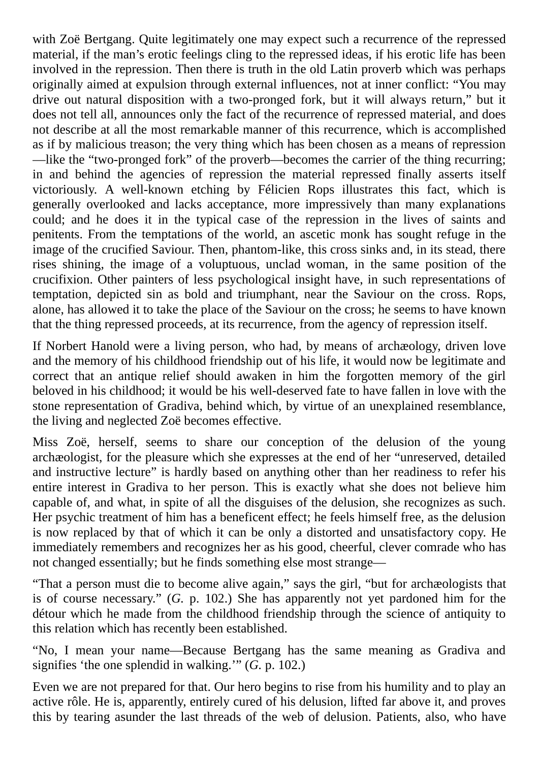with Zoë Bertgang. Quite legitimately one may expect such a recurrence of the repressed material, if the man's erotic feelings cling to the repressed ideas, if his erotic life has been involved in the repression. Then there is truth in the old Latin proverb which was perhaps originally aimed at expulsion through external influences, not at inner conflict: "You may drive out natural disposition with a two-pronged fork, but it will always return," but it does not tell all, announces only the fact of the recurrence of repressed material, and does not describe at all the most remarkable manner of this recurrence, which is accomplished as if by malicious treason; the very thing which has been chosen as a means of repression—like the "two-pronged fork" of the proverb—becomes the carrier of the thing recurring; in and behind the agencies of repression the material repressed finally asserts itself victoriously. A well-known etching by Félicien Rops illustrates this fact, which is generally overlooked and lacks acceptance, more impressively than many explanations could; and he does it in the typical case of the repression in the lives of saints and penitents. From the temptations of the world, an ascetic monk has sought refuge in the image of the crucified Saviour. Then, phantom-like, this cross sinks and, in its stead, there rises shining, the image of a voluptuous, unclad woman, in the same position of the crucifixion. Other painters of less psychological insight have, in such representations of temptation, depicted sin as bold and triumphant, near the Saviour on the cross. Rops, alone, has allowed it to take the place of the Saviour on the cross; he seems to have known that the thing repressed proceeds, at its recurrence, from the agency of repression itself.

If Norbert Hanold were a living person, who had, by means of archæology, driven love and the memory of his childhood friendship out of his life, it would now be legitimate and correct that an antique relief should awaken in him the forgotten memory of the girl beloved in his childhood; it would be his well-deserved fate to have fallen in love with the stone representation of Gradiva, behind which, by virtue of an unexplained resemblance, the living and neglected Zoë becomes effective.

Miss Zoë, herself, seems to share our conception of the delusion of the young archæologist, for the pleasure which she expresses at the end of her "unreserved, detailed and instructive lecture" is hardly based on anything other than her readiness to refer his entire interest in Gradiva to her person. This is exactly what she does not believe him capable of, and what, in spite of all the disguises of the delusion, she recognizes as such. Her psychic treatment of him has a beneficent effect; he feels himself free, as the delusion is now replaced by that of which it can be only a distorted and unsatisfactory copy. He immediately remembers and recognizes her as his good, cheerful, clever comrade who has not changed essentially; but he finds something else most strange—

"That a person must die to become alive again," says the girl, "but for archæologists that is of course necessary." (*G.* p. 102.) She has apparently not yet pardoned him for the détour which he made from the childhood friendship through the science of antiquity to this relation which has recently been established.

"No, I mean your name—Because Bertgang has the same meaning as Gradiva and signifies 'the one splendid in walking.'" (*G.* p. 102.)

Even we are not prepared for that. Our hero begins to rise from his humility and to play an active rôle. He is, apparently, entirely cured of his delusion, lifted far above it, and proves this by tearing asunder the last threads of the web of delusion. Patients, also, who have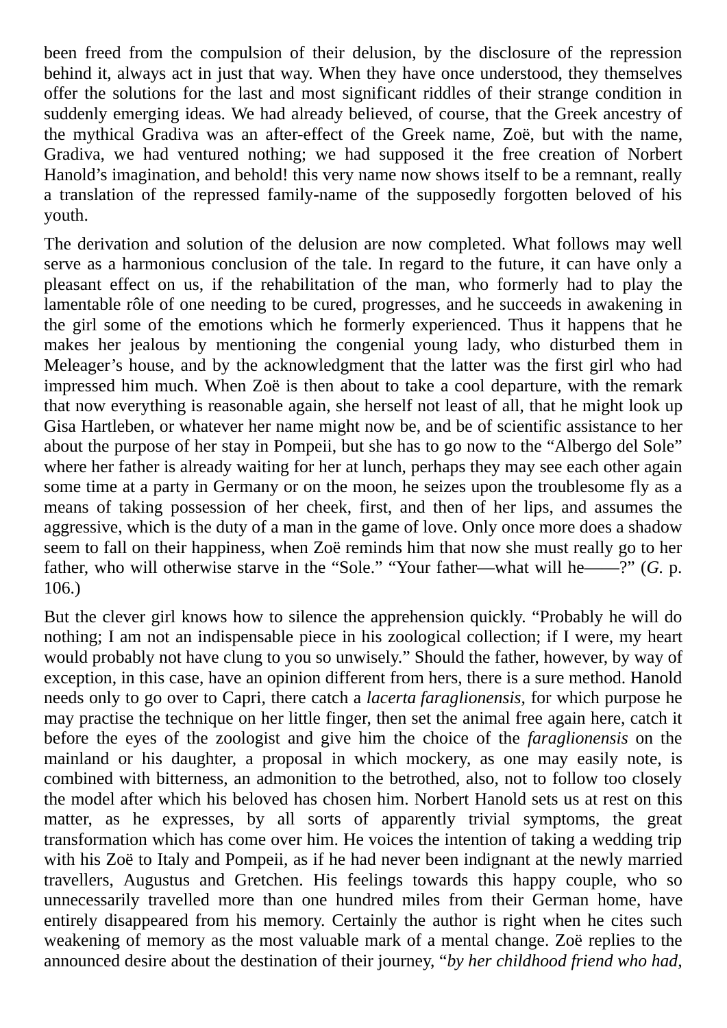been freed from the compulsion of their delusion, by the disclosure of the repression behind it, always act in just that way. When they have once understood, they themselves offer the solutions for the last and most significant riddles of their strange condition in suddenly emerging ideas. We had already believed, of course, that the Greek ancestry of the mythical Gradiva was an after-effect of the Greek name, Zoë, but with the name, Gradiva, we had ventured nothing; we had supposed it the free creation of Norbert Hanold's imagination, and behold! this very name now shows itself to be a remnant, really a translation of the repressed family-name of the supposedly forgotten beloved of his youth.

The derivation and solution of the delusion are now completed. What follows may well serve as a harmonious conclusion of the tale. In regard to the future, it can have only a pleasant effect on us, if the rehabilitation of the man, who formerly had to play the lamentable rôle of one needing to be cured, progresses, and he succeeds in awakening in the girl some of the emotions which he formerly experienced. Thus it happens that he makes her jealous by mentioning the congenial young lady, who disturbed them in Meleager's house, and by the acknowledgment that the latter was the first girl who had impressed him much. When Zoë is then about to take a cool departure, with the remark that now everything is reasonable again, she herself not least of all, that he might look up Gisa Hartleben, or whatever her name might now be, and be of scientific assistance to her about the purpose of her stay in Pompeii, but she has to go now to the "Albergo del Sole" where her father is already waiting for her at lunch, perhaps they may see each other again some time at a party in Germany or on the moon, he seizes upon the troublesome fly as a means of taking possession of her cheek, first, and then of her lips, and assumes the aggressive, which is the duty of a man in the game of love. Only once more does a shadow seem to fall on their happiness, when Zoë reminds him that now she must really go to her father, who will otherwise starve in the "Sole." "Your father—what will he——?" (*G.* p. 106.)

But the clever girl knows how to silence the apprehension quickly. "Probably he will do nothing; I am not an indispensable piece in his zoological collection; if I were, my heart would probably not have clung to you so unwisely." Should the father, however, by way of exception, in this case, have an opinion different from hers, there is a sure method. Hanold needs only to go over to Capri, there catch a *lacerta faraglionensis*, for which purpose he may practise the technique on her little finger, then set the animal free again here, catch it before the eyes of the zoologist and give him the choice of the *faraglionensis* on the mainland or his daughter, a proposal in which mockery, as one may easily note, is combined with bitterness, an admonition to the betrothed, also, not to follow too closely the model after which his beloved has chosen him. Norbert Hanold sets us at rest on this matter, as he expresses, by all sorts of apparently trivial symptoms, the great transformation which has come over him. He voices the intention of taking a wedding trip with his Zoë to Italy and Pompeii, as if he had never been indignant at the newly married travellers, Augustus and Gretchen. His feelings towards this happy couple, who so unnecessarily travelled more than one hundred miles from their German home, have entirely disappeared from his memory. Certainly the author is right when he cites such weakening of memory as the most valuable mark of a mental change. Zoë replies to the announced desire about the destination of their journey, "*by her childhood friend who had,*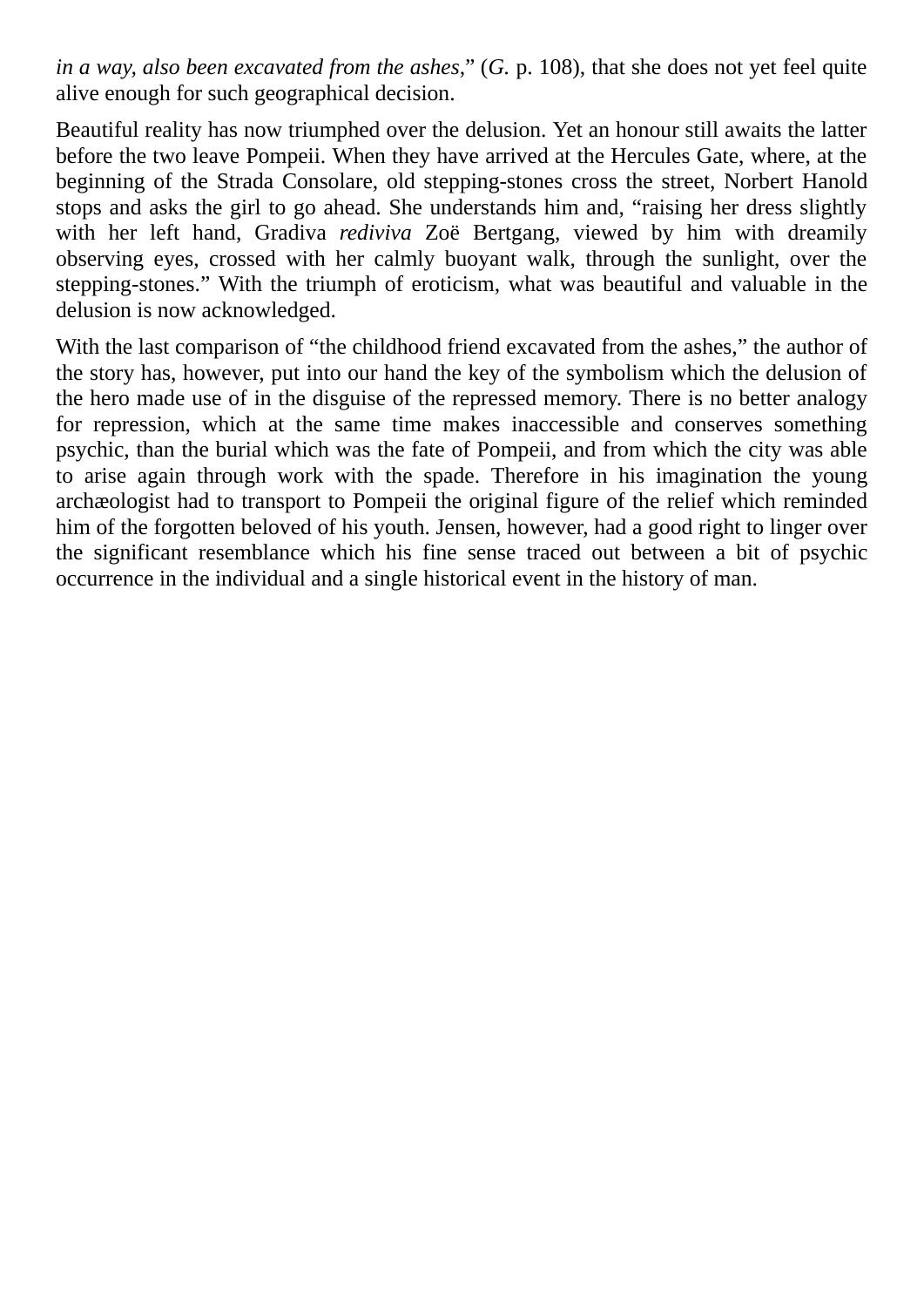*in a way, also been excavated from the ashes*," (*G.* p. 108), that she does not yet feel quite alive enough for such geographical decision.

Beautiful reality has now triumphed over the delusion. Yet an honour still awaits the latter before the two leave Pompeii. When they have arrived at the Hercules Gate, where, at the beginning of the Strada Consolare, old stepping-stones cross the street, Norbert Hanold stops and asks the girl to go ahead. She understands him and, "raising her dress slightly with her left hand, Gradiva *rediviva* Zoë Bertgang, viewed by him with dreamily observing eyes, crossed with her calmly buoyant walk, through the sunlight, over the stepping-stones." With the triumph of eroticism, what was beautiful and valuable in the delusion is now acknowledged.

With the last comparison of "the childhood friend excavated from the ashes," the author of the story has, however, put into our hand the key of the symbolism which the delusion of the hero made use of in the disguise of the repressed memory. There is no better analogy for repression, which at the same time makes inaccessible and conserves something psychic, than the burial which was the fate of Pompeii, and from which the city was able to arise again through work with the spade. Therefore in his imagination the young archæologist had to transport to Pompeii the original figure of the relief which reminded him of the forgotten beloved of his youth. Jensen, however, had a good right to linger over the significant resemblance which his fine sense traced out between a bit of psychic occurrence in the individual and a single historical event in the history of man.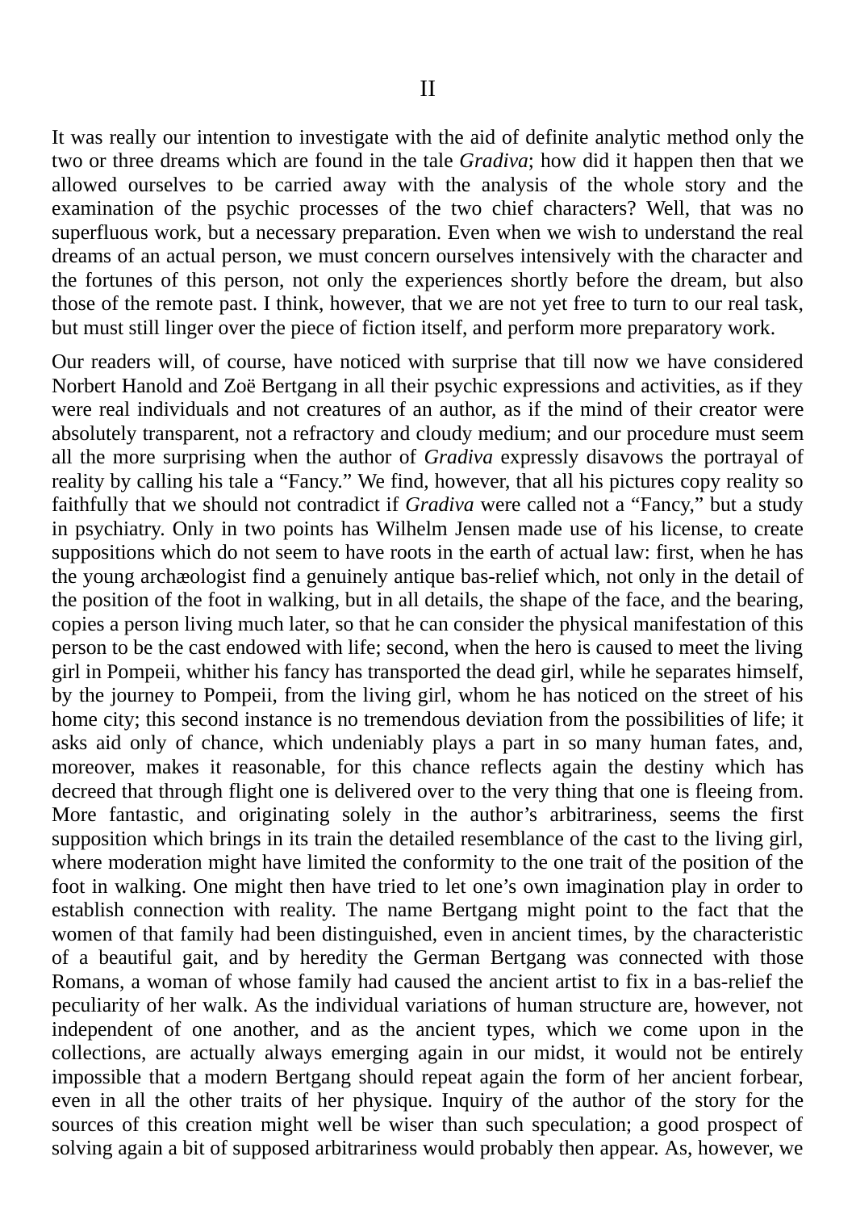# II

It was really our intention to investigate with the aid of definite analytic method only the two or three dreams which are found in the tale *Gradiva*; how did it happen then that we allowed ourselves to be carried away with the analysis of the whole story and the examination of the psychic processes of the two chief characters? Well, that was no superfluous work, but a necessary preparation. Even when we wish to understand the real dreams of an actual person, we must concern ourselves intensively with the character and the fortunes of this person, not only the experiences shortly before the dream, but also those of the remote past. I think, however, that we are not yet free to turn to our real task, but must still linger over the piece of fiction itself, and perform more preparatory work.

Our readers will, of course, have noticed with surprise that till now we have considered Norbert Hanold and Zoë Bertgang in all their psychic expressions and activities, as if they were real individuals and not creatures of an author, as if the mind of their creator were absolutely transparent, not a refractory and cloudy medium; and our procedure must seem all the more surprising when the author of *Gradiva* expressly disavows the portrayal of reality by calling his tale a "Fancy." We find, however, that all his pictures copy reality so faithfully that we should not contradict if *Gradiva* were called not a "Fancy," but a study in psychiatry. Only in two points has Wilhelm Jensen made use of his license, to create suppositions which do not seem to have roots in the earth of actual law: first, when he has the young archæologist find a genuinely antique bas-relief which, not only in the detail of the position of the foot in walking, but in all details, the shape of the face, and the bearing, copies a person living much later, so that he can consider the physical manifestation of this person to be the cast endowed with life; second, when the hero is caused to meet the living girl in Pompeii, whither his fancy has transported the dead girl, while he separates himself, by the journey to Pompeii, from the living girl, whom he has noticed on the street of his home city; this second instance is no tremendous deviation from the possibilities of life; it asks aid only of chance, which undeniably plays a part in so many human fates, and, moreover, makes it reasonable, for this chance reflects again the destiny which has decreed that through flight one is delivered over to the very thing that one is fleeing from. More fantastic, and originating solely in the author's arbitrariness, seems the first supposition which brings in its train the detailed resemblance of the cast to the living girl, where moderation might have limited the conformity to the one trait of the position of the foot in walking. One might then have tried to let one's own imagination play in order to establish connection with reality. The name Bertgang might point to the fact that the women of that family had been distinguished, even in ancient times, by the characteristic of a beautiful gait, and by heredity the German Bertgang was connected with those Romans, a woman of whose family had caused the ancient artist to fix in a bas-relief the peculiarity of her walk. As the individual variations of human structure are, however, not independent of one another, and as the ancient types, which we come upon in the collections, are actually always emerging again in our midst, it would not be entirely impossible that a modern Bertgang should repeat again the form of her ancient forbear, even in all the other traits of her physique. Inquiry of the author of the story for the sources of this creation might well be wiser than such speculation; a good prospect of solving again a bit of supposed arbitrariness would probably then appear. As, however, we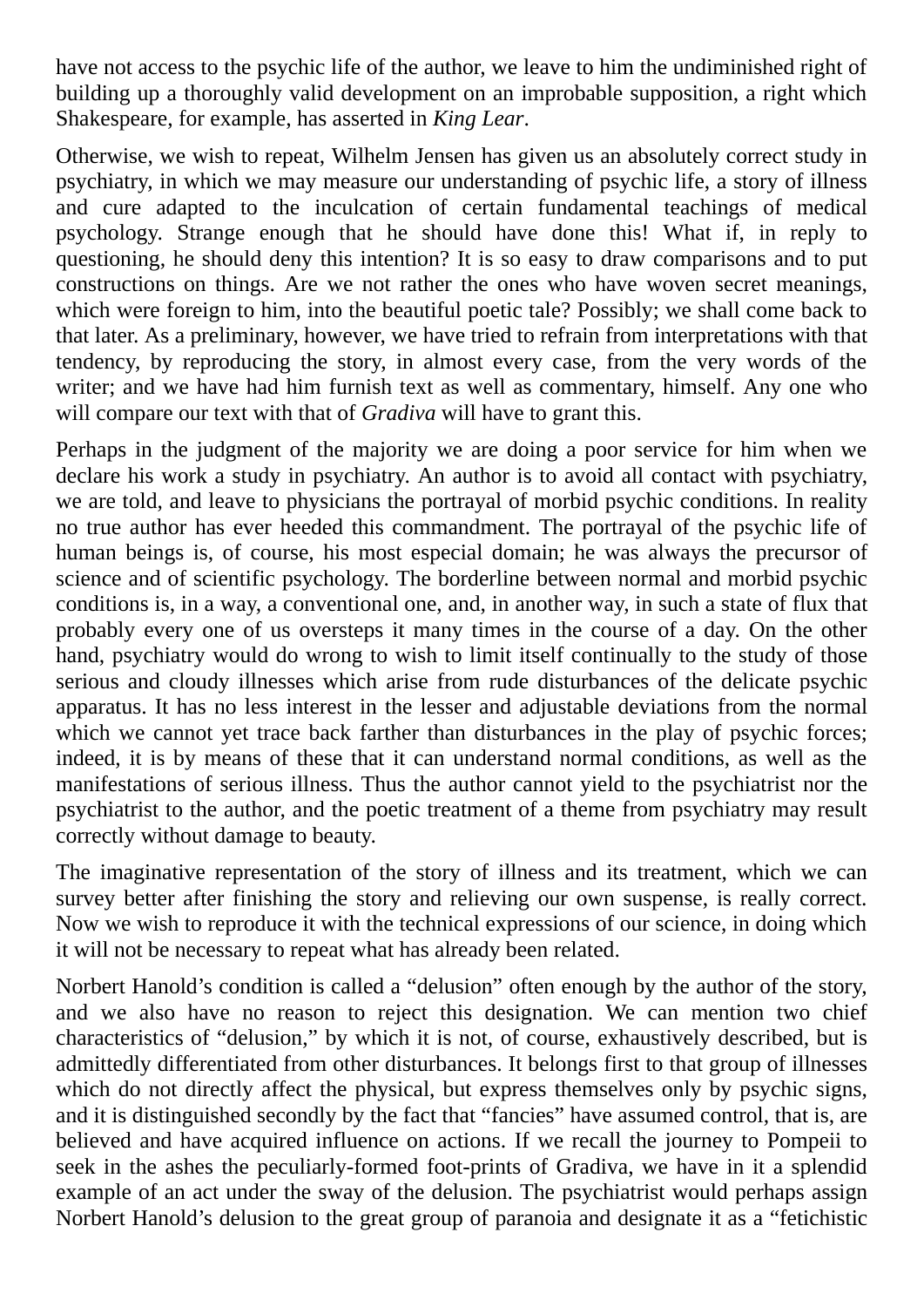have not access to the psychic life of the author, we leave to him the undiminished right of building up a thoroughly valid development on an improbable supposition, a right which Shakespeare, for example, has asserted in *King Lear*.

Otherwise, we wish to repeat, Wilhelm Jensen has given us an absolutely correct study in psychiatry, in which we may measure our understanding of psychic life, a story of illness and cure adapted to the inculcation of certain fundamental teachings of medical psychology. Strange enough that he should have done this! What if, in reply to questioning, he should deny this intention? It is so easy to draw comparisons and to put constructions on things. Are we not rather the ones who have woven secret meanings, which were foreign to him, into the beautiful poetic tale? Possibly; we shall come back to that later. As a preliminary, however, we have tried to refrain from interpretations with that tendency, by reproducing the story, in almost every case, from the very words of the writer; and we have had him furnish text as well as commentary, himself. Any one who will compare our text with that of *Gradiva* will have to grant this.

Perhaps in the judgment of the majority we are doing a poor service for him when we declare his work a study in psychiatry. An author is to avoid all contact with psychiatry, we are told, and leave to physicians the portrayal of morbid psychic conditions. In reality no true author has ever heeded this commandment. The portrayal of the psychic life of human beings is, of course, his most especial domain; he was always the precursor of science and of scientific psychology. The borderline between normal and morbid psychic conditions is, in a way, a conventional one, and, in another way, in such a state of flux that probably every one of us oversteps it many times in the course of a day. On the other hand, psychiatry would do wrong to wish to limit itself continually to the study of those serious and cloudy illnesses which arise from rude disturbances of the delicate psychic apparatus. It has no less interest in the lesser and adjustable deviations from the normal which we cannot yet trace back farther than disturbances in the play of psychic forces; indeed, it is by means of these that it can understand normal conditions, as well as the manifestations of serious illness. Thus the author cannot yield to the psychiatrist nor the psychiatrist to the author, and the poetic treatment of a theme from psychiatry may result correctly without damage to beauty.

The imaginative representation of the story of illness and its treatment, which we can survey better after finishing the story and relieving our own suspense, is really correct. Now we wish to reproduce it with the technical expressions of our science, in doing which it will not be necessary to repeat what has already been related.

Norbert Hanold's condition is called a "delusion" often enough by the author of the story, and we also have no reason to reject this designation. We can mention two chief characteristics of "delusion," by which it is not, of course, exhaustively described, but is admittedly differentiated from other disturbances. It belongs first to that group of illnesses which do not directly affect the physical, but express themselves only by psychic signs, and it is distinguished secondly by the fact that "fancies" have assumed control, that is, are believed and have acquired influence on actions. If we recall the journey to Pompeii to seek in the ashes the peculiarly-formed foot-prints of Gradiva, we have in it a splendid example of an act under the sway of the delusion. The psychiatrist would perhaps assign Norbert Hanold's delusion to the great group of paranoia and designate it as a "fetichistic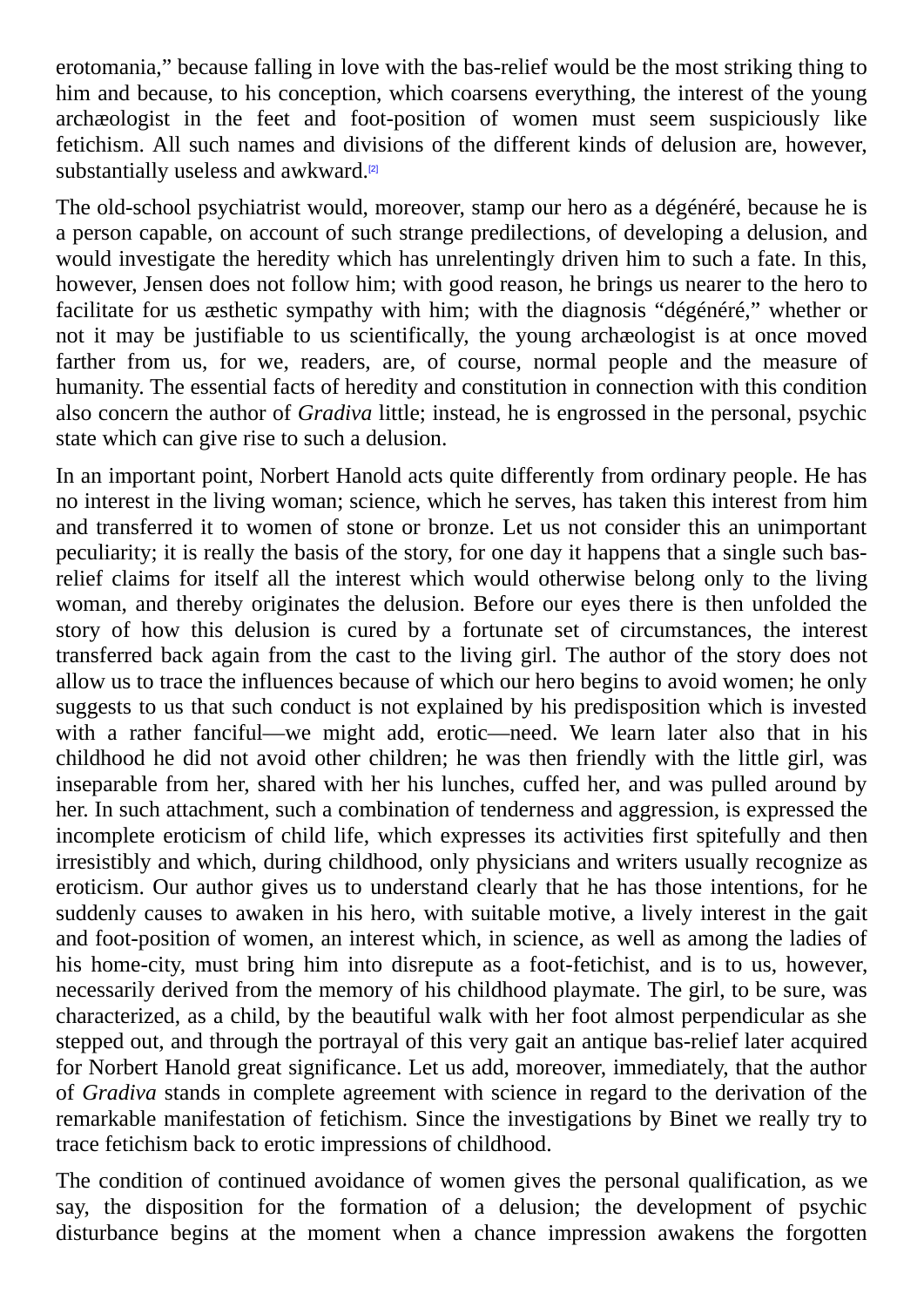erotomania," because falling in love with the bas-relief would be the most striking thing to him and because, to his conception, which coarsens everything, the interest of the young archæologist in the feet and foot-position of women must seem suspiciously like fetichism. All such names and divisions of the different kinds of delusion are, however, substantially useless and awkward.[2]

The old-school psychiatrist would, moreover, stamp our hero as a dégénéré, because he is a person capable, on account of such strange predilections, of developing a delusion, and would investigate the heredity which has unrelentingly driven him to such a fate. In this, however, Jensen does not follow him; with good reason, he brings us nearer to the hero to facilitate for us æsthetic sympathy with him; with the diagnosis "dégénéré," whether or not it may be justifiable to us scientifically, the young archæologist is at once moved farther from us, for we, readers, are, of course, normal people and the measure of humanity. The essential facts of heredity and constitution in connection with this condition also concern the author of *Gradiva* little; instead, he is engrossed in the personal, psychic state which can give rise to such a delusion.

In an important point, Norbert Hanold acts quite differently from ordinary people. He has no interest in the living woman; science, which he serves, has taken this interest from him and transferred it to women of stone or bronze. Let us not consider this an unimportant peculiarity; it is really the basis of the story, for one day it happens that a single such bas-relief claims for itself all the interest which would otherwise belong only to the living woman, and thereby originates the delusion. Before our eyes there is then unfolded the story of how this delusion is cured by a fortunate set of circumstances, the interest transferred back again from the cast to the living girl. The author of the story does not allow us to trace the influences because of which our hero begins to avoid women; he only suggests to us that such conduct is not explained by his predisposition which is invested with a rather fanciful—we might add, erotic—need. We learn later also that in his childhood he did not avoid other children; he was then friendly with the little girl, was inseparable from her, shared with her his lunches, cuffed her, and was pulled around by her. In such attachment, such a combination of tenderness and aggression, is expressed the incomplete eroticism of child life, which expresses its activities first spitefully and then irresistibly and which, during childhood, only physicians and writers usually recognize as eroticism. Our author gives us to understand clearly that he has those intentions, for he suddenly causes to awaken in his hero, with suitable motive, a lively interest in the gait and foot-position of women, an interest which, in science, as well as among the ladies of his home-city, must bring him into disrepute as a foot-fetichist, and is to us, however, necessarily derived from the memory of his childhood playmate. The girl, to be sure, was characterized, as a child, by the beautiful walk with her foot almost perpendicular as she stepped out, and through the portrayal of this very gait an antique bas-relief later acquired for Norbert Hanold great significance. Let us add, moreover, immediately, that the author of *Gradiva* stands in complete agreement with science in regard to the derivation of the remarkable manifestation of fetichism. Since the investigations by Binet we really try to trace fetichism back to erotic impressions of childhood.

The condition of continued avoidance of women gives the personal qualification, as we say, the disposition for the formation of a delusion; the development of psychic disturbance begins at the moment when a chance impression awakens the forgotten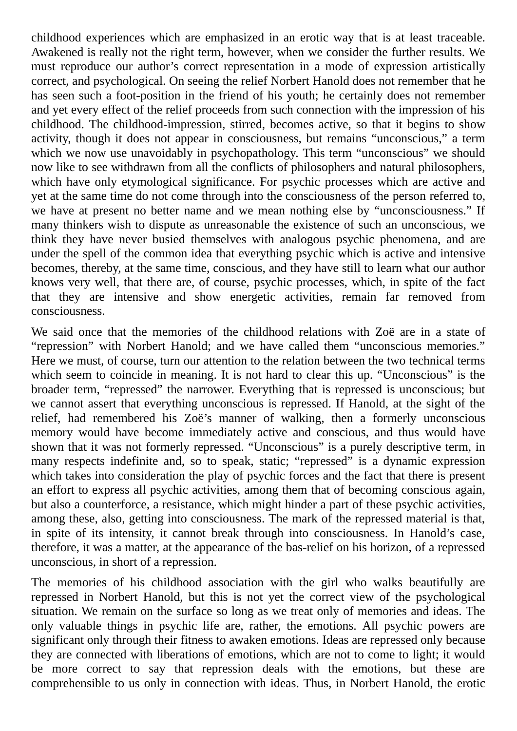childhood experiences which are emphasized in an erotic way that is at least traceable. Awakened is really not the right term, however, when we consider the further results. We must reproduce our author's correct representation in a mode of expression artistically correct, and psychological. On seeing the relief Norbert Hanold does not remember that he has seen such a foot-position in the friend of his youth; he certainly does not remember and yet every effect of the relief proceeds from such connection with the impression of his childhood. The childhood-impression, stirred, becomes active, so that it begins to show activity, though it does not appear in consciousness, but remains "unconscious," a term which we now use unavoidably in psychopathology. This term "unconscious" we should now like to see withdrawn from all the conflicts of philosophers and natural philosophers, which have only etymological significance. For psychic processes which are active and yet at the same time do not come through into the consciousness of the person referred to, we have at present no better name and we mean nothing else by "unconsciousness." If many thinkers wish to dispute as unreasonable the existence of such an unconscious, we think they have never busied themselves with analogous psychic phenomena, and are under the spell of the common idea that everything psychic which is active and intensive becomes, thereby, at the same time, conscious, and they have still to learn what our author knows very well, that there are, of course, psychic processes, which, in spite of the fact that they are intensive and show energetic activities, remain far removed from consciousness.

We said once that the memories of the childhood relations with Zoë are in a state of "repression" with Norbert Hanold; and we have called them "unconscious memories." Here we must, of course, turn our attention to the relation between the two technical terms which seem to coincide in meaning. It is not hard to clear this up. "Unconscious" is the broader term, "repressed" the narrower. Everything that is repressed is unconscious; but we cannot assert that everything unconscious is repressed. If Hanold, at the sight of the relief, had remembered his Zoë's manner of walking, then a formerly unconscious memory would have become immediately active and conscious, and thus would have shown that it was not formerly repressed. "Unconscious" is a purely descriptive term, in many respects indefinite and, so to speak, static; "repressed" is a dynamic expression which takes into consideration the play of psychic forces and the fact that there is present an effort to express all psychic activities, among them that of becoming conscious again, but also a counterforce, a resistance, which might hinder a part of these psychic activities, among these, also, getting into consciousness. The mark of the repressed material is that, in spite of its intensity, it cannot break through into consciousness. In Hanold's case, therefore, it was a matter, at the appearance of the bas-relief on his horizon, of a repressed unconscious, in short of a repression.

The memories of his childhood association with the girl who walks beautifully are repressed in Norbert Hanold, but this is not yet the correct view of the psychological situation. We remain on the surface so long as we treat only of memories and ideas. The only valuable things in psychic life are, rather, the emotions. All psychic powers are significant only through their fitness to awaken emotions. Ideas are repressed only because they are connected with liberations of emotions, which are not to come to light; it would be more correct to say that repression deals with the emotions, but these are comprehensible to us only in connection with ideas. Thus, in Norbert Hanold, the erotic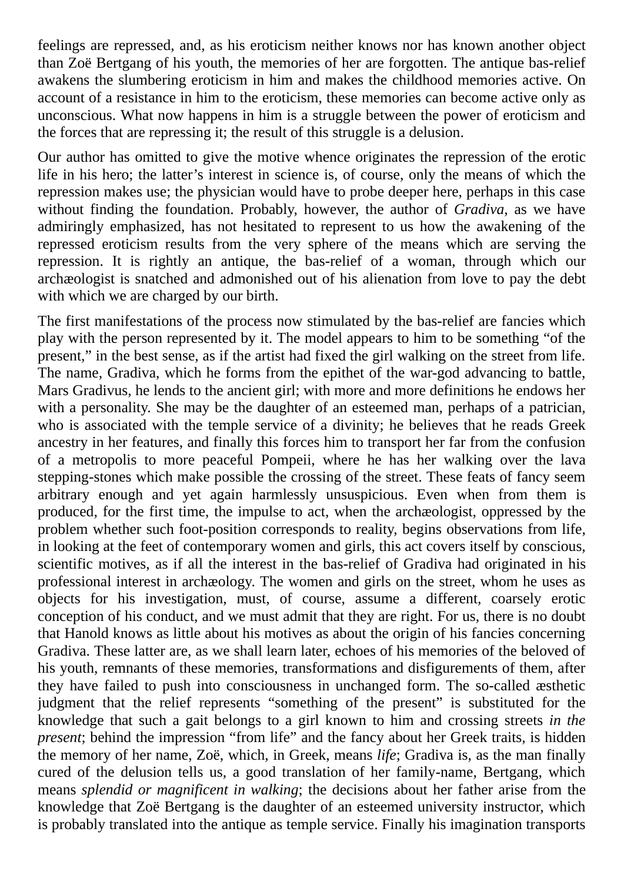feelings are repressed, and, as his eroticism neither knows nor has known another object than Zoë Bertgang of his youth, the memories of her are forgotten. The antique bas-relief awakens the slumbering eroticism in him and makes the childhood memories active. On account of a resistance in him to the eroticism, these memories can become active only as unconscious. What now happens in him is a struggle between the power of eroticism and the forces that are repressing it; the result of this struggle is a delusion.

Our author has omitted to give the motive whence originates the repression of the erotic life in his hero; the latter's interest in science is, of course, only the means of which the repression makes use; the physician would have to probe deeper here, perhaps in this case without finding the foundation. Probably, however, the author of *Gradiva*, as we have admiringly emphasized, has not hesitated to represent to us how the awakening of the repressed eroticism results from the very sphere of the means which are serving the repression. It is rightly an antique, the bas-relief of a woman, through which our archæologist is snatched and admonished out of his alienation from love to pay the debt with which we are charged by our birth.

The first manifestations of the process now stimulated by the bas-relief are fancies which play with the person represented by it. The model appears to him to be something "of the present," in the best sense, as if the artist had fixed the girl walking on the street from life. The name, Gradiva, which he forms from the epithet of the war-god advancing to battle, Mars Gradivus, he lends to the ancient girl; with more and more definitions he endows her with a personality. She may be the daughter of an esteemed man, perhaps of a patrician, who is associated with the temple service of a divinity; he believes that he reads Greek ancestry in her features, and finally this forces him to transport her far from the confusion of a metropolis to more peaceful Pompeii, where he has her walking over the lava stepping-stones which make possible the crossing of the street. These feats of fancy seem arbitrary enough and yet again harmlessly unsuspicious. Even when from them is produced, for the first time, the impulse to act, when the archæologist, oppressed by the problem whether such foot-position corresponds to reality, begins observations from life, in looking at the feet of contemporary women and girls, this act covers itself by conscious, scientific motives, as if all the interest in the bas-relief of Gradiva had originated in his professional interest in archæology. The women and girls on the street, whom he uses as objects for his investigation, must, of course, assume a different, coarsely erotic conception of his conduct, and we must admit that they are right. For us, there is no doubt that Hanold knows as little about his motives as about the origin of his fancies concerning Gradiva. These latter are, as we shall learn later, echoes of his memories of the beloved of his youth, remnants of these memories, transformations and disfigurements of them, after they have failed to push into consciousness in unchanged form. The so-called æsthetic judgment that the relief represents "something of the present" is substituted for the knowledge that such a gait belongs to a girl known to him and crossing streets *in the present*; behind the impression "from life" and the fancy about her Greek traits, is hidden the memory of her name, Zoë, which, in Greek, means *life*; Gradiva is, as the man finally cured of the delusion tells us, a good translation of her family-name, Bertgang, which means *splendid or magnificent in walking*; the decisions about her father arise from the knowledge that Zoë Bertgang is the daughter of an esteemed university instructor, which is probably translated into the antique as temple service. Finally his imagination transports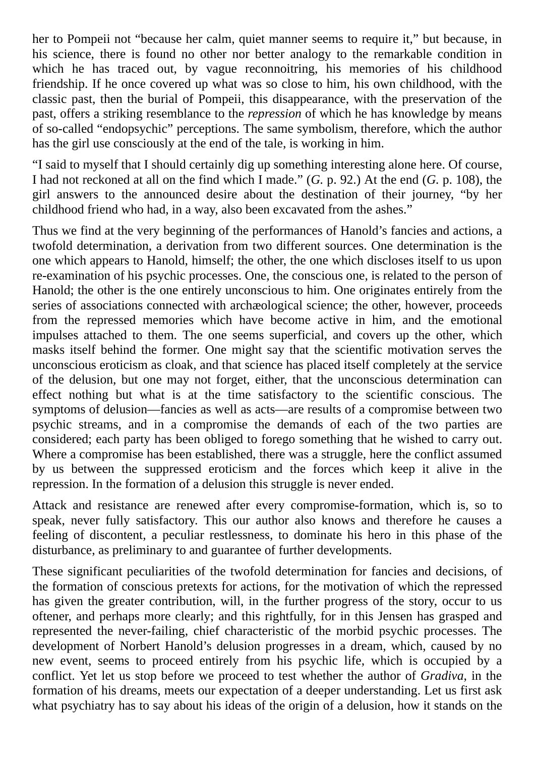her to Pompeii not "because her calm, quiet manner seems to require it," but because, in his science, there is found no other nor better analogy to the remarkable condition in which he has traced out, by vague reconnoitring, his memories of his childhood friendship. If he once covered up what was so close to him, his own childhood, with the classic past, then the burial of Pompeii, this disappearance, with the preservation of the past, offers a striking resemblance to the *repression* of which he has knowledge by means of so-called "endopsychic" perceptions. The same symbolism, therefore, which the author has the girl use consciously at the end of the tale, is working in him.

"I said to myself that I should certainly dig up something interesting alone here. Of course, I had not reckoned at all on the find which I made." (*G.* p. 92.) At the end (*G.* p. 108), the girl answers to the announced desire about the destination of their journey, "by her childhood friend who had, in a way, also been excavated from the ashes."

Thus we find at the very beginning of the performances of Hanold's fancies and actions, a twofold determination, a derivation from two different sources. One determination is the one which appears to Hanold, himself; the other, the one which discloses itself to us upon re-examination of his psychic processes. One, the conscious one, is related to the person of Hanold; the other is the one entirely unconscious to him. One originates entirely from the series of associations connected with archæological science; the other, however, proceeds from the repressed memories which have become active in him, and the emotional impulses attached to them. The one seems superficial, and covers up the other, which masks itself behind the former. One might say that the scientific motivation serves the unconscious eroticism as cloak, and that science has placed itself completely at the service of the delusion, but one may not forget, either, that the unconscious determination can effect nothing but what is at the time satisfactory to the scientific conscious. The symptoms of delusion—fancies as well as acts—are results of a compromise between two psychic streams, and in a compromise the demands of each of the two parties are considered; each party has been obliged to forego something that he wished to carry out. Where a compromise has been established, there was a struggle, here the conflict assumed by us between the suppressed eroticism and the forces which keep it alive in the repression. In the formation of a delusion this struggle is never ended.

Attack and resistance are renewed after every compromise-formation, which is, so to speak, never fully satisfactory. This our author also knows and therefore he causes a feeling of discontent, a peculiar restlessness, to dominate his hero in this phase of the disturbance, as preliminary to and guarantee of further developments.

These significant peculiarities of the twofold determination for fancies and decisions, of the formation of conscious pretexts for actions, for the motivation of which the repressed has given the greater contribution, will, in the further progress of the story, occur to us oftener, and perhaps more clearly; and this rightfully, for in this Jensen has grasped and represented the never-failing, chief characteristic of the morbid psychic processes. The development of Norbert Hanold's delusion progresses in a dream, which, caused by no new event, seems to proceed entirely from his psychic life, which is occupied by a conflict. Yet let us stop before we proceed to test whether the author of *Gradiva*, in the formation of his dreams, meets our expectation of a deeper understanding. Let us first ask what psychiatry has to say about his ideas of the origin of a delusion, how it stands on the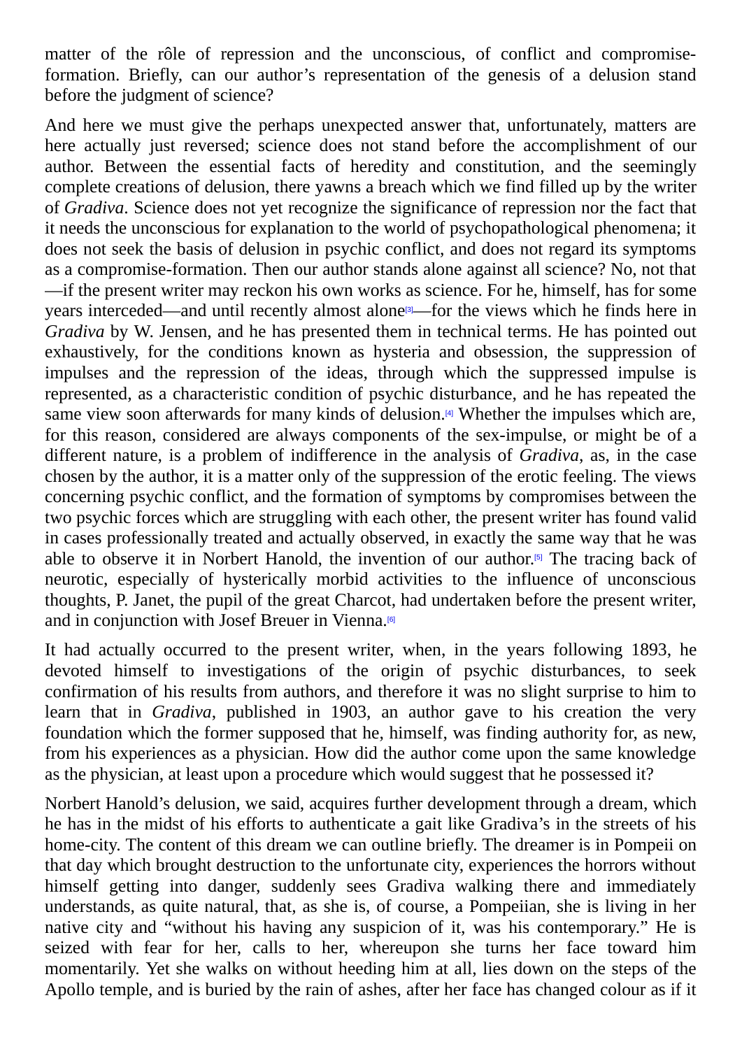matter of the rôle of repression and the unconscious, of conflict and compromise-formation. Briefly, can our author's representation of the genesis of a delusion stand before the judgment of science?

And here we must give the perhaps unexpected answer that, unfortunately, matters are here actually just reversed; science does not stand before the accomplishment of our author. Between the essential facts of heredity and constitution, and the seemingly complete creations of delusion, there yawns a breach which we find filled up by the writer of *Gradiva*. Science does not yet recognize the significance of repression nor the fact that it needs the unconscious for explanation to the world of psychopathological phenomena; it does not seek the basis of delusion in psychic conflict, and does not regard its symptoms as a compromise-formation. Then our author stands alone against all science? No, not that —if the present writer may reckon his own works as science. For he, himself, has for some years interceded—and until recently almost alone[3]—for the views which he finds here in *Gradiva* by W. Jensen, and he has presented them in technical terms. He has pointed out exhaustively, for the conditions known as hysteria and obsession, the suppression of impulses and the repression of the ideas, through which the suppressed impulse is represented, as a characteristic condition of psychic disturbance, and he has repeated the same view soon afterwards for many kinds of delusion.[4] Whether the impulses which are, for this reason, considered are always components of the sex-impulse, or might be of a different nature, is a problem of indifference in the analysis of *Gradiva*, as, in the case chosen by the author, it is a matter only of the suppression of the erotic feeling. The views concerning psychic conflict, and the formation of symptoms by compromises between the two psychic forces which are struggling with each other, the present writer has found valid in cases professionally treated and actually observed, in exactly the same way that he was able to observe it in Norbert Hanold, the invention of our author.[5] The tracing back of neurotic, especially of hysterically morbid activities to the influence of unconscious thoughts, P. Janet, the pupil of the great Charcot, had undertaken before the present writer, and in conjunction with Josef Breuer in Vienna.[6]

It had actually occurred to the present writer, when, in the years following 1893, he devoted himself to investigations of the origin of psychic disturbances, to seek confirmation of his results from authors, and therefore it was no slight surprise to him to learn that in *Gradiva*, published in 1903, an author gave to his creation the very foundation which the former supposed that he, himself, was finding authority for, as new, from his experiences as a physician. How did the author come upon the same knowledge as the physician, at least upon a procedure which would suggest that he possessed it?

Norbert Hanold's delusion, we said, acquires further development through a dream, which he has in the midst of his efforts to authenticate a gait like Gradiva's in the streets of his home-city. The content of this dream we can outline briefly. The dreamer is in Pompeii on that day which brought destruction to the unfortunate city, experiences the horrors without himself getting into danger, suddenly sees Gradiva walking there and immediately understands, as quite natural, that, as she is, of course, a Pompeiian, she is living in her native city and "without his having any suspicion of it, was his contemporary." He is seized with fear for her, calls to her, whereupon she turns her face toward him momentarily. Yet she walks on without heeding him at all, lies down on the steps of the Apollo temple, and is buried by the rain of ashes, after her face has changed colour as if it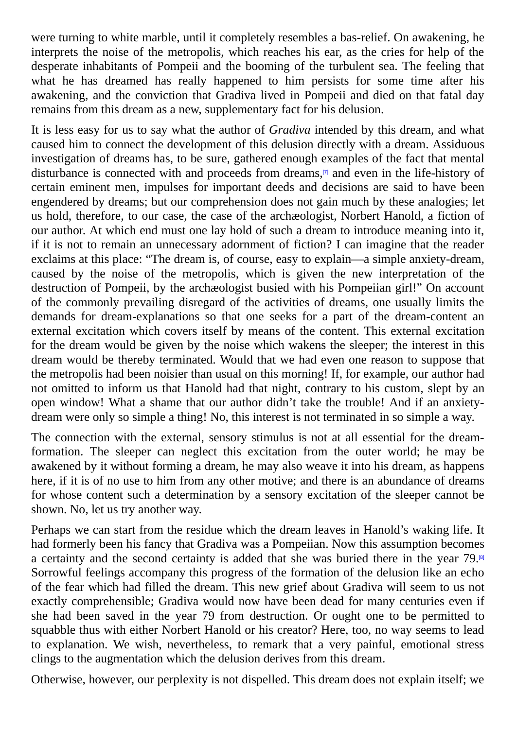were turning to white marble, until it completely resembles a bas-relief. On awakening, he interprets the noise of the metropolis, which reaches his ear, as the cries for help of the desperate inhabitants of Pompeii and the booming of the turbulent sea. The feeling that what he has dreamed has really happened to him persists for some time after his awakening, and the conviction that Gradiva lived in Pompeii and died on that fatal day remains from this dream as a new, supplementary fact for his delusion.

It is less easy for us to say what the author of *Gradiva* intended by this dream, and what caused him to connect the development of this delusion directly with a dream. Assiduous investigation of dreams has, to be sure, gathered enough examples of the fact that mental disturbance is connected with and proceeds from dreams,[7] and even in the life-history of certain eminent men, impulses for important deeds and decisions are said to have been engendered by dreams; but our comprehension does not gain much by these analogies; let us hold, therefore, to our case, the case of the archæologist, Norbert Hanold, a fiction of our author. At which end must one lay hold of such a dream to introduce meaning into it, if it is not to remain an unnecessary adornment of fiction? I can imagine that the reader exclaims at this place: "The dream is, of course, easy to explain—a simple anxiety-dream, caused by the noise of the metropolis, which is given the new interpretation of the destruction of Pompeii, by the archæologist busied with his Pompeiian girl!" On account of the commonly prevailing disregard of the activities of dreams, one usually limits the demands for dream-explanations so that one seeks for a part of the dream-content an external excitation which covers itself by means of the content. This external excitation for the dream would be given by the noise which wakens the sleeper; the interest in this dream would be thereby terminated. Would that we had even one reason to suppose that the metropolis had been noisier than usual on this morning! If, for example, our author had not omitted to inform us that Hanold had that night, contrary to his custom, slept by an open window! What a shame that our author didn't take the trouble! And if an anxiety-dream were only so simple a thing! No, this interest is not terminated in so simple a way.

The connection with the external, sensory stimulus is not at all essential for the dream-formation. The sleeper can neglect this excitation from the outer world; he may be awakened by it without forming a dream, he may also weave it into his dream, as happens here, if it is of no use to him from any other motive; and there is an abundance of dreams for whose content such a determination by a sensory excitation of the sleeper cannot be shown. No, let us try another way.

Perhaps we can start from the residue which the dream leaves in Hanold's waking life. It had formerly been his fancy that Gradiva was a Pompeiian. Now this assumption becomes a certainty and the second certainty is added that she was buried there in the year 79.[8] Sorrowful feelings accompany this progress of the formation of the delusion like an echo of the fear which had filled the dream. This new grief about Gradiva will seem to us not exactly comprehensible; Gradiva would now have been dead for many centuries even if she had been saved in the year 79 from destruction. Or ought one to be permitted to squabble thus with either Norbert Hanold or his creator? Here, too, no way seems to lead to explanation. We wish, nevertheless, to remark that a very painful, emotional stress clings to the augmentation which the delusion derives from this dream.

Otherwise, however, our perplexity is not dispelled. This dream does not explain itself; we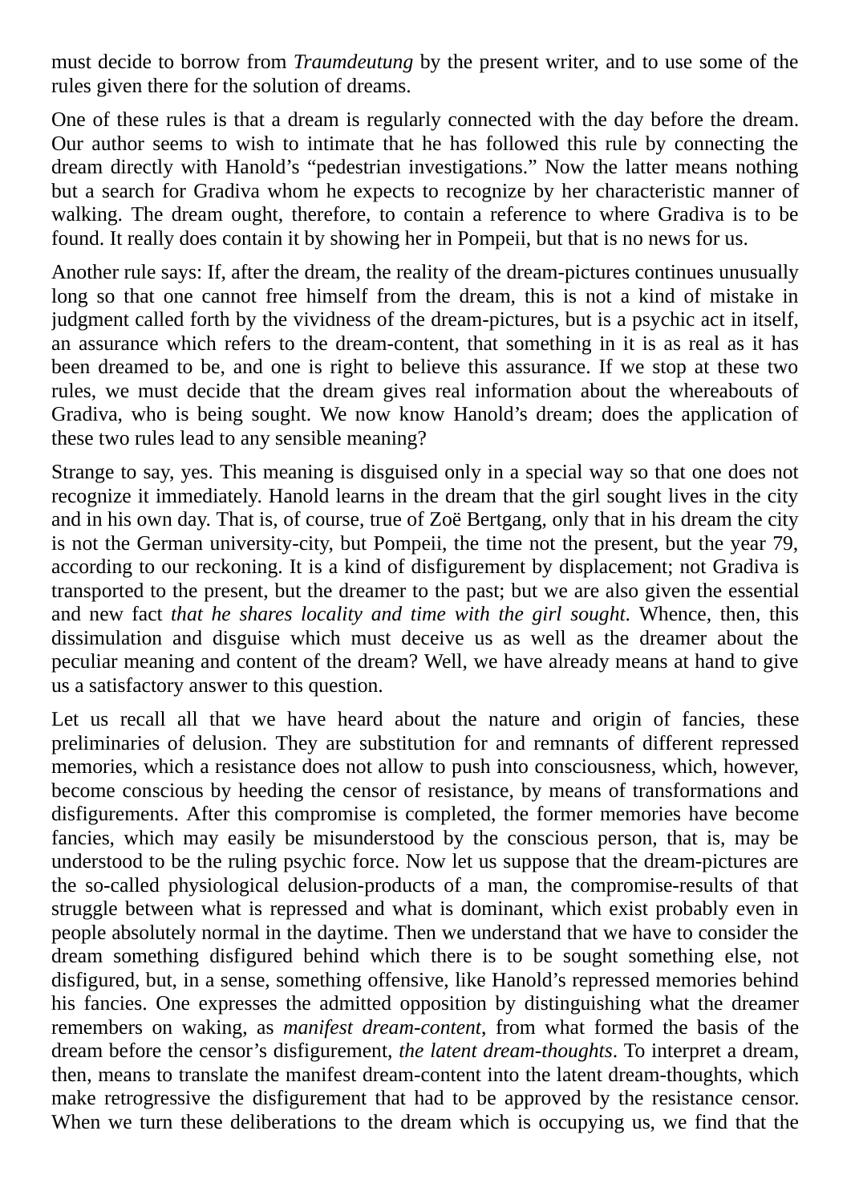must decide to borrow from *Traumdeutung* by the present writer, and to use some of the rules given there for the solution of dreams.

One of these rules is that a dream is regularly connected with the day before the dream. Our author seems to wish to intimate that he has followed this rule by connecting the dream directly with Hanold's "pedestrian investigations." Now the latter means nothing but a search for Gradiva whom he expects to recognize by her characteristic manner of walking. The dream ought, therefore, to contain a reference to where Gradiva is to be found. It really does contain it by showing her in Pompeii, but that is no news for us.

Another rule says: If, after the dream, the reality of the dream-pictures continues unusually long so that one cannot free himself from the dream, this is not a kind of mistake in judgment called forth by the vividness of the dream-pictures, but is a psychic act in itself, an assurance which refers to the dream-content, that something in it is as real as it has been dreamed to be, and one is right to believe this assurance. If we stop at these two rules, we must decide that the dream gives real information about the whereabouts of Gradiva, who is being sought. We now know Hanold's dream; does the application of these two rules lead to any sensible meaning?

Strange to say, yes. This meaning is disguised only in a special way so that one does not recognize it immediately. Hanold learns in the dream that the girl sought lives in the city and in his own day. That is, of course, true of Zoë Bertgang, only that in his dream the city is not the German university-city, but Pompeii, the time not the present, but the year 79, according to our reckoning. It is a kind of disfigurement by displacement; not Gradiva is transported to the present, but the dreamer to the past; but we are also given the essential and new fact *that he shares locality and time with the girl sought*. Whence, then, this dissimulation and disguise which must deceive us as well as the dreamer about the peculiar meaning and content of the dream? Well, we have already means at hand to give us a satisfactory answer to this question.

Let us recall all that we have heard about the nature and origin of fancies, these preliminaries of delusion. They are substitution for and remnants of different repressed memories, which a resistance does not allow to push into consciousness, which, however, become conscious by heeding the censor of resistance, by means of transformations and disfigurements. After this compromise is completed, the former memories have become fancies, which may easily be misunderstood by the conscious person, that is, may be understood to be the ruling psychic force. Now let us suppose that the dream-pictures are the so-called physiological delusion-products of a man, the compromise-results of that struggle between what is repressed and what is dominant, which exist probably even in people absolutely normal in the daytime. Then we understand that we have to consider the dream something disfigured behind which there is to be sought something else, not disfigured, but, in a sense, something offensive, like Hanold's repressed memories behind his fancies. One expresses the admitted opposition by distinguishing what the dreamer remembers on waking, as *manifest dream-content*, from what formed the basis of the dream before the censor's disfigurement, *the latent dream-thoughts*. To interpret a dream, then, means to translate the manifest dream-content into the latent dream-thoughts, which make retrogressive the disfigurement that had to be approved by the resistance censor. When we turn these deliberations to the dream which is occupying us, we find that the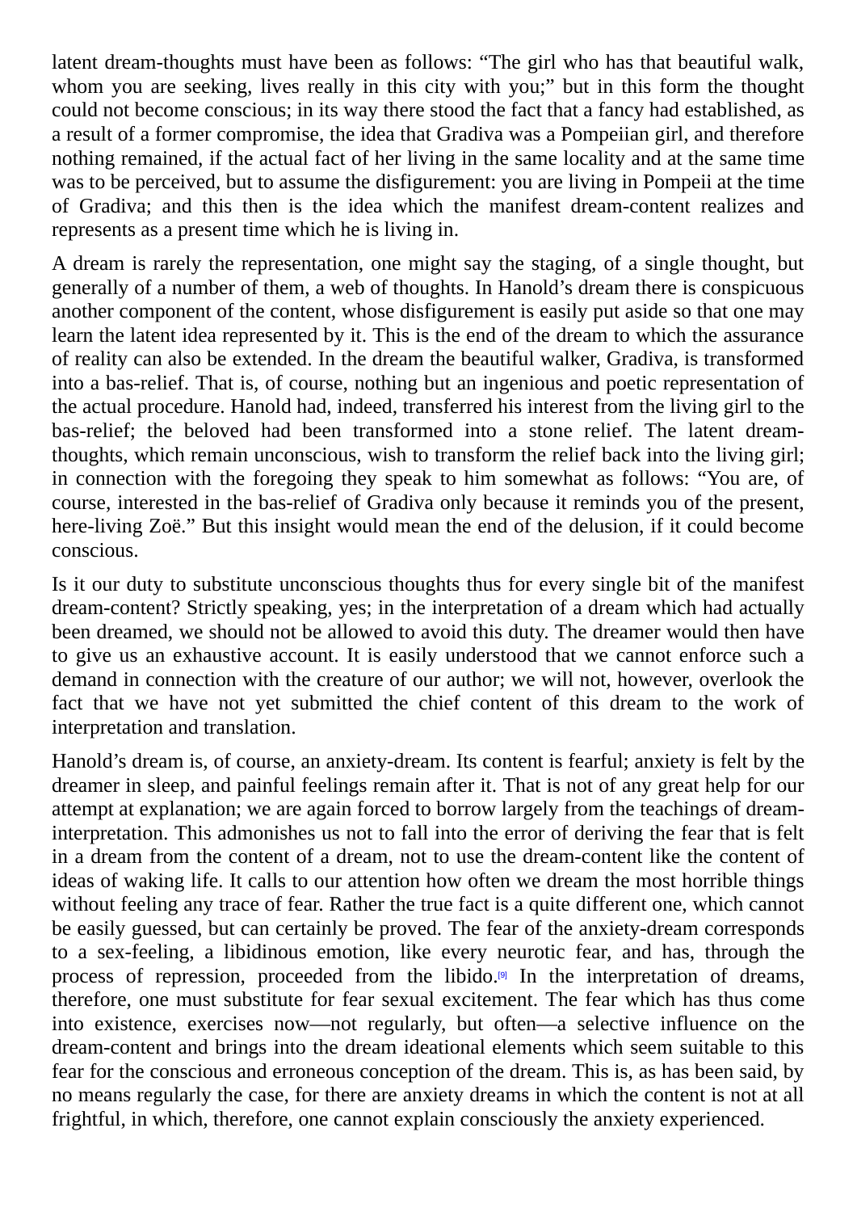latent dream-thoughts must have been as follows: "The girl who has that beautiful walk, whom you are seeking, lives really in this city with you;" but in this form the thought could not become conscious; in its way there stood the fact that a fancy had established, as a result of a former compromise, the idea that Gradiva was a Pompeiian girl, and therefore nothing remained, if the actual fact of her living in the same locality and at the same time was to be perceived, but to assume the disfigurement: you are living in Pompeii at the time of Gradiva; and this then is the idea which the manifest dream-content realizes and represents as a present time which he is living in.

A dream is rarely the representation, one might say the staging, of a single thought, but generally of a number of them, a web of thoughts. In Hanold's dream there is conspicuous another component of the content, whose disfigurement is easily put aside so that one may learn the latent idea represented by it. This is the end of the dream to which the assurance of reality can also be extended. In the dream the beautiful walker, Gradiva, is transformed into a bas-relief. That is, of course, nothing but an ingenious and poetic representation of the actual procedure. Hanold had, indeed, transferred his interest from the living girl to the bas-relief; the beloved had been transformed into a stone relief. The latent dream-thoughts, which remain unconscious, wish to transform the relief back into the living girl; in connection with the foregoing they speak to him somewhat as follows: "You are, of course, interested in the bas-relief of Gradiva only because it reminds you of the present, here-living Zoë." But this insight would mean the end of the delusion, if it could become conscious.

Is it our duty to substitute unconscious thoughts thus for every single bit of the manifest dream-content? Strictly speaking, yes; in the interpretation of a dream which had actually been dreamed, we should not be allowed to avoid this duty. The dreamer would then have to give us an exhaustive account. It is easily understood that we cannot enforce such a demand in connection with the creature of our author; we will not, however, overlook the fact that we have not yet submitted the chief content of this dream to the work of interpretation and translation.

Hanold's dream is, of course, an anxiety-dream. Its content is fearful; anxiety is felt by the dreamer in sleep, and painful feelings remain after it. That is not of any great help for our attempt at explanation; we are again forced to borrow largely from the teachings of dream-interpretation. This admonishes us not to fall into the error of deriving the fear that is felt in a dream from the content of a dream, not to use the dream-content like the content of ideas of waking life. It calls to our attention how often we dream the most horrible things without feeling any trace of fear. Rather the true fact is a quite different one, which cannot be easily guessed, but can certainly be proved. The fear of the anxiety-dream corresponds to a sex-feeling, a libidinous emotion, like every neurotic fear, and has, through the process of repression, proceeded from the libido.[9] In the interpretation of dreams, therefore, one must substitute for fear sexual excitement. The fear which has thus come into existence, exercises now—not regularly, but often—a selective influence on the dream-content and brings into the dream ideational elements which seem suitable to this fear for the conscious and erroneous conception of the dream. This is, as has been said, by no means regularly the case, for there are anxiety dreams in which the content is not at all frightful, in which, therefore, one cannot explain consciously the anxiety experienced.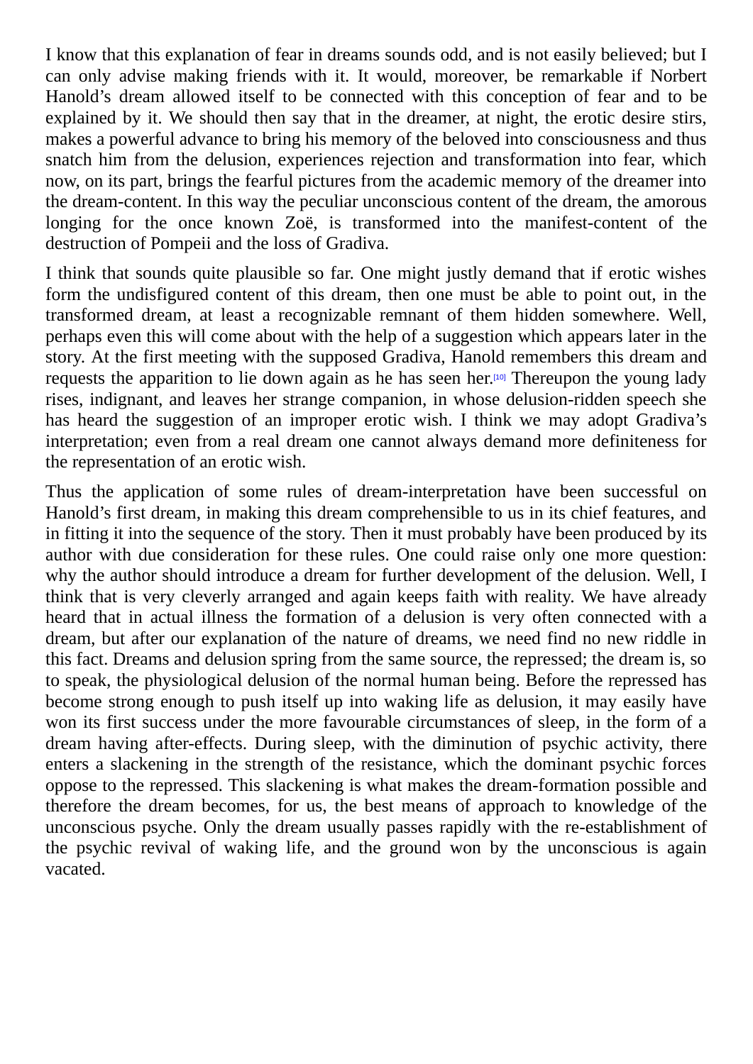I know that this explanation of fear in dreams sounds odd, and is not easily believed; but I can only advise making friends with it. It would, moreover, be remarkable if Norbert Hanold's dream allowed itself to be connected with this conception of fear and to be explained by it. We should then say that in the dreamer, at night, the erotic desire stirs, makes a powerful advance to bring his memory of the beloved into consciousness and thus snatch him from the delusion, experiences rejection and transformation into fear, which now, on its part, brings the fearful pictures from the academic memory of the dreamer into the dream-content. In this way the peculiar unconscious content of the dream, the amorous longing for the once known Zoë, is transformed into the manifest-content of the destruction of Pompeii and the loss of Gradiva.

I think that sounds quite plausible so far. One might justly demand that if erotic wishes form the undisfigured content of this dream, then one must be able to point out, in the transformed dream, at least a recognizable remnant of them hidden somewhere. Well, perhaps even this will come about with the help of a suggestion which appears later in the story. At the first meeting with the supposed Gradiva, Hanold remembers this dream and requests the apparition to lie down again as he has seen her.[10] Thereupon the young lady rises, indignant, and leaves her strange companion, in whose delusion-ridden speech she has heard the suggestion of an improper erotic wish. I think we may adopt Gradiva's interpretation; even from a real dream one cannot always demand more definiteness for the representation of an erotic wish.

Thus the application of some rules of dream-interpretation have been successful on Hanold's first dream, in making this dream comprehensible to us in its chief features, and in fitting it into the sequence of the story. Then it must probably have been produced by its author with due consideration for these rules. One could raise only one more question: why the author should introduce a dream for further development of the delusion. Well, I think that is very cleverly arranged and again keeps faith with reality. We have already heard that in actual illness the formation of a delusion is very often connected with a dream, but after our explanation of the nature of dreams, we need find no new riddle in this fact. Dreams and delusion spring from the same source, the repressed; the dream is, so to speak, the physiological delusion of the normal human being. Before the repressed has become strong enough to push itself up into waking life as delusion, it may easily have won its first success under the more favourable circumstances of sleep, in the form of a dream having after-effects. During sleep, with the diminution of psychic activity, there enters a slackening in the strength of the resistance, which the dominant psychic forces oppose to the repressed. This slackening is what makes the dream-formation possible and therefore the dream becomes, for us, the best means of approach to knowledge of the unconscious psyche. Only the dream usually passes rapidly with the re-establishment of the psychic revival of waking life, and the ground won by the unconscious is again vacated.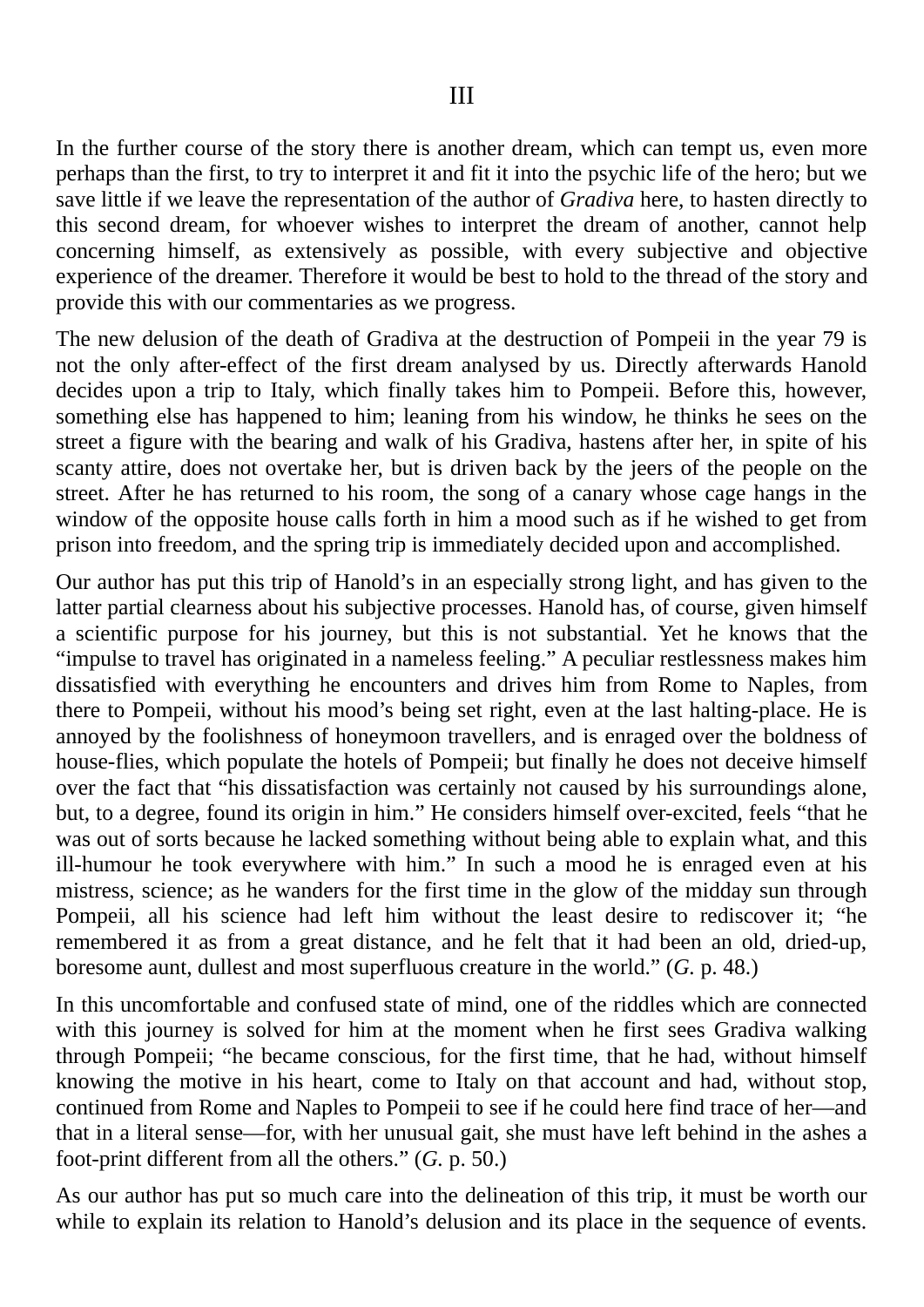# III

In the further course of the story there is another dream, which can tempt us, even more perhaps than the first, to try to interpret it and fit it into the psychic life of the hero; but we save little if we leave the representation of the author of *Gradiva* here, to hasten directly to this second dream, for whoever wishes to interpret the dream of another, cannot help concerning himself, as extensively as possible, with every subjective and objective experience of the dreamer. Therefore it would be best to hold to the thread of the story and provide this with our commentaries as we progress.

The new delusion of the death of Gradiva at the destruction of Pompeii in the year 79 is not the only after-effect of the first dream analysed by us. Directly afterwards Hanold decides upon a trip to Italy, which finally takes him to Pompeii. Before this, however, something else has happened to him; leaning from his window, he thinks he sees on the street a figure with the bearing and walk of his Gradiva, hastens after her, in spite of his scanty attire, does not overtake her, but is driven back by the jeers of the people on the street. After he has returned to his room, the song of a canary whose cage hangs in the window of the opposite house calls forth in him a mood such as if he wished to get from prison into freedom, and the spring trip is immediately decided upon and accomplished.

Our author has put this trip of Hanold's in an especially strong light, and has given to the latter partial clearness about his subjective processes. Hanold has, of course, given himself a scientific purpose for his journey, but this is not substantial. Yet he knows that the "impulse to travel has originated in a nameless feeling." A peculiar restlessness makes him dissatisfied with everything he encounters and drives him from Rome to Naples, from there to Pompeii, without his mood's being set right, even at the last halting-place. He is annoyed by the foolishness of honeymoon travellers, and is enraged over the boldness of house-flies, which populate the hotels of Pompeii; but finally he does not deceive himself over the fact that "his dissatisfaction was certainly not caused by his surroundings alone, but, to a degree, found its origin in him." He considers himself over-excited, feels "that he was out of sorts because he lacked something without being able to explain what, and this ill-humour he took everywhere with him." In such a mood he is enraged even at his mistress, science; as he wanders for the first time in the glow of the midday sun through Pompeii, all his science had left him without the least desire to rediscover it; "he remembered it as from a great distance, and he felt that it had been an old, dried-up, boresome aunt, dullest and most superfluous creature in the world." (*G.* p. 48.)

In this uncomfortable and confused state of mind, one of the riddles which are connected with this journey is solved for him at the moment when he first sees Gradiva walking through Pompeii; "he became conscious, for the first time, that he had, without himself knowing the motive in his heart, come to Italy on that account and had, without stop, continued from Rome and Naples to Pompeii to see if he could here find trace of her—and that in a literal sense—for, with her unusual gait, she must have left behind in the ashes a foot-print different from all the others." (*G.* p. 50.)

As our author has put so much care into the delineation of this trip, it must be worth our while to explain its relation to Hanold's delusion and its place in the sequence of events.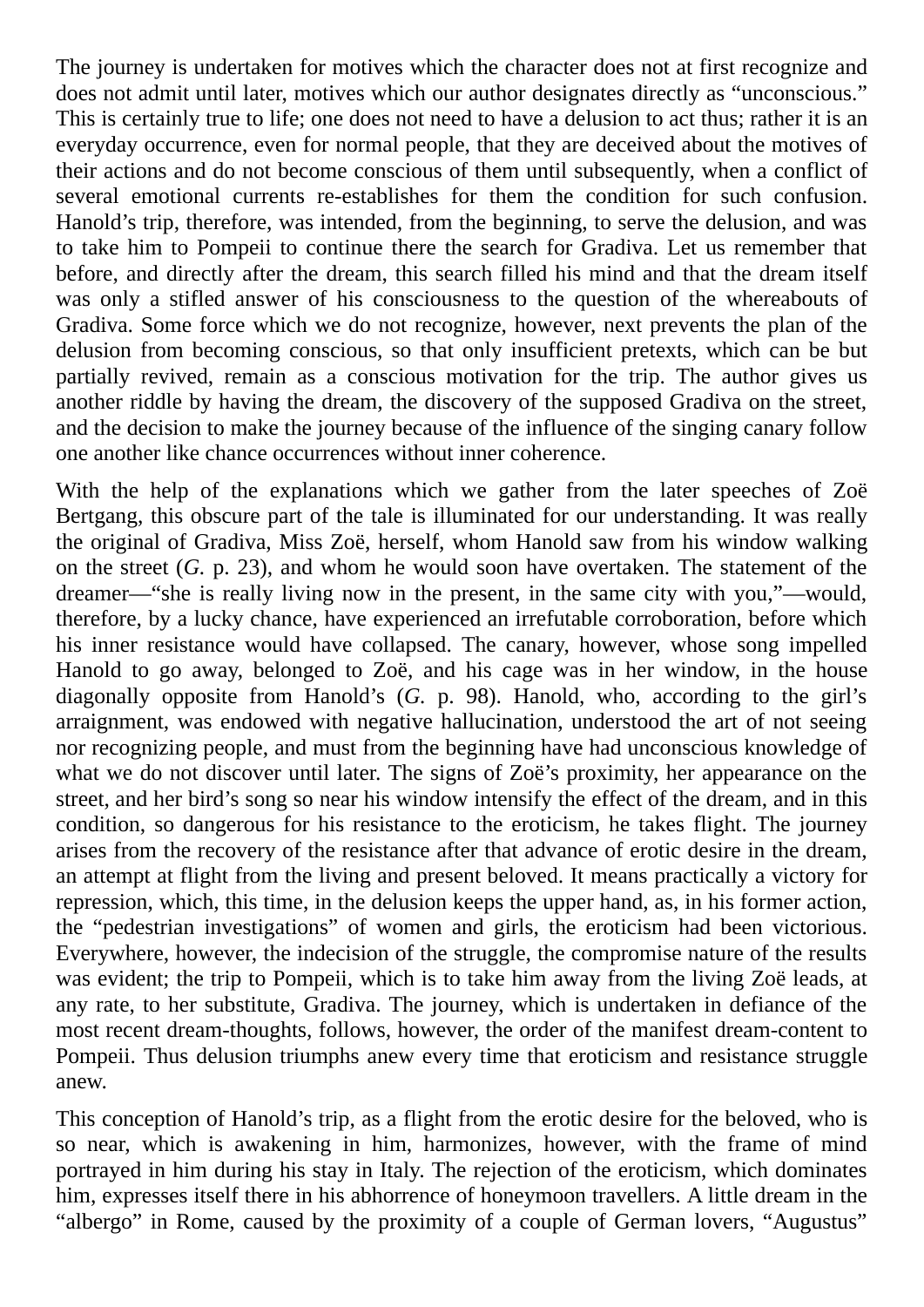The journey is undertaken for motives which the character does not at first recognize and does not admit until later, motives which our author designates directly as "unconscious." This is certainly true to life; one does not need to have a delusion to act thus; rather it is an everyday occurrence, even for normal people, that they are deceived about the motives of their actions and do not become conscious of them until subsequently, when a conflict of several emotional currents re-establishes for them the condition for such confusion. Hanold's trip, therefore, was intended, from the beginning, to serve the delusion, and was to take him to Pompeii to continue there the search for Gradiva. Let us remember that before, and directly after the dream, this search filled his mind and that the dream itself was only a stifled answer of his consciousness to the question of the whereabouts of Gradiva. Some force which we do not recognize, however, next prevents the plan of the delusion from becoming conscious, so that only insufficient pretexts, which can be but partially revived, remain as a conscious motivation for the trip. The author gives us another riddle by having the dream, the discovery of the supposed Gradiva on the street, and the decision to make the journey because of the influence of the singing canary follow one another like chance occurrences without inner coherence.

With the help of the explanations which we gather from the later speeches of Zoë Bertgang, this obscure part of the tale is illuminated for our understanding. It was really the original of Gradiva, Miss Zoë, herself, whom Hanold saw from his window walking on the street (*G.* p. 23), and whom he would soon have overtaken. The statement of the dreamer—"she is really living now in the present, in the same city with you,"—would, therefore, by a lucky chance, have experienced an irrefutable corroboration, before which his inner resistance would have collapsed. The canary, however, whose song impelled Hanold to go away, belonged to Zoë, and his cage was in her window, in the house diagonally opposite from Hanold's (*G.* p. 98). Hanold, who, according to the girl's arraignment, was endowed with negative hallucination, understood the art of not seeing nor recognizing people, and must from the beginning have had unconscious knowledge of what we do not discover until later. The signs of Zoë's proximity, her appearance on the street, and her bird's song so near his window intensify the effect of the dream, and in this condition, so dangerous for his resistance to the eroticism, he takes flight. The journey arises from the recovery of the resistance after that advance of erotic desire in the dream, an attempt at flight from the living and present beloved. It means practically a victory for repression, which, this time, in the delusion keeps the upper hand, as, in his former action, the "pedestrian investigations" of women and girls, the eroticism had been victorious. Everywhere, however, the indecision of the struggle, the compromise nature of the results was evident; the trip to Pompeii, which is to take him away from the living Zoë leads, at any rate, to her substitute, Gradiva. The journey, which is undertaken in defiance of the most recent dream-thoughts, follows, however, the order of the manifest dream-content to Pompeii. Thus delusion triumphs anew every time that eroticism and resistance struggle anew.

This conception of Hanold's trip, as a flight from the erotic desire for the beloved, who is so near, which is awakening in him, harmonizes, however, with the frame of mind portrayed in him during his stay in Italy. The rejection of the eroticism, which dominates him, expresses itself there in his abhorrence of honeymoon travellers. A little dream in the "albergo" in Rome, caused by the proximity of a couple of German lovers, "Augustus"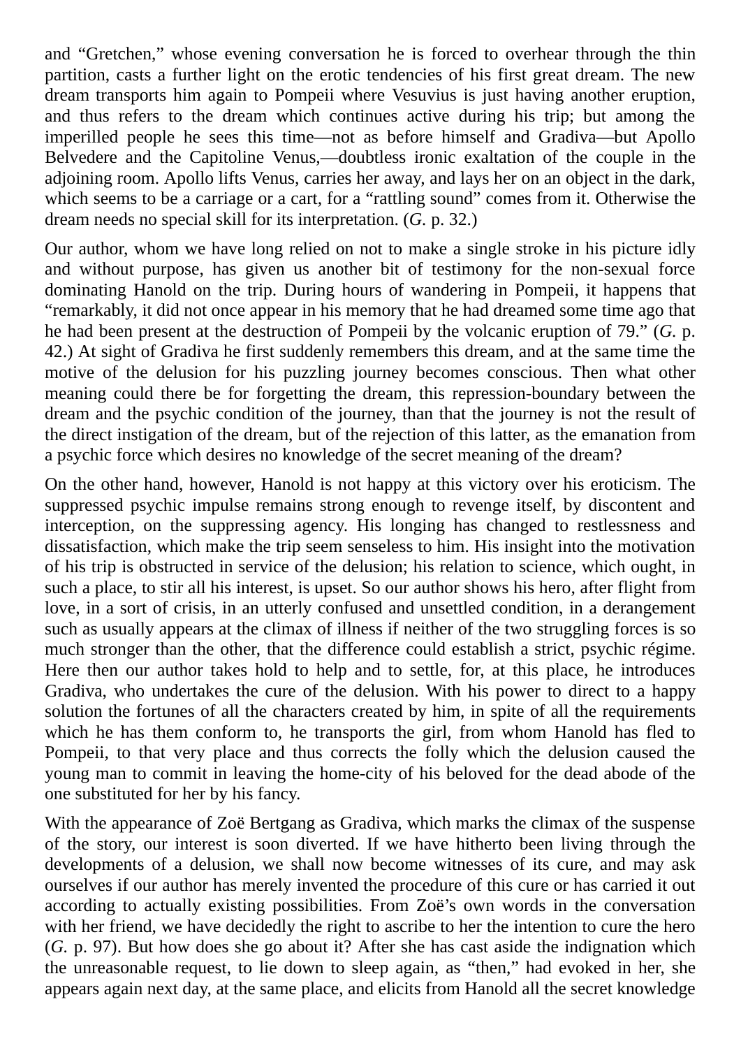and "Gretchen," whose evening conversation he is forced to overhear through the thin partition, casts a further light on the erotic tendencies of his first great dream. The new dream transports him again to Pompeii where Vesuvius is just having another eruption, and thus refers to the dream which continues active during his trip; but among the imperilled people he sees this time—not as before himself and Gradiva—but Apollo Belvedere and the Capitoline Venus,—doubtless ironic exaltation of the couple in the adjoining room. Apollo lifts Venus, carries her away, and lays her on an object in the dark, which seems to be a carriage or a cart, for a "rattling sound" comes from it. Otherwise the dream needs no special skill for its interpretation. (*G.* p. 32.)

Our author, whom we have long relied on not to make a single stroke in his picture idly and without purpose, has given us another bit of testimony for the non-sexual force dominating Hanold on the trip. During hours of wandering in Pompeii, it happens that "remarkably, it did not once appear in his memory that he had dreamed some time ago that he had been present at the destruction of Pompeii by the volcanic eruption of 79." (*G.* p. 42.) At sight of Gradiva he first suddenly remembers this dream, and at the same time the motive of the delusion for his puzzling journey becomes conscious. Then what other meaning could there be for forgetting the dream, this repression-boundary between the dream and the psychic condition of the journey, than that the journey is not the result of the direct instigation of the dream, but of the rejection of this latter, as the emanation from a psychic force which desires no knowledge of the secret meaning of the dream?

On the other hand, however, Hanold is not happy at this victory over his eroticism. The suppressed psychic impulse remains strong enough to revenge itself, by discontent and interception, on the suppressing agency. His longing has changed to restlessness and dissatisfaction, which make the trip seem senseless to him. His insight into the motivation of his trip is obstructed in service of the delusion; his relation to science, which ought, in such a place, to stir all his interest, is upset. So our author shows his hero, after flight from love, in a sort of crisis, in an utterly confused and unsettled condition, in a derangement such as usually appears at the climax of illness if neither of the two struggling forces is so much stronger than the other, that the difference could establish a strict, psychic régime. Here then our author takes hold to help and to settle, for, at this place, he introduces Gradiva, who undertakes the cure of the delusion. With his power to direct to a happy solution the fortunes of all the characters created by him, in spite of all the requirements which he has them conform to, he transports the girl, from whom Hanold has fled to Pompeii, to that very place and thus corrects the folly which the delusion caused the young man to commit in leaving the home-city of his beloved for the dead abode of the one substituted for her by his fancy.

With the appearance of Zoë Bertgang as Gradiva, which marks the climax of the suspense of the story, our interest is soon diverted. If we have hitherto been living through the developments of a delusion, we shall now become witnesses of its cure, and may ask ourselves if our author has merely invented the procedure of this cure or has carried it out according to actually existing possibilities. From Zoë's own words in the conversation with her friend, we have decidedly the right to ascribe to her the intention to cure the hero (*G.* p. 97). But how does she go about it? After she has cast aside the indignation which the unreasonable request, to lie down to sleep again, as "then," had evoked in her, she appears again next day, at the same place, and elicits from Hanold all the secret knowledge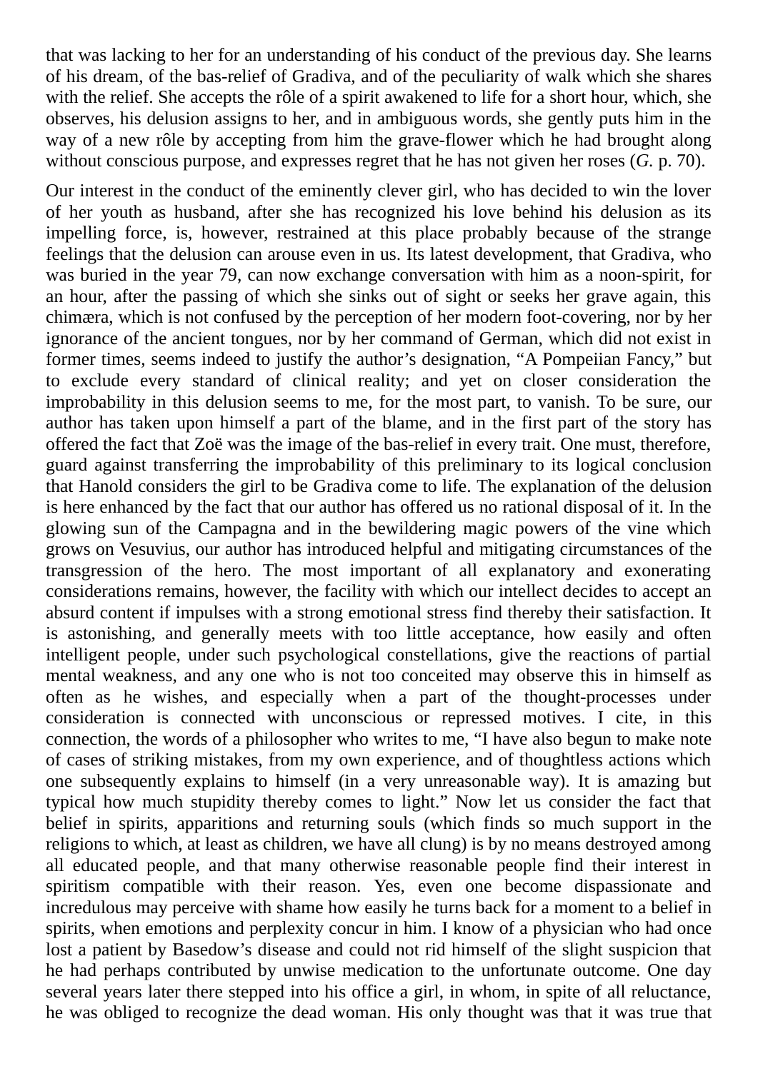that was lacking to her for an understanding of his conduct of the previous day. She learns of his dream, of the bas-relief of Gradiva, and of the peculiarity of walk which she shares with the relief. She accepts the rôle of a spirit awakened to life for a short hour, which, she observes, his delusion assigns to her, and in ambiguous words, she gently puts him in the way of a new rôle by accepting from him the grave-flower which he had brought along without conscious purpose, and expresses regret that he has not given her roses (*G.* p. 70).

Our interest in the conduct of the eminently clever girl, who has decided to win the lover of her youth as husband, after she has recognized his love behind his delusion as its impelling force, is, however, restrained at this place probably because of the strange feelings that the delusion can arouse even in us. Its latest development, that Gradiva, who was buried in the year 79, can now exchange conversation with him as a noon-spirit, for an hour, after the passing of which she sinks out of sight or seeks her grave again, this chimæra, which is not confused by the perception of her modern foot-covering, nor by her ignorance of the ancient tongues, nor by her command of German, which did not exist in former times, seems indeed to justify the author's designation, "A Pompeiian Fancy," but to exclude every standard of clinical reality; and yet on closer consideration the improbability in this delusion seems to me, for the most part, to vanish. To be sure, our author has taken upon himself a part of the blame, and in the first part of the story has offered the fact that Zoë was the image of the bas-relief in every trait. One must, therefore, guard against transferring the improbability of this preliminary to its logical conclusion that Hanold considers the girl to be Gradiva come to life. The explanation of the delusion is here enhanced by the fact that our author has offered us no rational disposal of it. In the glowing sun of the Campagna and in the bewildering magic powers of the vine which grows on Vesuvius, our author has introduced helpful and mitigating circumstances of the transgression of the hero. The most important of all explanatory and exonerating considerations remains, however, the facility with which our intellect decides to accept an absurd content if impulses with a strong emotional stress find thereby their satisfaction. It is astonishing, and generally meets with too little acceptance, how easily and often intelligent people, under such psychological constellations, give the reactions of partial mental weakness, and any one who is not too conceited may observe this in himself as often as he wishes, and especially when a part of the thought-processes under consideration is connected with unconscious or repressed motives. I cite, in this connection, the words of a philosopher who writes to me, "I have also begun to make note of cases of striking mistakes, from my own experience, and of thoughtless actions which one subsequently explains to himself (in a very unreasonable way). It is amazing but typical how much stupidity thereby comes to light." Now let us consider the fact that belief in spirits, apparitions and returning souls (which finds so much support in the religions to which, at least as children, we have all clung) is by no means destroyed among all educated people, and that many otherwise reasonable people find their interest in spiritism compatible with their reason. Yes, even one become dispassionate and incredulous may perceive with shame how easily he turns back for a moment to a belief in spirits, when emotions and perplexity concur in him. I know of a physician who had once lost a patient by Basedow's disease and could not rid himself of the slight suspicion that he had perhaps contributed by unwise medication to the unfortunate outcome. One day several years later there stepped into his office a girl, in whom, in spite of all reluctance, he was obliged to recognize the dead woman. His only thought was that it was true that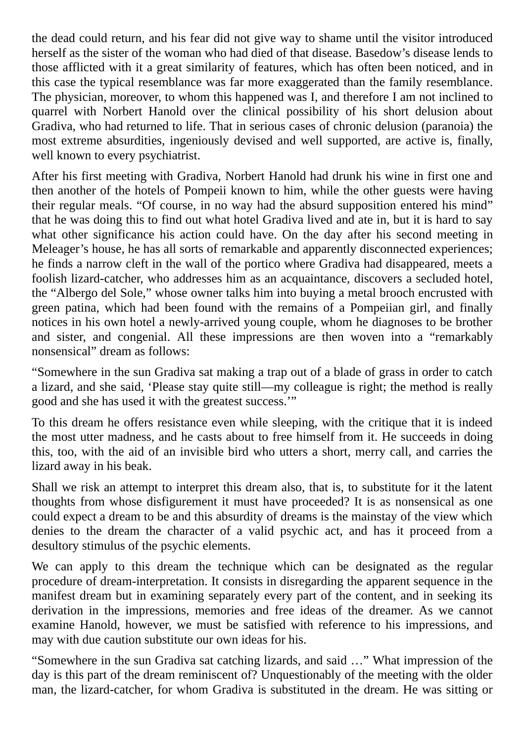the dead could return, and his fear did not give way to shame until the visitor introduced herself as the sister of the woman who had died of that disease. Basedow's disease lends to those afflicted with it a great similarity of features, which has often been noticed, and in this case the typical resemblance was far more exaggerated than the family resemblance. The physician, moreover, to whom this happened was I, and therefore I am not inclined to quarrel with Norbert Hanold over the clinical possibility of his short delusion about Gradiva, who had returned to life. That in serious cases of chronic delusion (paranoia) the most extreme absurdities, ingeniously devised and well supported, are active is, finally, well known to every psychiatrist.

After his first meeting with Gradiva, Norbert Hanold had drunk his wine in first one and then another of the hotels of Pompeii known to him, while the other guests were having their regular meals. "Of course, in no way had the absurd supposition entered his mind" that he was doing this to find out what hotel Gradiva lived and ate in, but it is hard to say what other significance his action could have. On the day after his second meeting in Meleager's house, he has all sorts of remarkable and apparently disconnected experiences; he finds a narrow cleft in the wall of the portico where Gradiva had disappeared, meets a foolish lizard-catcher, who addresses him as an acquaintance, discovers a secluded hotel, the "Albergo del Sole," whose owner talks him into buying a metal brooch encrusted with green patina, which had been found with the remains of a Pompeiian girl, and finally notices in his own hotel a newly-arrived young couple, whom he diagnoses to be brother and sister, and congenial. All these impressions are then woven into a "remarkably nonsensical" dream as follows:

"Somewhere in the sun Gradiva sat making a trap out of a blade of grass in order to catch a lizard, and she said, 'Please stay quite still—my colleague is right; the method is really good and she has used it with the greatest success.'"

To this dream he offers resistance even while sleeping, with the critique that it is indeed the most utter madness, and he casts about to free himself from it. He succeeds in doing this, too, with the aid of an invisible bird who utters a short, merry call, and carries the lizard away in his beak.

Shall we risk an attempt to interpret this dream also, that is, to substitute for it the latent thoughts from whose disfigurement it must have proceeded? It is as nonsensical as one could expect a dream to be and this absurdity of dreams is the mainstay of the view which denies to the dream the character of a valid psychic act, and has it proceed from a desultory stimulus of the psychic elements.

We can apply to this dream the technique which can be designated as the regular procedure of dream-interpretation. It consists in disregarding the apparent sequence in the manifest dream but in examining separately every part of the content, and in seeking its derivation in the impressions, memories and free ideas of the dreamer. As we cannot examine Hanold, however, we must be satisfied with reference to his impressions, and may with due caution substitute our own ideas for his.

"Somewhere in the sun Gradiva sat catching lizards, and said …" What impression of the day is this part of the dream reminiscent of? Unquestionably of the meeting with the older man, the lizard-catcher, for whom Gradiva is substituted in the dream. He was sitting or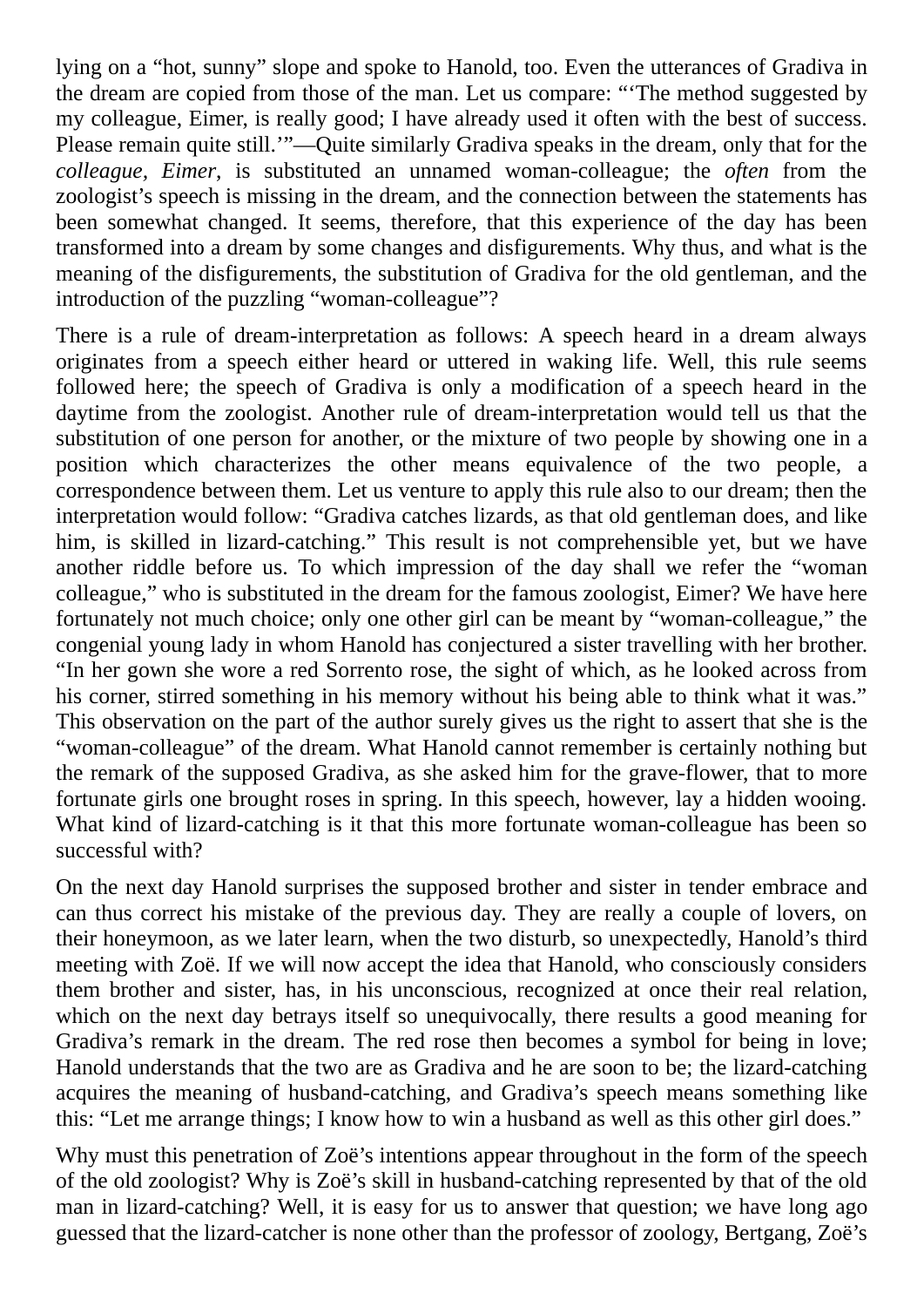lying on a “hot, sunny” slope and spoke to Hanold, too. Even the utterances of Gradiva in the dream are copied from those of the man. Let us compare: “‘The method suggested by my colleague, Eimer, is really good; I have already used it often with the best of success. Please remain quite still.’”—Quite similarly Gradiva speaks in the dream, only that for the *colleague, Eimer*, is substituted an unnamed woman-colleague; the *often* from the zoologist’s speech is missing in the dream, and the connection between the statements has been somewhat changed. It seems, therefore, that this experience of the day has been transformed into a dream by some changes and disfigurements. Why thus, and what is the meaning of the disfigurements, the substitution of Gradiva for the old gentleman, and the introduction of the puzzling “woman-colleague”?

There is a rule of dream-interpretation as follows: A speech heard in a dream always originates from a speech either heard or uttered in waking life. Well, this rule seems followed here; the speech of Gradiva is only a modification of a speech heard in the daytime from the zoologist. Another rule of dream-interpretation would tell us that the substitution of one person for another, or the mixture of two people by showing one in a position which characterizes the other means equivalence of the two people, a correspondence between them. Let us venture to apply this rule also to our dream; then the interpretation would follow: “Gradiva catches lizards, as that old gentleman does, and like him, is skilled in lizard-catching.” This result is not comprehensible yet, but we have another riddle before us. To which impression of the day shall we refer the “woman colleague,” who is substituted in the dream for the famous zoologist, Eimer? We have here fortunately not much choice; only one other girl can be meant by “woman-colleague,” the congenial young lady in whom Hanold has conjectured a sister travelling with her brother. “In her gown she wore a red Sorrento rose, the sight of which, as he looked across from his corner, stirred something in his memory without his being able to think what it was.” This observation on the part of the author surely gives us the right to assert that she is the “woman-colleague” of the dream. What Hanold cannot remember is certainly nothing but the remark of the supposed Gradiva, as she asked him for the grave-flower, that to more fortunate girls one brought roses in spring. In this speech, however, lay a hidden wooing. What kind of lizard-catching is it that this more fortunate woman-colleague has been so successful with?

On the next day Hanold surprises the supposed brother and sister in tender embrace and can thus correct his mistake of the previous day. They are really a couple of lovers, on their honeymoon, as we later learn, when the two disturb, so unexpectedly, Hanold’s third meeting with Zoë. If we will now accept the idea that Hanold, who consciously considers them brother and sister, has, in his unconscious, recognized at once their real relation, which on the next day betrays itself so unequivocally, there results a good meaning for Gradiva’s remark in the dream. The red rose then becomes a symbol for being in love; Hanold understands that the two are as Gradiva and he are soon to be; the lizard-catching acquires the meaning of husband-catching, and Gradiva’s speech means something like this: “Let me arrange things; I know how to win a husband as well as this other girl does.”

Why must this penetration of Zoë’s intentions appear throughout in the form of the speech of the old zoologist? Why is Zoë’s skill in husband-catching represented by that of the old man in lizard-catching? Well, it is easy for us to answer that question; we have long ago guessed that the lizard-catcher is none other than the professor of zoology, Bertgang, Zoë’s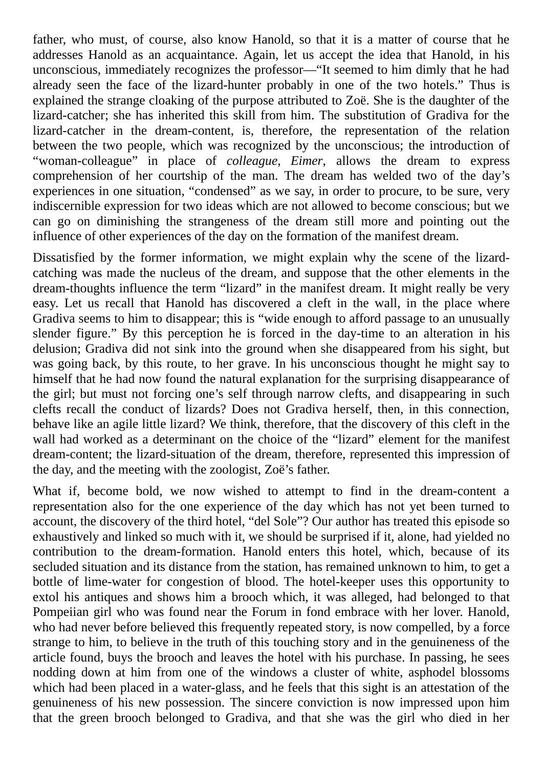father, who must, of course, also know Hanold, so that it is a matter of course that he addresses Hanold as an acquaintance. Again, let us accept the idea that Hanold, in his unconscious, immediately recognizes the professor—“It seemed to him dimly that he had already seen the face of the lizard-hunter probably in one of the two hotels.” Thus is explained the strange cloaking of the purpose attributed to Zoë. She is the daughter of the lizard-catcher; she has inherited this skill from him. The substitution of Gradiva for the lizard-catcher in the dream-content, is, therefore, the representation of the relation between the two people, which was recognized by the unconscious; the introduction of “woman-colleague” in place of *colleague, Eimer*, allows the dream to express comprehension of her courtship of the man. The dream has welded two of the day’s experiences in one situation, “condensed” as we say, in order to procure, to be sure, very indiscernible expression for two ideas which are not allowed to become conscious; but we can go on diminishing the strangeness of the dream still more and pointing out the influence of other experiences of the day on the formation of the manifest dream.

Dissatisfied by the former information, we might explain why the scene of the lizard-catching was made the nucleus of the dream, and suppose that the other elements in the dream-thoughts influence the term “lizard” in the manifest dream. It might really be very easy. Let us recall that Hanold has discovered a cleft in the wall, in the place where Gradiva seems to him to disappear; this is “wide enough to afford passage to an unusually slender figure.” By this perception he is forced in the day-time to an alteration in his delusion; Gradiva did not sink into the ground when she disappeared from his sight, but was going back, by this route, to her grave. In his unconscious thought he might say to himself that he had now found the natural explanation for the surprising disappearance of the girl; but must not forcing one’s self through narrow clefts, and disappearing in such clefts recall the conduct of lizards? Does not Gradiva herself, then, in this connection, behave like an agile little lizard? We think, therefore, that the discovery of this cleft in the wall had worked as a determinant on the choice of the “lizard” element for the manifest dream-content; the lizard-situation of the dream, therefore, represented this impression of the day, and the meeting with the zoologist, Zoë’s father.

What if, become bold, we now wished to attempt to find in the dream-content a representation also for the one experience of the day which has not yet been turned to account, the discovery of the third hotel, “del Sole”? Our author has treated this episode so exhaustively and linked so much with it, we should be surprised if it, alone, had yielded no contribution to the dream-formation. Hanold enters this hotel, which, because of its secluded situation and its distance from the station, has remained unknown to him, to get a bottle of lime-water for congestion of blood. The hotel-keeper uses this opportunity to extol his antiques and shows him a brooch which, it was alleged, had belonged to that Pompeiian girl who was found near the Forum in fond embrace with her lover. Hanold, who had never before believed this frequently repeated story, is now compelled, by a force strange to him, to believe in the truth of this touching story and in the genuineness of the article found, buys the brooch and leaves the hotel with his purchase. In passing, he sees nodding down at him from one of the windows a cluster of white, asphodel blossoms which had been placed in a water-glass, and he feels that this sight is an attestation of the genuineness of his new possession. The sincere conviction is now impressed upon him that the green brooch belonged to Gradiva, and that she was the girl who died in her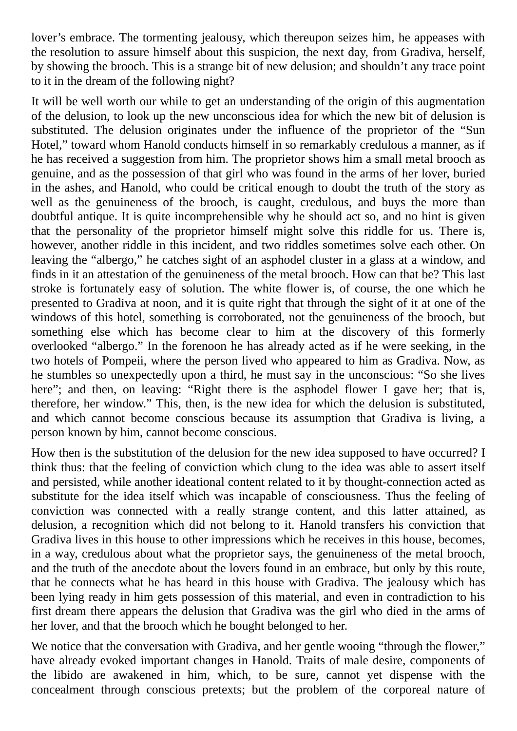lover’s embrace. The tormenting jealousy, which thereupon seizes him, he appeases with the resolution to assure himself about this suspicion, the next day, from Gradiva, herself, by showing the brooch. This is a strange bit of new delusion; and shouldn’t any trace point to it in the dream of the following night?

It will be well worth our while to get an understanding of the origin of this augmentation of the delusion, to look up the new unconscious idea for which the new bit of delusion is substituted. The delusion originates under the influence of the proprietor of the “Sun Hotel,” toward whom Hanold conducts himself in so remarkably credulous a manner, as if he has received a suggestion from him. The proprietor shows him a small metal brooch as genuine, and as the possession of that girl who was found in the arms of her lover, buried in the ashes, and Hanold, who could be critical enough to doubt the truth of the story as well as the genuineness of the brooch, is caught, credulous, and buys the more than doubtful antique. It is quite incomprehensible why he should act so, and no hint is given that the personality of the proprietor himself might solve this riddle for us. There is, however, another riddle in this incident, and two riddles sometimes solve each other. On leaving the “albergo,” he catches sight of an asphodel cluster in a glass at a window, and finds in it an attestation of the genuineness of the metal brooch. How can that be? This last stroke is fortunately easy of solution. The white flower is, of course, the one which he presented to Gradiva at noon, and it is quite right that through the sight of it at one of the windows of this hotel, something is corroborated, not the genuineness of the brooch, but something else which has become clear to him at the discovery of this formerly overlooked “albergo.” In the forenoon he has already acted as if he were seeking, in the two hotels of Pompeii, where the person lived who appeared to him as Gradiva. Now, as he stumbles so unexpectedly upon a third, he must say in the unconscious: “So she lives here”; and then, on leaving: “Right there is the asphodel flower I gave her; that is, therefore, her window.” This, then, is the new idea for which the delusion is substituted, and which cannot become conscious because its assumption that Gradiva is living, a person known by him, cannot become conscious.

How then is the substitution of the delusion for the new idea supposed to have occurred? I think thus: that the feeling of conviction which clung to the idea was able to assert itself and persisted, while another ideational content related to it by thought-connection acted as substitute for the idea itself which was incapable of consciousness. Thus the feeling of conviction was connected with a really strange content, and this latter attained, as delusion, a recognition which did not belong to it. Hanold transfers his conviction that Gradiva lives in this house to other impressions which he receives in this house, becomes, in a way, credulous about what the proprietor says, the genuineness of the metal brooch, and the truth of the anecdote about the lovers found in an embrace, but only by this route, that he connects what he has heard in this house with Gradiva. The jealousy which has been lying ready in him gets possession of this material, and even in contradiction to his first dream there appears the delusion that Gradiva was the girl who died in the arms of her lover, and that the brooch which he bought belonged to her.

We notice that the conversation with Gradiva, and her gentle wooing “through the flower,” have already evoked important changes in Hanold. Traits of male desire, components of the libido are awakened in him, which, to be sure, cannot yet dispense with the concealment through conscious pretexts; but the problem of the corporeal nature of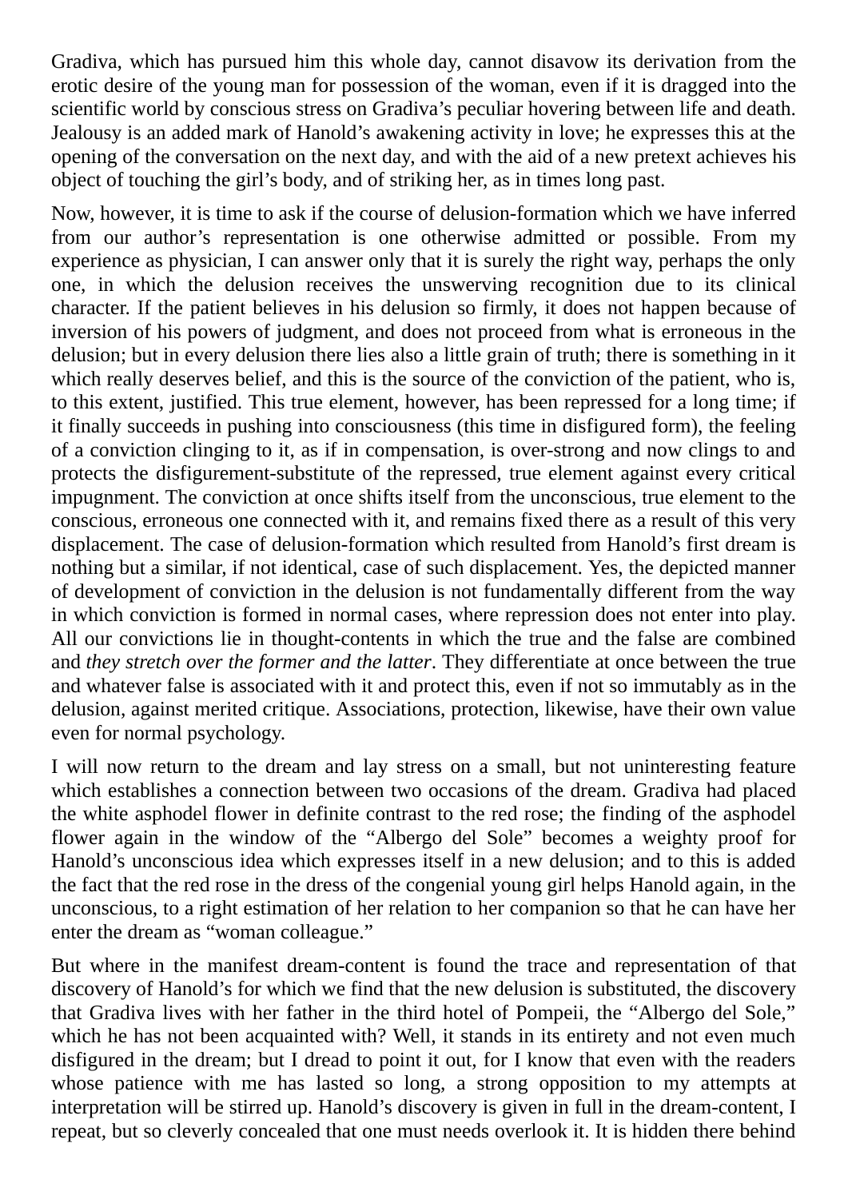Gradiva, which has pursued him this whole day, cannot disavow its derivation from the erotic desire of the young man for possession of the woman, even if it is dragged into the scientific world by conscious stress on Gradiva's peculiar hovering between life and death. Jealousy is an added mark of Hanold's awakening activity in love; he expresses this at the opening of the conversation on the next day, and with the aid of a new pretext achieves his object of touching the girl's body, and of striking her, as in times long past.

Now, however, it is time to ask if the course of delusion-formation which we have inferred from our author's representation is one otherwise admitted or possible. From my experience as physician, I can answer only that it is surely the right way, perhaps the only one, in which the delusion receives the unswerving recognition due to its clinical character. If the patient believes in his delusion so firmly, it does not happen because of inversion of his powers of judgment, and does not proceed from what is erroneous in the delusion; but in every delusion there lies also a little grain of truth; there is something in it which really deserves belief, and this is the source of the conviction of the patient, who is, to this extent, justified. This true element, however, has been repressed for a long time; if it finally succeeds in pushing into consciousness (this time in disfigured form), the feeling of a conviction clinging to it, as if in compensation, is over-strong and now clings to and protects the disfigurement-substitute of the repressed, true element against every critical impugnment. The conviction at once shifts itself from the unconscious, true element to the conscious, erroneous one connected with it, and remains fixed there as a result of this very displacement. The case of delusion-formation which resulted from Hanold's first dream is nothing but a similar, if not identical, case of such displacement. Yes, the depicted manner of development of conviction in the delusion is not fundamentally different from the way in which conviction is formed in normal cases, where repression does not enter into play. All our convictions lie in thought-contents in which the true and the false are combined and *they stretch over the former and the latter*. They differentiate at once between the true and whatever false is associated with it and protect this, even if not so immutably as in the delusion, against merited critique. Associations, protection, likewise, have their own value even for normal psychology.

I will now return to the dream and lay stress on a small, but not uninteresting feature which establishes a connection between two occasions of the dream. Gradiva had placed the white asphodel flower in definite contrast to the red rose; the finding of the asphodel flower again in the window of the "Albergo del Sole" becomes a weighty proof for Hanold's unconscious idea which expresses itself in a new delusion; and to this is added the fact that the red rose in the dress of the congenial young girl helps Hanold again, in the unconscious, to a right estimation of her relation to her companion so that he can have her enter the dream as "woman colleague."

But where in the manifest dream-content is found the trace and representation of that discovery of Hanold's for which we find that the new delusion is substituted, the discovery that Gradiva lives with her father in the third hotel of Pompeii, the "Albergo del Sole," which he has not been acquainted with? Well, it stands in its entirety and not even much disfigured in the dream; but I dread to point it out, for I know that even with the readers whose patience with me has lasted so long, a strong opposition to my attempts at interpretation will be stirred up. Hanold's discovery is given in full in the dream-content, I repeat, but so cleverly concealed that one must needs overlook it. It is hidden there behind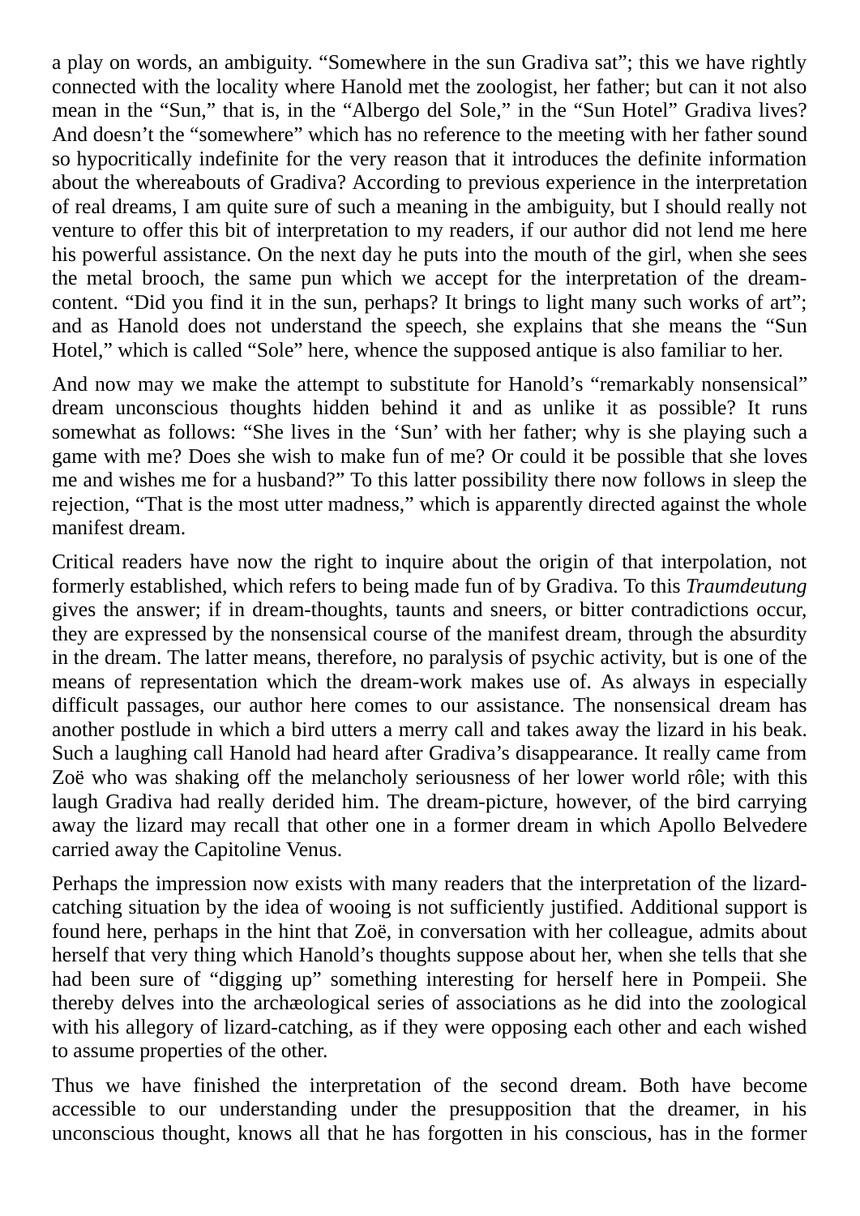a play on words, an ambiguity. "Somewhere in the sun Gradiva sat"; this we have rightly connected with the locality where Hanold met the zoologist, her father; but can it not also mean in the "Sun," that is, in the "Albergo del Sole," in the "Sun Hotel" Gradiva lives? And doesn't the "somewhere" which has no reference to the meeting with her father sound so hypocritically indefinite for the very reason that it introduces the definite information about the whereabouts of Gradiva? According to previous experience in the interpretation of real dreams, I am quite sure of such a meaning in the ambiguity, but I should really not venture to offer this bit of interpretation to my readers, if our author did not lend me here his powerful assistance. On the next day he puts into the mouth of the girl, when she sees the metal brooch, the same pun which we accept for the interpretation of the dream-content. "Did you find it in the sun, perhaps? It brings to light many such works of art"; and as Hanold does not understand the speech, she explains that she means the "Sun Hotel," which is called "Sole" here, whence the supposed antique is also familiar to her.

And now may we make the attempt to substitute for Hanold's "remarkably nonsensical" dream unconscious thoughts hidden behind it and as unlike it as possible? It runs somewhat as follows: "She lives in the 'Sun' with her father; why is she playing such a game with me? Does she wish to make fun of me? Or could it be possible that she loves me and wishes me for a husband?" To this latter possibility there now follows in sleep the rejection, "That is the most utter madness," which is apparently directed against the whole manifest dream.

Critical readers have now the right to inquire about the origin of that interpolation, not formerly established, which refers to being made fun of by Gradiva. To this *Traumdeutung* gives the answer; if in dream-thoughts, taunts and sneers, or bitter contradictions occur, they are expressed by the nonsensical course of the manifest dream, through the absurdity in the dream. The latter means, therefore, no paralysis of psychic activity, but is one of the means of representation which the dream-work makes use of. As always in especially difficult passages, our author here comes to our assistance. The nonsensical dream has another postlude in which a bird utters a merry call and takes away the lizard in his beak. Such a laughing call Hanold had heard after Gradiva's disappearance. It really came from Zoë who was shaking off the melancholy seriousness of her lower world rôle; with this laugh Gradiva had really derided him. The dream-picture, however, of the bird carrying away the lizard may recall that other one in a former dream in which Apollo Belvedere carried away the Capitoline Venus.

Perhaps the impression now exists with many readers that the interpretation of the lizard-catching situation by the idea of wooing is not sufficiently justified. Additional support is found here, perhaps in the hint that Zoë, in conversation with her colleague, admits about herself that very thing which Hanold's thoughts suppose about her, when she tells that she had been sure of "digging up" something interesting for herself here in Pompeii. She thereby delves into the archæological series of associations as he did into the zoological with his allegory of lizard-catching, as if they were opposing each other and each wished to assume properties of the other.

Thus we have finished the interpretation of the second dream. Both have become accessible to our understanding under the presupposition that the dreamer, in his unconscious thought, knows all that he has forgotten in his conscious, has in the former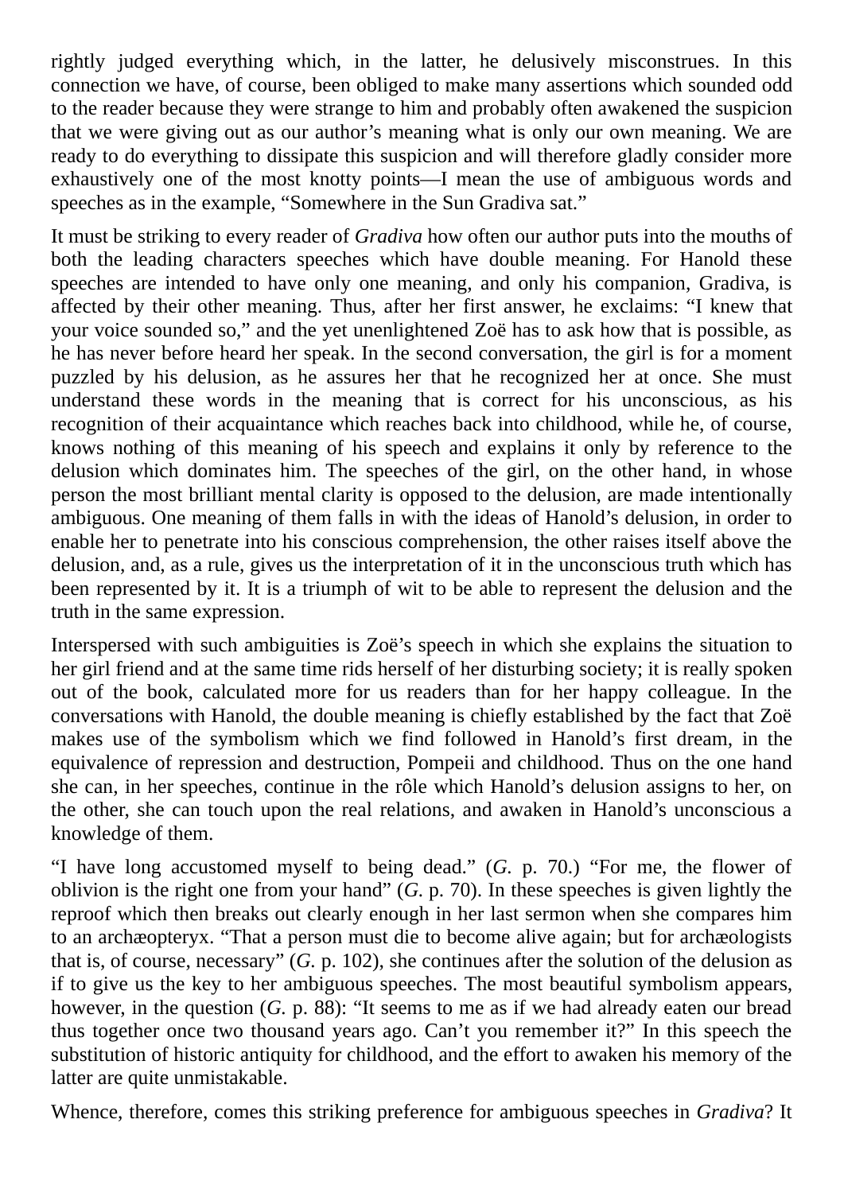rightly judged everything which, in the latter, he delusively misconstrues. In this connection we have, of course, been obliged to make many assertions which sounded odd to the reader because they were strange to him and probably often awakened the suspicion that we were giving out as our author's meaning what is only our own meaning. We are ready to do everything to dissipate this suspicion and will therefore gladly consider more exhaustively one of the most knotty points—I mean the use of ambiguous words and speeches as in the example, "Somewhere in the Sun Gradiva sat."

It must be striking to every reader of *Gradiva* how often our author puts into the mouths of both the leading characters speeches which have double meaning. For Hanold these speeches are intended to have only one meaning, and only his companion, Gradiva, is affected by their other meaning. Thus, after her first answer, he exclaims: "I knew that your voice sounded so," and the yet unenlightened Zoë has to ask how that is possible, as he has never before heard her speak. In the second conversation, the girl is for a moment puzzled by his delusion, as he assures her that he recognized her at once. She must understand these words in the meaning that is correct for his unconscious, as his recognition of their acquaintance which reaches back into childhood, while he, of course, knows nothing of this meaning of his speech and explains it only by reference to the delusion which dominates him. The speeches of the girl, on the other hand, in whose person the most brilliant mental clarity is opposed to the delusion, are made intentionally ambiguous. One meaning of them falls in with the ideas of Hanold's delusion, in order to enable her to penetrate into his conscious comprehension, the other raises itself above the delusion, and, as a rule, gives us the interpretation of it in the unconscious truth which has been represented by it. It is a triumph of wit to be able to represent the delusion and the truth in the same expression.

Interspersed with such ambiguities is Zoë's speech in which she explains the situation to her girl friend and at the same time rids herself of her disturbing society; it is really spoken out of the book, calculated more for us readers than for her happy colleague. In the conversations with Hanold, the double meaning is chiefly established by the fact that Zoë makes use of the symbolism which we find followed in Hanold's first dream, in the equivalence of repression and destruction, Pompeii and childhood. Thus on the one hand she can, in her speeches, continue in the rôle which Hanold's delusion assigns to her, on the other, she can touch upon the real relations, and awaken in Hanold's unconscious a knowledge of them.

"I have long accustomed myself to being dead." (*G.* p. 70.) "For me, the flower of oblivion is the right one from your hand" (*G.* p. 70). In these speeches is given lightly the reproof which then breaks out clearly enough in her last sermon when she compares him to an archæopteryx. "That a person must die to become alive again; but for archæologists that is, of course, necessary" (*G.* p. 102), she continues after the solution of the delusion as if to give us the key to her ambiguous speeches. The most beautiful symbolism appears, however, in the question (*G.* p. 88): "It seems to me as if we had already eaten our bread thus together once two thousand years ago. Can't you remember it?" In this speech the substitution of historic antiquity for childhood, and the effort to awaken his memory of the latter are quite unmistakable.

Whence, therefore, comes this striking preference for ambiguous speeches in *Gradiva*? It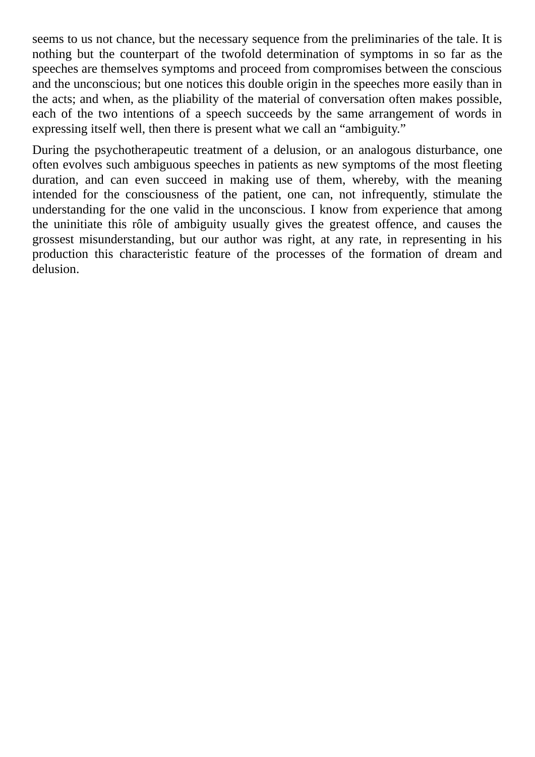seems to us not chance, but the necessary sequence from the preliminaries of the tale. It is nothing but the counterpart of the twofold determination of symptoms in so far as the speeches are themselves symptoms and proceed from compromises between the conscious and the unconscious; but one notices this double origin in the speeches more easily than in the acts; and when, as the pliability of the material of conversation often makes possible, each of the two intentions of a speech succeeds by the same arrangement of words in expressing itself well, then there is present what we call an "ambiguity."

During the psychotherapeutic treatment of a delusion, or an analogous disturbance, one often evolves such ambiguous speeches in patients as new symptoms of the most fleeting duration, and can even succeed in making use of them, whereby, with the meaning intended for the consciousness of the patient, one can, not infrequently, stimulate the understanding for the one valid in the unconscious. I know from experience that among the uninitiate this rôle of ambiguity usually gives the greatest offence, and causes the grossest misunderstanding, but our author was right, at any rate, in representing in his production this characteristic feature of the processes of the formation of dream and delusion.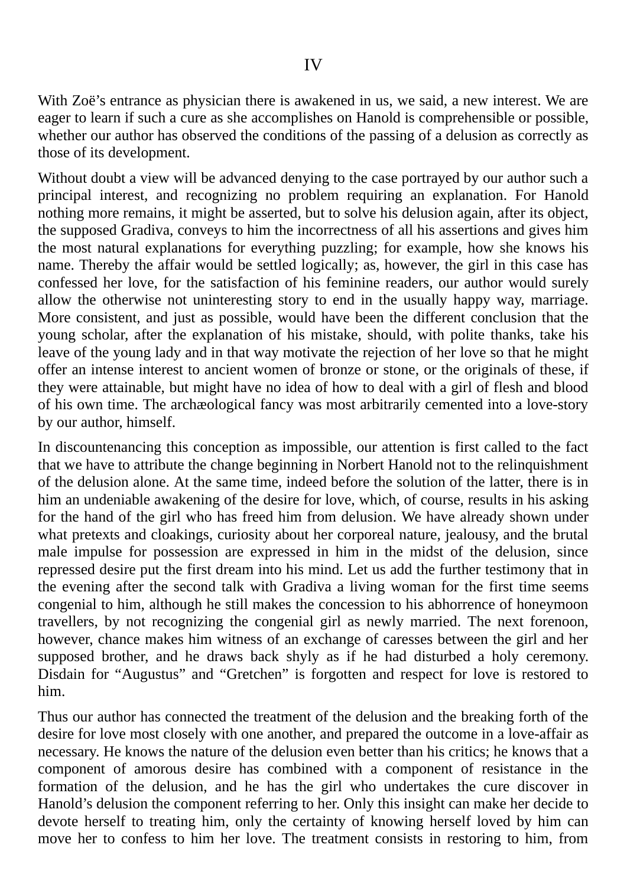# IV

With Zoë’s entrance as physician there is awakened in us, we said, a new interest. We are eager to learn if such a cure as she accomplishes on Hanold is comprehensible or possible, whether our author has observed the conditions of the passing of a delusion as correctly as those of its development.

Without doubt a view will be advanced denying to the case portrayed by our author such a principal interest, and recognizing no problem requiring an explanation. For Hanold nothing more remains, it might be asserted, but to solve his delusion again, after its object, the supposed Gradiva, conveys to him the incorrectness of all his assertions and gives him the most natural explanations for everything puzzling; for example, how she knows his name. Thereby the affair would be settled logically; as, however, the girl in this case has confessed her love, for the satisfaction of his feminine readers, our author would surely allow the otherwise not uninteresting story to end in the usually happy way, marriage. More consistent, and just as possible, would have been the different conclusion that the young scholar, after the explanation of his mistake, should, with polite thanks, take his leave of the young lady and in that way motivate the rejection of her love so that he might offer an intense interest to ancient women of bronze or stone, or the originals of these, if they were attainable, but might have no idea of how to deal with a girl of flesh and blood of his own time. The archæological fancy was most arbitrarily cemented into a love-story by our author, himself.

In discountenancing this conception as impossible, our attention is first called to the fact that we have to attribute the change beginning in Norbert Hanold not to the relinquishment of the delusion alone. At the same time, indeed before the solution of the latter, there is in him an undeniable awakening of the desire for love, which, of course, results in his asking for the hand of the girl who has freed him from delusion. We have already shown under what pretexts and cloakings, curiosity about her corporeal nature, jealousy, and the brutal male impulse for possession are expressed in him in the midst of the delusion, since repressed desire put the first dream into his mind. Let us add the further testimony that in the evening after the second talk with Gradiva a living woman for the first time seems congenial to him, although he still makes the concession to his abhorrence of honeymoon travellers, by not recognizing the congenial girl as newly married. The next forenoon, however, chance makes him witness of an exchange of caresses between the girl and her supposed brother, and he draws back shyly as if he had disturbed a holy ceremony. Disdain for “Augustus” and “Gretchen” is forgotten and respect for love is restored to him.

Thus our author has connected the treatment of the delusion and the breaking forth of the desire for love most closely with one another, and prepared the outcome in a love-affair as necessary. He knows the nature of the delusion even better than his critics; he knows that a component of amorous desire has combined with a component of resistance in the formation of the delusion, and he has the girl who undertakes the cure discover in Hanold’s delusion the component referring to her. Only this insight can make her decide to devote herself to treating him, only the certainty of knowing herself loved by him can move her to confess to him her love. The treatment consists in restoring to him, from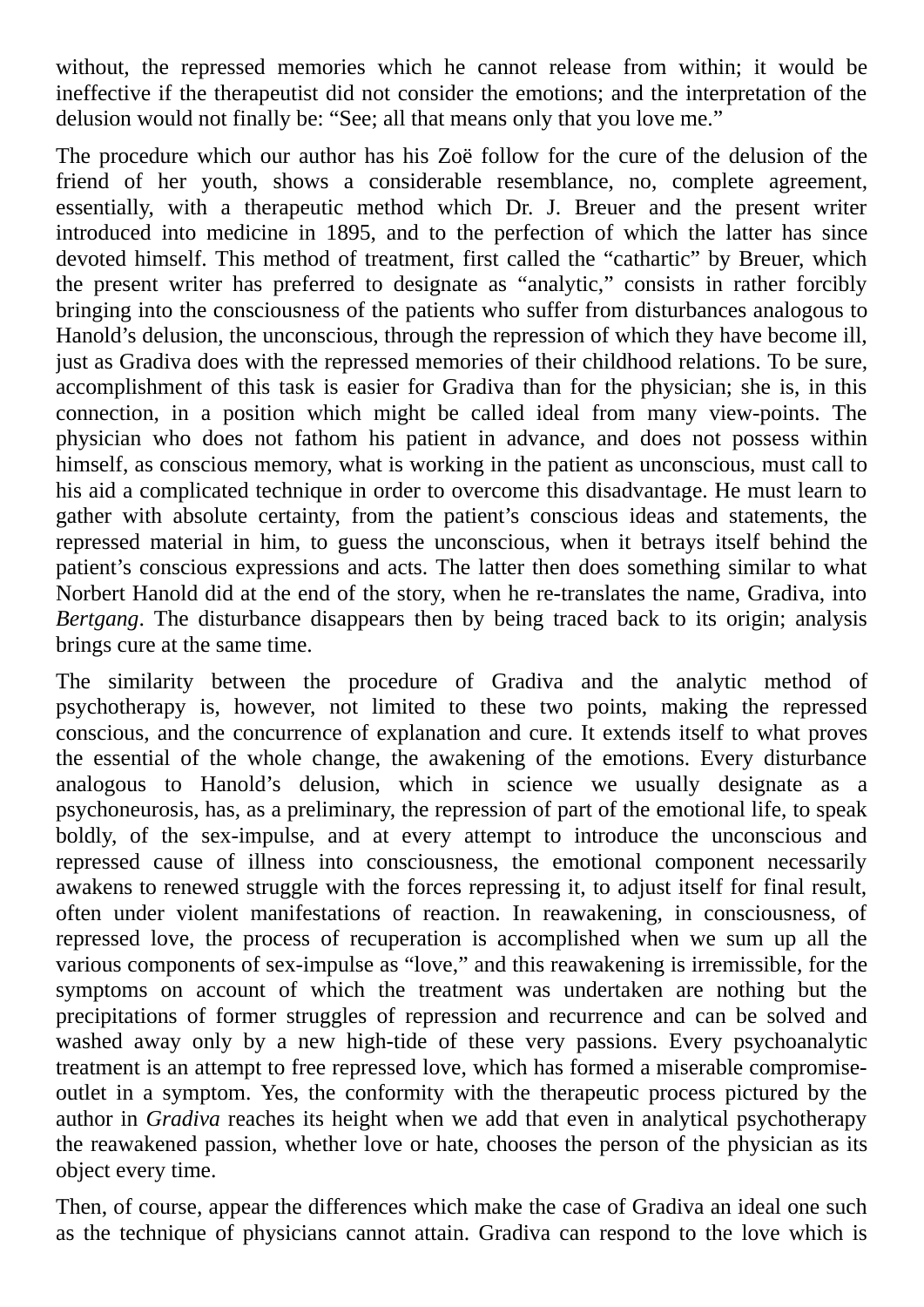without, the repressed memories which he cannot release from within; it would be ineffective if the therapeutist did not consider the emotions; and the interpretation of the delusion would not finally be: "See; all that means only that you love me."

The procedure which our author has his Zoë follow for the cure of the delusion of the friend of her youth, shows a considerable resemblance, no, complete agreement, essentially, with a therapeutic method which Dr. J. Breuer and the present writer introduced into medicine in 1895, and to the perfection of which the latter has since devoted himself. This method of treatment, first called the "cathartic" by Breuer, which the present writer has preferred to designate as "analytic," consists in rather forcibly bringing into the consciousness of the patients who suffer from disturbances analogous to Hanold's delusion, the unconscious, through the repression of which they have become ill, just as Gradiva does with the repressed memories of their childhood relations. To be sure, accomplishment of this task is easier for Gradiva than for the physician; she is, in this connection, in a position which might be called ideal from many view-points. The physician who does not fathom his patient in advance, and does not possess within himself, as conscious memory, what is working in the patient as unconscious, must call to his aid a complicated technique in order to overcome this disadvantage. He must learn to gather with absolute certainty, from the patient's conscious ideas and statements, the repressed material in him, to guess the unconscious, when it betrays itself behind the patient's conscious expressions and acts. The latter then does something similar to what Norbert Hanold did at the end of the story, when he re-translates the name, Gradiva, into *Bertgang*. The disturbance disappears then by being traced back to its origin; analysis brings cure at the same time.

The similarity between the procedure of Gradiva and the analytic method of psychotherapy is, however, not limited to these two points, making the repressed conscious, and the concurrence of explanation and cure. It extends itself to what proves the essential of the whole change, the awakening of the emotions. Every disturbance analogous to Hanold's delusion, which in science we usually designate as a psychoneurosis, has, as a preliminary, the repression of part of the emotional life, to speak boldly, of the sex-impulse, and at every attempt to introduce the unconscious and repressed cause of illness into consciousness, the emotional component necessarily awakens to renewed struggle with the forces repressing it, to adjust itself for final result, often under violent manifestations of reaction. In reawakening, in consciousness, of repressed love, the process of recuperation is accomplished when we sum up all the various components of sex-impulse as "love," and this reawakening is irremissible, for the symptoms on account of which the treatment was undertaken are nothing but the precipitations of former struggles of repression and recurrence and can be solved and washed away only by a new high-tide of these very passions. Every psychoanalytic treatment is an attempt to free repressed love, which has formed a miserable compromise-outlet in a symptom. Yes, the conformity with the therapeutic process pictured by the author in *Gradiva* reaches its height when we add that even in analytical psychotherapy the reawakened passion, whether love or hate, chooses the person of the physician as its object every time.

Then, of course, appear the differences which make the case of Gradiva an ideal one such as the technique of physicians cannot attain. Gradiva can respond to the love which is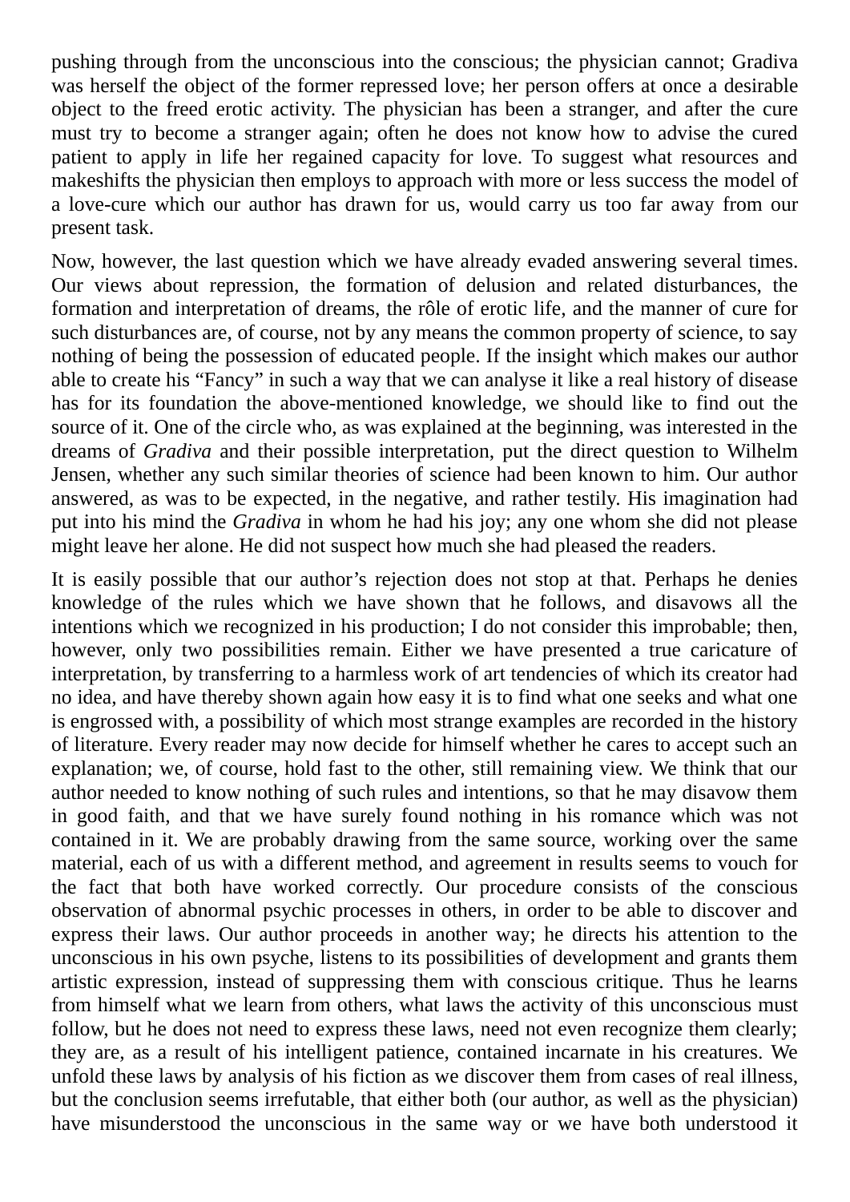pushing through from the unconscious into the conscious; the physician cannot; Gradiva was herself the object of the former repressed love; her person offers at once a desirable object to the freed erotic activity. The physician has been a stranger, and after the cure must try to become a stranger again; often he does not know how to advise the cured patient to apply in life her regained capacity for love. To suggest what resources and makeshifts the physician then employs to approach with more or less success the model of a love-cure which our author has drawn for us, would carry us too far away from our present task.

Now, however, the last question which we have already evaded answering several times. Our views about repression, the formation of delusion and related disturbances, the formation and interpretation of dreams, the rôle of erotic life, and the manner of cure for such disturbances are, of course, not by any means the common property of science, to say nothing of being the possession of educated people. If the insight which makes our author able to create his "Fancy" in such a way that we can analyse it like a real history of disease has for its foundation the above-mentioned knowledge, we should like to find out the source of it. One of the circle who, as was explained at the beginning, was interested in the dreams of *Gradiva* and their possible interpretation, put the direct question to Wilhelm Jensen, whether any such similar theories of science had been known to him. Our author answered, as was to be expected, in the negative, and rather testily. His imagination had put into his mind the *Gradiva* in whom he had his joy; any one whom she did not please might leave her alone. He did not suspect how much she had pleased the readers.

It is easily possible that our author's rejection does not stop at that. Perhaps he denies knowledge of the rules which we have shown that he follows, and disavows all the intentions which we recognized in his production; I do not consider this improbable; then, however, only two possibilities remain. Either we have presented a true caricature of interpretation, by transferring to a harmless work of art tendencies of which its creator had no idea, and have thereby shown again how easy it is to find what one seeks and what one is engrossed with, a possibility of which most strange examples are recorded in the history of literature. Every reader may now decide for himself whether he cares to accept such an explanation; we, of course, hold fast to the other, still remaining view. We think that our author needed to know nothing of such rules and intentions, so that he may disavow them in good faith, and that we have surely found nothing in his romance which was not contained in it. We are probably drawing from the same source, working over the same material, each of us with a different method, and agreement in results seems to vouch for the fact that both have worked correctly. Our procedure consists of the conscious observation of abnormal psychic processes in others, in order to be able to discover and express their laws. Our author proceeds in another way; he directs his attention to the unconscious in his own psyche, listens to its possibilities of development and grants them artistic expression, instead of suppressing them with conscious critique. Thus he learns from himself what we learn from others, what laws the activity of this unconscious must follow, but he does not need to express these laws, need not even recognize them clearly; they are, as a result of his intelligent patience, contained incarnate in his creatures. We unfold these laws by analysis of his fiction as we discover them from cases of real illness, but the conclusion seems irrefutable, that either both (our author, as well as the physician) have misunderstood the unconscious in the same way or we have both understood it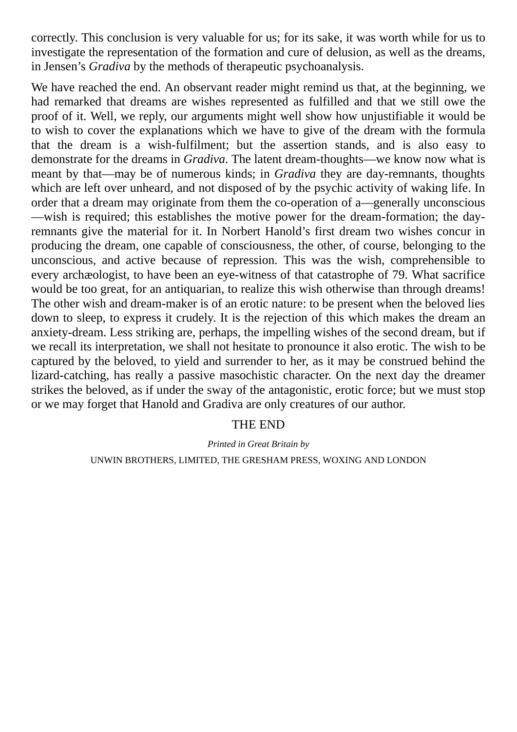correctly. This conclusion is very valuable for us; for its sake, it was worth while for us to investigate the representation of the formation and cure of delusion, as well as the dreams, in Jensen's *Gradiva* by the methods of therapeutic psychoanalysis.

We have reached the end. An observant reader might remind us that, at the beginning, we had remarked that dreams are wishes represented as fulfilled and that we still owe the proof of it. Well, we reply, our arguments might well show how unjustifiable it would be to wish to cover the explanations which we have to give of the dream with the formula that the dream is a wish-fulfilment; but the assertion stands, and is also easy to demonstrate for the dreams in *Gradiva*. The latent dream-thoughts—we know now what is meant by that—may be of numerous kinds; in *Gradiva* they are day-remnants, thoughts which are left over unheard, and not disposed of by the psychic activity of waking life. In order that a dream may originate from them the co-operation of a—generally unconscious—wish is required; this establishes the motive power for the dream-formation; the day-remnants give the material for it. In Norbert Hanold's first dream two wishes concur in producing the dream, one capable of consciousness, the other, of course, belonging to the unconscious, and active because of repression. This was the wish, comprehensible to every archæologist, to have been an eye-witness of that catastrophe of 79. What sacrifice would be too great, for an antiquarian, to realize this wish otherwise than through dreams! The other wish and dream-maker is of an erotic nature: to be present when the beloved lies down to sleep, to express it crudely. It is the rejection of this which makes the dream an anxiety-dream. Less striking are, perhaps, the impelling wishes of the second dream, but if we recall its interpretation, we shall not hesitate to pronounce it also erotic. The wish to be captured by the beloved, to yield and surrender to her, as it may be construed behind the lizard-catching, has really a passive masochistic character. On the next day the dreamer strikes the beloved, as if under the sway of the antagonistic, erotic force; but we must stop or we may forget that Hanold and Gradiva are only creatures of our author.

THE END

*Printed in Great Britain by*

UNWIN BROTHERS, LIMITED, THE GRESHAM PRESS, WOXING AND LONDON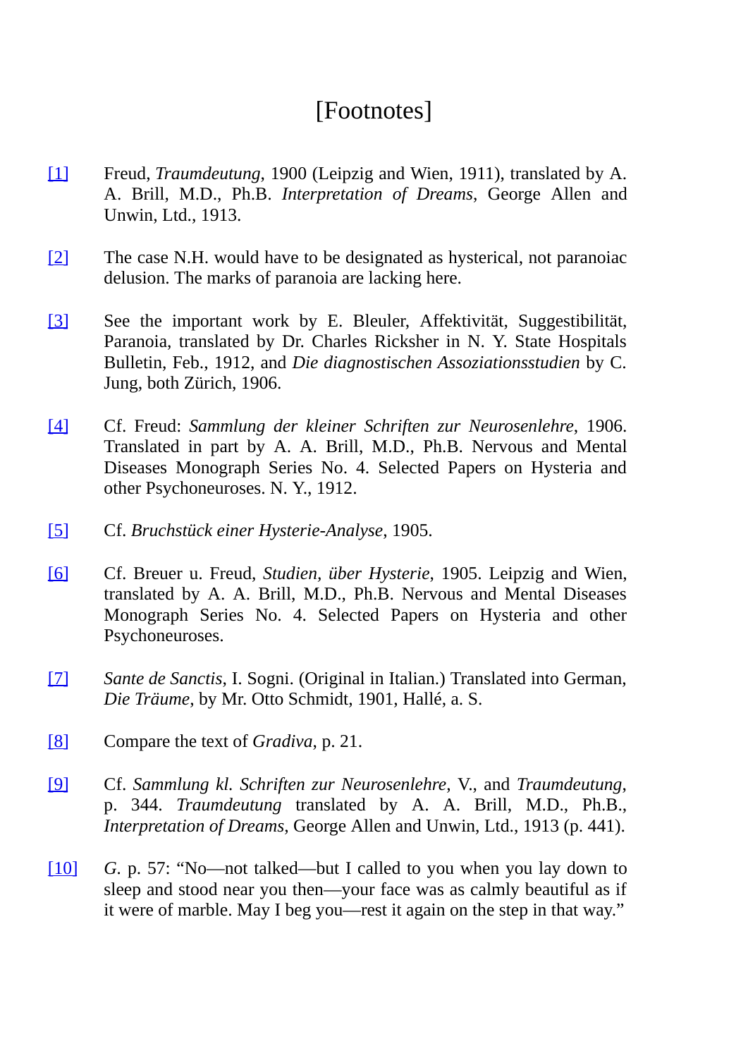# [Footnotes]

[1] Freud, *Traumdeutung*, 1900 (Leipzig and Wien, 1911), translated by A. A. Brill, M.D., Ph.B. *Interpretation of Dreams*, George Allen and Unwin, Ltd., 1913.

[2] The case N.H. would have to be designated as hysterical, not paranoiac delusion. The marks of paranoia are lacking here.

[3] See the important work by E. Bleuler, Affektivität, Suggestibilität, Paranoia, translated by Dr. Charles Ricksher in N. Y. State Hospitals Bulletin, Feb., 1912, and *Die diagnostischen Assoziationsstudien* by C. Jung, both Zürich, 1906.

[4] Cf. Freud: *Sammlung der kleiner Schriften zur Neurosenlehre*, 1906. Translated in part by A. A. Brill, M.D., Ph.B. Nervous and Mental Diseases Monograph Series No. 4. Selected Papers on Hysteria and other Psychoneuroses. N. Y., 1912.

[5] Cf. *Bruchstück einer Hysterie-Analyse*, 1905.

[6] Cf. Breuer u. Freud, *Studien, über Hysterie*, 1905. Leipzig and Wien, translated by A. A. Brill, M.D., Ph.B. Nervous and Mental Diseases Monograph Series No. 4. Selected Papers on Hysteria and other Psychoneuroses.

[7] *Sante de Sanctis*, I. Sogni. (Original in Italian.) Translated into German, *Die Träume*, by Mr. Otto Schmidt, 1901, Hallé, a. S.

[8] Compare the text of *Gradiva*, p. 21.

[9] Cf. *Sammlung kl. Schriften zur Neurosenlehre*, V., and *Traumdeutung*, p. 344. *Traumdeutung* translated by A. A. Brill, M.D., Ph.B., *Interpretation of Dreams*, George Allen and Unwin, Ltd., 1913 (p. 441).

[10] *G.* p. 57: “No—not talked—but I called to you when you lay down to sleep and stood near you then—your face was as calmly beautiful as if it were of marble. May I beg you—rest it again on the step in that way.”